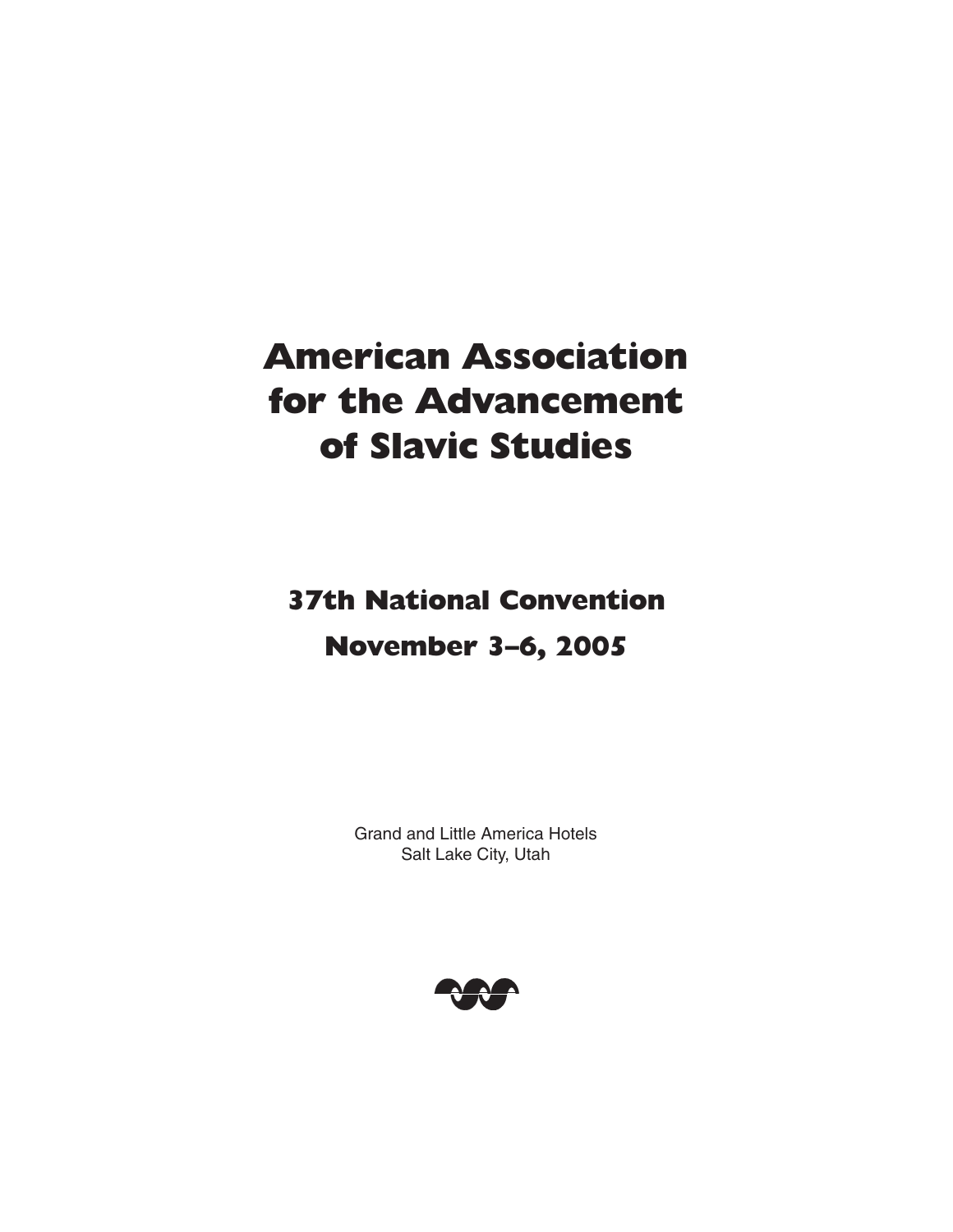# American Association for the Advancement of Slavic Studies

## 37th National Convention

## November 3–6, 2005

Grand and Little America Hotels
Salt Lake City, Utah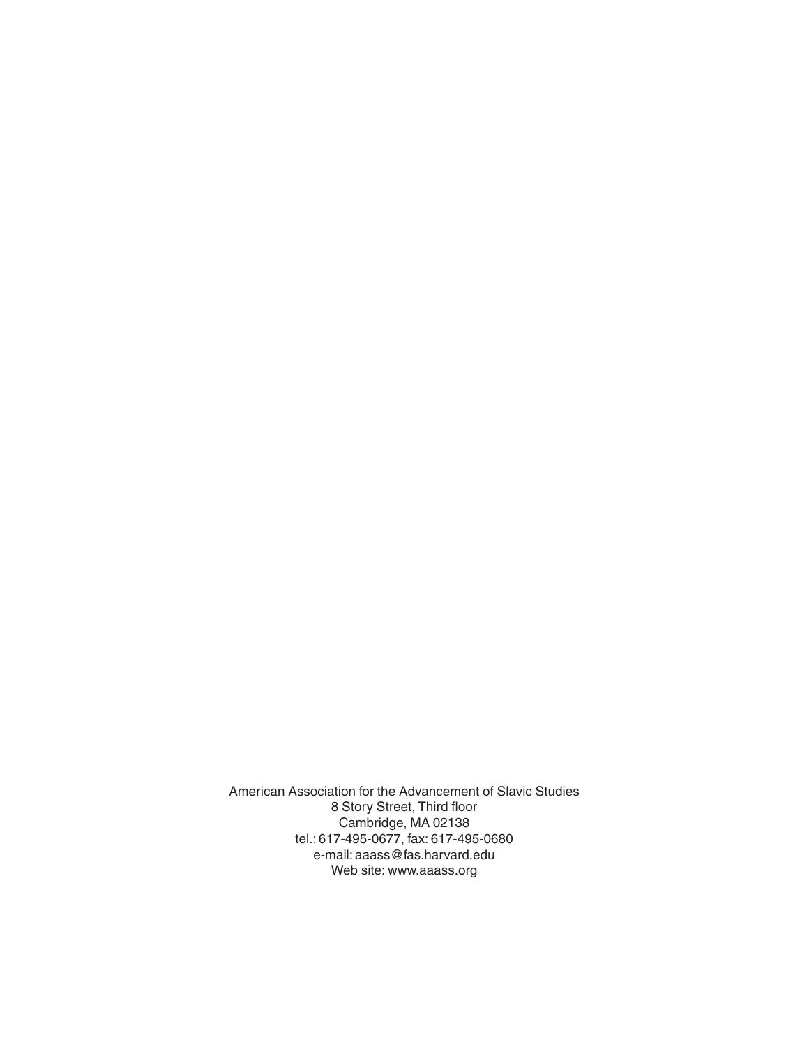American Association for the Advancement of Slavic Studies
8 Story Street, Third floor
Cambridge, MA 02138
tel.: 617-495-0677, fax: 617-495-0680
e-mail: aaass@fas.harvard.edu
Web site: www.aaass.org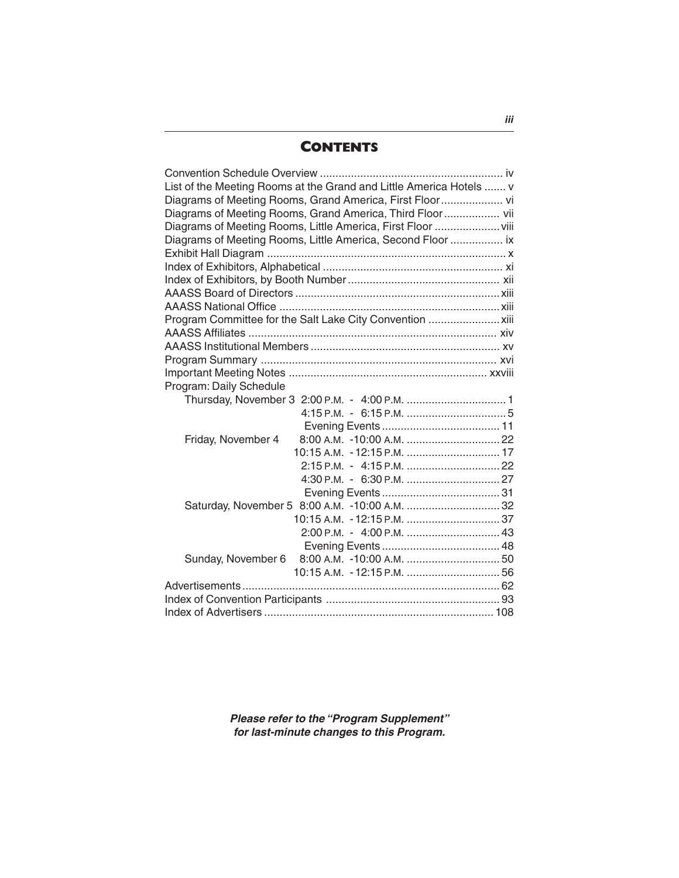# CONTENTS

| | |
|---|---|
| Convention Schedule Overview | iv |
| List of the Meeting Rooms at the Grand and Little America Hotels | v |
| Diagrams of Meeting Rooms, Grand America, First Floor | vi |
| Diagrams of Meeting Rooms, Grand America, Third Floor | vii |
| Diagrams of Meeting Rooms, Little America, First Floor | viii |
| Diagrams of Meeting Rooms, Little America, Second Floor | ix |
| Exhibit Hall Diagram | x |
| Index of Exhibitors, Alphabetical | xi |
| Index of Exhibitors, by Booth Number | xii |
| AAASS Board of Directors | xiii |
| AAASS National Office | xiii |
| Program Committee for the Salt Lake City Convention | xiii |
| AAASS Affiliates | xiv |
| AAASS Institutional Members | xv |
| Program Summary | xvi |
| Important Meeting Notes | xxviii |
| Program: Daily Schedule | |
| Thursday, November 3 2:00 P.M. - 4:00 P.M. | 1 |
| 4:15 P.M. - 6:15 P.M. | 5 |
| Evening Events | 11 |
| Friday, November 4 8:00 A.M. -10:00 A.M. | 22 |
| 10:15 A.M. - 12:15 P.M. | 17 |
| 2:15 P.M. - 4:15 P.M. | 22 |
| 4:30 P.M. - 6:30 P.M. | 27 |
| Evening Events | 31 |
| Saturday, November 5 8:00 A.M. -10:00 A.M. | 32 |
| 10:15 A.M. - 12:15 P.M. | 37 |
| 2:00 P.M. - 4:00 P.M. | 43 |
| Evening Events | 48 |
| Sunday, November 6 8:00 A.M. -10:00 A.M. | 50 |
| 10:15 A.M. - 12:15 P.M. | 56 |
| Advertisements | 62 |
| Index of Convention Participants | 93 |
| Index of Advertisers | 108 |

***Please refer to the "Program Supplement" for last-minute changes to this Program.***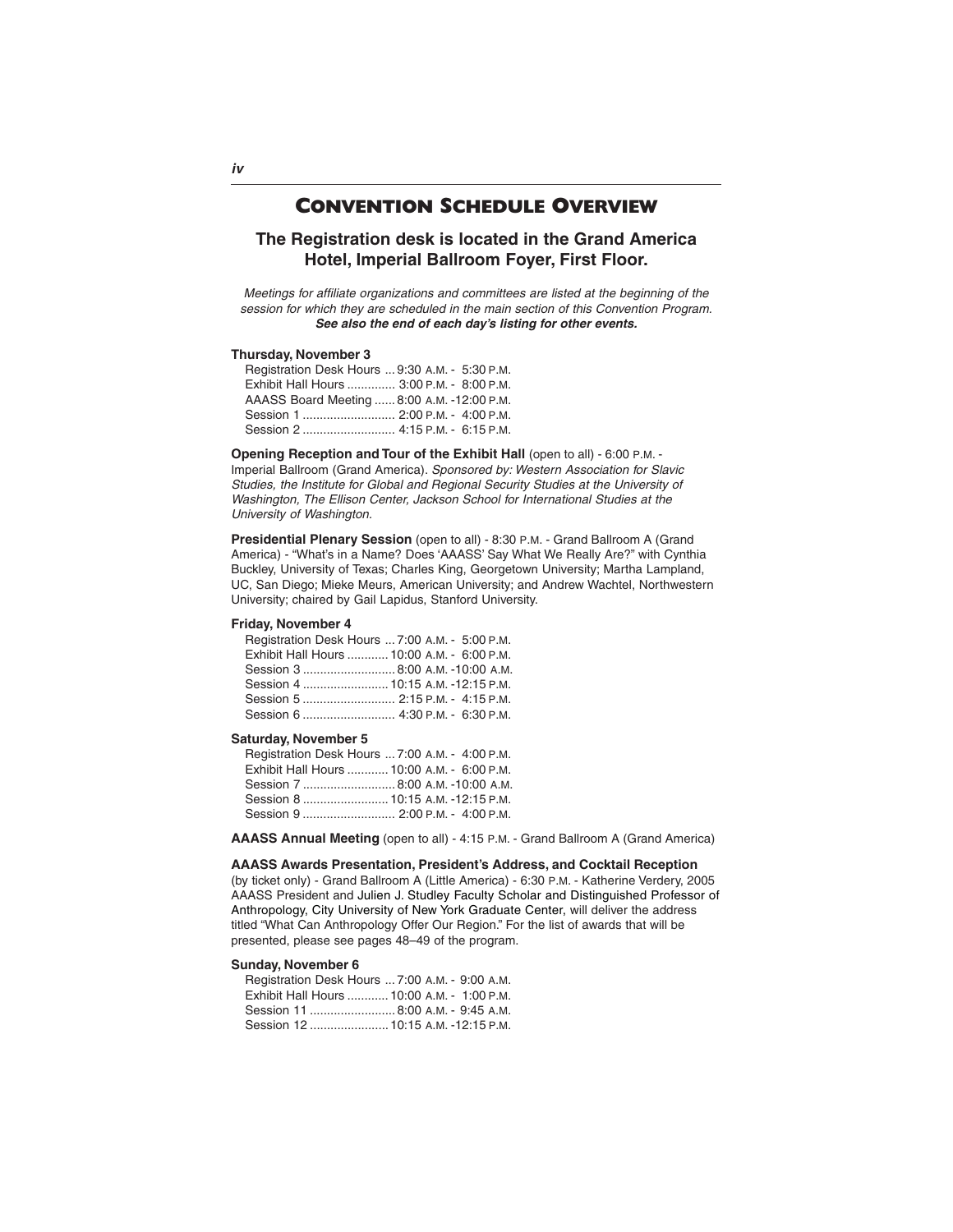# Convention Schedule Overview

## The Registration desk is located in the Grand America Hotel, Imperial Ballroom Foyer, First Floor.

*Meetings for affiliate organizations and committees are listed at the beginning of the session for which they are scheduled in the main section of this Convention Program.*
***See also the end of each day's listing for other events.***

**Thursday, November 3**

Registration Desk Hours ... 9:30 A.M. - 5:30 P.M.
Exhibit Hall Hours .............. 3:00 P.M. - 8:00 P.M.
AAASS Board Meeting ...... 8:00 A.M. -12:00 P.M.
Session 1 ........................... 2:00 P.M. - 4:00 P.M.
Session 2 ........................... 4:15 P.M. - 6:15 P.M.

**Opening Reception and Tour of the Exhibit Hall** (open to all) - 6:00 P.M. - Imperial Ballroom (Grand America). *Sponsored by: Western Association for Slavic Studies, the Institute for Global and Regional Security Studies at the University of Washington, The Ellison Center, Jackson School for International Studies at the University of Washington.*

**Presidential Plenary Session** (open to all) - 8:30 P.M. - Grand Ballroom A (Grand America) - "What's in a Name? Does 'AAASS' Say What We Really Are?" with Cynthia Buckley, University of Texas; Charles King, Georgetown University; Martha Lampland, UC, San Diego; Mieke Meurs, American University; and Andrew Wachtel, Northwestern University; chaired by Gail Lapidus, Stanford University.

**Friday, November 4**

Registration Desk Hours ... 7:00 A.M. - 5:00 P.M.
Exhibit Hall Hours ............ 10:00 A.M. - 6:00 P.M.
Session 3 ........................... 8:00 A.M. -10:00 A.M.
Session 4 ......................... 10:15 A.M. -12:15 P.M.
Session 5 ........................... 2:15 P.M. - 4:15 P.M.
Session 6 ........................... 4:30 P.M. - 6:30 P.M.

**Saturday, November 5**

Registration Desk Hours ... 7:00 A.M. - 4:00 P.M.
Exhibit Hall Hours ............ 10:00 A.M. - 6:00 P.M.
Session 7 ........................... 8:00 A.M. -10:00 A.M.
Session 8 ......................... 10:15 A.M. -12:15 P.M.
Session 9 ........................... 2:00 P.M. - 4:00 P.M.

**AAASS Annual Meeting** (open to all) - 4:15 P.M. - Grand Ballroom A (Grand America)

**AAASS Awards Presentation, President's Address, and Cocktail Reception** (by ticket only) - Grand Ballroom A (Little America) - 6:30 P.M. - Katherine Verdery, 2005 AAASS President and Julien J. Studley Faculty Scholar and Distinguished Professor of Anthropology, City University of New York Graduate Center, will deliver the address titled "What Can Anthropology Offer Our Region." For the list of awards that will be presented, please see pages 48–49 of the program.

**Sunday, November 6**

Registration Desk Hours ... 7:00 A.M. - 9:00 A.M.
Exhibit Hall Hours ............ 10:00 A.M. - 1:00 P.M.
Session 11 ......................... 8:00 A.M. - 9:45 A.M.
Session 12 ....................... 10:15 A.M. -12:15 P.M.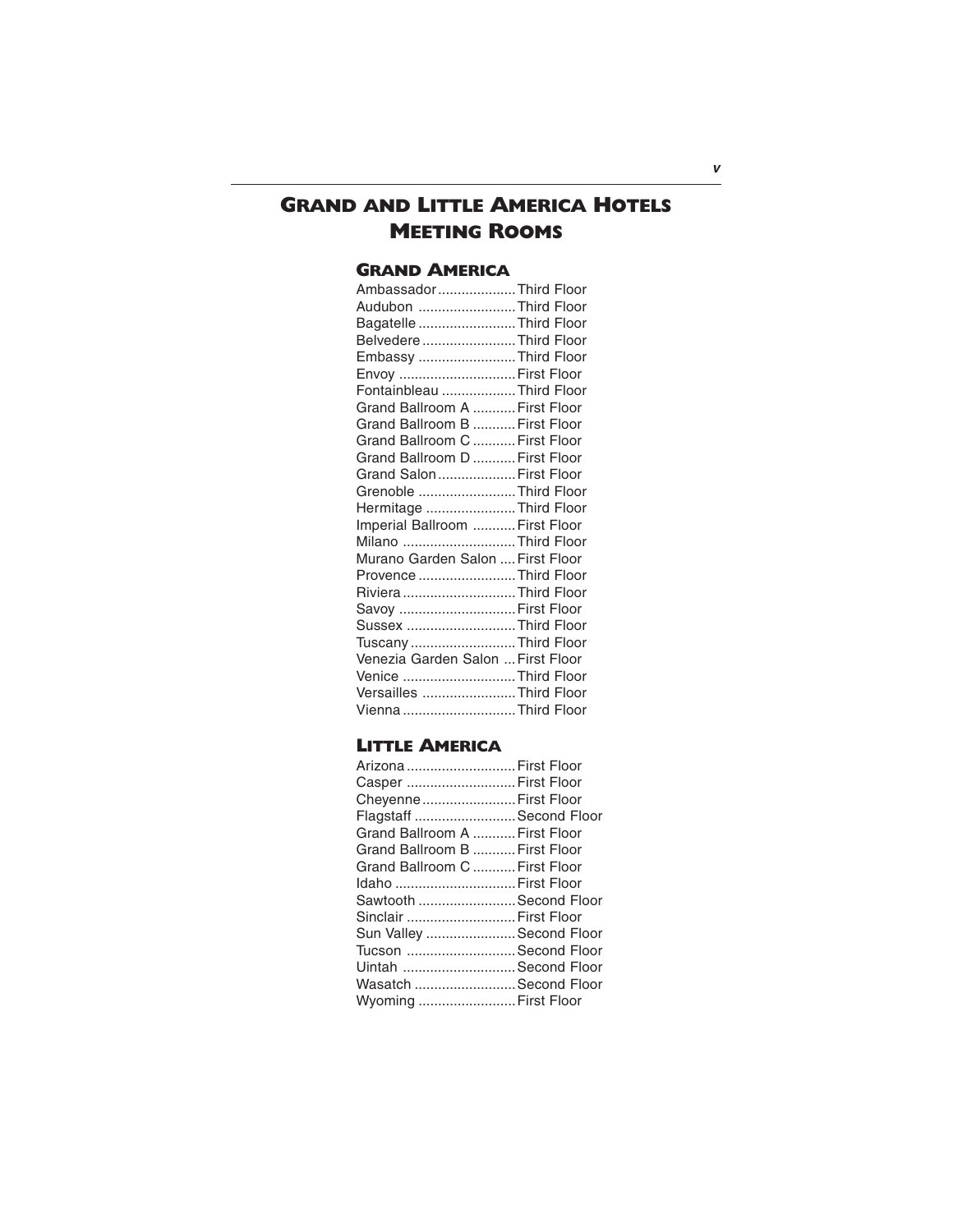# Grand and Little America Hotels Meeting Rooms

## Grand America

Ambassador .................... Third Floor
Audubon ......................... Third Floor
Bagatelle ......................... Third Floor
Belvedere ........................ Third Floor
Embassy ......................... Third Floor
Envoy .............................. First Floor
Fontainbleau ................... Third Floor
Grand Ballroom A ........... First Floor
Grand Ballroom B ........... First Floor
Grand Ballroom C ........... First Floor
Grand Ballroom D ........... First Floor
Grand Salon .................... First Floor
Grenoble ......................... Third Floor
Hermitage ....................... Third Floor
Imperial Ballroom ........... First Floor
Milano ............................. Third Floor
Murano Garden Salon .... First Floor
Provence ......................... Third Floor
Riviera ............................. Third Floor
Savoy .............................. First Floor
Sussex ............................ Third Floor
Tuscany ........................... Third Floor
Venezia Garden Salon ... First Floor
Venice ............................. Third Floor
Versailles ........................ Third Floor
Vienna ............................. Third Floor

## Little America

Arizona ............................ First Floor
Casper ............................ First Floor
Cheyenne ........................ First Floor
Flagstaff .......................... Second Floor
Grand Ballroom A ........... First Floor
Grand Ballroom B ........... First Floor
Grand Ballroom C ........... First Floor
Idaho ............................... First Floor
Sawtooth ......................... Second Floor
Sinclair ............................ First Floor
Sun Valley ....................... Second Floor
Tucson ............................ Second Floor
Uintah ............................. Second Floor
Wasatch .......................... Second Floor
Wyoming ......................... First Floor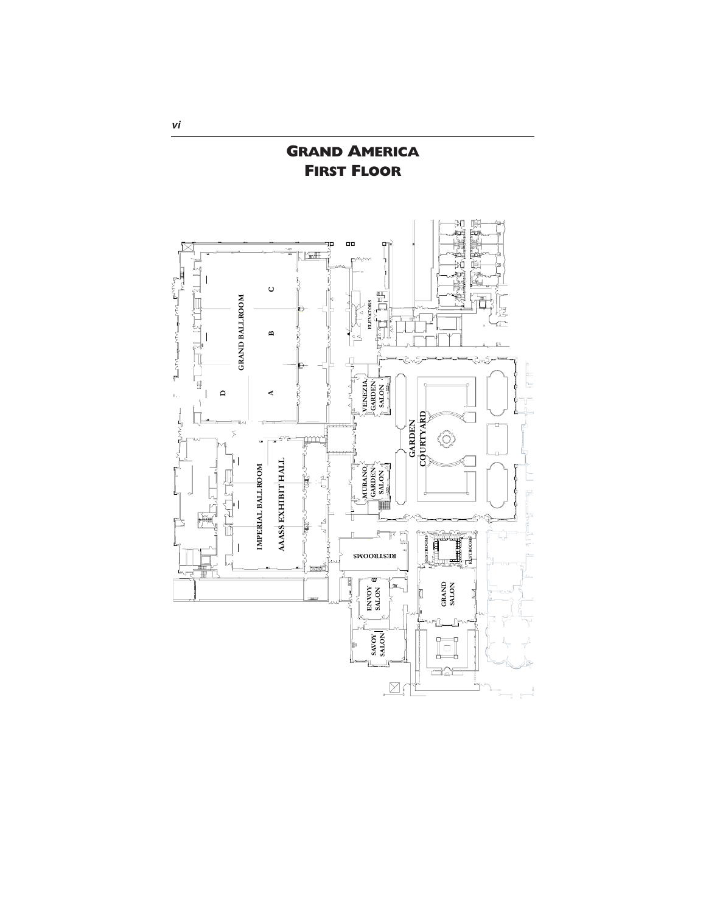# GRAND AMERICA FIRST FLOOR

GRAND BALLROOM

A

B

C

D

ELEVATORS

VENEZIA GARDEN SALON

GARDEN COURTYARD

MURANO GARDEN SALON

IMPERIAL BALLROOM

AAASS EXHIBIT HALL

RESTROOMS

RESTROOMS

RESTROOMS

ENVOY SALON

GRAND SALON

SAVOY SALON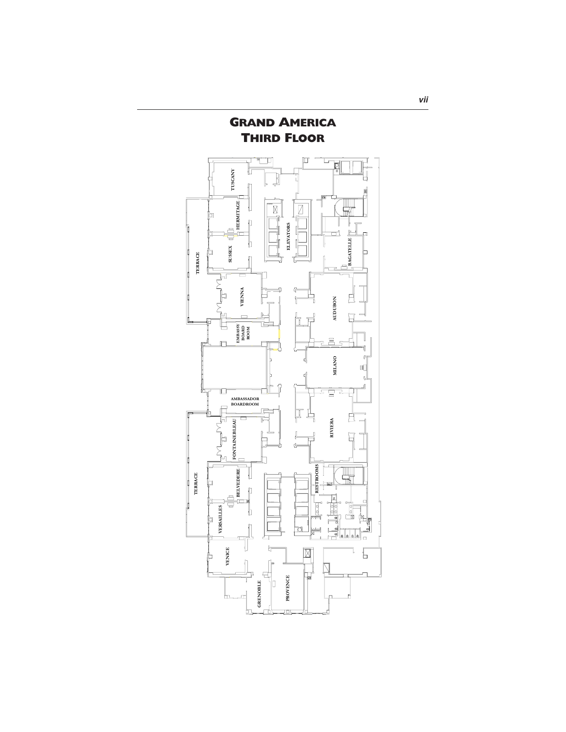# GRAND AMERICA
# THIRD FLOOR

TUSCANY

HERMITAGE

SUSSEX

TERRACE

ELEVATORS

BAGATELLE

VIENNA

AUDUBON

EMBASSY BOARD ROOM

MILANO

AMBASSADOR BOARDROOM

FONTAINEBLEAU

RIVIERA

TERRACE

BELVEDERE

RESTROOMS

VERSAILLES

VENICE

GRENOBLE

PROVENCE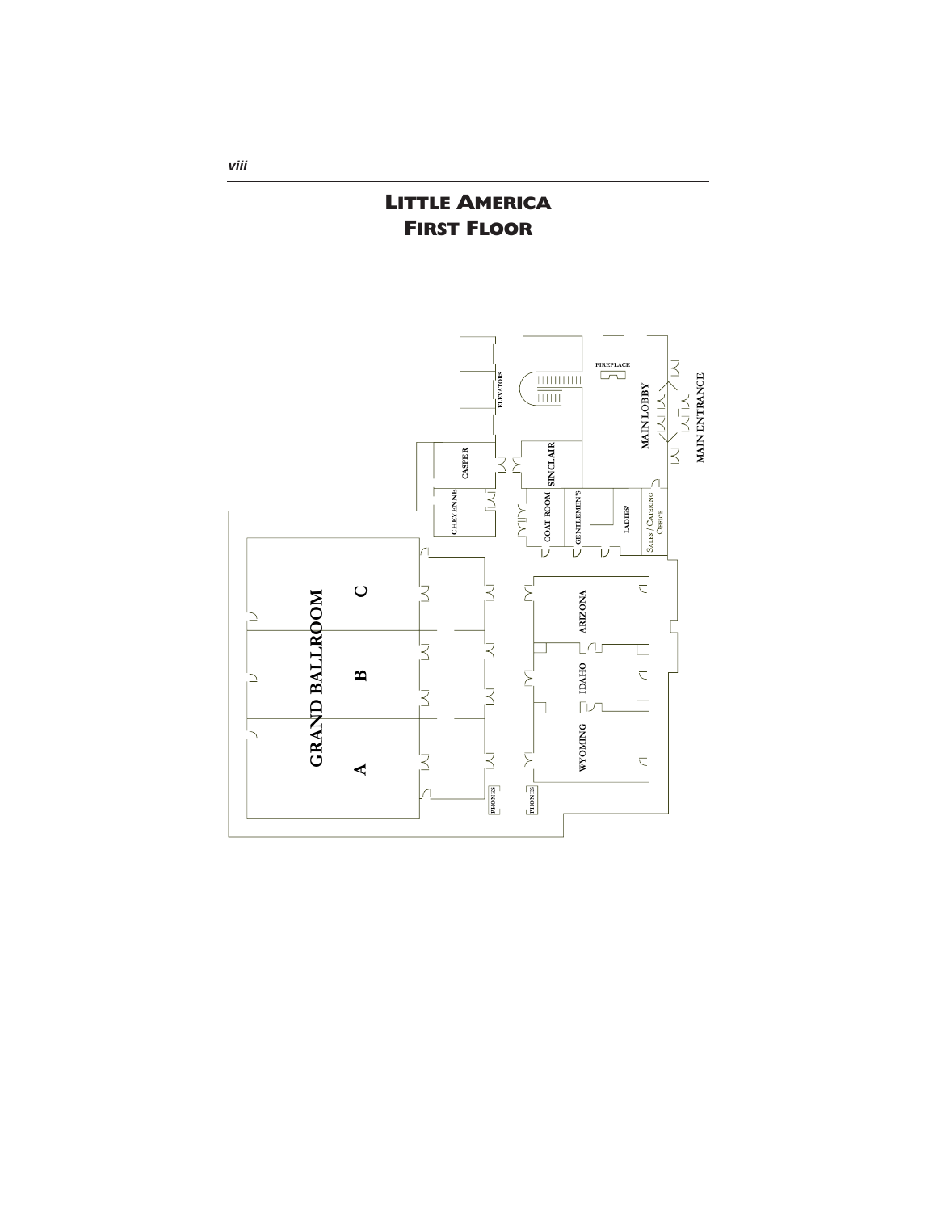# LITTLE AMERICA
# FIRST FLOOR

FIREPLACE

ELEVATORS

MAIN LOBBY

MAIN ENTRANCE

CASPER

SINCLAIR

CHEYENNE

COAT ROOM

GENTLEMEN'S

LADIES'

SALES / CATERING OFFICE

GRAND BALLROOM

A

B

C

ARIZONA

IDAHO

WYOMING

PHONES

PHONES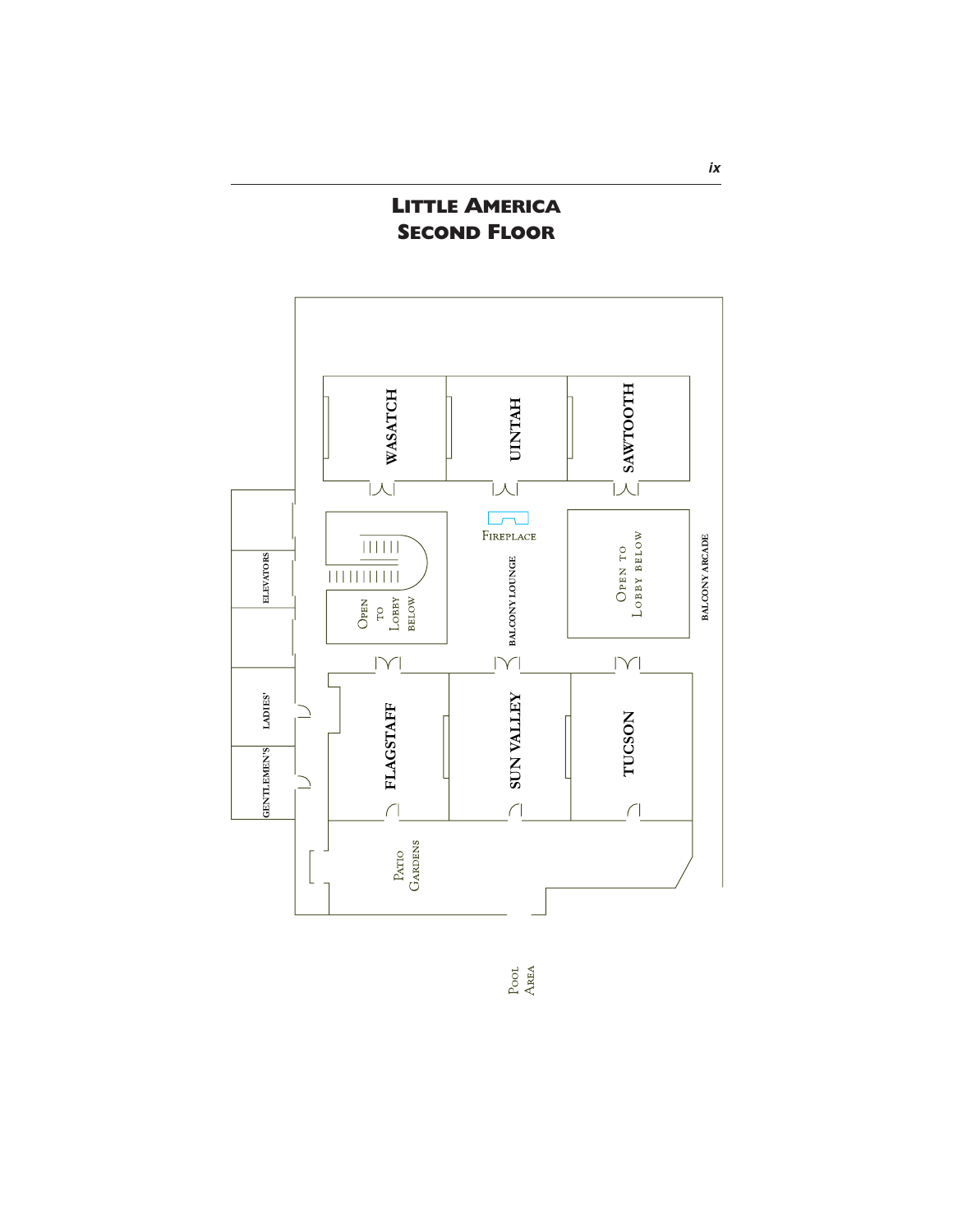# Little America
## Second Floor

WASATCH

UINTAH

SAWTOOTH

FIREPLACE

ELEVATORS

Open to Lobby Below

BALCONY LOUNGE

Open to Lobby Below

BALCONY ARCADE

LADIES'

GENTLEMEN'S

FLAGSTAFF

SUN VALLEY

TUCSON

Patio Gardens

Pool Area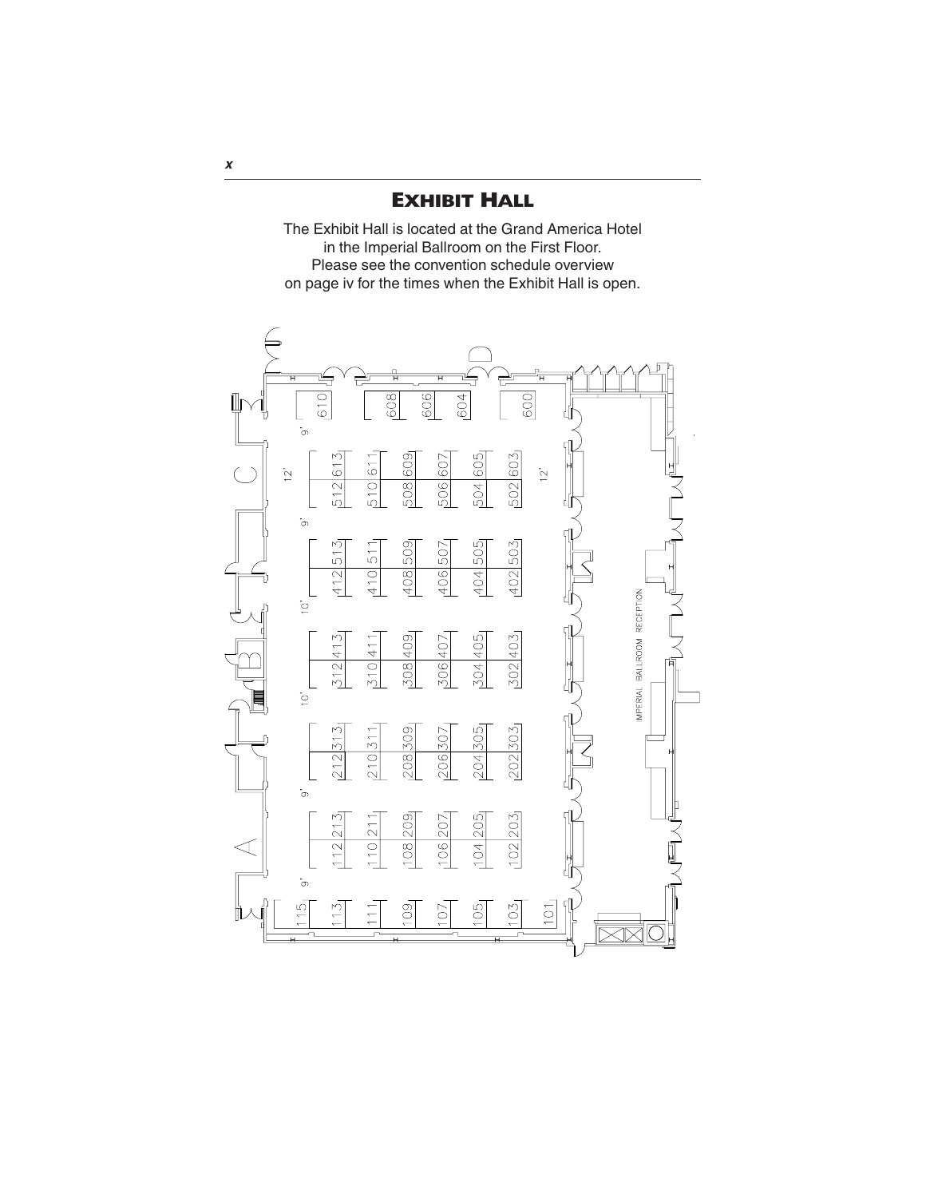# EXHIBIT HALL

The Exhibit Hall is located at the Grand America Hotel in the Imperial Ballroom on the First Floor. Please see the convention schedule overview on page iv for the times when the Exhibit Hall is open.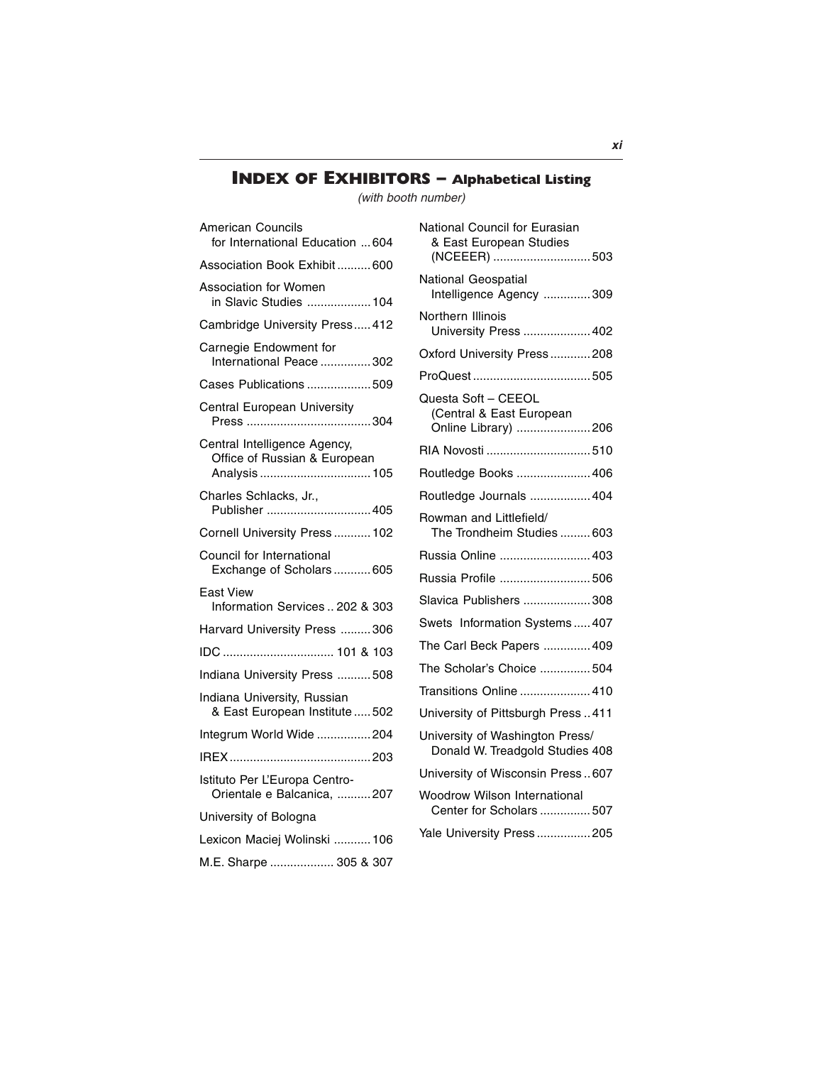# INDEX OF EXHIBITORS – Alphabetical Listing

*(with booth number)*

American Councils for International Education ... 604

Association Book Exhibit .......... 600

Association for Women in Slavic Studies ................... 104

Cambridge University Press ..... 412

Carnegie Endowment for International Peace ............... 302

Cases Publications ................... 509

Central European University Press ..................................... 304

Central Intelligence Agency, Office of Russian & European Analysis ................................. 105

Charles Schlacks, Jr., Publisher ............................... 405

Cornell University Press ........... 102

Council for International Exchange of Scholars ........... 605

East View Information Services .. 202 & 303

Harvard University Press ......... 306

IDC ................................. 101 & 103

Indiana University Press .......... 508

Indiana University, Russian & East European Institute ..... 502

Integrum World Wide ................ 204

IREX .......................................... 203

Istituto Per L'Europa Centro-Orientale e Balcanica, .......... 207

University of Bologna

Lexicon Maciej Wolinski ........... 106

M.E. Sharpe ................... 305 & 307

National Council for Eurasian & East European Studies (NCEEER) ............................. 503

National Geospatial Intelligence Agency .............. 309

Northern Illinois University Press .................... 402

Oxford University Press ............ 208

ProQuest ................................... 505

Questa Soft – CEEOL (Central & East European Online Library) ...................... 206

RIA Novosti ............................... 510

Routledge Books ...................... 406

Routledge Journals .................. 404

Rowman and Littlefield/ The Trondheim Studies ......... 603

Russia Online ........................... 403

Russia Profile ........................... 506

Slavica Publishers .................... 308

Swets Information Systems ..... 407

The Carl Beck Papers .............. 409

The Scholar's Choice ............... 504

Transitions Online ..................... 410

University of Pittsburgh Press .. 411

University of Washington Press/ Donald W. Treadgold Studies 408

University of Wisconsin Press .. 607

Woodrow Wilson International Center for Scholars ............... 507

Yale University Press ................ 205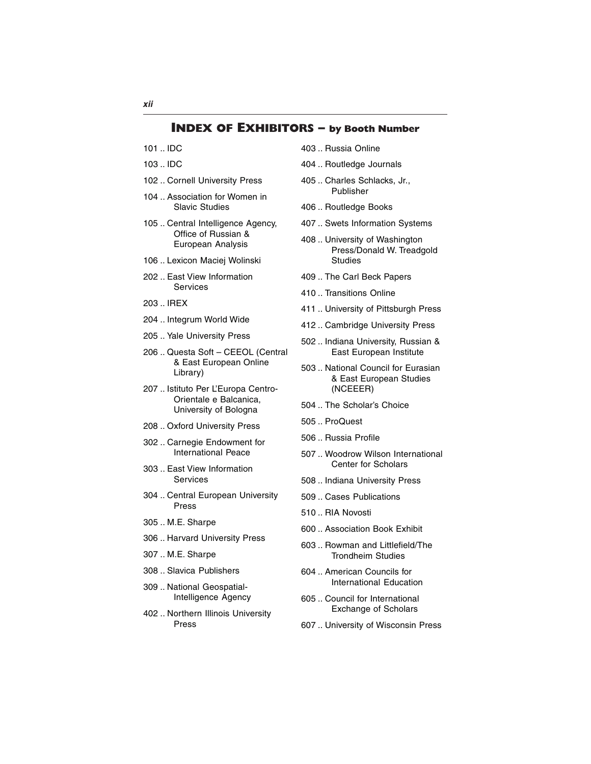# INDEX OF EXHIBITORS – by Booth Number

101 .. IDC

103 .. IDC

102 .. Cornell University Press

104 .. Association for Women in Slavic Studies

105 .. Central Intelligence Agency, Office of Russian & European Analysis

106 .. Lexicon Maciej Wolinski

202 .. East View Information Services

203 .. IREX

204 .. Integrum World Wide

205 .. Yale University Press

206 .. Questa Soft – CEEOL (Central & East European Online Library)

207 .. Istituto Per L'Europa Centro-Orientale e Balcanica, University of Bologna

208 .. Oxford University Press

302 .. Carnegie Endowment for International Peace

303 .. East View Information Services

304 .. Central European University Press

305 .. M.E. Sharpe

306 .. Harvard University Press

307 .. M.E. Sharpe

308 .. Slavica Publishers

309 .. National Geospatial-Intelligence Agency

402 .. Northern Illinois University Press

403 .. Russia Online

404 .. Routledge Journals

405 .. Charles Schlacks, Jr., Publisher

406 .. Routledge Books

407 .. Swets Information Systems

408 .. University of Washington Press/Donald W. Treadgold Studies

409 .. The Carl Beck Papers

410 .. Transitions Online

411 .. University of Pittsburgh Press

412 .. Cambridge University Press

502 .. Indiana University, Russian & East European Institute

503 .. National Council for Eurasian & East European Studies (NCEEER)

504 .. The Scholar's Choice

505 .. ProQuest

506 .. Russia Profile

507 .. Woodrow Wilson International Center for Scholars

508 .. Indiana University Press

509 .. Cases Publications

510 .. RIA Novosti

600 .. Association Book Exhibit

603 .. Rowman and Littlefield/The Trondheim Studies

604 .. American Councils for International Education

605 .. Council for International Exchange of Scholars

607 .. University of Wisconsin Press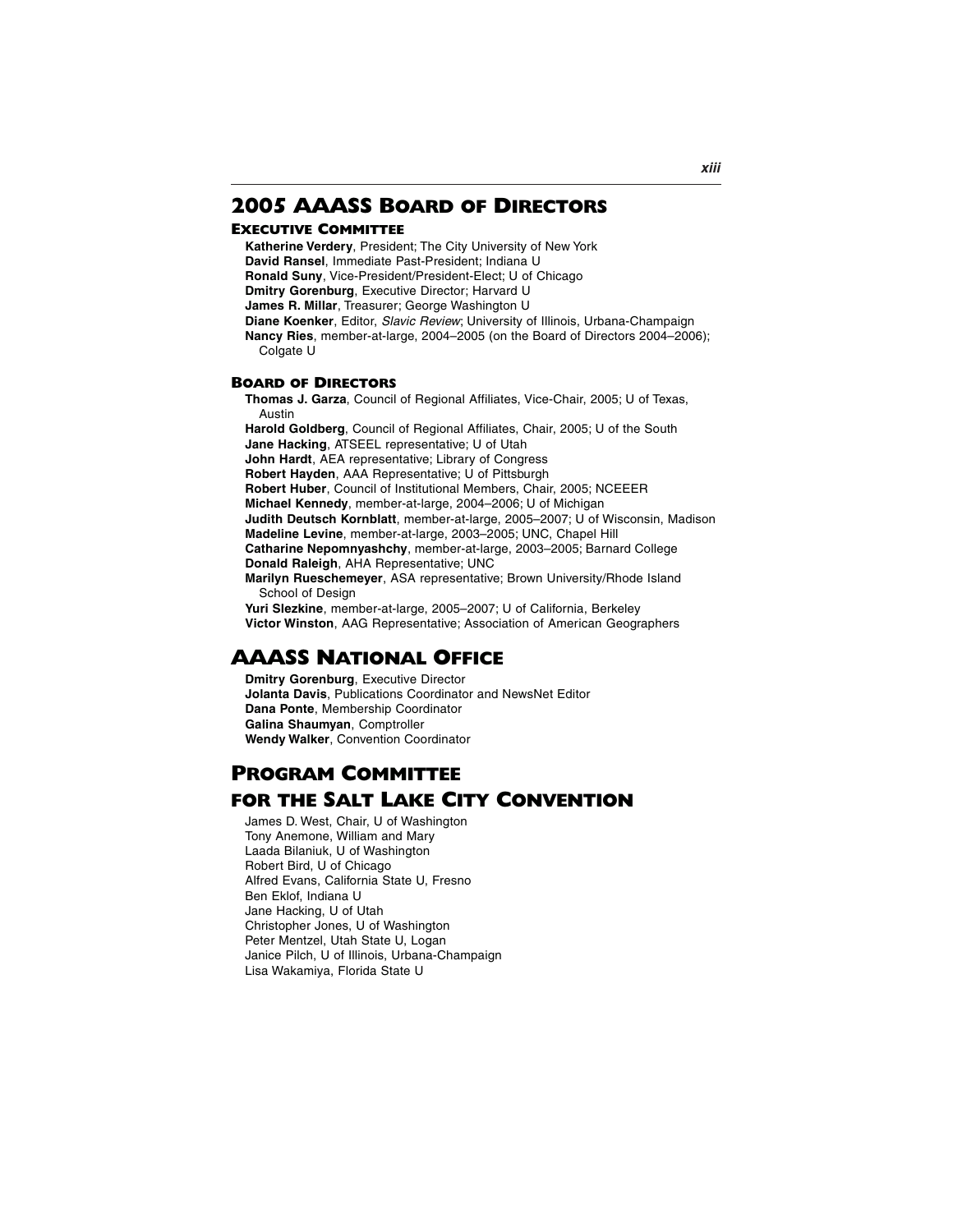# 2005 AAASS Board of Directors

### Executive Committee

**Katherine Verdery**, President; The City University of New York
**David Ransel**, Immediate Past-President; Indiana U
**Ronald Suny**, Vice-President/President-Elect; U of Chicago
**Dmitry Gorenburg**, Executive Director; Harvard U
**James R. Millar**, Treasurer; George Washington U
**Diane Koenker**, Editor, *Slavic Review*; University of Illinois, Urbana-Champaign
**Nancy Ries**, member-at-large, 2004–2005 (on the Board of Directors 2004–2006); Colgate U

### Board of Directors

**Thomas J. Garza**, Council of Regional Affiliates, Vice-Chair, 2005; U of Texas, Austin
**Harold Goldberg**, Council of Regional Affiliates, Chair, 2005; U of the South
**Jane Hacking**, ATSEEL representative; U of Utah
**John Hardt**, AEA representative; Library of Congress
**Robert Hayden**, AAA Representative; U of Pittsburgh
**Robert Huber**, Council of Institutional Members, Chair, 2005; NCEEER
**Michael Kennedy**, member-at-large, 2004–2006; U of Michigan
**Judith Deutsch Kornblatt**, member-at-large, 2005–2007; U of Wisconsin, Madison
**Madeline Levine**, member-at-large, 2003–2005; UNC, Chapel Hill
**Catharine Nepomnyashchy**, member-at-large, 2003–2005; Barnard College
**Donald Raleigh**, AHA Representative; UNC
**Marilyn Rueschemeyer**, ASA representative; Brown University/Rhode Island School of Design
**Yuri Slezkine**, member-at-large, 2005–2007; U of California, Berkeley
**Victor Winston**, AAG Representative; Association of American Geographers

# AAASS National Office

**Dmitry Gorenburg**, Executive Director
**Jolanta Davis**, Publications Coordinator and NewsNet Editor
**Dana Ponte**, Membership Coordinator
**Galina Shaumyan**, Comptroller
**Wendy Walker**, Convention Coordinator

# Program Committee for the Salt Lake City Convention

James D. West, Chair, U of Washington
Tony Anemone, William and Mary
Laada Bilaniuk, U of Washington
Robert Bird, U of Chicago
Alfred Evans, California State U, Fresno
Ben Eklof, Indiana U
Jane Hacking, U of Utah
Christopher Jones, U of Washington
Peter Mentzel, Utah State U, Logan
Janice Pilch, U of Illinois, Urbana-Champaign
Lisa Wakamiya, Florida State U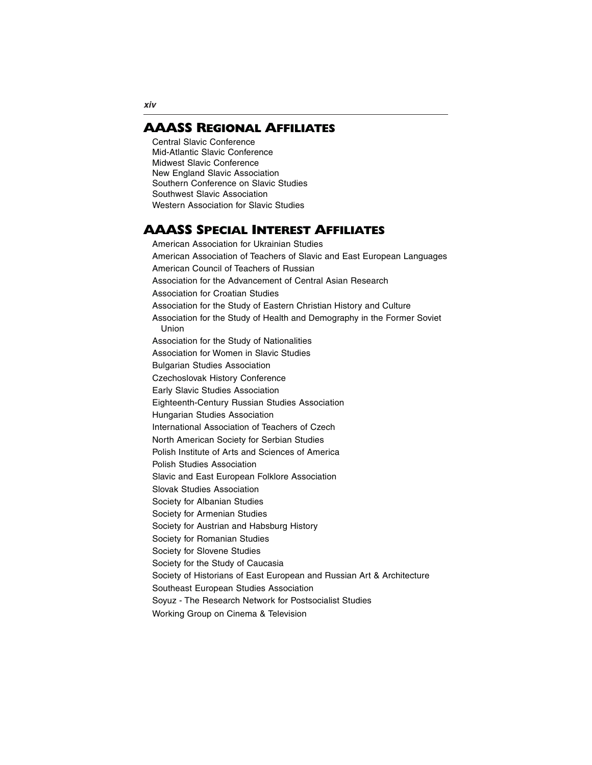## AAASS Regional Affiliates

Central Slavic Conference
Mid-Atlantic Slavic Conference
Midwest Slavic Conference
New England Slavic Association
Southern Conference on Slavic Studies
Southwest Slavic Association
Western Association for Slavic Studies

## AAASS Special Interest Affiliates

American Association for Ukrainian Studies
American Association of Teachers of Slavic and East European Languages
American Council of Teachers of Russian
Association for the Advancement of Central Asian Research
Association for Croatian Studies
Association for the Study of Eastern Christian History and Culture
Association for the Study of Health and Demography in the Former Soviet Union
Association for the Study of Nationalities
Association for Women in Slavic Studies
Bulgarian Studies Association
Czechoslovak History Conference
Early Slavic Studies Association
Eighteenth-Century Russian Studies Association
Hungarian Studies Association
International Association of Teachers of Czech
North American Society for Serbian Studies
Polish Institute of Arts and Sciences of America
Polish Studies Association
Slavic and East European Folklore Association
Slovak Studies Association
Society for Albanian Studies
Society for Armenian Studies
Society for Austrian and Habsburg History
Society for Romanian Studies
Society for Slovene Studies
Society for the Study of Caucasia
Society of Historians of East European and Russian Art & Architecture
Southeast European Studies Association
Soyuz - The Research Network for Postsocialist Studies
Working Group on Cinema & Television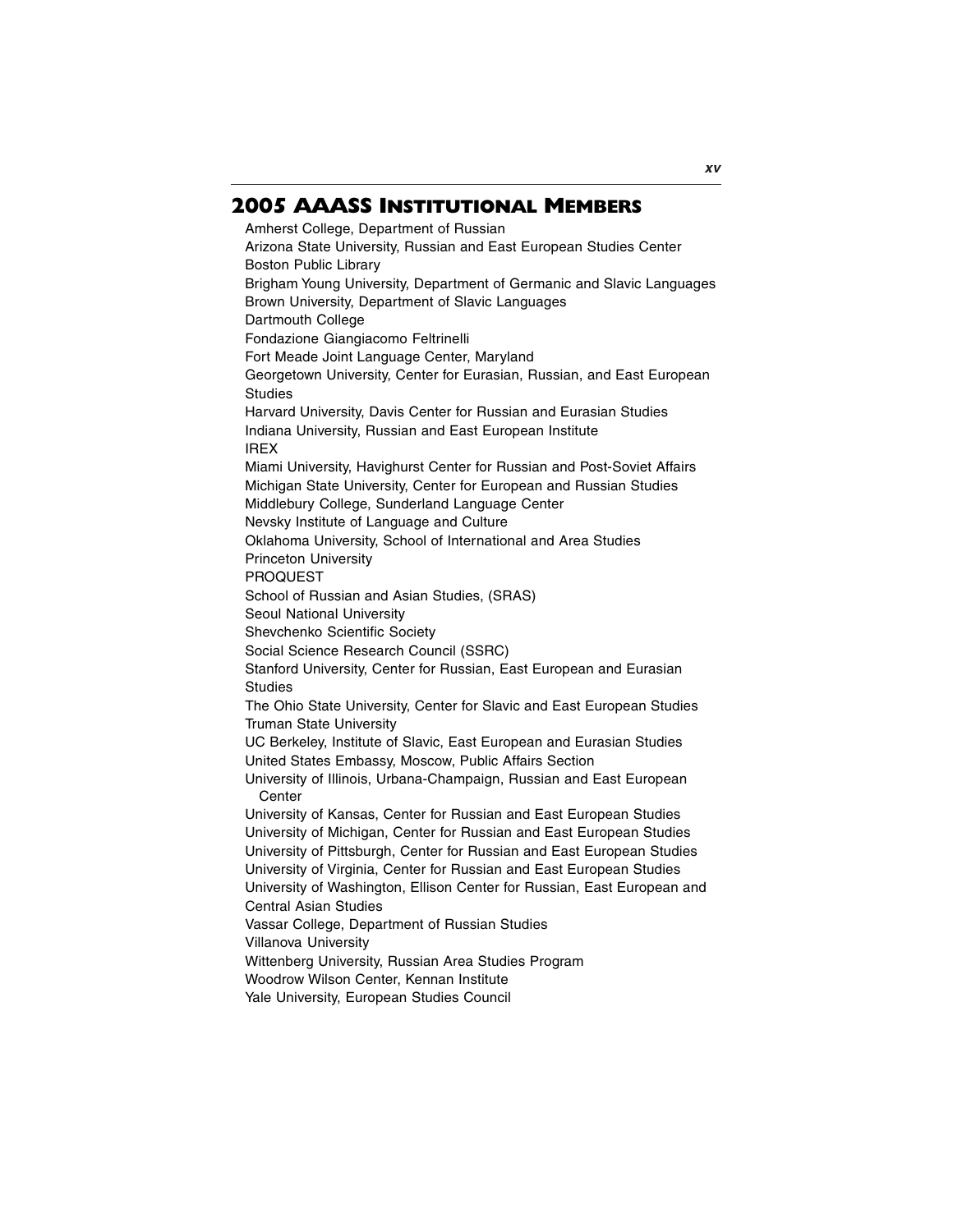## 2005 AAASS Institutional Members

Amherst College, Department of Russian
Arizona State University, Russian and East European Studies Center
Boston Public Library
Brigham Young University, Department of Germanic and Slavic Languages
Brown University, Department of Slavic Languages
Dartmouth College
Fondazione Giangiacomo Feltrinelli
Fort Meade Joint Language Center, Maryland
Georgetown University, Center for Eurasian, Russian, and East European Studies
Harvard University, Davis Center for Russian and Eurasian Studies
Indiana University, Russian and East European Institute
IREX
Miami University, Havighurst Center for Russian and Post-Soviet Affairs
Michigan State University, Center for European and Russian Studies
Middlebury College, Sunderland Language Center
Nevsky Institute of Language and Culture
Oklahoma University, School of International and Area Studies
Princeton University
PROQUEST
School of Russian and Asian Studies, (SRAS)
Seoul National University
Shevchenko Scientific Society
Social Science Research Council (SSRC)
Stanford University, Center for Russian, East European and Eurasian Studies
The Ohio State University, Center for Slavic and East European Studies
Truman State University
UC Berkeley, Institute of Slavic, East European and Eurasian Studies
United States Embassy, Moscow, Public Affairs Section
University of Illinois, Urbana-Champaign, Russian and East European Center
University of Kansas, Center for Russian and East European Studies
University of Michigan, Center for Russian and East European Studies
University of Pittsburgh, Center for Russian and East European Studies
University of Virginia, Center for Russian and East European Studies
University of Washington, Ellison Center for Russian, East European and Central Asian Studies
Vassar College, Department of Russian Studies
Villanova University
Wittenberg University, Russian Area Studies Program
Woodrow Wilson Center, Kennan Institute
Yale University, European Studies Council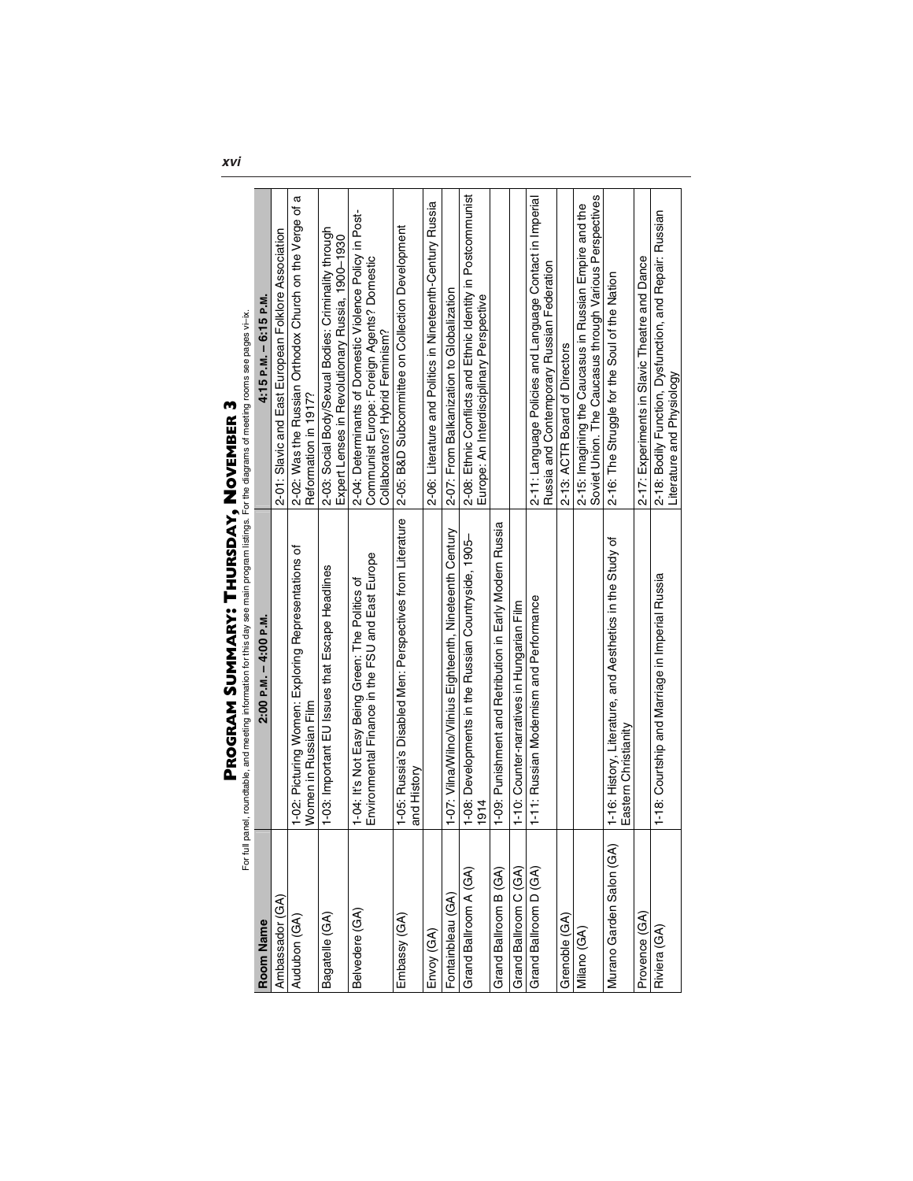# Program Summary: Thursday, November 3

For full panel, roundtable, and meeting information for this day see main program listings. For the diagrams of meeting rooms see pages vi–ix.

| Room Name | 2:00 P.M. – 4:00 P.M. | 4:15 P.M. – 6:15 P.M. |
|---|---|---|
| Ambassador (GA) | | 2-01: Slavic and East European Folklore Association |
| Audubon (GA) | 1-02: Picturing Women: Exploring Representations of Women in Russian Film | 2-02: Was the Russian Orthodox Church on the Verge of a Reformation in 1917? |
| Bagatelle (GA) | 1-03: Important EU Issues that Escape Headlines | 2-03: Social Body/Sexual Bodies: Criminality through Expert Lenses in Revolutionary Russia, 1900–1930 |
| Belvedere (GA) | 1-04: It's Not Easy Being Green: The Politics of Environmental Finance in the FSU and East Europe | 2-04: Determinants of Domestic Violence Policy in Post-Communist Europe: Foreign Agents? Domestic Collaborators? Hybrid Feminism? |
| Embassy (GA) | 1-05: Russia's Disabled Men: Perspectives from Literature and History | 2-05: B&D Subcommittee on Collection Development |
| Envoy (GA) | | 2-06: Literature and Politics in Nineteenth-Century Russia |
| Fontainbleau (GA) | 1-07: Vilna/Wilno/Vilnius Eighteenth, Nineteenth Century | 2-07: From Balkanization to Globalization |
| Grand Ballroom A (GA) | 1-08: Developments in the Russian Countryside, 1905–1914 | 2-08: Ethnic Conflicts and Ethnic Identity in Postcommunist Europe: An Interdisciplinary Perspective |
| Grand Ballroom B (GA) | 1-09: Punishment and Retribution in Early Modern Russia | |
| Grand Ballroom C (GA) | 1-10: Counter-narratives in Hungarian Film | |
| Grand Ballroom D (GA) | 1-11: Russian Modernism and Performance | 2-11: Language Policies and Language Contact in Imperial Russia and Contemporary Russian Federation |
| Grenoble (GA) | | 2-13: ACTR Board of Directors |
| Milano (GA) | | 2-15: Imagining the Caucasus in Russian Empire and the Soviet Union. The Caucasus through Various Perspectives |
| Murano Garden Salon (GA) | 1-16: History, Literature, and Aesthetics in the Study of Eastern Christianity | 2-16: The Struggle for the Soul of the Nation |
| Provence (GA) | | 2-17: Experiments in Slavic Theatre and Dance |
| Riviera (GA) | 1-18: Courtship and Marriage in Imperial Russia | 2-18: Bodily Function, Dysfunction, and Repair: Russian Literature and Physiology |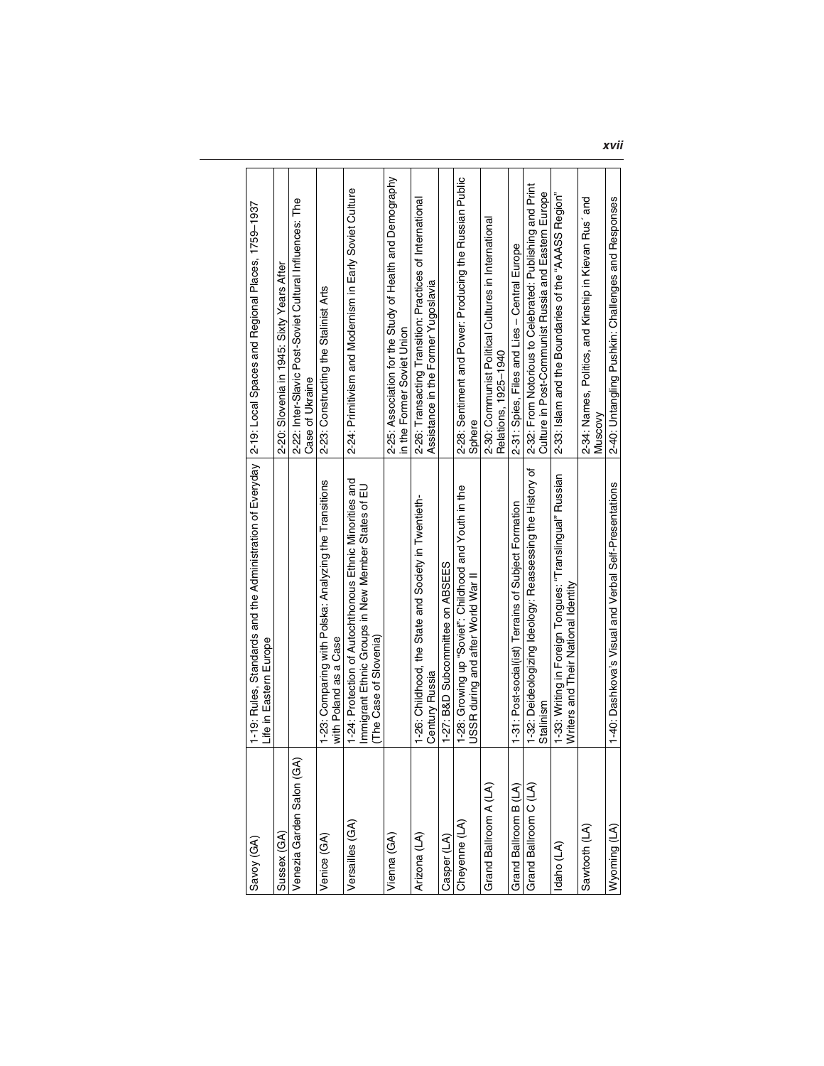| Savoy (GA) | 1-19: Rules, Standards and the Administration of Everyday Life in Eastern Europe | 2-19: Local Spaces and Regional Places, 1759–1937 |
|---|---|---|
| Sussex (GA) | | 2-20: Slovenia in 1945: Sixty Years After |
| Venezia Garden Salon (GA) | | 2-22: Inter-Slavic Post-Soviet Cultural Influences: The Case of Ukraine |
| Venice (GA) | 1-23: Comparing with Polska: Analyzing the Transitions with Poland as a Case | 2-23: Constructing the Stalinist Arts |
| Versailles (GA) | 1-24: Protection of Autochthonous Ethnic Minorities and Immigrant Ethnic Groups in New Member States of EU (The Case of Slovenia) | 2-24: Primitivism and Modernism in Early Soviet Culture |
| Vienna (GA) | | 2-25: Association for the Study of Health and Demography in the Former Soviet Union |
| Arizona (LA) | 1-26: Childhood, the State and Society in Twentieth-Century Russia | 2-26: Transacting Transition: Practices of International Assistance in the Former Yugoslavia |
| Casper (LA) | 1-27: B&D Subcommittee on ABSEES | |
| Cheyenne (LA) | 1-28: Growing up "Soviet": Childhood and Youth in the USSR during and after World War II | 2-28: Sentiment and Power: Producing the Russian Public Sphere |
| Grand Ballroom A (LA) | | 2-30: Communist Political Cultures in International Relations, 1925–1940 |
| Grand Ballroom B (LA) | 1-31: Post-social(ist) Terrains of Subject Formation | 2-31: Spies, Files and Lies – Central Europe |
| Grand Ballroom C (LA) | 1-32: Deideologizing Ideology: Reassessing the History of Stalinism | 2-32: From Notorious to Celebrated: Publishing and Print Culture in Post-Communist Russia and Eastern Europe |
| Idaho (LA) | 1-33: Writing in Foreign Tongues: "Translingual" Russian Writers and Their National Identity | 2-33: Islam and the Boundaries of the "AAASS Region" |
| Sawtooth (LA) | | 2-34: Names, Politics, and Kinship in Kievan Rus' and Muscovy |
| Wyoming (LA) | 1-40: Dashkova's Visual and Verbal Self-Presentations | 2-40: Untangling Pushkin: Challenges and Responses |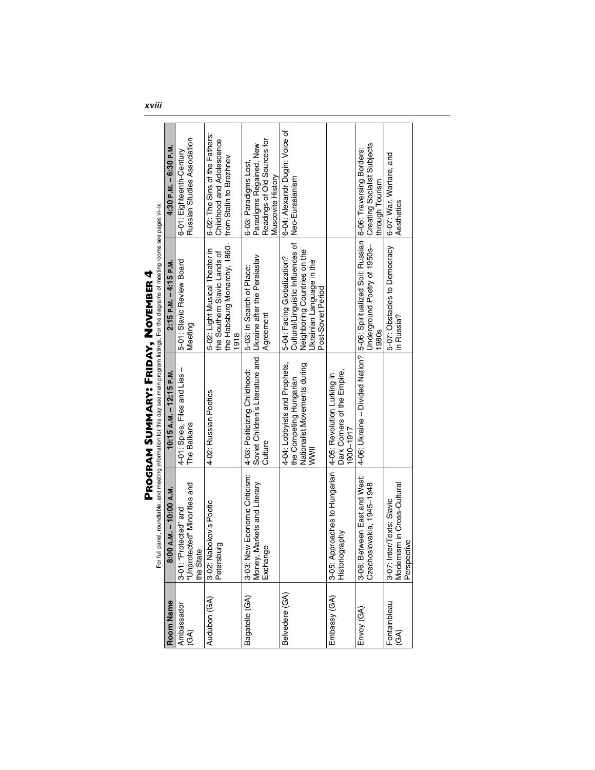# Program Summary: Friday, November 4

For full panel, roundtable, and meeting information for this day see main program listings. For the diagrams of meeting rooms see pages vi–ix.

| Room Name | 8:00 A.M. – 10:00 A.M. | 10:15 A.M. – 12:15 P.M. | 2:15 P.M. – 4:15 P.M. | 4:30 P.M. – 6:30 P.M. |
|---|---|---|---|---|
| Ambassador (GA) | 3-01: "Protected" and "Unprotected" Minorities and the State | 4-01: Spies, Files and Lies – The Balkans | 5-01: Slavic Review Board Meeting | 6-01: Eighteenth-Century Russian Studies Association |
| Audubon (GA) | 3-02: Nabokov's Poetic Petersburg | 4-02: Russian Poetics | 5-02: Light Musical Theater in the Southern Slavic Lands of the Habsburg Monarchy, 1860–1918 | 6-02: The Sins of the Fathers: Childhood and Adolescence from Stalin to Brezhnev |
| Bagatelle (GA) | 3-03: New Economic Criticism: Money, Markets and Literary Exchange | 4-03: Politicizing Childhood: Soviet Children's Literature and Culture | 5-03: In Search of Place: Ukraine after the Pereiaslav Agreement | 6-03: Paradigms Lost, Paradigms Regained. New Readings of Old Sources for Muscovite History |
| Belvedere (GA) | | 4-04: Lobbyists and Prophets, the Competing Hungarian Nationalist Movements during WWII | 5-04: Facing Globalization? Cultural/Linguistic Influences of Neighboring Countries on the Ukrainian Language in the Post-Soviet Period | 6-04: Alexandr Dugin: Voice of Neo-Eurasianism |
| Embassy (GA) | 3-05: Approaches to Hungarian Historiography | 4-05: Revolution Lurking in Dark Corners of the Empire, 1900–1917 | | |
| Envoy (GA) | 3-06: Between East and West: Czechoslovakia, 1945–1948 | 4-06: Ukraine – Divided Nation? | 5-06: Spiritualized Soil: Russian Underground Poetry of 1950s–1980s | 6-06: Traversing Borders: Creating Socialist Subjects through Tourism |
| Fontainbleau (GA) | 3-07: Inter/Texts: Slavic Modernism in Cross-Cultural Perspective | | 5-07: Obstacles to Democracy in Russia? | 6-07: War, Warfare, and Aesthetics |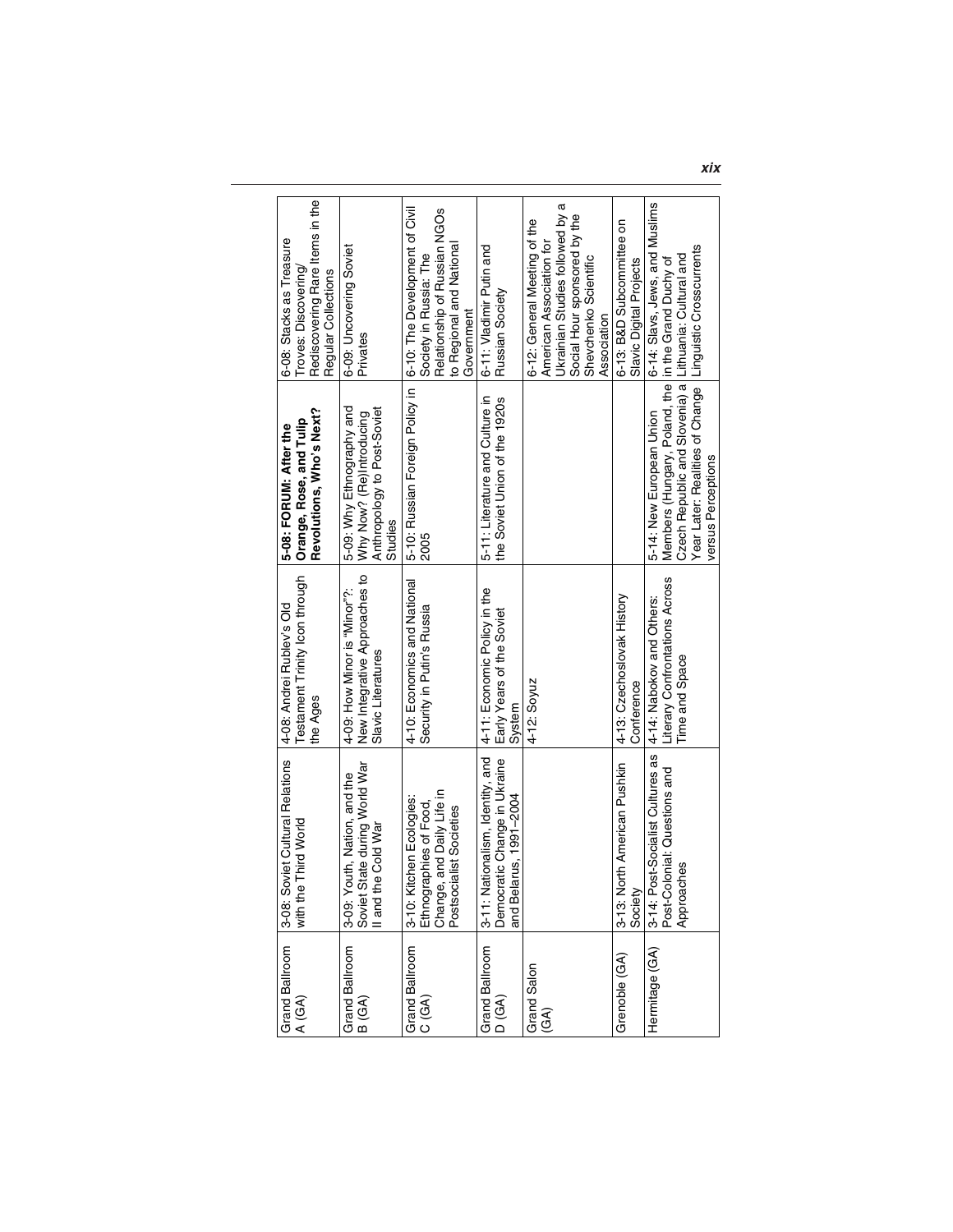| | | | | |
|---|---|---|---|---|
| Grand Ballroom A (GA) | 3-08: Soviet Cultural Relations with the Third World | 4-08: Andrei Rublev's Old Testament Trinity Icon through the Ages | **5-08: FORUM: After the Orange, Rose, and Tulip Revolutions, Who's Next?** | 6-08: Stacks as Treasure Troves: Discovering/ Rediscovering Rare Items in the Regular Collections |
| Grand Ballroom B (GA) | 3-09: Youth, Nation, and the Soviet State during World War II and the Cold War | 4-09: How Minor is "Minor"?: New Integrative Approaches to Slavic Literatures | 5-09: Why Ethnography and Why Now? (Re)Introducing Anthropology to Post-Soviet Studies | 6-09: Uncovering Soviet Privates |
| Grand Ballroom C (GA) | 3-10: Kitchen Ecologies: Ethnographies of Food, Change, and Daily Life in Postsocialist Societies | 4-10: Economics and National Security in Putin's Russia | 5-10: Russian Foreign Policy in 2005 | 6-10: The Development of Civil Society in Russia: The Relationship of Russian NGOs to Regional and National Government |
| Grand Ballroom D (GA) | 3-11: Nationalism, Identity, and Democratic Change in Ukraine and Belarus, 1991–2004 | 4-11: Economic Policy in the Early Years of the Soviet System | 5-11: Literature and Culture in the Soviet Union of the 1920s | 6-11: Vladimir Putin and Russian Society |
| Grand Salon (GA) | | 4-12: Soyuz | | 6-12: General Meeting of the American Association for Ukrainian Studies followed by a Social Hour sponsored by the Shevchenko Scientific Association |
| Grenoble (GA) | 3-13: North American Pushkin Society | 4-13: Czechoslovak History Conference | | 6-13: B&D Subcommittee on Slavic Digital Projects |
| Hermitage (GA) | 3-14: Post-Socialist Cultures as Post-Colonial: Questions and Approaches | 4-14: Nabokov and Others: Literary Confrontations Across Time and Space | 5-14: New European Union Members (Hungary, Poland, the Czech Republic and Slovenia) a Year Later: Realities of Change versus Perceptions | 6-14: Slavs, Jews, and Muslims in the Grand Duchy of Lithuania: Cultural and Linguistic Crosscurrents |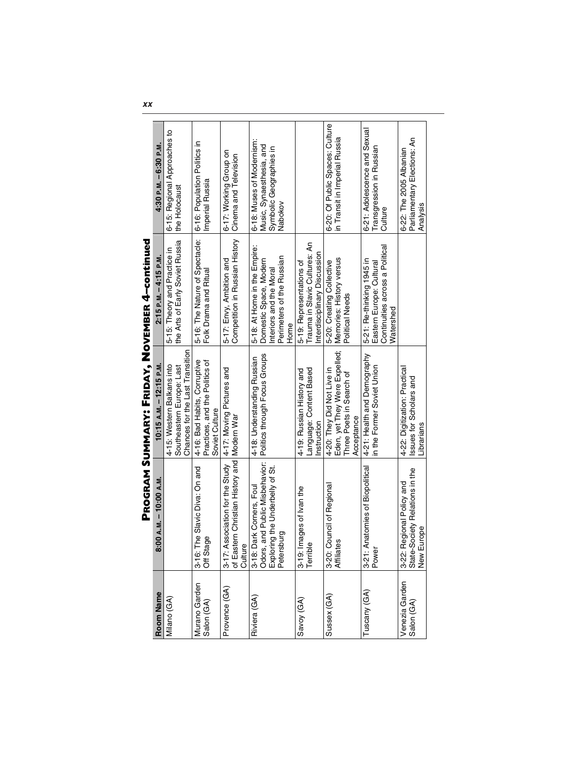# Program Summary: Friday, November 4—continued

| Room Name | 8:00 A.M. – 10:00 A.M. | 10:15 A.M. – 12:15 P.M. | 2:15 P.M. – 4:15 P.M. | 4:30 P.M. – 6:30 P.M. |
|---|---|---|---|---|
| Milano (GA) | | 4-15: Western Balkans into Southeastern Europe: Last Chances for the Last Transition | 5-15: Theory and Practice in the Arts of Early Soviet Russia | 6-15: Regional Approaches to the Holocaust |
| Murano Garden Salon (GA) | 3-16: The Slavic Diva: On and Off Stage | 4-16: Bad Habits, Corruptive Practices, and the Politics of Soviet Culture | 5-16: The Nature of Spectacle: Folk Drama and Ritual | 6-16: Population Politics in Imperial Russia |
| Provence (GA) | 3-17: Association for the Study of Eastern Christian History and Culture | 4-17: Moving Pictures and Modern War | 5-17: Envy, Ambition and Competition in Russian History | 6-17: Working Group on Cinema and Television |
| Riviera (GA) | 3-18: Dark Corners, Foul Odors, and Public Misbehavior: Exploring the Underbelly of St. Petersburg | 4-18: Understanding Russian Politics through Focus Groups | 5-18: At Home in the Empire: Domestic Space, Modern Interiors and the Moral Perimeters of the Russian Home | 6-18: Muses of Modernism: Music, Synaesthesia, and Symbolic Geographies in Nabokov |
| Savoy (GA) | 3-19: Images of Ivan the Terrible | 4-19: Russian History and Language: Content Based Instruction | 5-19: Representations of Trauma in Slavic Cultures: An Interdisciplinary Discussion | |
| Sussex (GA) | 3-20: Council of Regional Affiliates | 4-20: They Did Not Live in Eden, yet They Were Expelled; Three Poets in Search of Acceptance | 5-20: Creating Collective Memories: History versus Political Needs | 6-20: Of Public Spaces: Culture in Transit in Imperial Russia |
| Tuscany (GA) | 3-21: Anatomies of Biopolitical Power | 4-21: Health and Demography in the Former Soviet Union | 5-21: Re-thinking 1945 in Eastern Europe: Cultural Continuities across a Political Watershed | 6-21: Adolescence and Sexual Transgression in Russian Culture |
| Venezia Garden Salon (GA) | 3-22: Regional Policy and State-Society Relations in the New Europe | 4-22: Digitization: Practical Issues for Scholars and Librarians | | 6-22: The 2005 Albanian Parliamentary Elections: An Analysis |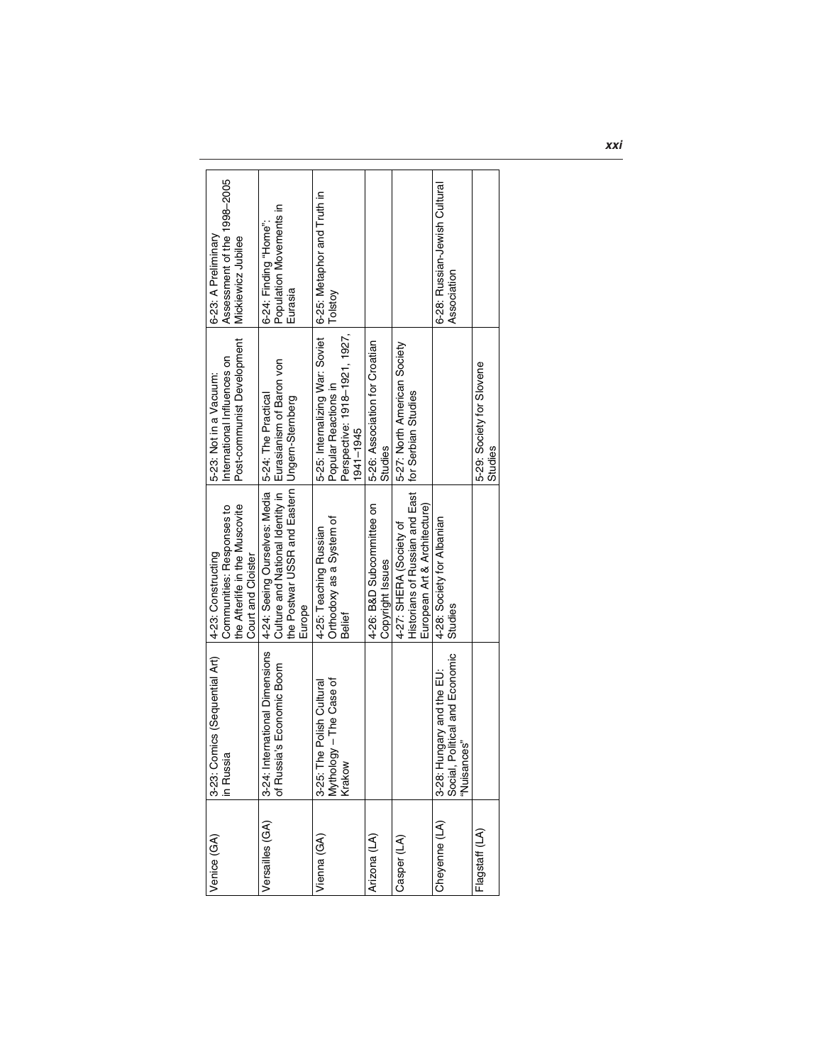| Venice (GA) | 3-23: Comics (Sequential Art) in Russia | 4-23: Constructing Communities: Responses to the Afterlife in the Muscovite Court and Cloister | 5-23: Not in a Vacuum: International Influences on Post-communist Development | 6-23: A Preliminary Assessment of the 1998–2005 Mickiewicz Jubilee |
|---|---|---|---|---|
| Versailles (GA) | 3-24: International Dimensions of Russia's Economic Boom | 4-24: Seeing Ourselves: Media Culture and National Identity in the Postwar USSR and Eastern Europe | 5-24: The Practical Eurasianism of Baron von Ungern-Sternberg | 6-24: Finding "Home": Population Movements in Eurasia |
| Vienna (GA) | 3-25: The Polish Cultural Mythology – The Case of Krakow | 4-25: Teaching Russian Orthodoxy as a System of Belief | 5-25: Internalizing War: Soviet Popular Reactions in Perspective: 1918–1921, 1927, 1941–1945 | 6-25: Metaphor and Truth in Tolstoy |
| Arizona (LA) | | 4-26: B&D Subcommittee on Copyright Issues | 5-26: Association for Croatian Studies | |
| Casper (LA) | | 4-27: SHERA (Society of Historians of Russian and East European Art & Architecture) | 5-27: North American Society for Serbian Studies | |
| Cheyenne (LA) | 3-28: Hungary and the EU: Social, Political and Economic "Nuisances" | 4-28: Society for Albanian Studies | | 6-28: Russian-Jewish Cultural Association |
| Flagstaff (LA) | | | 5-29: Society for Slovene Studies | |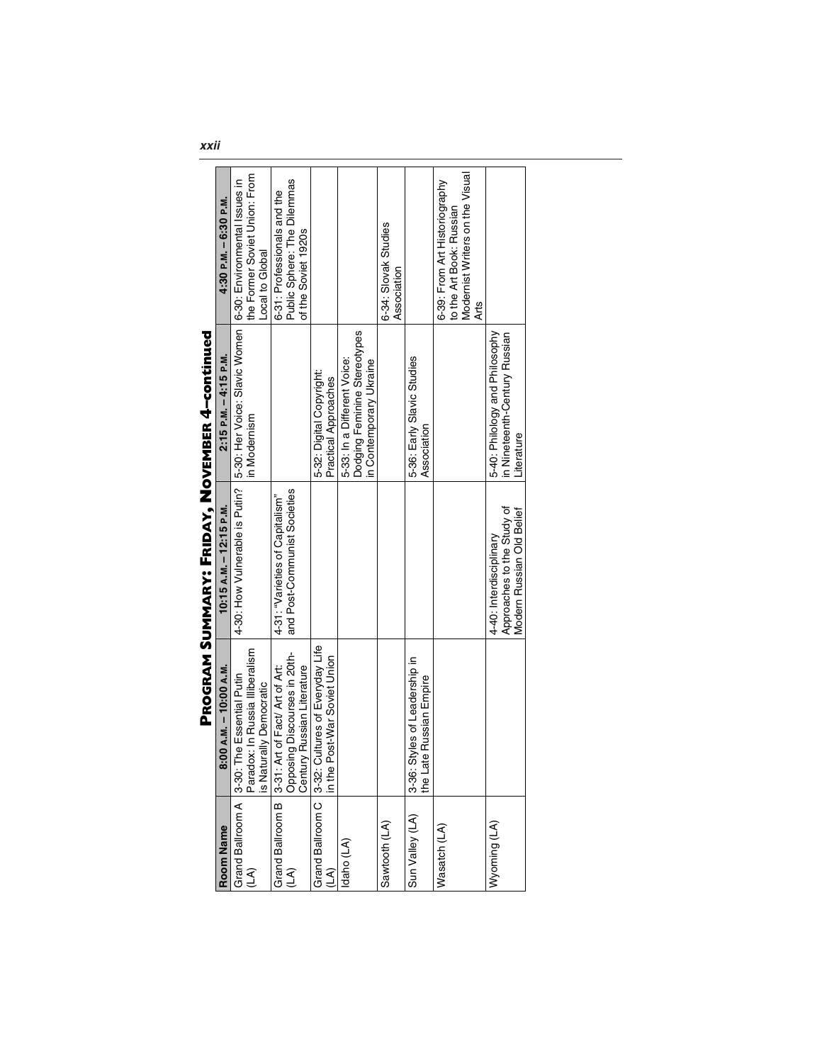# Program Summary: Friday, November 4—continued

| Room Name | 8:00 A.M. – 10:00 A.M. | 10:15 A.M. – 12:15 P.M. | 2:15 P.M. – 4:15 P.M. | 4:30 P.M. – 6:30 P.M. |
|---|---|---|---|---|
| Grand Ballroom A (LA) | 3-30: The Essential Putin Paradox: In Russia Illiberalism is Naturally Democratic | 4-30: How Vulnerable is Putin? | 5-30: Her Voice: Slavic Women in Modernism | 6-30: Environmental Issues in the Former Soviet Union: From Local to Global |
| Grand Ballroom B (LA) | 3-31: Art of Fact/ Art of Art: Opposing Discourses in 20th-Century Russian Literature | 4-31: "Varieties of Capitalism" and Post-Communist Societies | | 6-31: Professionals and the Public Sphere: The Dilemmas of the Soviet 1920s |
| Grand Ballroom C (LA) | 3-32: Cultures of Everyday Life in the Post-War Soviet Union | | 5-32: Digital Copyright: Practical Approaches | |
| Idaho (LA) | | | 5-33: In a Different Voice: Dodging Feminine Stereotypes in Contemporary Ukraine | |
| Sawtooth (LA) | | | | 6-34: Slovak Studies Association |
| Sun Valley (LA) | 3-36: Styles of Leadership in the Late Russian Empire | | 5-36: Early Slavic Studies Association | |
| Wasatch (LA) | | | | 6-39: From Art Historiography to the Art Book: Russian Modernist Writers on the Visual Arts |
| Wyoming (LA) | | 4-40: Interdisciplinary Approaches to the Study of Modern Russian Old Belief | 5-40: Philology and Philosophy in Nineteenth-Century Russian Literature | |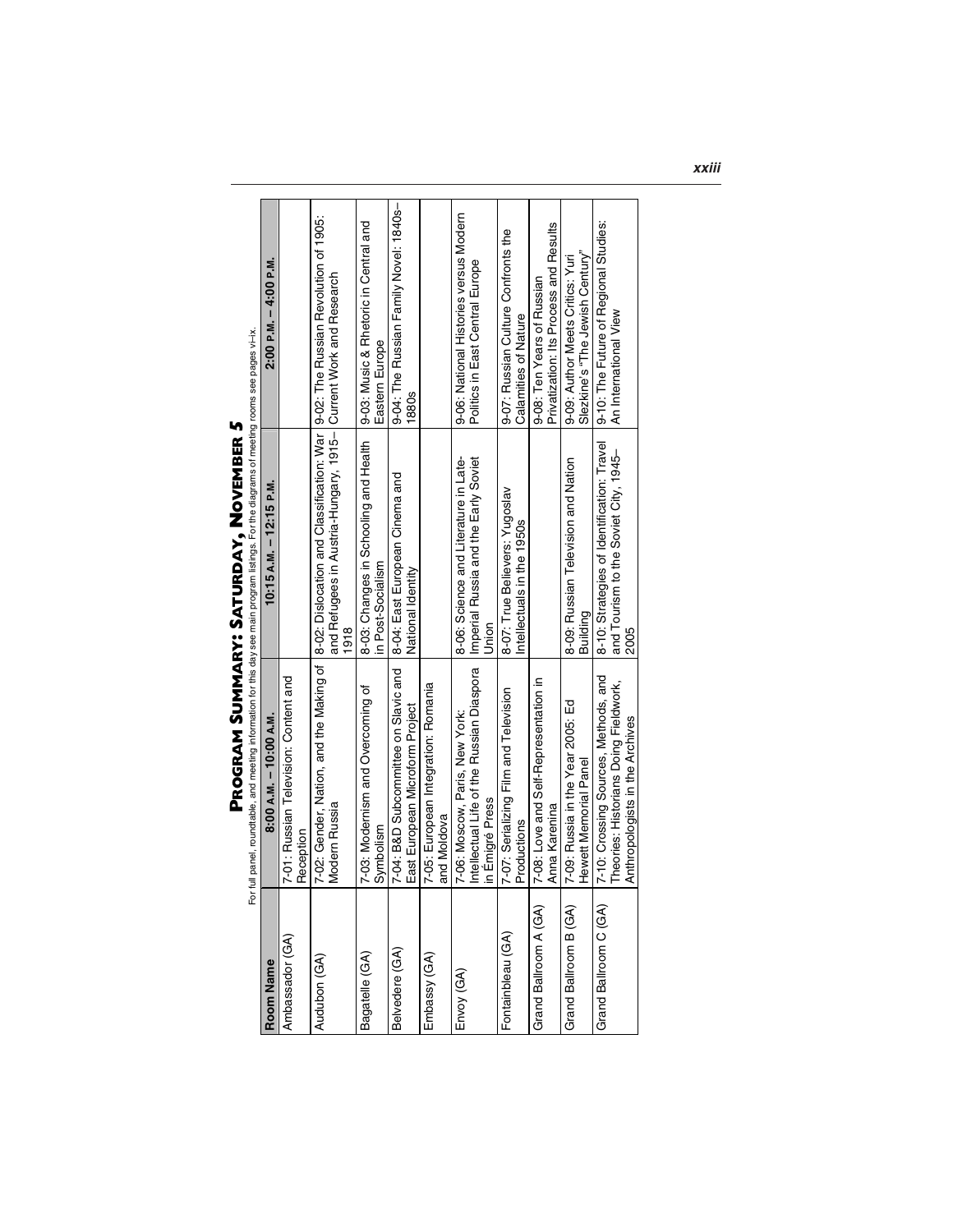# Program Summary: Saturday, November 5

For full panel, roundtable, and meeting information for this day see main program listings. For the diagrams of meeting rooms see pages vi–ix.

| Room Name | 8:00 A.M. – 10:00 A.M. | 10:15 A.M. – 12:15 P.M. | 2:00 P.M. – 4:00 P.M. |
|---|---|---|---|
| Ambassador (GA) | 7-01: Russian Television: Content and Reception | | |
| Audubon (GA) | 7-02: Gender, Nation, and the Making of Modern Russia | 8-02: Dislocation and Classification: War and Refugees in Austria-Hungary, 1915–1918 | 9-02: The Russian Revolution of 1905: Current Work and Research |
| Bagatelle (GA) | 7-03: Modernism and Overcoming of Symbolism | 8-03: Changes in Schooling and Health in Post-Socialism | 9-03: Music & Rhetoric in Central and Eastern Europe |
| Belvedere (GA) | 7-04: B&D Subcommittee on Slavic and East European Microform Project | 8-04: East European Cinema and National Identity | 9-04: The Russian Family Novel: 1840s–1880s |
| Embassy (GA) | 7-05: European Integration: Romania and Moldova | | |
| Envoy (GA) | 7-06: Moscow, Paris, New York: Intellectual Life of the Russian Diaspora in Émigré Press | 8-06: Science and Literature in Late-Imperial Russia and the Early Soviet Union | 9-06: National Histories versus Modern Politics in East Central Europe |
| Fontainbleau (GA) | 7-07: Serializing Film and Television Productions | 8-07: True Believers: Yugoslav Intellectuals in the 1950s | 9-07: Russian Culture Confronts the Calamities of Nature |
| Grand Ballroom A (GA) | 7-08: Love and Self-Representation in Anna Karenina | | 9-08: Ten Years of Russian Privatization: Its Process and Results |
| Grand Ballroom B (GA) | 7-09: Russia in the Year 2005: Ed Hewett Memorial Panel | 8-09: Russian Television and Nation Building | 9-09: Author Meets Critics: Yuri Slezkine's "The Jewish Century" |
| Grand Ballroom C (GA) | 7-10: Crossing Sources, Methods, and Theories: Historians Doing Fieldwork, Anthropologists in the Archives | 8-10: Strategies of Identification: Travel and Tourism to the Soviet City, 1945–2005 | 9-10: The Future of Regional Studies: An International View |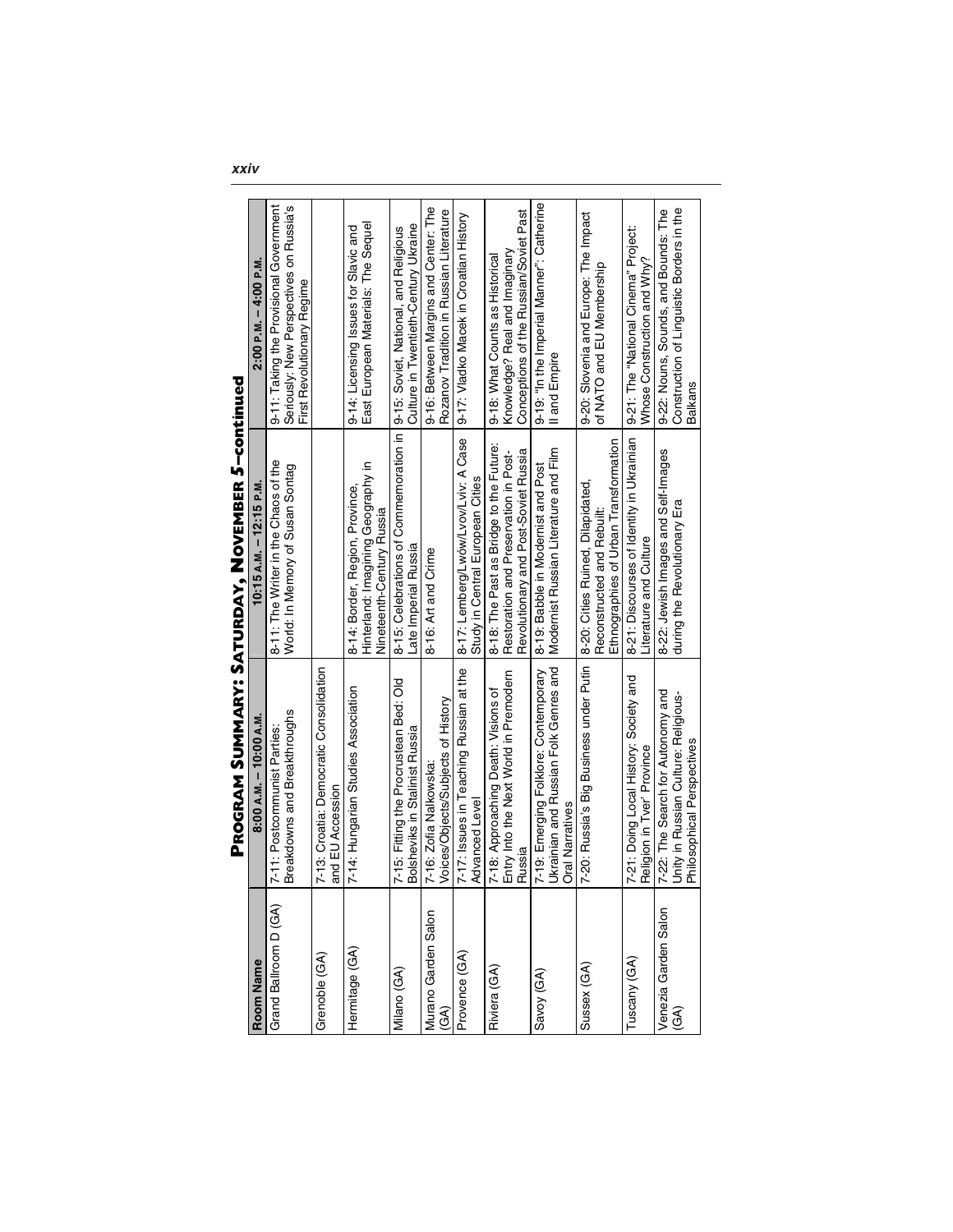# Program Summary: Saturday, November 5–continued

| Room Name | 8:00 A.M. – 10:00 A.M. | 10:15 A.M. – 12:15 P.M. | 2:00 P.M. – 4:00 P.M. |
|---|---|---|---|
| Grand Ballroom D (GA) | 7-11: Postcommunist Parties: Breakdowns and Breakthroughs | 8-11: The Writer in the Chaos of the World: In Memory of Susan Sontag | 9-11: Taking the Provisional Government Seriously: New Perspectives on Russia's First Revolutionary Regime |
| Grenoble (GA) | 7-13: Croatia: Democratic Consolidation and EU Accession | | |
| Hermitage (GA) | 7-14: Hungarian Studies Association | 8-14: Border, Region, Province, Hinterland: Imagining Geography in Nineteenth-Century Russia | 9-14: Licensing Issues for Slavic and East European Materials: The Sequel |
| Milano (GA) | 7-15: Fitting the Procrustean Bed: Old Bolsheviks in Stalinist Russia | 8-15: Celebrations of Commemoration in Late Imperial Russia | 9-15: Soviet, National, and Religious Culture in Twentieth-Century Ukraine |
| Murano Garden Salon (GA) | 7-16: Zofia Nalkowska: Voices/Objects/Subjects of History | 8-16: Art and Crime | 9-16: Between Margins and Center: The Rozanov Tradition in Russian Literature |
| Provence (GA) | 7-17: Issues in Teaching Russian at the Advanced Level | 8-17: Lemberg/Lwów/Lvov/Lviv: A Case Study in Central European Cities | 9-17: Vladko Macek in Croatian History |
| Riviera (GA) | 7-18: Approaching Death: Visions of Entry Into the Next World in Premodern Russia | 8-18: The Past as Bridge to the Future: Restoration and Preservation in Post-Revolutionary and Post-Soviet Russia | 9-18: What Counts as Historical Knowledge? Real and Imaginary Conceptions of the Russian/Soviet Past |
| Savoy (GA) | 7-19: Emerging Folklore: Contemporary Ukrainian and Russian Folk Genres and Oral Narratives | 8-19: Babble in Modernist and Post Modernist Russian Literature and Film | 9-19: "In the Imperial Manner": Catherine II and Empire |
| Sussex (GA) | 7-20: Russia's Big Business under Putin | 8-20: Cities Ruined, Dilapidated, Reconstructed and Rebuilt: Ethnographies of Urban Transformation | 9-20: Slovenia and Europe: The Impact of NATO and EU Membership |
| Tuscany (GA) | 7-21: Doing Local History: Society and Religion in Tver' Province | 8-21: Discourses of Identity in Ukrainian Literature and Culture | 9-21: The "National Cinema" Project: Whose Construction and Why? |
| Venezia Garden Salon (GA) | 7-22: The Search for Autonomy and Unity in Russian Culture: Religious-Philosophical Perspectives | 8-22: Jewish Images and Self-Images during the Revolutionary Era | 9-22: Nouns, Sounds, and Bounds: The Construction of Linguistic Borders in the Balkans |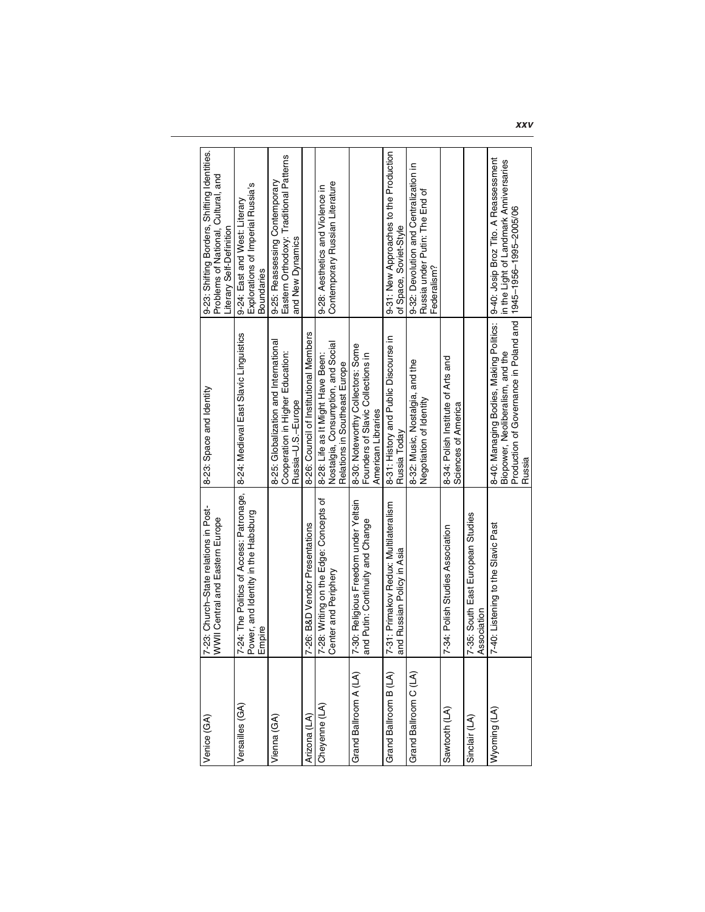| Venice (GA) | 7-23: Church–State relations in Post-WWII Central and Eastern Europe | 8-23: Space and Identity | 9-23: Shifting Borders, Shifting Identities. Problems of National, Cultural, and Literary Self-Definition |
|---|---|---|---|
| Versailles (GA) | 7-24: The Politics of Access: Patronage, Power, and Identity in the Habsburg Empire | 8-24: Medieval East Slavic Linguistics | 9-24: East and West: Literary Explorations of Imperial Russia's Boundaries |
| Vienna (GA) | | 8-25: Globalization and International Cooperation in Higher Education: Russia–U.S.–Europe | 9-25: Reassessing Contemporary Eastern Orthodoxy: Traditional Patterns and New Dynamics |
| Arizona (LA) | 7-26: B&D Vendor Presentations | 8-26: Council of Institutional Members | |
| Cheyenne (LA) | 7-28: Writing on the Edge: Concepts of Center and Periphery | 8-28: Life as It Might Have Been: Nostalgia, Consumption, and Social Relations in Southeast Europe | 9-28: Aesthetics and Violence in Contemporary Russian Literature |
| Grand Ballroom A (LA) | 7-30: Religious Freedom under Yeltsin and Putin: Continuity and Change | 8-30: Noteworthy Collectors: Some Founders of Slavic Collections in American Libraries | |
| Grand Ballroom B (LA) | 7-31: Primakov Redux: Multilateralism and Russian Policy in Asia | 8-31: History and Public Discourse in Russia Today | 9-31: New Approaches to the Production of Space, Soviet-Style |
| Grand Ballroom C (LA) | | 8-32: Music, Nostalgia, and the Negotiation of Identity | 9-32: Devolution and Centralization in Russia under Putin: The End of Federalism? |
| Sawtooth (LA) | 7-34: Polish Studies Association | 8-34: Polish Institute of Arts and Sciences of America | |
| Sinclair (LA) | 7-35: South East European Studies Association | | |
| Wyoming (LA) | 7-40: Listening to the Slavic Past | 8-40: Managing Bodies, Making Politics: Biopower, Neoliberalism, and the Production of Governance in Poland and Russia | 9-40: Josip Broz Tito. A Reassessment in the Light of Landmark Anniversaries 1945–1956–1995–2005/06 |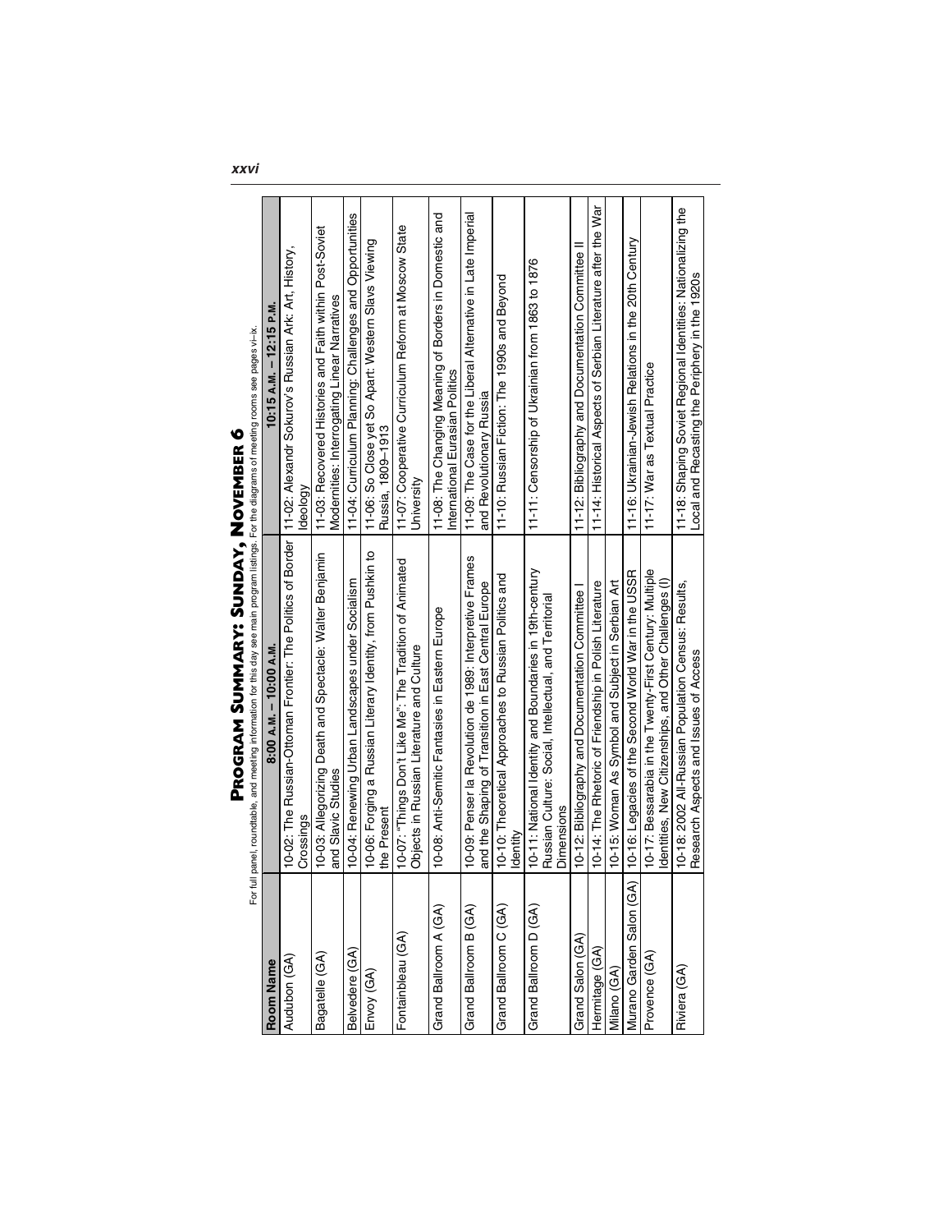# Program Summary: Sunday, November 6

For full panel, roundtable, and meeting information for this day see main program listings. For the diagrams of meeting rooms see pages vi–ix.

| Room Name | 8:00 A.M. – 10:00 A.M. | 10:15 A.M. – 12:15 P.M. |
|---|---|---|
| Audubon (GA) | 10-02: The Russian-Ottoman Frontier: The Politics of Border Crossings | 11-02: Alexandr Sokurov's Russian Ark: Art, History, Ideology |
| Bagatelle (GA) | 10-03: Allegorizing Death and Spectacle: Walter Benjamin and Slavic Studies | 11-03: Recovered Histories and Faith within Post-Soviet Modernities: Interrogating Linear Narratives |
| Belvedere (GA) | 10-04: Renewing Urban Landscapes under Socialism | 11-04: Curriculum Planning: Challenges and Opportunities |
| Envoy (GA) | 10-06: Forging a Russian Literary Identity, from Pushkin to the Present | 11-06: So Close yet So Apart: Western Slavs Viewing Russia, 1809–1913 |
| Fontainbleau (GA) | 10-07: "Things Don't Like Me": The Tradition of Animated Objects in Russian Literature and Culture | 11-07: Cooperative Curriculum Reform at Moscow State University |
| Grand Ballroom A (GA) | 10-08: Anti-Semitic Fantasies in Eastern Europe | 11-08: The Changing Meaning of Borders in Domestic and International Eurasian Politics |
| Grand Ballroom B (GA) | 10-09: Penser la Revolution de 1989: Interpretive Frames and the Shaping of Transition in East Central Europe | 11-09: The Case for the Liberal Alternative in Late Imperial and Revolutionary Russia |
| Grand Ballroom C (GA) | 10-10: Theoretical Approaches to Russian Politics and Identity | 11-10: Russian Fiction: The 1990s and Beyond |
| Grand Ballroom D (GA) | 10-11: National Identity and Boundaries in 19th-century Russian Culture: Social, Intellectual, and Territorial Dimensions | 11-11: Censorship of Ukrainian from 1863 to 1876 |
| Grand Salon (GA) | 10-12: Bibliography and Documentation Committee I | 11-12: Bibliography and Documentation Committee II |
| Hermitage (GA) | 10-14: The Rhetoric of Friendship in Polish Literature | 11-14: Historical Aspects of Serbian Literature after the War |
| Milano (GA) | 10-15: Woman As Symbol and Subject in Serbian Art | |
| Murano Garden Salon (GA) | 10-16: Legacies of the Second World War in the USSR | 11-16: Ukrainian-Jewish Relations in the 20th Century |
| Provence (GA) | 10-17: Bessarabia in the Twenty-First Century: Multiple Identities, New Citizenships, and Other Challenges (I) | 11-17: War as Textual Practice |
| Riviera (GA) | 10-18: 2002 All-Russian Population Census: Results, Research Aspects and Issues of Access | 11-18: Shaping Soviet Regional Identities: Nationalizing the Local and Recasting the Periphery in the 1920s |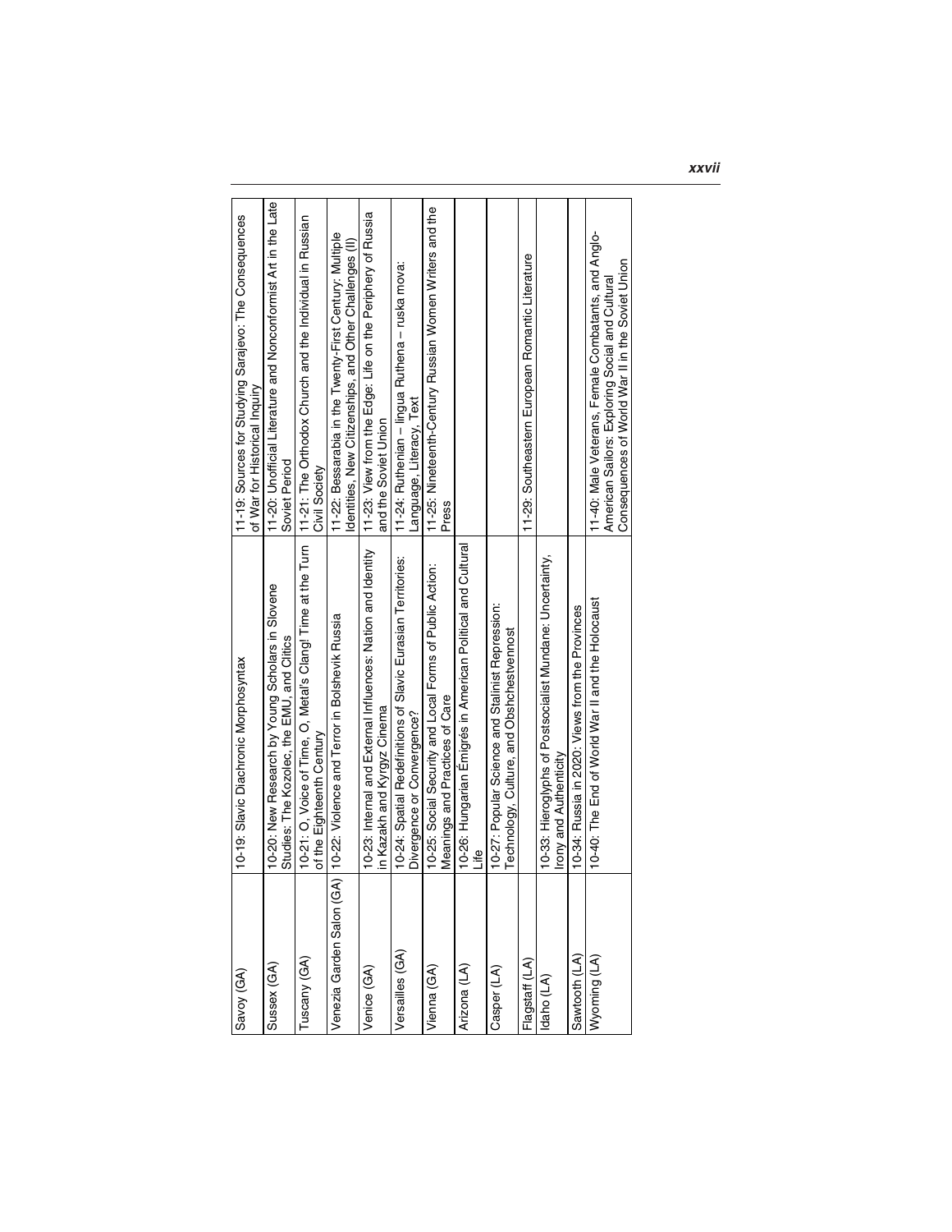| Savoy (GA) | 10-19: Slavic Diachronic Morphosyntax | 11-19: Sources for Studying Sarajevo: The Consequences of War for Historical Inquiry |
|---|---|---|
| Sussex (GA) | 10-20: New Research by Young Scholars in Slovene Studies: The Kozolec, the EMU, and Clitics | 11-20: Unofficial Literature and Nonconformist Art in the Late Soviet Period |
| Tuscany (GA) | 10-21: O, Voice of Time, O, Metal's Clang! Time at the Turn of the Eighteenth Century | 11-21: The Orthodox Church and the Individual in Russian Civil Society |
| Venezia Garden Salon (GA) | 10-22: Violence and Terror in Bolshevik Russia | 11-22: Bessarabia in the Twenty-First Century: Multiple Identities, New Citizenships, and Other Challenges (II) |
| Venice (GA) | 10-23: Internal and External Influences: Nation and Identity in Kazakh and Kyrgyz Cinema | 11-23: View from the Edge: Life on the Periphery of Russia and the Soviet Union |
| Versailles (GA) | 10-24: Spatial Redefinitions of Slavic Eurasian Territories: Divergence or Convergence? | 11-24: Ruthenian – lingua Ruthena – ruska mova: Language, Literacy, Text |
| Vienna (GA) | 10-25: Social Security and Local Forms of Public Action: Meanings and Practices of Care | 11-25: Nineteenth-Century Russian Women Writers and the Press |
| Arizona (LA) | 10-26: Hungarian Émigrés in American Political and Cultural Life | |
| Casper (LA) | 10-27: Popular Science and Stalinist Repression: Technology, Culture, and Obshchestvennost | |
| Flagstaff (LA) | | 11-29: Southeastern European Romantic Literature |
| Idaho (LA) | 10-33: Hieroglyphs of Postsocialist Mundane: Uncertainty, Irony and Authenticity | |
| Sawtooth (LA) | 10-34: Russia in 2020: Views from the Provinces | |
| Wyoming (LA) | 10-40: The End of World War II and the Holocaust | 11-40: Male Veterans, Female Combatants, and Anglo-American Sailors: Exploring Social and Cultural Consequences of World War II in the Soviet Union |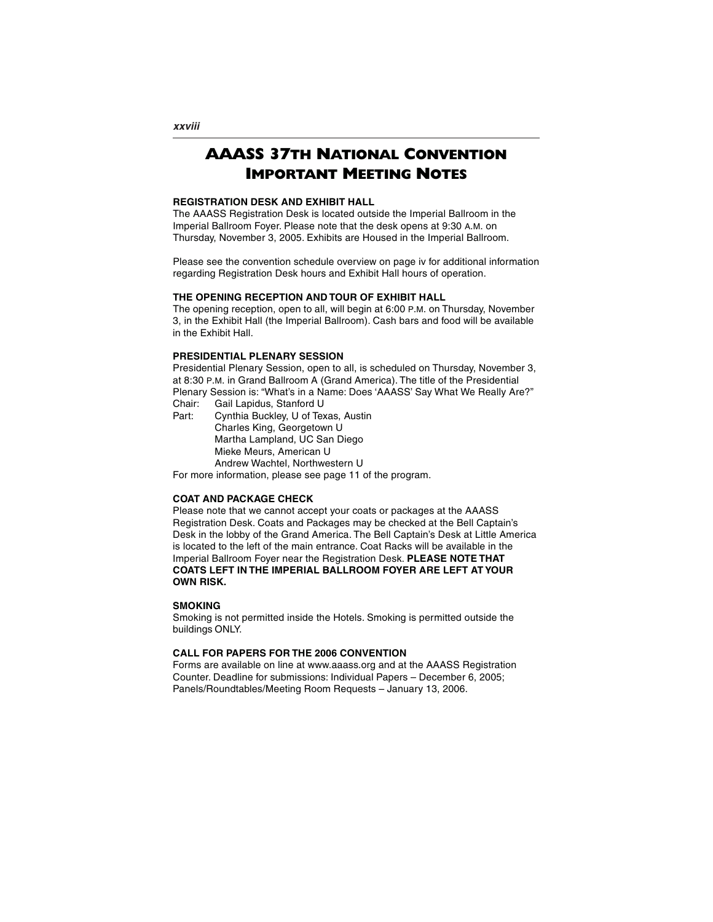# AAASS 37th National Convention Important Meeting Notes

### REGISTRATION DESK AND EXHIBIT HALL

The AAASS Registration Desk is located outside the Imperial Ballroom in the Imperial Ballroom Foyer. Please note that the desk opens at 9:30 A.M. on Thursday, November 3, 2005. Exhibits are Housed in the Imperial Ballroom.

Please see the convention schedule overview on page iv for additional information regarding Registration Desk hours and Exhibit Hall hours of operation.

### THE OPENING RECEPTION AND TOUR OF EXHIBIT HALL

The opening reception, open to all, will begin at 6:00 P.M. on Thursday, November 3, in the Exhibit Hall (the Imperial Ballroom). Cash bars and food will be available in the Exhibit Hall.

### PRESIDENTIAL PLENARY SESSION

Presidential Plenary Session, open to all, is scheduled on Thursday, November 3, at 8:30 P.M. in Grand Ballroom A (Grand America). The title of the Presidential Plenary Session is: "What's in a Name: Does 'AAASS' Say What We Really Are?"

Chair: Gail Lapidus, Stanford U

Part: Cynthia Buckley, U of Texas, Austin
Charles King, Georgetown U
Martha Lampland, UC San Diego
Mieke Meurs, American U
Andrew Wachtel, Northwestern U

For more information, please see page 11 of the program.

### COAT AND PACKAGE CHECK

Please note that we cannot accept your coats or packages at the AAASS Registration Desk. Coats and Packages may be checked at the Bell Captain's Desk in the lobby of the Grand America. The Bell Captain's Desk at Little America is located to the left of the main entrance. Coat Racks will be available in the Imperial Ballroom Foyer near the Registration Desk. **PLEASE NOTE THAT COATS LEFT IN THE IMPERIAL BALLROOM FOYER ARE LEFT AT YOUR OWN RISK.**

### SMOKING

Smoking is not permitted inside the Hotels. Smoking is permitted outside the buildings ONLY.

### CALL FOR PAPERS FOR THE 2006 CONVENTION

Forms are available on line at www.aaass.org and at the AAASS Registration Counter. Deadline for submissions: Individual Papers – December 6, 2005; Panels/Roundtables/Meeting Room Requests – January 13, 2006.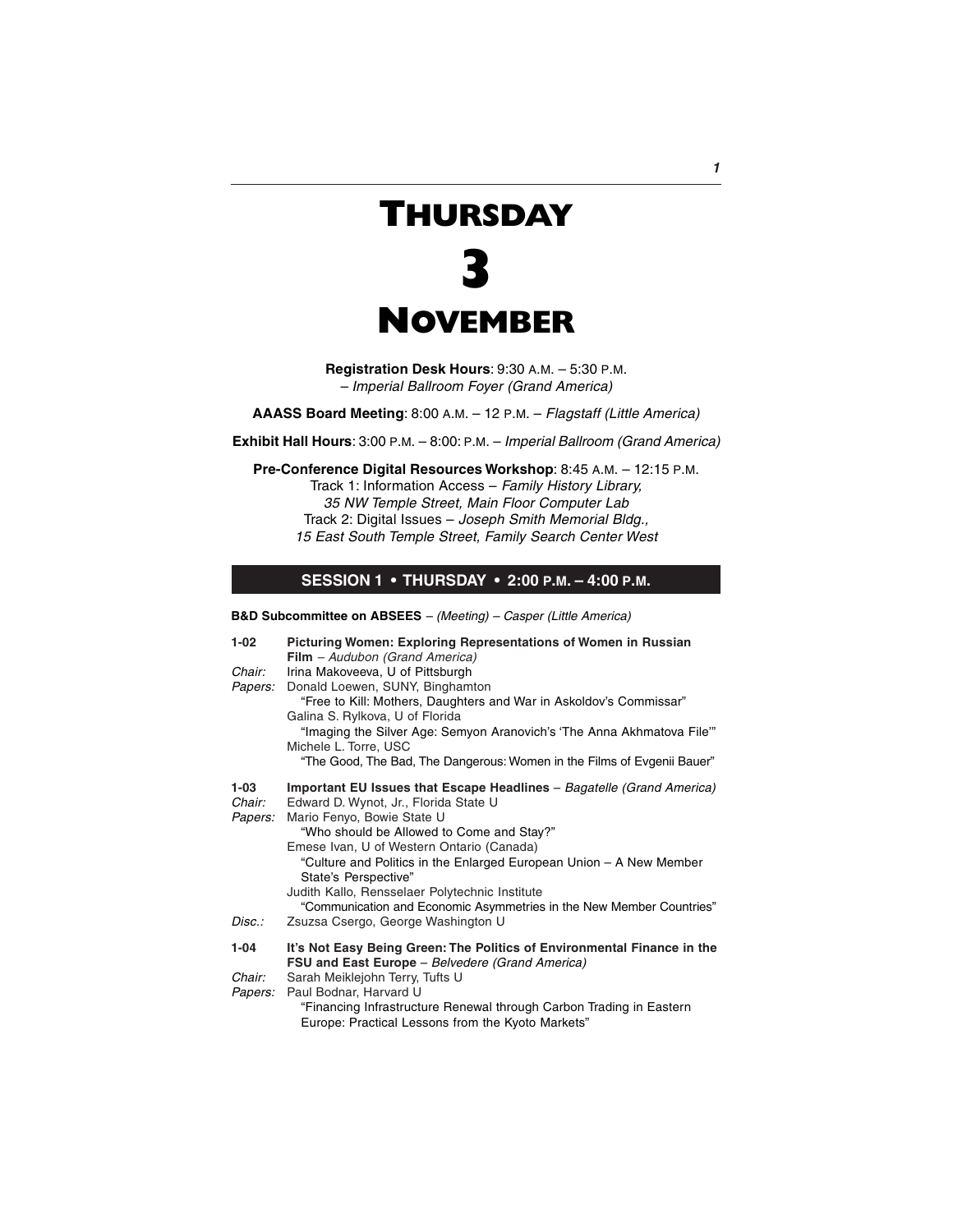# THURSDAY 3 NOVEMBER

**Registration Desk Hours**: 9:30 A.M. – 5:30 P.M. – *Imperial Ballroom Foyer (Grand America)*

**AAASS Board Meeting**: 8:00 A.M. – 12 P.M. – *Flagstaff (Little America)*

**Exhibit Hall Hours**: 3:00 P.M. – 8:00: P.M. – *Imperial Ballroom (Grand America)*

**Pre-Conference Digital Resources Workshop**: 8:45 A.M. – 12:15 P.M.
Track 1: Information Access – *Family History Library, 35 NW Temple Street, Main Floor Computer Lab*
Track 2: Digital Issues – *Joseph Smith Memorial Bldg., 15 East South Temple Street, Family Search Center West*

## SESSION 1 • THURSDAY • 2:00 P.M. – 4:00 P.M.

**B&D Subcommittee on ABSEES** – *(Meeting) – Casper (Little America)*

**1-02 Picturing Women: Exploring Representations of Women in Russian Film** – *Audubon (Grand America)*
*Chair:* Irina Makoveeva, U of Pittsburgh
*Papers:* Donald Loewen, SUNY, Binghamton
"Free to Kill: Mothers, Daughters and War in Askoldov's Commissar"
Galina S. Rylkova, U of Florida
"Imaging the Silver Age: Semyon Aranovich's 'The Anna Akhmatova File'"
Michele L. Torre, USC
"The Good, The Bad, The Dangerous: Women in the Films of Evgenii Bauer"

**1-03 Important EU Issues that Escape Headlines** – *Bagatelle (Grand America)*
*Chair:* Edward D. Wynot, Jr., Florida State U
*Papers:* Mario Fenyo, Bowie State U
"Who should be Allowed to Come and Stay?"
Emese Ivan, U of Western Ontario (Canada)
"Culture and Politics in the Enlarged European Union – A New Member State's Perspective"
Judith Kallo, Rensselaer Polytechnic Institute
"Communication and Economic Asymmetries in the New Member Countries"
*Disc.:* Zsuzsa Csergo, George Washington U

**1-04 It's Not Easy Being Green: The Politics of Environmental Finance in the FSU and East Europe** – *Belvedere (Grand America)*
*Chair:* Sarah Meiklejohn Terry, Tufts U
*Papers:* Paul Bodnar, Harvard U
"Financing Infrastructure Renewal through Carbon Trading in Eastern Europe: Practical Lessons from the Kyoto Markets"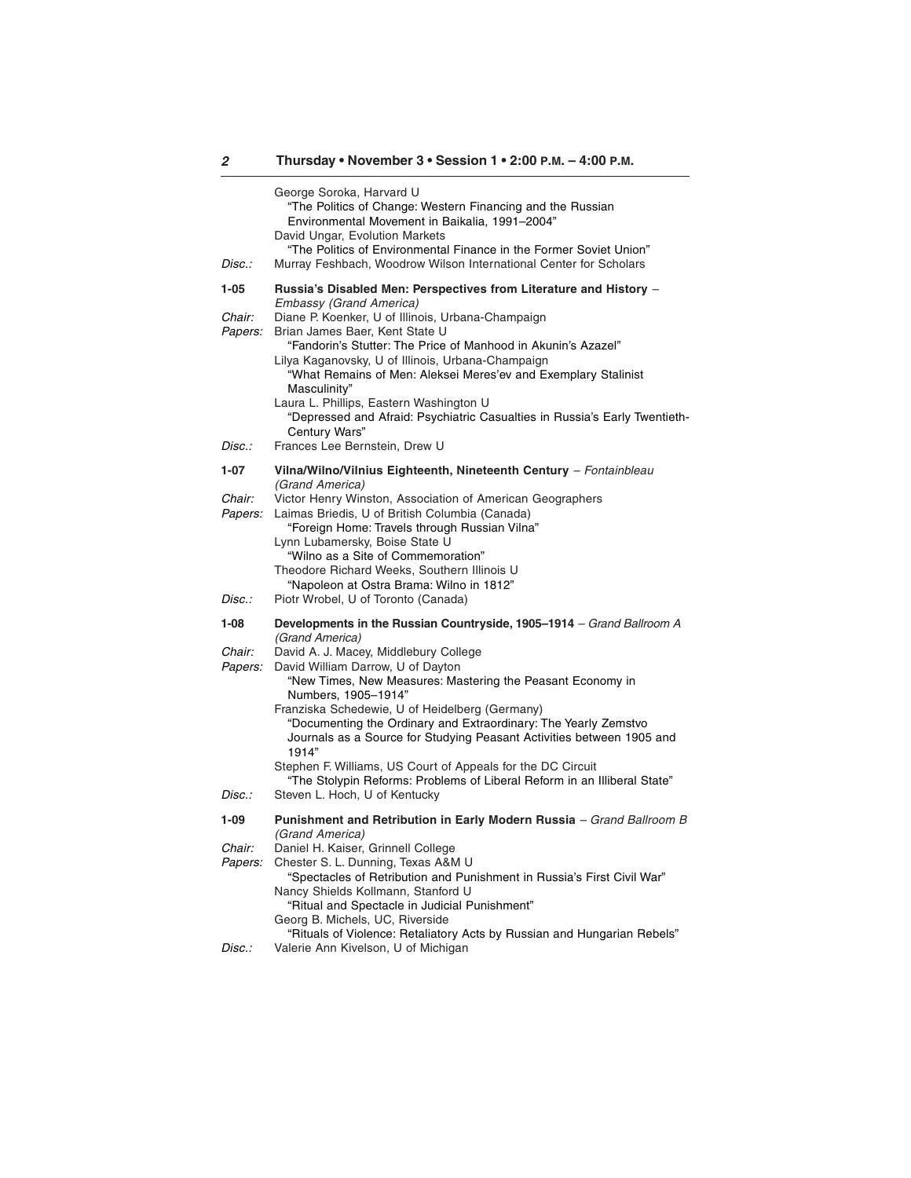George Soroka, Harvard U
"The Politics of Change: Western Financing and the Russian Environmental Movement in Baikalia, 1991–2004"
David Ungar, Evolution Markets
"The Politics of Environmental Finance in the Former Soviet Union"

*Disc.:* Murray Feshbach, Woodrow Wilson International Center for Scholars

**1-05 Russia's Disabled Men: Perspectives from Literature and History** – *Embassy (Grand America)*

*Chair:* Diane P. Koenker, U of Illinois, Urbana-Champaign

*Papers:* Brian James Baer, Kent State U
"Fandorin's Stutter: The Price of Manhood in Akunin's Azazel"
Lilya Kaganovsky, U of Illinois, Urbana-Champaign
"What Remains of Men: Aleksei Meres'ev and Exemplary Stalinist Masculinity"
Laura L. Phillips, Eastern Washington U
"Depressed and Afraid: Psychiatric Casualties in Russia's Early Twentieth-Century Wars"

*Disc.:* Frances Lee Bernstein, Drew U

**1-07 Vilna/Wilno/Vilnius Eighteenth, Nineteenth Century** – *Fontainbleau (Grand America)*

*Chair:* Victor Henry Winston, Association of American Geographers

*Papers:* Laimas Briedis, U of British Columbia (Canada)
"Foreign Home: Travels through Russian Vilna"
Lynn Lubamersky, Boise State U
"Wilno as a Site of Commemoration"
Theodore Richard Weeks, Southern Illinois U
"Napoleon at Ostra Brama: Wilno in 1812"

*Disc.:* Piotr Wrobel, U of Toronto (Canada)

**1-08 Developments in the Russian Countryside, 1905–1914** – *Grand Ballroom A (Grand America)*

*Chair:* David A. J. Macey, Middlebury College

*Papers:* David William Darrow, U of Dayton
"New Times, New Measures: Mastering the Peasant Economy in Numbers, 1905–1914"
Franziska Schedewie, U of Heidelberg (Germany)
"Documenting the Ordinary and Extraordinary: The Yearly Zemstvo Journals as a Source for Studying Peasant Activities between 1905 and 1914"
Stephen F. Williams, US Court of Appeals for the DC Circuit
"The Stolypin Reforms: Problems of Liberal Reform in an Illiberal State"

*Disc.:* Steven L. Hoch, U of Kentucky

**1-09 Punishment and Retribution in Early Modern Russia** – *Grand Ballroom B (Grand America)*

*Chair:* Daniel H. Kaiser, Grinnell College

*Papers:* Chester S. L. Dunning, Texas A&M U
"Spectacles of Retribution and Punishment in Russia's First Civil War"
Nancy Shields Kollmann, Stanford U
"Ritual and Spectacle in Judicial Punishment"
Georg B. Michels, UC, Riverside
"Rituals of Violence: Retaliatory Acts by Russian and Hungarian Rebels"

*Disc.:* Valerie Ann Kivelson, U of Michigan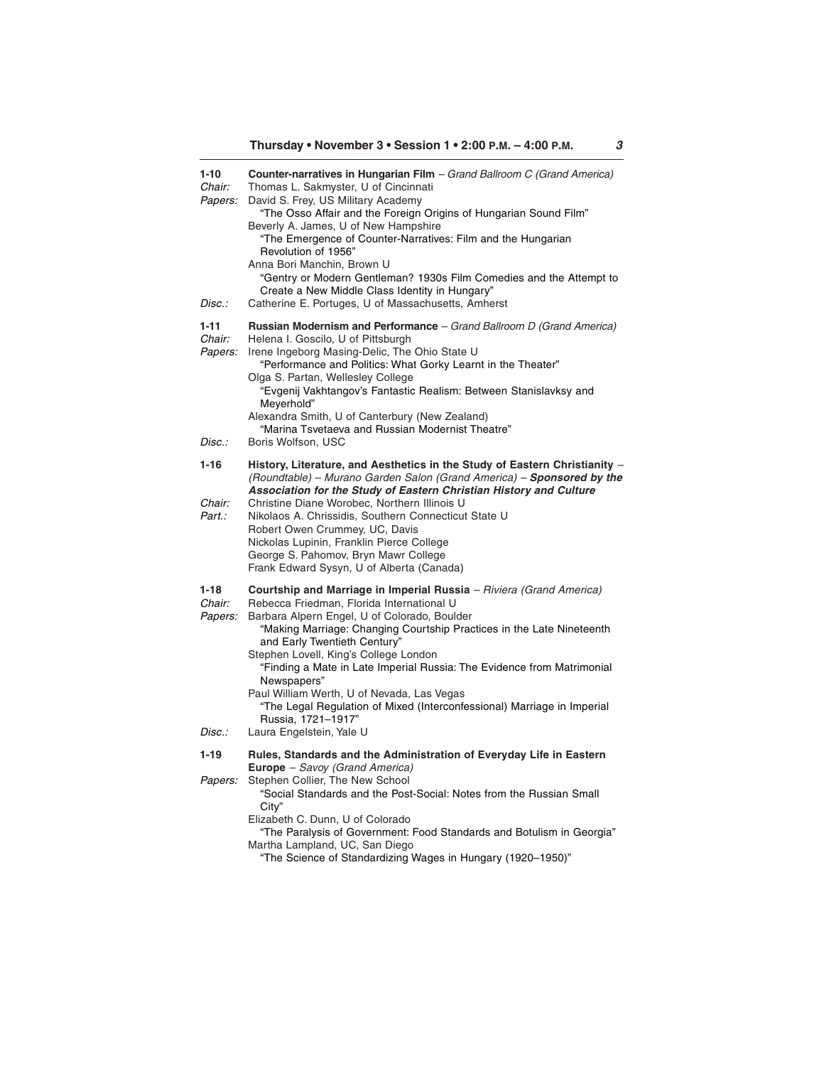**1-10 Counter-narratives in Hungarian Film** – *Grand Ballroom C (Grand America)*

*Chair:* Thomas L. Sakmyster, U of Cincinnati

*Papers:* David S. Frey, US Military Academy
"The Osso Affair and the Foreign Origins of Hungarian Sound Film"
Beverly A. James, U of New Hampshire
"The Emergence of Counter-Narratives: Film and the Hungarian Revolution of 1956"
Anna Bori Manchin, Brown U
"Gentry or Modern Gentleman? 1930s Film Comedies and the Attempt to Create a New Middle Class Identity in Hungary"

*Disc.:* Catherine E. Portuges, U of Massachusetts, Amherst

**1-11 Russian Modernism and Performance** – *Grand Ballroom D (Grand America)*

*Chair:* Helena I. Goscilo, U of Pittsburgh

*Papers:* Irene Ingeborg Masing-Delic, The Ohio State U
"Performance and Politics: What Gorky Learnt in the Theater"
Olga S. Partan, Wellesley College
"Evgenij Vakhtangov's Fantastic Realism: Between Stanislavksy and Meyerhold"
Alexandra Smith, U of Canterbury (New Zealand)
"Marina Tsvetaeva and Russian Modernist Theatre"

*Disc.:* Boris Wolfson, USC

**1-16 History, Literature, and Aesthetics in the Study of Eastern Christianity** – *(Roundtable) – Murano Garden Salon (Grand America)* – ***Sponsored by the Association for the Study of Eastern Christian History and Culture***

*Chair:* Christine Diane Worobec, Northern Illinois U

*Part.:* Nikolaos A. Chrissidis, Southern Connecticut State U
Robert Owen Crummey, UC, Davis
Nickolas Lupinin, Franklin Pierce College
George S. Pahomov, Bryn Mawr College
Frank Edward Sysyn, U of Alberta (Canada)

**1-18 Courtship and Marriage in Imperial Russia** – *Riviera (Grand America)*

*Chair:* Rebecca Friedman, Florida International U

*Papers:* Barbara Alpern Engel, U of Colorado, Boulder
"Making Marriage: Changing Courtship Practices in the Late Nineteenth and Early Twentieth Century"
Stephen Lovell, King's College London
"Finding a Mate in Late Imperial Russia: The Evidence from Matrimonial Newspapers"
Paul William Werth, U of Nevada, Las Vegas
"The Legal Regulation of Mixed (Interconfessional) Marriage in Imperial Russia, 1721–1917"

*Disc.:* Laura Engelstein, Yale U

**1-19 Rules, Standards and the Administration of Everyday Life in Eastern Europe** – *Savoy (Grand America)*

*Papers:* Stephen Collier, The New School
"Social Standards and the Post-Social: Notes from the Russian Small City"
Elizabeth C. Dunn, U of Colorado
"The Paralysis of Government: Food Standards and Botulism in Georgia"
Martha Lampland, UC, San Diego
"The Science of Standardizing Wages in Hungary (1920–1950)"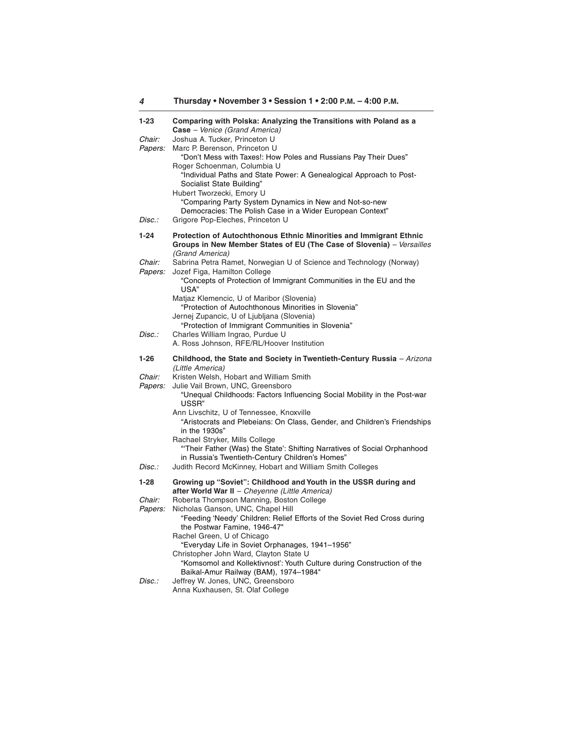## Thursday • November 3 • Session 1 • 2:00 P.M. – 4:00 P.M.

**1-23 Comparing with Polska: Analyzing the Transitions with Poland as a Case** – *Venice (Grand America)*

*Chair:* Joshua A. Tucker, Princeton U

*Papers:* Marc P. Berenson, Princeton U
"Don't Mess with Taxes!: How Poles and Russians Pay Their Dues"
Roger Schoenman, Columbia U
"Individual Paths and State Power: A Genealogical Approach to Post-Socialist State Building"
Hubert Tworzecki, Emory U
"Comparing Party System Dynamics in New and Not-so-new Democracies: The Polish Case in a Wider European Context"

*Disc.:* Grigore Pop-Eleches, Princeton U

**1-24 Protection of Autochthonous Ethnic Minorities and Immigrant Ethnic Groups in New Member States of EU (The Case of Slovenia)** – *Versailles (Grand America)*

*Chair:* Sabrina Petra Ramet, Norwegian U of Science and Technology (Norway)

*Papers:* Jozef Figa, Hamilton College
"Concepts of Protection of Immigrant Communities in the EU and the USA"
Matjaz Klemencic, U of Maribor (Slovenia)
"Protection of Autochthonous Minorities in Slovenia"
Jernej Zupancic, U of Ljubljana (Slovenia)
"Protection of Immigrant Communities in Slovenia"

*Disc.:* Charles William Ingrao, Purdue U
A. Ross Johnson, RFE/RL/Hoover Institution

**1-26 Childhood, the State and Society in Twentieth-Century Russia** – *Arizona (Little America)*

*Chair:* Kristen Welsh, Hobart and William Smith

*Papers:* Julie Vail Brown, UNC, Greensboro
"Unequal Childhoods: Factors Influencing Social Mobility in the Post-war USSR"
Ann Livschitz, U of Tennessee, Knoxville
"Aristocrats and Plebeians: On Class, Gender, and Children's Friendships in the 1930s"
Rachael Stryker, Mills College
"'Their Father (Was) the State': Shifting Narratives of Social Orphanhood in Russia's Twentieth-Century Children's Homes"

*Disc.:* Judith Record McKinney, Hobart and William Smith Colleges

**1-28 Growing up "Soviet": Childhood and Youth in the USSR during and after World War II** – *Cheyenne (Little America)*

*Chair:* Roberta Thompson Manning, Boston College

*Papers:* Nicholas Ganson, UNC, Chapel Hill
"Feeding 'Needy' Children: Relief Efforts of the Soviet Red Cross during the Postwar Famine, 1946-47"
Rachel Green, U of Chicago
"Everyday Life in Soviet Orphanages, 1941–1956"
Christopher John Ward, Clayton State U
"Komsomol and Kollektivnost': Youth Culture during Construction of the Baikal-Amur Railway (BAM), 1974–1984"

*Disc.:* Jeffrey W. Jones, UNC, Greensboro
Anna Kuxhausen, St. Olaf College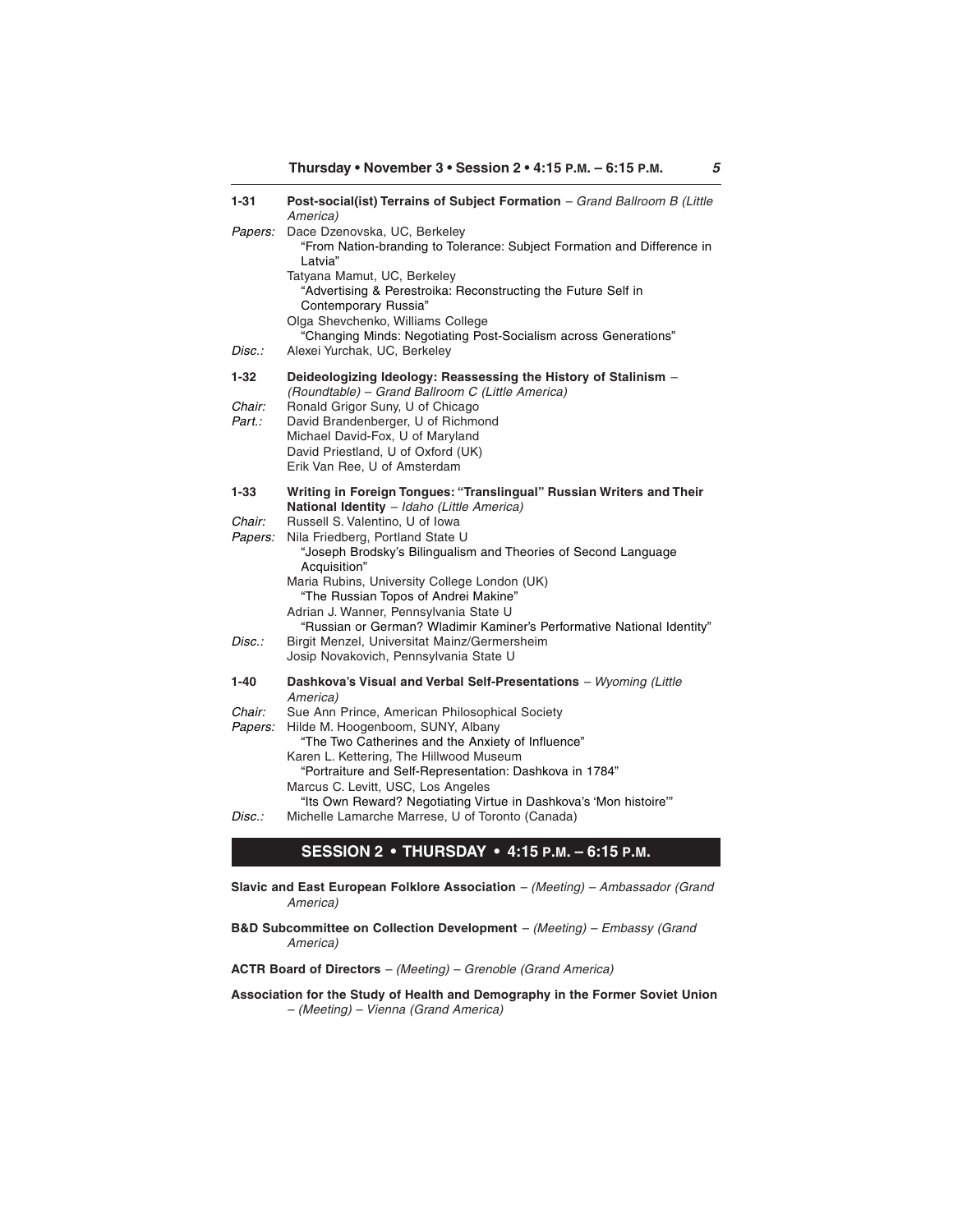**1-31** **Post-social(ist) Terrains of Subject Formation** – *Grand Ballroom B (Little America)*

*Papers:* Dace Dzenovska, UC, Berkeley
"From Nation-branding to Tolerance: Subject Formation and Difference in Latvia"
Tatyana Mamut, UC, Berkeley
"Advertising & Perestroika: Reconstructing the Future Self in Contemporary Russia"
Olga Shevchenko, Williams College
"Changing Minds: Negotiating Post-Socialism across Generations"

*Disc.:* Alexei Yurchak, UC, Berkeley

**1-32** **Deideologizing Ideology: Reassessing the History of Stalinism** – *(Roundtable) – Grand Ballroom C (Little America)*

*Chair:* Ronald Grigor Suny, U of Chicago

*Part.:* David Brandenberger, U of Richmond
Michael David-Fox, U of Maryland
David Priestland, U of Oxford (UK)
Erik Van Ree, U of Amsterdam

**1-33** **Writing in Foreign Tongues: "Translingual" Russian Writers and Their National Identity** – *Idaho (Little America)*

*Chair:* Russell S. Valentino, U of Iowa

*Papers:* Nila Friedberg, Portland State U
"Joseph Brodsky's Bilingualism and Theories of Second Language Acquisition"
Maria Rubins, University College London (UK)
"The Russian Topos of Andrei Makine"
Adrian J. Wanner, Pennsylvania State U
"Russian or German? Wladimir Kaminer's Performative National Identity"

*Disc.:* Birgit Menzel, Universitat Mainz/Germersheim
Josip Novakovich, Pennsylvania State U

**1-40** **Dashkova's Visual and Verbal Self-Presentations** – *Wyoming (Little America)*

*Chair:* Sue Ann Prince, American Philosophical Society

*Papers:* Hilde M. Hoogenboom, SUNY, Albany
"The Two Catherines and the Anxiety of Influence"
Karen L. Kettering, The Hillwood Museum
"Portraiture and Self-Representation: Dashkova in 1784"
Marcus C. Levitt, USC, Los Angeles
"Its Own Reward? Negotiating Virtue in Dashkova's 'Mon histoire'"

*Disc.:* Michelle Lamarche Marrese, U of Toronto (Canada)

## SESSION 2 • THURSDAY • 4:15 P.M. – 6:15 P.M.

**Slavic and East European Folklore Association** – *(Meeting) – Ambassador (Grand America)*

**B&D Subcommittee on Collection Development** – *(Meeting) – Embassy (Grand America)*

**ACTR Board of Directors** – *(Meeting) – Grenoble (Grand America)*

**Association for the Study of Health and Demography in the Former Soviet Union** – *(Meeting) – Vienna (Grand America)*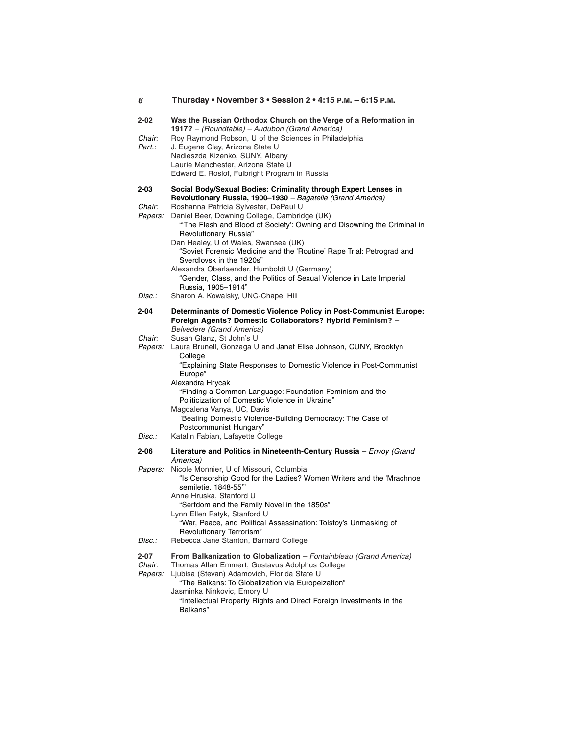## Thursday • November 3 • Session 2 • 4:15 P.M. – 6:15 P.M.

**2-02 Was the Russian Orthodox Church on the Verge of a Reformation in 1917?** – *(Roundtable) – Audubon (Grand America)*

*Chair:* Roy Raymond Robson, U of the Sciences in Philadelphia
*Part.:* J. Eugene Clay, Arizona State U
Nadieszda Kizenko, SUNY, Albany
Laurie Manchester, Arizona State U
Edward E. Roslof, Fulbright Program in Russia

**2-03 Social Body/Sexual Bodies: Criminality through Expert Lenses in Revolutionary Russia, 1900–1930** – *Bagatelle (Grand America)*

*Chair:* Roshanna Patricia Sylvester, DePaul U
*Papers:* Daniel Beer, Downing College, Cambridge (UK)
"'The Flesh and Blood of Society': Owning and Disowning the Criminal in Revolutionary Russia"
Dan Healey, U of Wales, Swansea (UK)
"Soviet Forensic Medicine and the 'Routine' Rape Trial: Petrograd and Sverdlovsk in the 1920s"
Alexandra Oberlaender, Humboldt U (Germany)
"Gender, Class, and the Politics of Sexual Violence in Late Imperial Russia, 1905–1914"
*Disc.:* Sharon A. Kowalsky, UNC-Chapel Hill

**2-04 Determinants of Domestic Violence Policy in Post-Communist Europe: Foreign Agents? Domestic Collaborators? Hybrid Feminism?** – *Belvedere (Grand America)*

*Chair:* Susan Glanz, St John's U
*Papers:* Laura Brunell, Gonzaga U and Janet Elise Johnson, CUNY, Brooklyn College
"Explaining State Responses to Domestic Violence in Post-Communist Europe"
Alexandra Hrycak
"Finding a Common Language: Foundation Feminism and the Politicization of Domestic Violence in Ukraine"
Magdalena Vanya, UC, Davis
"Beating Domestic Violence-Building Democracy: The Case of Postcommunist Hungary"
*Disc.:* Katalin Fabian, Lafayette College

**2-06 Literature and Politics in Nineteenth-Century Russia** – *Envoy (Grand America)*

*Papers:* Nicole Monnier, U of Missouri, Columbia
"Is Censorship Good for the Ladies? Women Writers and the 'Mrachnoe semiletie, 1848-55'"
Anne Hruska, Stanford U
"Serfdom and the Family Novel in the 1850s"
Lynn Ellen Patyk, Stanford U
"War, Peace, and Political Assassination: Tolstoy's Unmasking of Revolutionary Terrorism"
*Disc.:* Rebecca Jane Stanton, Barnard College

**2-07 From Balkanization to Globalization** – *Fontainbleau (Grand America)*

*Chair:* Thomas Allan Emmert, Gustavus Adolphus College
*Papers:* Ljubisa (Stevan) Adamovich, Florida State U
"The Balkans: To Globalization via Europeization"
Jasminka Ninkovic, Emory U
"Intellectual Property Rights and Direct Foreign Investments in the Balkans"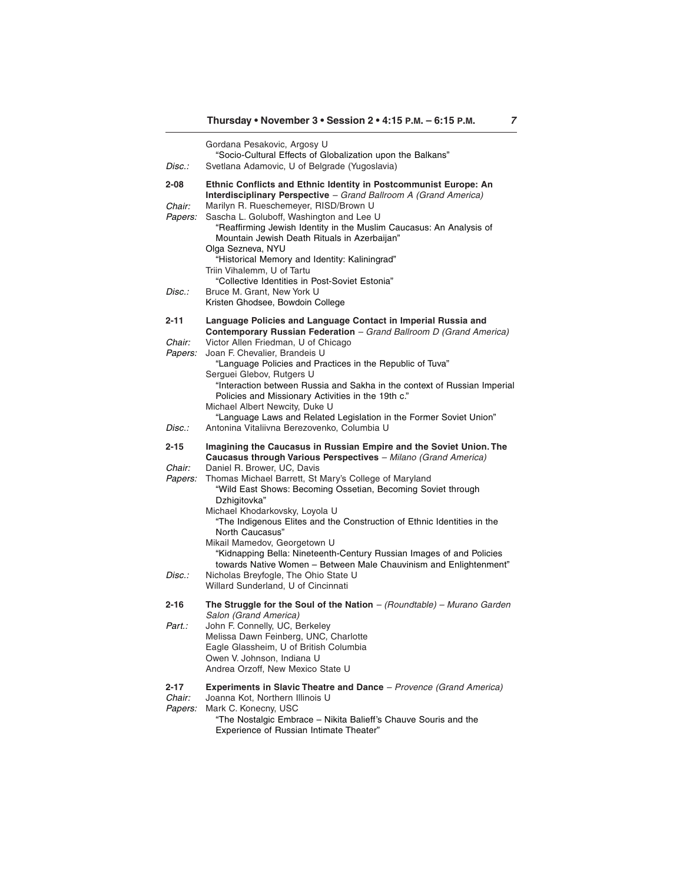Gordana Pesakovic, Argosy U
"Socio-Cultural Effects of Globalization upon the Balkans"

*Disc.:* Svetlana Adamovic, U of Belgrade (Yugoslavia)

**2-08 Ethnic Conflicts and Ethnic Identity in Postcommunist Europe: An Interdisciplinary Perspective** – *Grand Ballroom A (Grand America)*

*Chair:* Marilyn R. Rueschemeyer, RISD/Brown U

*Papers:* Sascha L. Goluboff, Washington and Lee U
"Reaffirming Jewish Identity in the Muslim Caucasus: An Analysis of Mountain Jewish Death Rituals in Azerbaijan"
Olga Sezneva, NYU
"Historical Memory and Identity: Kaliningrad"
Triin Vihalemm, U of Tartu
"Collective Identities in Post-Soviet Estonia"

*Disc.:* Bruce M. Grant, New York U
Kristen Ghodsee, Bowdoin College

**2-11 Language Policies and Language Contact in Imperial Russia and Contemporary Russian Federation** – *Grand Ballroom D (Grand America)*

*Chair:* Victor Allen Friedman, U of Chicago

*Papers:* Joan F. Chevalier, Brandeis U
"Language Policies and Practices in the Republic of Tuva"
Serguei Glebov, Rutgers U
"Interaction between Russia and Sakha in the context of Russian Imperial Policies and Missionary Activities in the 19th c."
Michael Albert Newcity, Duke U
"Language Laws and Related Legislation in the Former Soviet Union"

*Disc.:* Antonina Vitaliivna Berezovenko, Columbia U

**2-15 Imagining the Caucasus in Russian Empire and the Soviet Union. The Caucasus through Various Perspectives** – *Milano (Grand America)*

*Chair:* Daniel R. Brower, UC, Davis

*Papers:* Thomas Michael Barrett, St Mary's College of Maryland
"Wild East Shows: Becoming Ossetian, Becoming Soviet through Dzhigitovka"
Michael Khodarkovsky, Loyola U
"The Indigenous Elites and the Construction of Ethnic Identities in the North Caucasus"
Mikail Mamedov, Georgetown U
"Kidnapping Bella: Nineteenth-Century Russian Images of and Policies towards Native Women – Between Male Chauvinism and Enlightenment"

*Disc.:* Nicholas Breyfogle, The Ohio State U
Willard Sunderland, U of Cincinnati

**2-16 The Struggle for the Soul of the Nation** – *(Roundtable) – Murano Garden Salon (Grand America)*

*Part.:* John F. Connelly, UC, Berkeley
Melissa Dawn Feinberg, UNC, Charlotte
Eagle Glassheim, U of British Columbia
Owen V. Johnson, Indiana U
Andrea Orzoff, New Mexico State U

**2-17 Experiments in Slavic Theatre and Dance** – *Provence (Grand America)*

*Chair:* Joanna Kot, Northern Illinois U

*Papers:* Mark C. Konecny, USC
"The Nostalgic Embrace – Nikita Balieff's Chauve Souris and the Experience of Russian Intimate Theater"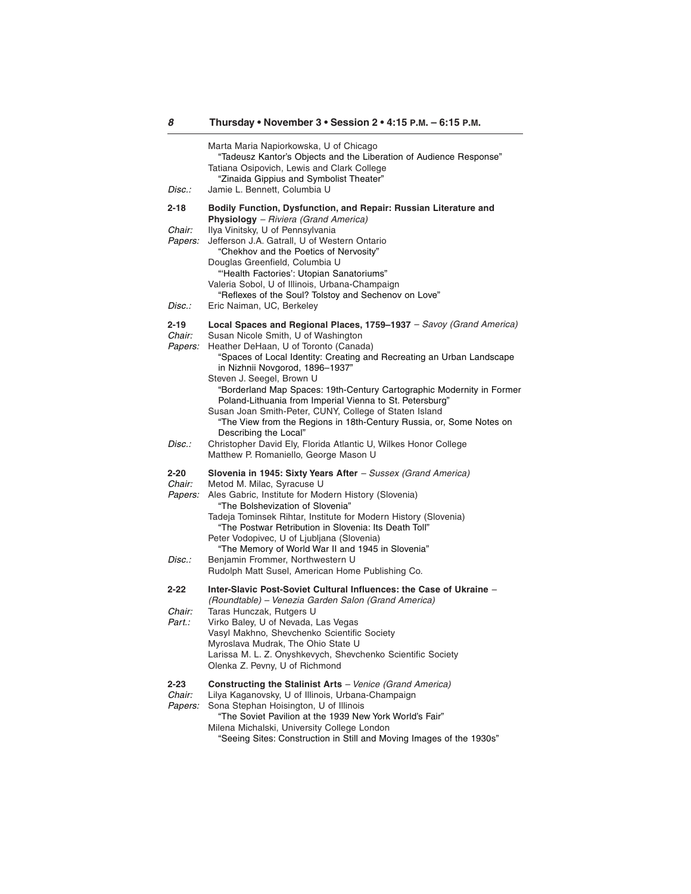Marta Maria Napiorkowska, U of Chicago
"Tadeusz Kantor's Objects and the Liberation of Audience Response"
Tatiana Osipovich, Lewis and Clark College
"Zinaida Gippius and Symbolist Theater"
*Disc.:* Jamie L. Bennett, Columbia U

**2-18 Bodily Function, Dysfunction, and Repair: Russian Literature and Physiology** – *Riviera (Grand America)*
*Chair:* Ilya Vinitsky, U of Pennsylvania
*Papers:* Jefferson J.A. Gatrall, U of Western Ontario
"Chekhov and the Poetics of Nervosity"
Douglas Greenfield, Columbia U
"'Health Factories': Utopian Sanatoriums"
Valeria Sobol, U of Illinois, Urbana-Champaign
"Reflexes of the Soul? Tolstoy and Sechenov on Love"
*Disc.:* Eric Naiman, UC, Berkeley

**2-19 Local Spaces and Regional Places, 1759–1937** – *Savoy (Grand America)*
*Chair:* Susan Nicole Smith, U of Washington
*Papers:* Heather DeHaan, U of Toronto (Canada)
"Spaces of Local Identity: Creating and Recreating an Urban Landscape in Nizhnii Novgorod, 1896–1937"
Steven J. Seegel, Brown U
"Borderland Map Spaces: 19th-Century Cartographic Modernity in Former Poland-Lithuania from Imperial Vienna to St. Petersburg"
Susan Joan Smith-Peter, CUNY, College of Staten Island
"The View from the Regions in 18th-Century Russia, or, Some Notes on Describing the Local"
*Disc.:* Christopher David Ely, Florida Atlantic U, Wilkes Honor College
Matthew P. Romaniello, George Mason U

**2-20 Slovenia in 1945: Sixty Years After** – *Sussex (Grand America)*
*Chair:* Metod M. Milac, Syracuse U
*Papers:* Ales Gabric, Institute for Modern History (Slovenia)
"The Bolshevization of Slovenia"
Tadeja Tominsek Rihtar, Institute for Modern History (Slovenia)
"The Postwar Retribution in Slovenia: Its Death Toll"
Peter Vodopivec, U of Ljubljana (Slovenia)
"The Memory of World War II and 1945 in Slovenia"
*Disc.:* Benjamin Frommer, Northwestern U
Rudolph Matt Susel, American Home Publishing Co.

**2-22 Inter-Slavic Post-Soviet Cultural Influences: the Case of Ukraine** – *(Roundtable) – Venezia Garden Salon (Grand America)*
*Chair:* Taras Hunczak, Rutgers U
*Part.:* Virko Baley, U of Nevada, Las Vegas
Vasyl Makhno, Shevchenko Scientific Society
Myroslava Mudrak, The Ohio State U
Larissa M. L. Z. Onyshkevych, Shevchenko Scientific Society
Olenka Z. Pevny, U of Richmond

**2-23 Constructing the Stalinist Arts** – *Venice (Grand America)*
*Chair:* Lilya Kaganovsky, U of Illinois, Urbana-Champaign
*Papers:* Sona Stephan Hoisington, U of Illinois
"The Soviet Pavilion at the 1939 New York World's Fair"
Milena Michalski, University College London
"Seeing Sites: Construction in Still and Moving Images of the 1930s"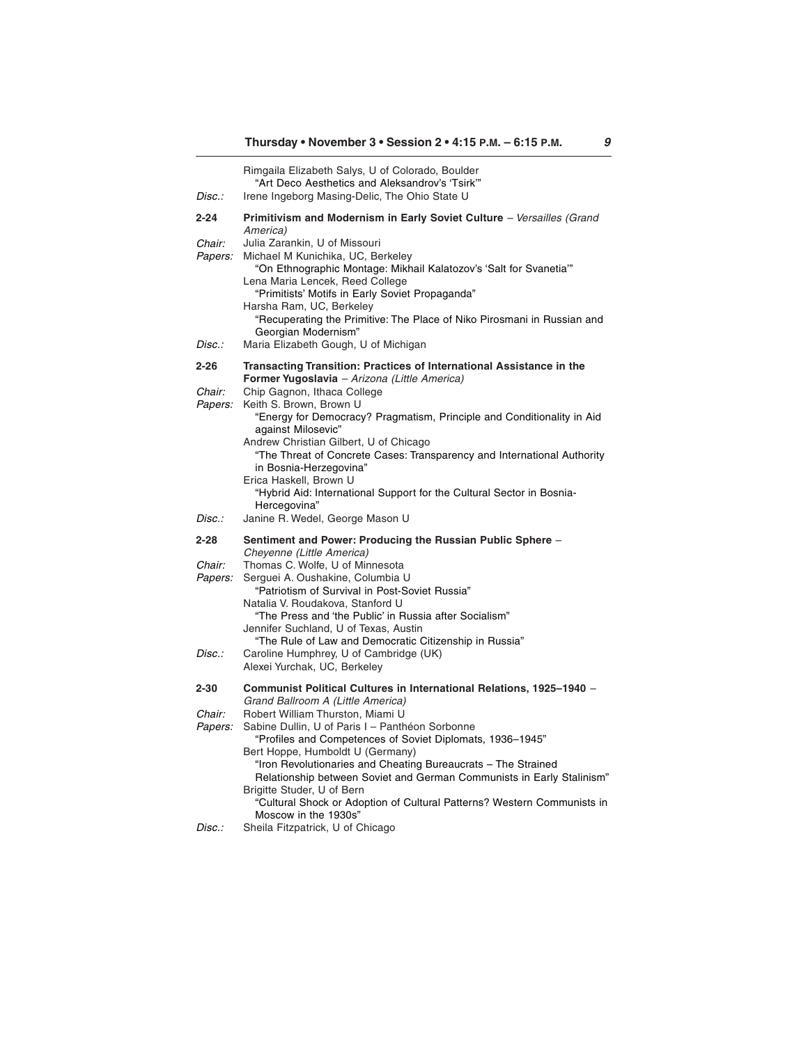Rimgaila Elizabeth Salys, U of Colorado, Boulder
"Art Deco Aesthetics and Aleksandrov's 'Tsirk'"

*Disc.:* Irene Ingeborg Masing-Delic, The Ohio State U

**2-24 Primitivism and Modernism in Early Soviet Culture** – *Versailles (Grand America)*

*Chair:* Julia Zarankin, U of Missouri

*Papers:* Michael M Kunichika, UC, Berkeley
"On Ethnographic Montage: Mikhail Kalatozov's 'Salt for Svanetia'"
Lena Maria Lencek, Reed College
"Primitists' Motifs in Early Soviet Propaganda"
Harsha Ram, UC, Berkeley
"Recuperating the Primitive: The Place of Niko Pirosmani in Russian and Georgian Modernism"

*Disc.:* Maria Elizabeth Gough, U of Michigan

**2-26 Transacting Transition: Practices of International Assistance in the Former Yugoslavia** – *Arizona (Little America)*

*Chair:* Chip Gagnon, Ithaca College

*Papers:* Keith S. Brown, Brown U
"Energy for Democracy? Pragmatism, Principle and Conditionality in Aid against Milosevic"
Andrew Christian Gilbert, U of Chicago
"The Threat of Concrete Cases: Transparency and International Authority in Bosnia-Herzegovina"
Erica Haskell, Brown U
"Hybrid Aid: International Support for the Cultural Sector in Bosnia-Hercegovina"

*Disc.:* Janine R. Wedel, George Mason U

**2-28 Sentiment and Power: Producing the Russian Public Sphere** – *Cheyenne (Little America)*

*Chair:* Thomas C. Wolfe, U of Minnesota

*Papers:* Serguei A. Oushakine, Columbia U
"Patriotism of Survival in Post-Soviet Russia"
Natalia V. Roudakova, Stanford U
"The Press and 'the Public' in Russia after Socialism"
Jennifer Suchland, U of Texas, Austin
"The Rule of Law and Democratic Citizenship in Russia"

*Disc.:* Caroline Humphrey, U of Cambridge (UK)
Alexei Yurchak, UC, Berkeley

**2-30 Communist Political Cultures in International Relations, 1925–1940** – *Grand Ballroom A (Little America)*

*Chair:* Robert William Thurston, Miami U

*Papers:* Sabine Dullin, U of Paris I – Panthéon Sorbonne
"Profiles and Competences of Soviet Diplomats, 1936–1945"
Bert Hoppe, Humboldt U (Germany)
"Iron Revolutionaries and Cheating Bureaucrats – The Strained Relationship between Soviet and German Communists in Early Stalinism"
Brigitte Studer, U of Bern
"Cultural Shock or Adoption of Cultural Patterns? Western Communists in Moscow in the 1930s"

*Disc.:* Sheila Fitzpatrick, U of Chicago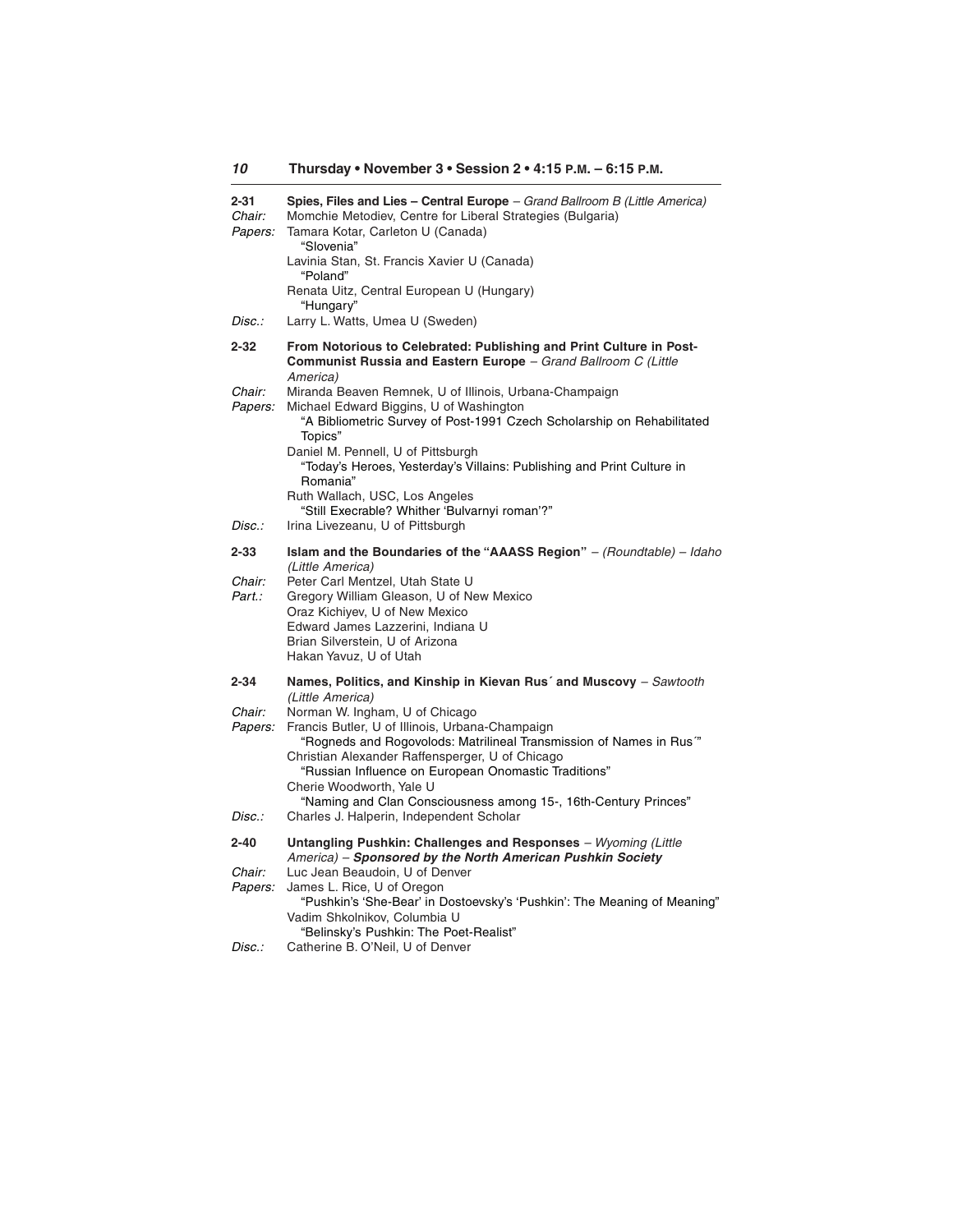## Thursday • November 3 • Session 2 • 4:15 P.M. – 6:15 P.M.

**2-31 Spies, Files and Lies – Central Europe** – *Grand Ballroom B (Little America)*

*Chair:* Momchie Metodiev, Centre for Liberal Strategies (Bulgaria)

*Papers:* Tamara Kotar, Carleton U (Canada)
"Slovenia"
Lavinia Stan, St. Francis Xavier U (Canada)
"Poland"
Renata Uitz, Central European U (Hungary)
"Hungary"

*Disc.:* Larry L. Watts, Umea U (Sweden)

**2-32 From Notorious to Celebrated: Publishing and Print Culture in Post-Communist Russia and Eastern Europe** – *Grand Ballroom C (Little America)*

*Chair:* Miranda Beaven Remnek, U of Illinois, Urbana-Champaign

*Papers:* Michael Edward Biggins, U of Washington
"A Bibliometric Survey of Post-1991 Czech Scholarship on Rehabilitated Topics"
Daniel M. Pennell, U of Pittsburgh
"Today's Heroes, Yesterday's Villains: Publishing and Print Culture in Romania"
Ruth Wallach, USC, Los Angeles
"Still Execrable? Whither 'Bulvarnyi roman'?"

*Disc.:* Irina Livezeanu, U of Pittsburgh

**2-33 Islam and the Boundaries of the "AAASS Region"** – *(Roundtable)* – *Idaho (Little America)*

*Chair:* Peter Carl Mentzel, Utah State U

*Part.:* Gregory William Gleason, U of New Mexico
Oraz Kichiyev, U of New Mexico
Edward James Lazzerini, Indiana U
Brian Silverstein, U of Arizona
Hakan Yavuz, U of Utah

**2-34 Names, Politics, and Kinship in Kievan Rus´ and Muscovy** – *Sawtooth (Little America)*

*Chair:* Norman W. Ingham, U of Chicago

*Papers:* Francis Butler, U of Illinois, Urbana-Champaign
"Rogneds and Rogovolods: Matrilineal Transmission of Names in Rus´"
Christian Alexander Raffensperger, U of Chicago
"Russian Influence on European Onomastic Traditions"
Cherie Woodworth, Yale U
"Naming and Clan Consciousness among 15-, 16th-Century Princes"

*Disc.:* Charles J. Halperin, Independent Scholar

**2-40 Untangling Pushkin: Challenges and Responses** – *Wyoming (Little America)* – ***Sponsored by the North American Pushkin Society***

*Chair:* Luc Jean Beaudoin, U of Denver

*Papers:* James L. Rice, U of Oregon
"Pushkin's 'She-Bear' in Dostoevsky's 'Pushkin': The Meaning of Meaning"
Vadim Shkolnikov, Columbia U
"Belinsky's Pushkin: The Poet-Realist"

*Disc.:* Catherine B. O'Neil, U of Denver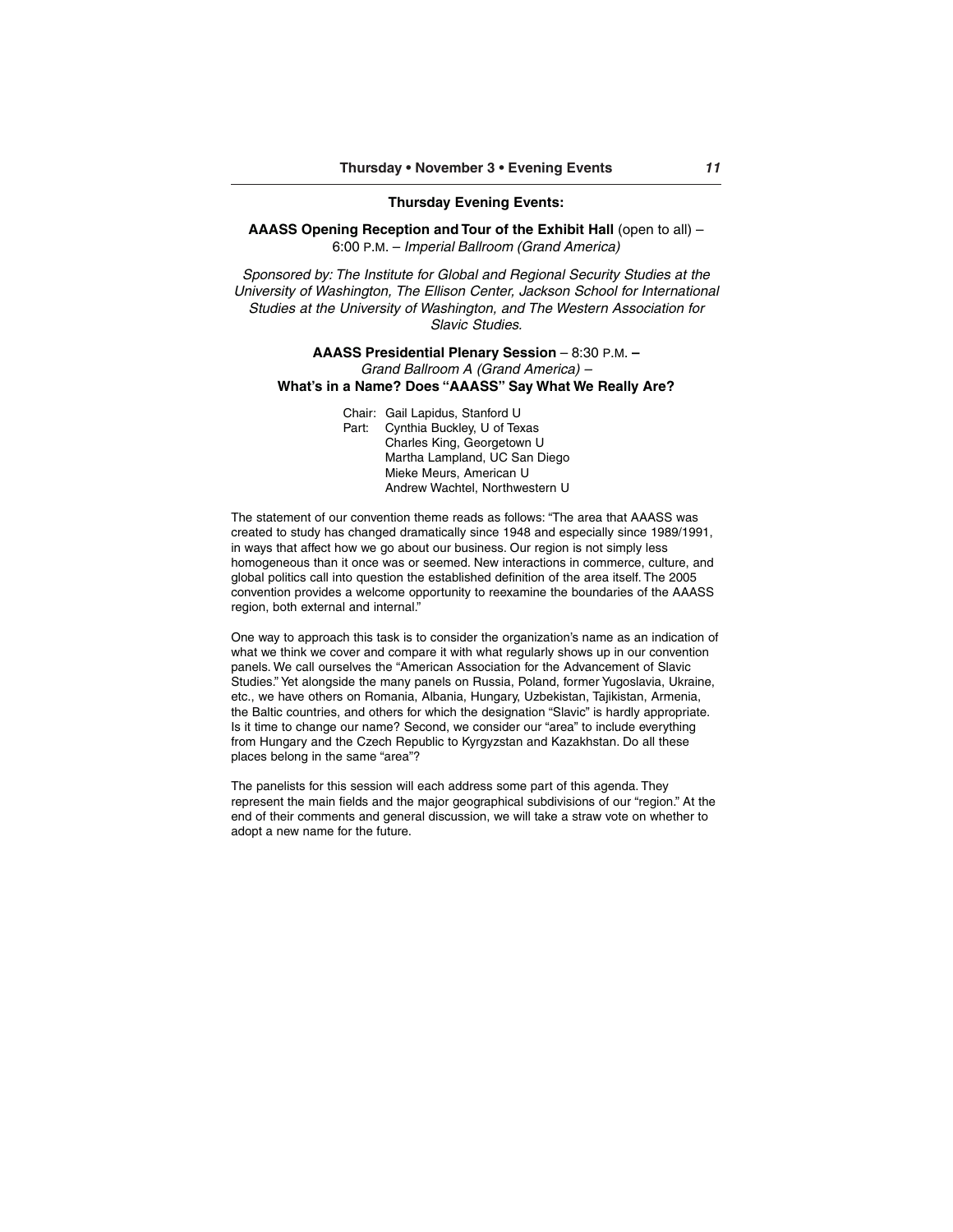## Thursday Evening Events:

**AAASS Opening Reception and Tour of the Exhibit Hall** (open to all) – 6:00 P.M. – *Imperial Ballroom (Grand America)*

*Sponsored by: The Institute for Global and Regional Security Studies at the University of Washington, The Ellison Center, Jackson School for International Studies at the University of Washington, and The Western Association for Slavic Studies.*

**AAASS Presidential Plenary Session** – 8:30 P.M. – *Grand Ballroom A (Grand America)* –
**What's in a Name? Does "AAASS" Say What We Really Are?**

Chair: Gail Lapidus, Stanford U
Part: Cynthia Buckley, U of Texas
Charles King, Georgetown U
Martha Lampland, UC San Diego
Mieke Meurs, American U
Andrew Wachtel, Northwestern U

The statement of our convention theme reads as follows: "The area that AAASS was created to study has changed dramatically since 1948 and especially since 1989/1991, in ways that affect how we go about our business. Our region is not simply less homogeneous than it once was or seemed. New interactions in commerce, culture, and global politics call into question the established definition of the area itself. The 2005 convention provides a welcome opportunity to reexamine the boundaries of the AAASS region, both external and internal."

One way to approach this task is to consider the organization's name as an indication of what we think we cover and compare it with what regularly shows up in our convention panels. We call ourselves the "American Association for the Advancement of Slavic Studies." Yet alongside the many panels on Russia, Poland, former Yugoslavia, Ukraine, etc., we have others on Romania, Albania, Hungary, Uzbekistan, Tajikistan, Armenia, the Baltic countries, and others for which the designation "Slavic" is hardly appropriate. Is it time to change our name? Second, we consider our "area" to include everything from Hungary and the Czech Republic to Kyrgyzstan and Kazakhstan. Do all these places belong in the same "area"?

The panelists for this session will each address some part of this agenda. They represent the main fields and the major geographical subdivisions of our "region." At the end of their comments and general discussion, we will take a straw vote on whether to adopt a new name for the future.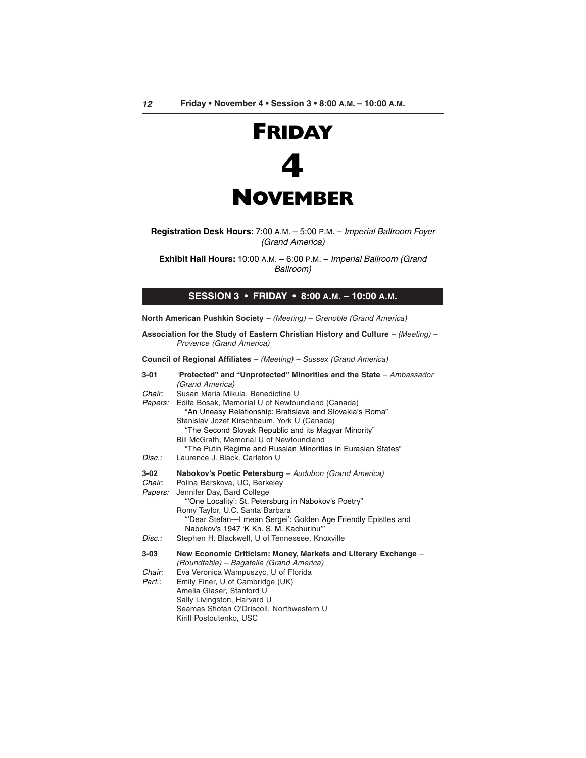# FRIDAY 4 NOVEMBER

**Registration Desk Hours:** 7:00 A.M. – 5:00 P.M. – *Imperial Ballroom Foyer (Grand America)*

**Exhibit Hall Hours:** 10:00 A.M. – 6:00 P.M. – *Imperial Ballroom (Grand Ballroom)*

## SESSION 3 • FRIDAY • 8:00 A.M. – 10:00 A.M.

**North American Pushkin Society** – *(Meeting)* – *Grenoble (Grand America)*

**Association for the Study of Eastern Christian History and Culture** – *(Meeting)* – *Provence (Grand America)*

**Council of Regional Affiliates** – *(Meeting)* – *Sussex (Grand America)*

**3-01** "**Protected" and "Unprotected" Minorities and the State** – *Ambassador (Grand America)*

*Chair:* Susan Maria Mikula, Benedictine U

*Papers:* Edita Bosak, Memorial U of Newfoundland (Canada)
"An Uneasy Relationship: Bratislava and Slovakia's Roma"
Stanislav Jozef Kirschbaum, York U (Canada)
"The Second Slovak Republic and its Magyar Minority"
Bill McGrath, Memorial U of Newfoundland
"The Putin Regime and Russian Minorities in Eurasian States"

*Disc.:* Laurence J. Black, Carleton U

**3-02** **Nabokov's Poetic Petersburg** – *Audubon (Grand America)*

*Chair:* Polina Barskova, UC, Berkeley

*Papers:* Jennifer Day, Bard College
"'One Locality': St. Petersburg in Nabokov's Poetry"
Romy Taylor, U.C. Santa Barbara
"'Dear Stefan—I mean Sergei': Golden Age Friendly Epistles and Nabokov's 1947 'K Kn. S. M. Kachurinu'"

*Disc.:* Stephen H. Blackwell, U of Tennessee, Knoxville

**3-03** **New Economic Criticism: Money, Markets and Literary Exchange** – *(Roundtable)* – *Bagatelle (Grand America)*

*Chair:* Eva Veronica Wampuszyc, U of Florida

*Part.:* Emily Finer, U of Cambridge (UK)
Amelia Glaser, Stanford U
Sally Livingston, Harvard U
Seamas Stiofan O'Driscoll, Northwestern U
Kirill Postoutenko, USC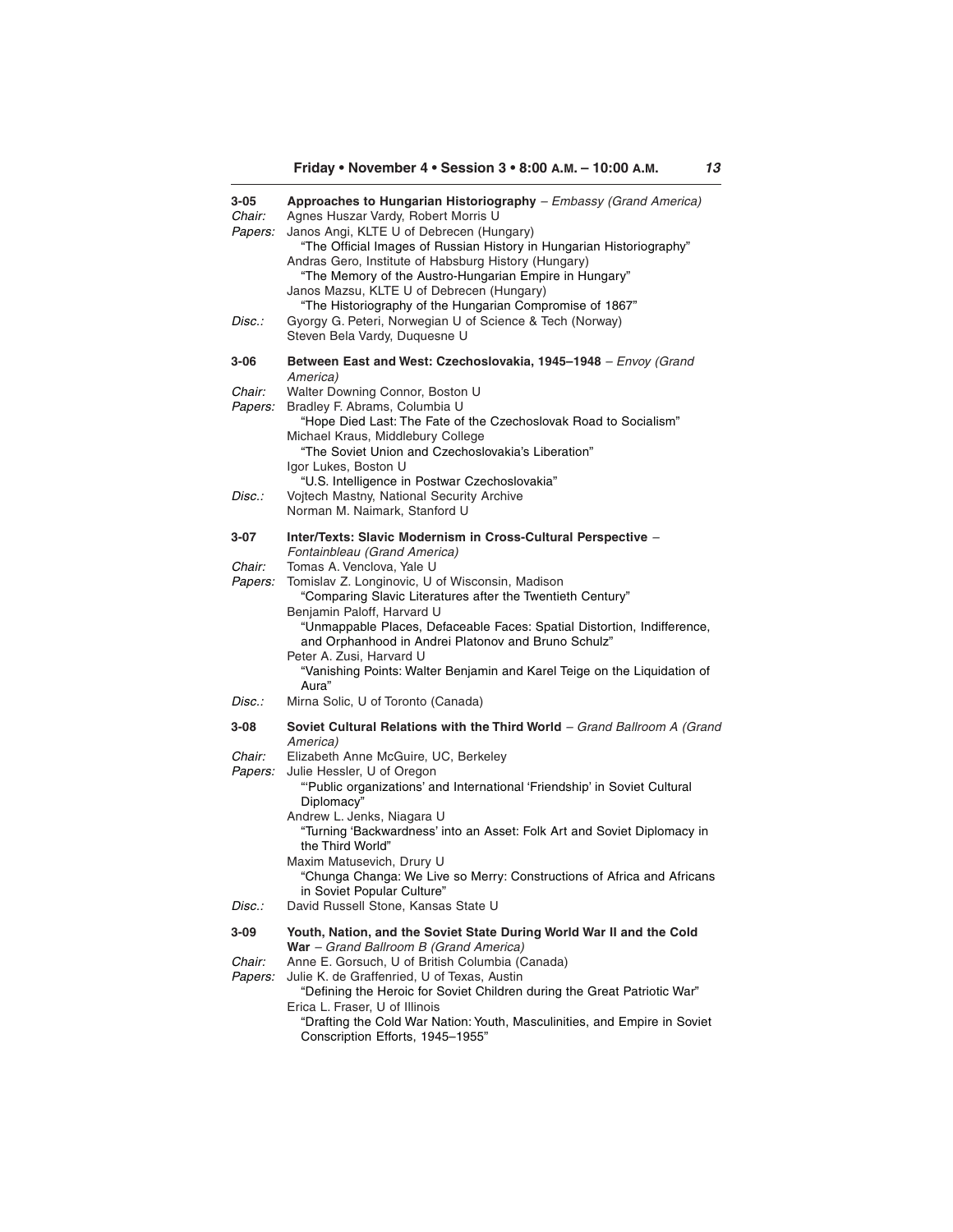## Friday • November 4 • Session 3 • 8:00 A.M. – 10:00 A.M.

**3-05 Approaches to Hungarian Historiography** – *Embassy (Grand America)*

*Chair:* Agnes Huszar Vardy, Robert Morris U

*Papers:* Janos Angi, KLTE U of Debrecen (Hungary)
"The Official Images of Russian History in Hungarian Historiography"
Andras Gero, Institute of Habsburg History (Hungary)
"The Memory of the Austro-Hungarian Empire in Hungary"
Janos Mazsu, KLTE U of Debrecen (Hungary)
"The Historiography of the Hungarian Compromise of 1867"

*Disc.:* Gyorgy G. Peteri, Norwegian U of Science & Tech (Norway)
Steven Bela Vardy, Duquesne U

**3-06 Between East and West: Czechoslovakia, 1945–1948** – *Envoy (Grand America)*

*Chair:* Walter Downing Connor, Boston U

*Papers:* Bradley F. Abrams, Columbia U
"Hope Died Last: The Fate of the Czechoslovak Road to Socialism"
Michael Kraus, Middlebury College
"The Soviet Union and Czechoslovakia's Liberation"
Igor Lukes, Boston U
"U.S. Intelligence in Postwar Czechoslovakia"

*Disc.:* Vojtech Mastny, National Security Archive
Norman M. Naimark, Stanford U

**3-07 Inter/Texts: Slavic Modernism in Cross-Cultural Perspective** – *Fontainbleau (Grand America)*

*Chair:* Tomas A. Venclova, Yale U

*Papers:* Tomislav Z. Longinovic, U of Wisconsin, Madison
"Comparing Slavic Literatures after the Twentieth Century"
Benjamin Paloff, Harvard U
"Unmappable Places, Defaceable Faces: Spatial Distortion, Indifference, and Orphanhood in Andrei Platonov and Bruno Schulz"
Peter A. Zusi, Harvard U
"Vanishing Points: Walter Benjamin and Karel Teige on the Liquidation of Aura"

*Disc.:* Mirna Solic, U of Toronto (Canada)

**3-08 Soviet Cultural Relations with the Third World** – *Grand Ballroom A (Grand America)*

*Chair:* Elizabeth Anne McGuire, UC, Berkeley

*Papers:* Julie Hessler, U of Oregon
"'Public organizations' and International 'Friendship' in Soviet Cultural Diplomacy"
Andrew L. Jenks, Niagara U
"Turning 'Backwardness' into an Asset: Folk Art and Soviet Diplomacy in the Third World"
Maxim Matusevich, Drury U
"Chunga Changa: We Live so Merry: Constructions of Africa and Africans in Soviet Popular Culture"

*Disc.:* David Russell Stone, Kansas State U

**3-09 Youth, Nation, and the Soviet State During World War II and the Cold War** – *Grand Ballroom B (Grand America)*

*Chair:* Anne E. Gorsuch, U of British Columbia (Canada)

*Papers:* Julie K. de Graffenried, U of Texas, Austin
"Defining the Heroic for Soviet Children during the Great Patriotic War"
Erica L. Fraser, U of Illinois
"Drafting the Cold War Nation: Youth, Masculinities, and Empire in Soviet Conscription Efforts, 1945–1955"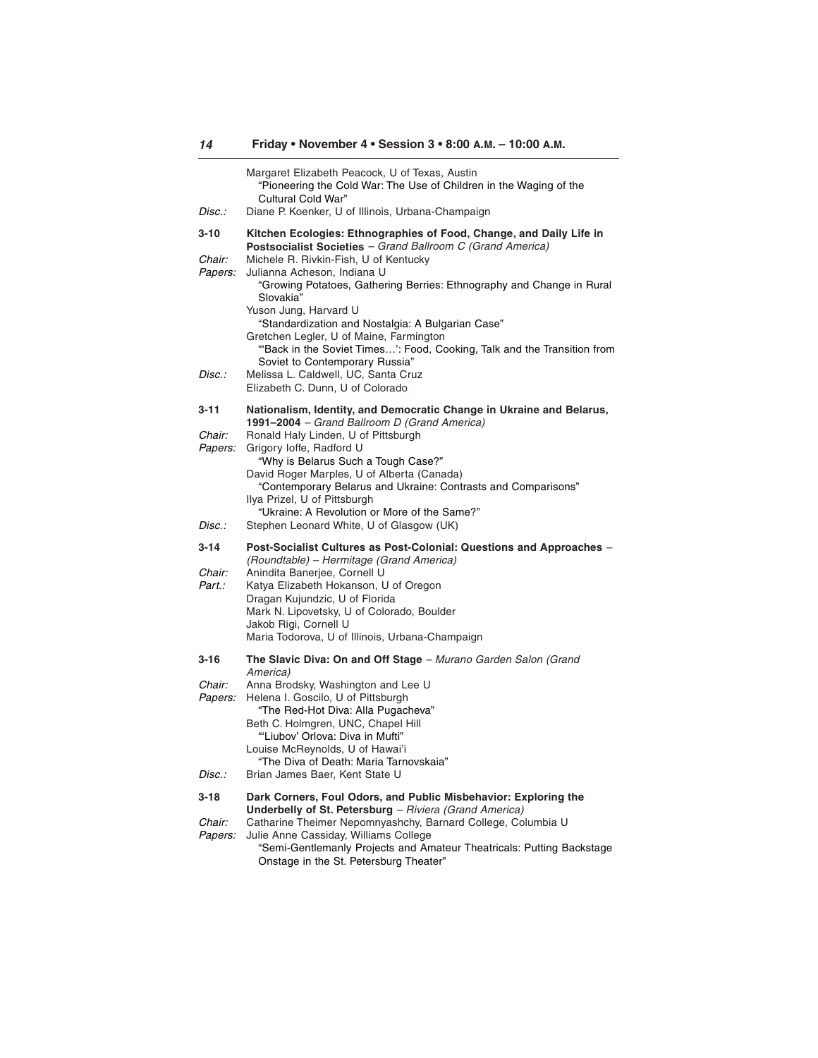Margaret Elizabeth Peacock, U of Texas, Austin
"Pioneering the Cold War: The Use of Children in the Waging of the Cultural Cold War"

*Disc.:* Diane P. Koenker, U of Illinois, Urbana-Champaign

**3-10 Kitchen Ecologies: Ethnographies of Food, Change, and Daily Life in Postsocialist Societies** – *Grand Ballroom C (Grand America)*

*Chair:* Michele R. Rivkin-Fish, U of Kentucky

*Papers:* Julianna Acheson, Indiana U
"Growing Potatoes, Gathering Berries: Ethnography and Change in Rural Slovakia"
Yuson Jung, Harvard U
"Standardization and Nostalgia: A Bulgarian Case"
Gretchen Legler, U of Maine, Farmington
"'Back in the Soviet Times…': Food, Cooking, Talk and the Transition from Soviet to Contemporary Russia"

*Disc.:* Melissa L. Caldwell, UC, Santa Cruz
Elizabeth C. Dunn, U of Colorado

**3-11 Nationalism, Identity, and Democratic Change in Ukraine and Belarus, 1991–2004** – *Grand Ballroom D (Grand America)*

*Chair:* Ronald Haly Linden, U of Pittsburgh

*Papers:* Grigory Ioffe, Radford U
"Why is Belarus Such a Tough Case?"
David Roger Marples, U of Alberta (Canada)
"Contemporary Belarus and Ukraine: Contrasts and Comparisons"
Ilya Prizel, U of Pittsburgh
"Ukraine: A Revolution or More of the Same?"

*Disc.:* Stephen Leonard White, U of Glasgow (UK)

**3-14 Post-Socialist Cultures as Post-Colonial: Questions and Approaches** – *(Roundtable) – Hermitage (Grand America)*

*Chair:* Anindita Banerjee, Cornell U

*Part.:* Katya Elizabeth Hokanson, U of Oregon
Dragan Kujundzic, U of Florida
Mark N. Lipovetsky, U of Colorado, Boulder
Jakob Rigi, Cornell U
Maria Todorova, U of Illinois, Urbana-Champaign

**3-16 The Slavic Diva: On and Off Stage** – *Murano Garden Salon (Grand America)*

*Chair:* Anna Brodsky, Washington and Lee U

*Papers:* Helena I. Goscilo, U of Pittsburgh
"The Red-Hot Diva: Alla Pugacheva"
Beth C. Holmgren, UNC, Chapel Hill
"'Liubov' Orlova: Diva in Mufti"
Louise McReynolds, U of Hawai'i
"The Diva of Death: Maria Tarnovskaia"

*Disc.:* Brian James Baer, Kent State U

**3-18 Dark Corners, Foul Odors, and Public Misbehavior: Exploring the Underbelly of St. Petersburg** – *Riviera (Grand America)*

*Chair:* Catharine Theimer Nepomnyashchy, Barnard College, Columbia U

*Papers:* Julie Anne Cassiday, Williams College
"Semi-Gentlemanly Projects and Amateur Theatricals: Putting Backstage Onstage in the St. Petersburg Theater"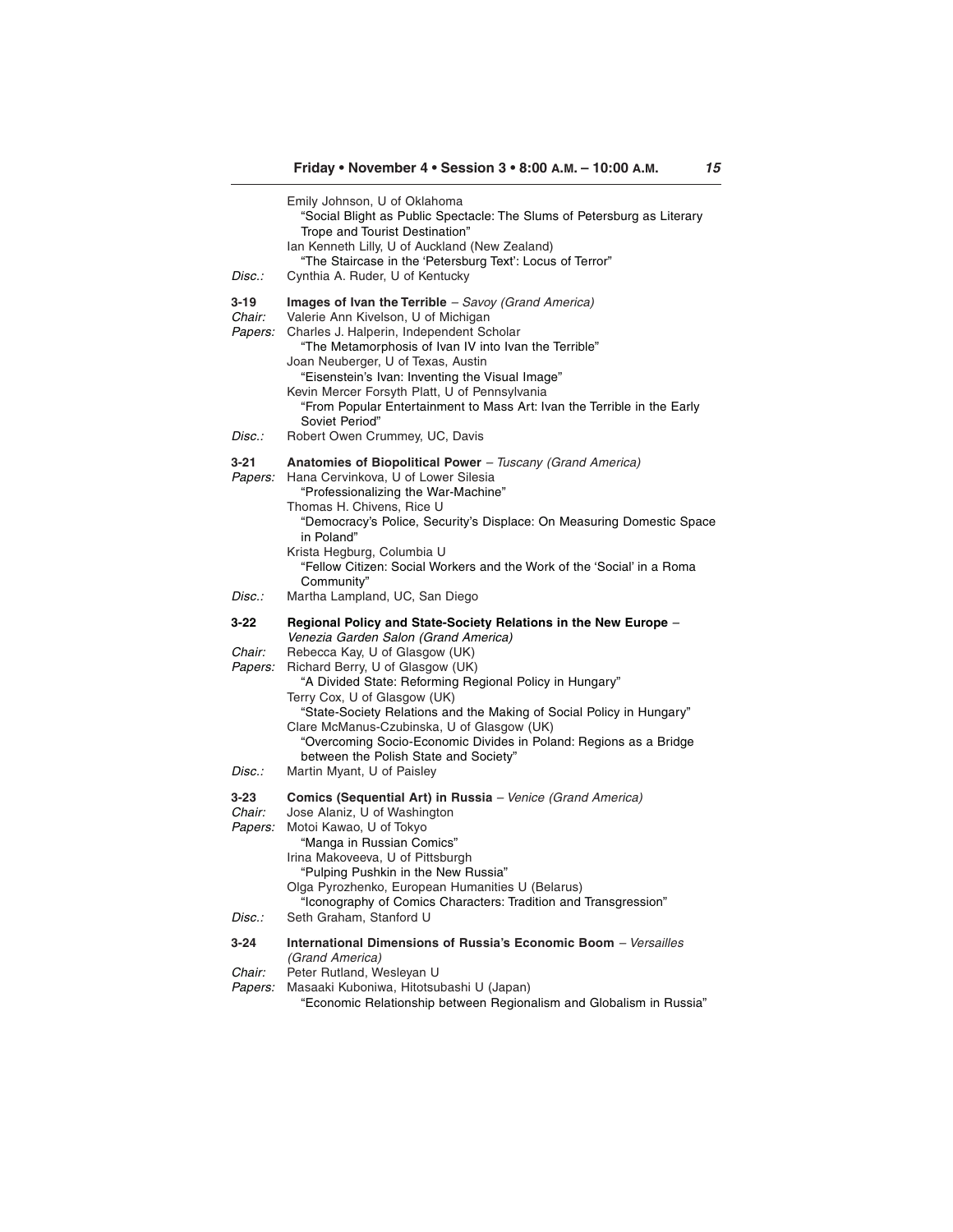Emily Johnson, U of Oklahoma
"Social Blight as Public Spectacle: The Slums of Petersburg as Literary Trope and Tourist Destination"
Ian Kenneth Lilly, U of Auckland (New Zealand)
"The Staircase in the 'Petersburg Text': Locus of Terror"

*Disc.:* Cynthia A. Ruder, U of Kentucky

**3-19 Images of Ivan the Terrible** – *Savoy (Grand America)*

*Chair:* Valerie Ann Kivelson, U of Michigan

*Papers:* Charles J. Halperin, Independent Scholar
"The Metamorphosis of Ivan IV into Ivan the Terrible"
Joan Neuberger, U of Texas, Austin
"Eisenstein's Ivan: Inventing the Visual Image"
Kevin Mercer Forsyth Platt, U of Pennsylvania
"From Popular Entertainment to Mass Art: Ivan the Terrible in the Early Soviet Period"

*Disc.:* Robert Owen Crummey, UC, Davis

**3-21 Anatomies of Biopolitical Power** – *Tuscany (Grand America)*

*Papers:* Hana Cervinkova, U of Lower Silesia
"Professionalizing the War-Machine"
Thomas H. Chivens, Rice U
"Democracy's Police, Security's Displace: On Measuring Domestic Space in Poland"
Krista Hegburg, Columbia U
"Fellow Citizen: Social Workers and the Work of the 'Social' in a Roma Community"

*Disc.:* Martha Lampland, UC, San Diego

**3-22 Regional Policy and State-Society Relations in the New Europe** – *Venezia Garden Salon (Grand America)*

*Chair:* Rebecca Kay, U of Glasgow (UK)

*Papers:* Richard Berry, U of Glasgow (UK)
"A Divided State: Reforming Regional Policy in Hungary"
Terry Cox, U of Glasgow (UK)
"State-Society Relations and the Making of Social Policy in Hungary"
Clare McManus-Czubinska, U of Glasgow (UK)
"Overcoming Socio-Economic Divides in Poland: Regions as a Bridge between the Polish State and Society"

*Disc.:* Martin Myant, U of Paisley

**3-23 Comics (Sequential Art) in Russia** – *Venice (Grand America)*

*Chair:* Jose Alaniz, U of Washington

*Papers:* Motoi Kawao, U of Tokyo
"Manga in Russian Comics"
Irina Makoveeva, U of Pittsburgh
"Pulping Pushkin in the New Russia"
Olga Pyrozhenko, European Humanities U (Belarus)
"Iconography of Comics Characters: Tradition and Transgression"

*Disc.:* Seth Graham, Stanford U

**3-24 International Dimensions of Russia's Economic Boom** – *Versailles (Grand America)*

*Chair:* Peter Rutland, Wesleyan U

*Papers:* Masaaki Kuboniwa, Hitotsubashi U (Japan)
"Economic Relationship between Regionalism and Globalism in Russia"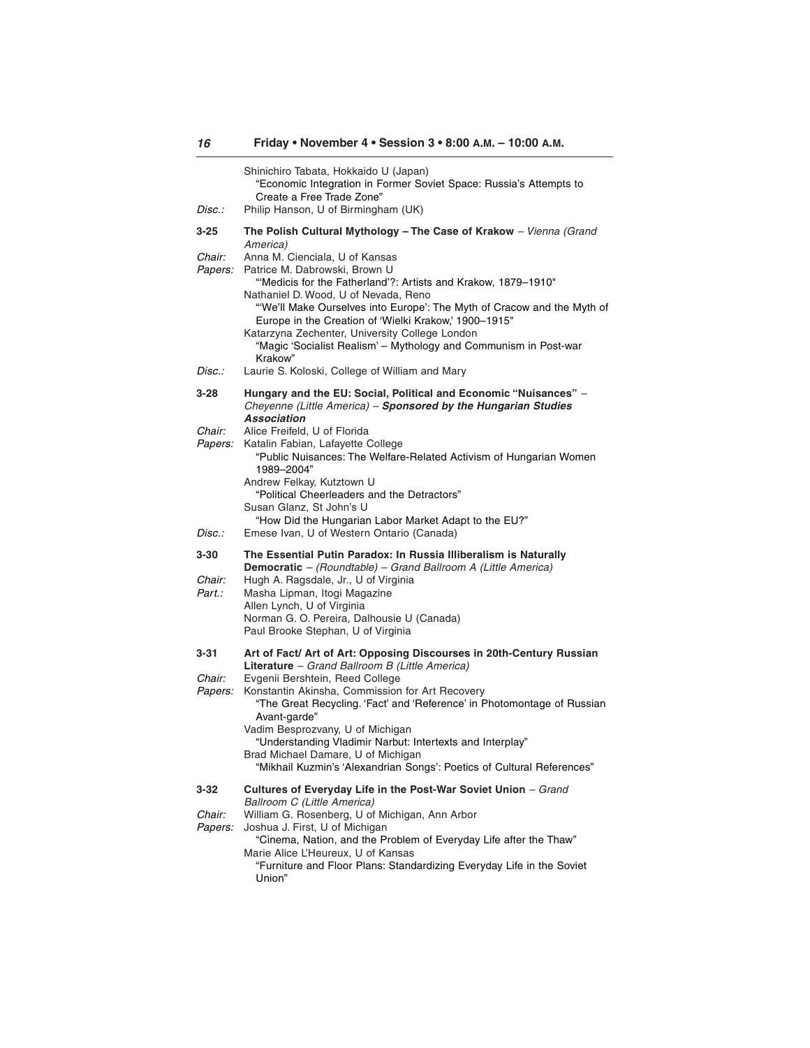Shinichiro Tabata, Hokkaido U (Japan)
"Economic Integration in Former Soviet Space: Russia's Attempts to Create a Free Trade Zone"

*Disc.:* Philip Hanson, U of Birmingham (UK)

**3-25 The Polish Cultural Mythology – The Case of Krakow** – *Vienna (Grand America)*

*Chair:* Anna M. Cienciala, U of Kansas

*Papers:* Patrice M. Dabrowski, Brown U
"'Medicis for the Fatherland'?: Artists and Krakow, 1879–1910"
Nathaniel D. Wood, U of Nevada, Reno
"'We'll Make Ourselves into Europe': The Myth of Cracow and the Myth of Europe in the Creation of 'Wielki Krakow,' 1900–1915"
Katarzyna Zechenter, University College London
"Magic 'Socialist Realism' – Mythology and Communism in Post-war Krakow"

*Disc.:* Laurie S. Koloski, College of William and Mary

**3-28 Hungary and the EU: Social, Political and Economic "Nuisances"** – *Cheyenne (Little America)* – ***Sponsored by the Hungarian Studies Association***

*Chair:* Alice Freifeld, U of Florida

*Papers:* Katalin Fabian, Lafayette College
"Public Nuisances: The Welfare-Related Activism of Hungarian Women 1989–2004"
Andrew Felkay, Kutztown U
"Political Cheerleaders and the Detractors"
Susan Glanz, St John's U
"How Did the Hungarian Labor Market Adapt to the EU?"

*Disc.:* Emese Ivan, U of Western Ontario (Canada)

**3-30 The Essential Putin Paradox: In Russia Illiberalism is Naturally Democratic** – *(Roundtable) – Grand Ballroom A (Little America)*

*Chair:* Hugh A. Ragsdale, Jr., U of Virginia

*Part.:* Masha Lipman, Itogi Magazine
Allen Lynch, U of Virginia
Norman G. O. Pereira, Dalhousie U (Canada)
Paul Brooke Stephan, U of Virginia

**3-31 Art of Fact/ Art of Art: Opposing Discourses in 20th-Century Russian Literature** – *Grand Ballroom B (Little America)*

*Chair:* Evgenii Bershtein, Reed College

*Papers:* Konstantin Akinsha, Commission for Art Recovery
"The Great Recycling. 'Fact' and 'Reference' in Photomontage of Russian Avant-garde"
Vadim Besprozvany, U of Michigan
"Understanding Vladimir Narbut: Intertexts and Interplay"
Brad Michael Damare, U of Michigan
"Mikhail Kuzmin's 'Alexandrian Songs': Poetics of Cultural References"

**3-32 Cultures of Everyday Life in the Post-War Soviet Union** – *Grand Ballroom C (Little America)*

*Chair:* William G. Rosenberg, U of Michigan, Ann Arbor

*Papers:* Joshua J. First, U of Michigan
"Cinema, Nation, and the Problem of Everyday Life after the Thaw"
Marie Alice L'Heureux, U of Kansas
"Furniture and Floor Plans: Standardizing Everyday Life in the Soviet Union"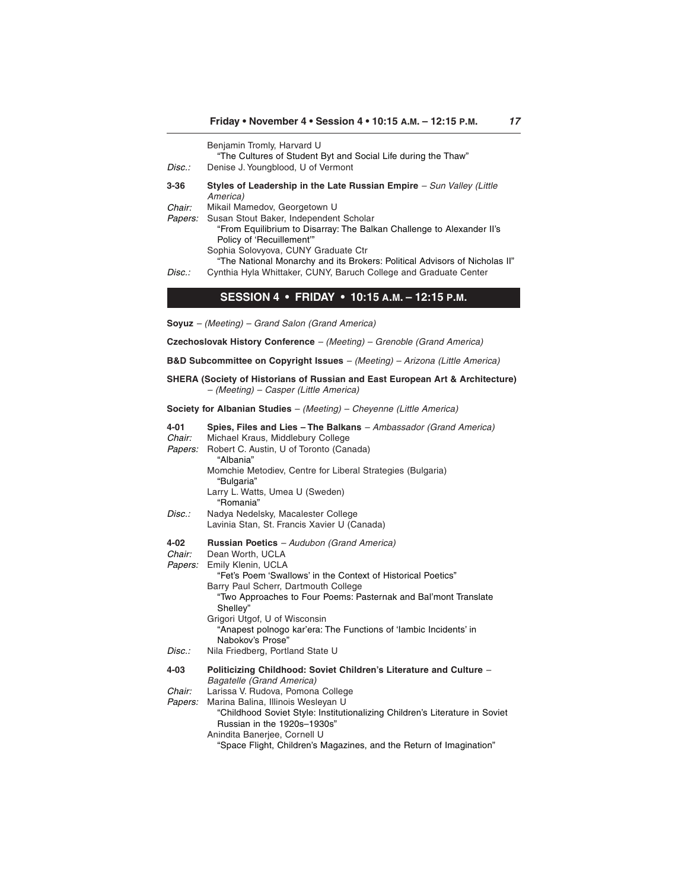Benjamin Tromly, Harvard U
"The Cultures of Student Byt and Social Life during the Thaw"

*Disc.:* Denise J. Youngblood, U of Vermont

**3-36 Styles of Leadership in the Late Russian Empire** – *Sun Valley (Little America)*

*Chair:* Mikail Mamedov, Georgetown U

*Papers:* Susan Stout Baker, Independent Scholar
"From Equilibrium to Disarray: The Balkan Challenge to Alexander II's Policy of 'Recuillement'"
Sophia Solovyova, CUNY Graduate Ctr
"The National Monarchy and its Brokers: Political Advisors of Nicholas II"

*Disc.:* Cynthia Hyla Whittaker, CUNY, Baruch College and Graduate Center

## SESSION 4 • FRIDAY • 10:15 A.M. – 12:15 P.M.

**Soyuz** – *(Meeting) – Grand Salon (Grand America)*

**Czechoslovak History Conference** – *(Meeting) – Grenoble (Grand America)*

**B&D Subcommittee on Copyright Issues** – *(Meeting) – Arizona (Little America)*

**SHERA (Society of Historians of Russian and East European Art & Architecture)** – *(Meeting) – Casper (Little America)*

**Society for Albanian Studies** – *(Meeting) – Cheyenne (Little America)*

**4-01 Spies, Files and Lies – The Balkans** – *Ambassador (Grand America)*

*Chair:* Michael Kraus, Middlebury College

*Papers:* Robert C. Austin, U of Toronto (Canada)
"Albania"
Momchie Metodiev, Centre for Liberal Strategies (Bulgaria)
"Bulgaria"
Larry L. Watts, Umea U (Sweden)
"Romania"

*Disc.:* Nadya Nedelsky, Macalester College
Lavinia Stan, St. Francis Xavier U (Canada)

**4-02 Russian Poetics** – *Audubon (Grand America)*

*Chair:* Dean Worth, UCLA

*Papers:* Emily Klenin, UCLA
"Fet's Poem 'Swallows' in the Context of Historical Poetics"
Barry Paul Scherr, Dartmouth College
"Two Approaches to Four Poems: Pasternak and Bal'mont Translate Shelley"
Grigori Utgof, U of Wisconsin
"Anapest polnogo kar'era: The Functions of 'Iambic Incidents' in Nabokov's Prose"

*Disc.:* Nila Friedberg, Portland State U

**4-03 Politicizing Childhood: Soviet Children's Literature and Culture** – *Bagatelle (Grand America)*

*Chair:* Larissa V. Rudova, Pomona College

*Papers:* Marina Balina, Illinois Wesleyan U
"Childhood Soviet Style: Institutionalizing Children's Literature in Soviet Russian in the 1920s–1930s"
Anindita Banerjee, Cornell U
"Space Flight, Children's Magazines, and the Return of Imagination"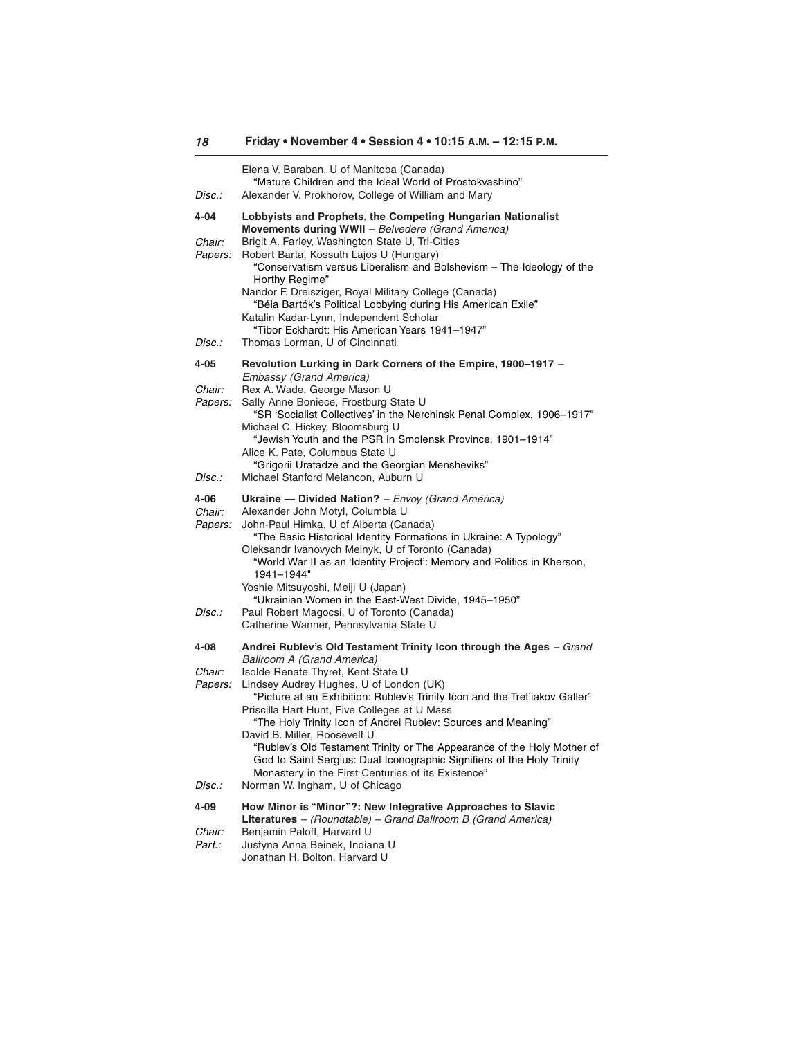Elena V. Baraban, U of Manitoba (Canada)
"Mature Children and the Ideal World of Prostokvashino"

*Disc.:* Alexander V. Prokhorov, College of William and Mary

**4-04 Lobbyists and Prophets, the Competing Hungarian Nationalist Movements during WWII** – *Belvedere (Grand America)*

*Chair:* Brigit A. Farley, Washington State U, Tri-Cities

*Papers:* Robert Barta, Kossuth Lajos U (Hungary)
"Conservatism versus Liberalism and Bolshevism – The Ideology of the Horthy Regime"

Nandor F. Dreisziger, Royal Military College (Canada)
"Béla Bartók's Political Lobbying during His American Exile"

Katalin Kadar-Lynn, Independent Scholar
"Tibor Eckhardt: His American Years 1941–1947"

*Disc.:* Thomas Lorman, U of Cincinnati

**4-05 Revolution Lurking in Dark Corners of the Empire, 1900–1917** – *Embassy (Grand America)*

*Chair:* Rex A. Wade, George Mason U

*Papers:* Sally Anne Boniece, Frostburg State U
"SR 'Socialist Collectives' in the Nerchinsk Penal Complex, 1906–1917"

Michael C. Hickey, Bloomsburg U
"Jewish Youth and the PSR in Smolensk Province, 1901–1914"

Alice K. Pate, Columbus State U
"Grigorii Uratadze and the Georgian Mensheviks"

*Disc.:* Michael Stanford Melancon, Auburn U

**4-06 Ukraine — Divided Nation?** – *Envoy (Grand America)*

*Chair:* Alexander John Motyl, Columbia U

*Papers:* John-Paul Himka, U of Alberta (Canada)
"The Basic Historical Identity Formations in Ukraine: A Typology"

Oleksandr Ivanovych Melnyk, U of Toronto (Canada)
"World War II as an 'Identity Project': Memory and Politics in Kherson, 1941–1944"

Yoshie Mitsuyoshi, Meiji U (Japan)
"Ukrainian Women in the East-West Divide, 1945–1950"

*Disc.:* Paul Robert Magocsi, U of Toronto (Canada)
Catherine Wanner, Pennsylvania State U

**4-08 Andrei Rublev's Old Testament Trinity Icon through the Ages** – *Grand Ballroom A (Grand America)*

*Chair:* Isolde Renate Thyret, Kent State U

*Papers:* Lindsey Audrey Hughes, U of London (UK)
"Picture at an Exhibition: Rublev's Trinity Icon and the Tret'iakov Galler"

Priscilla Hart Hunt, Five Colleges at U Mass
"The Holy Trinity Icon of Andrei Rublev: Sources and Meaning"

David B. Miller, Roosevelt U
"Rublev's Old Testament Trinity or The Appearance of the Holy Mother of God to Saint Sergius: Dual Iconographic Signifiers of the Holy Trinity Monastery in the First Centuries of its Existence"

*Disc.:* Norman W. Ingham, U of Chicago

**4-09 How Minor is "Minor"?: New Integrative Approaches to Slavic Literatures** – *(Roundtable) – Grand Ballroom B (Grand America)*

*Chair:* Benjamin Paloff, Harvard U

*Part.:* Justyna Anna Beinek, Indiana U
Jonathan H. Bolton, Harvard U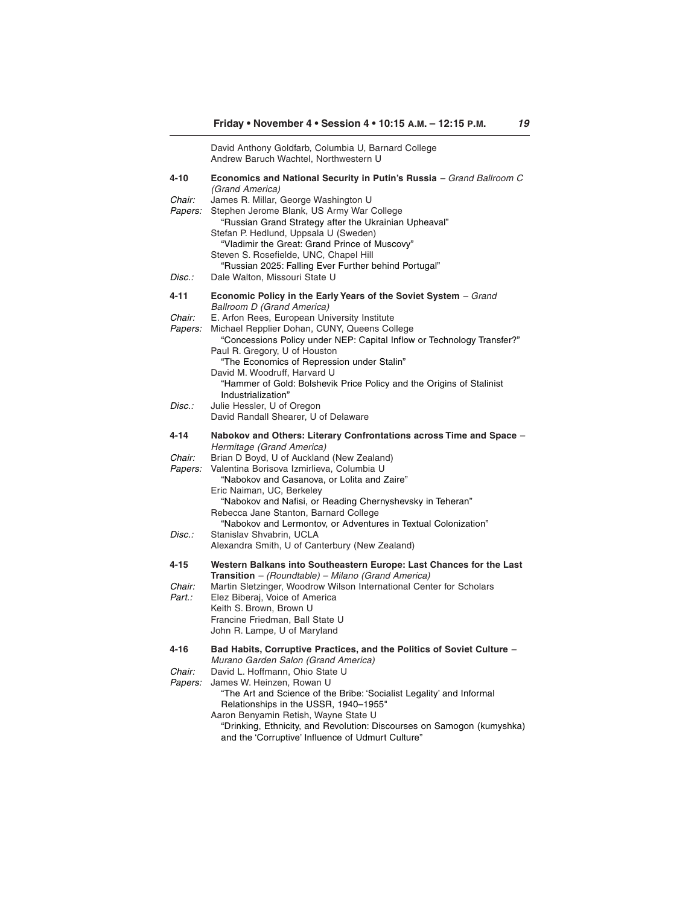David Anthony Goldfarb, Columbia U, Barnard College
Andrew Baruch Wachtel, Northwestern U

**4-10** **Economics and National Security in Putin's Russia** – *Grand Ballroom C (Grand America)*

*Chair:* James R. Millar, George Washington U

*Papers:* Stephen Jerome Blank, US Army War College
"Russian Grand Strategy after the Ukrainian Upheaval"
Stefan P. Hedlund, Uppsala U (Sweden)
"Vladimir the Great: Grand Prince of Muscovy"
Steven S. Rosefielde, UNC, Chapel Hill
"Russian 2025: Falling Ever Further behind Portugal"

*Disc.:* Dale Walton, Missouri State U

**4-11** **Economic Policy in the Early Years of the Soviet System** – *Grand Ballroom D (Grand America)*

*Chair:* E. Arfon Rees, European University Institute

*Papers:* Michael Repplier Dohan, CUNY, Queens College
"Concessions Policy under NEP: Capital Inflow or Technology Transfer?"
Paul R. Gregory, U of Houston
"The Economics of Repression under Stalin"
David M. Woodruff, Harvard U
"Hammer of Gold: Bolshevik Price Policy and the Origins of Stalinist Industrialization"

*Disc.:* Julie Hessler, U of Oregon
David Randall Shearer, U of Delaware

**4-14** **Nabokov and Others: Literary Confrontations across Time and Space** – *Hermitage (Grand America)*

*Chair:* Brian D Boyd, U of Auckland (New Zealand)

*Papers:* Valentina Borisova Izmirlieva, Columbia U
"Nabokov and Casanova, or Lolita and Zaire"
Eric Naiman, UC, Berkeley
"Nabokov and Nafisi, or Reading Chernyshevsky in Teheran"
Rebecca Jane Stanton, Barnard College
"Nabokov and Lermontov, or Adventures in Textual Colonization"

*Disc.:* Stanislav Shvabrin, UCLA
Alexandra Smith, U of Canterbury (New Zealand)

**4-15** **Western Balkans into Southeastern Europe: Last Chances for the Last Transition** – *(Roundtable) – Milano (Grand America)*

*Chair:* Martin Sletzinger, Woodrow Wilson International Center for Scholars

*Part.:* Elez Biberaj, Voice of America
Keith S. Brown, Brown U
Francine Friedman, Ball State U
John R. Lampe, U of Maryland

**4-16** **Bad Habits, Corruptive Practices, and the Politics of Soviet Culture** – *Murano Garden Salon (Grand America)*

*Chair:* David L. Hoffmann, Ohio State U

*Papers:* James W. Heinzen, Rowan U
"The Art and Science of the Bribe: 'Socialist Legality' and Informal Relationships in the USSR, 1940–1955"
Aaron Benyamin Retish, Wayne State U
"Drinking, Ethnicity, and Revolution: Discourses on Samogon (kumyshka) and the 'Corruptive' Influence of Udmurt Culture"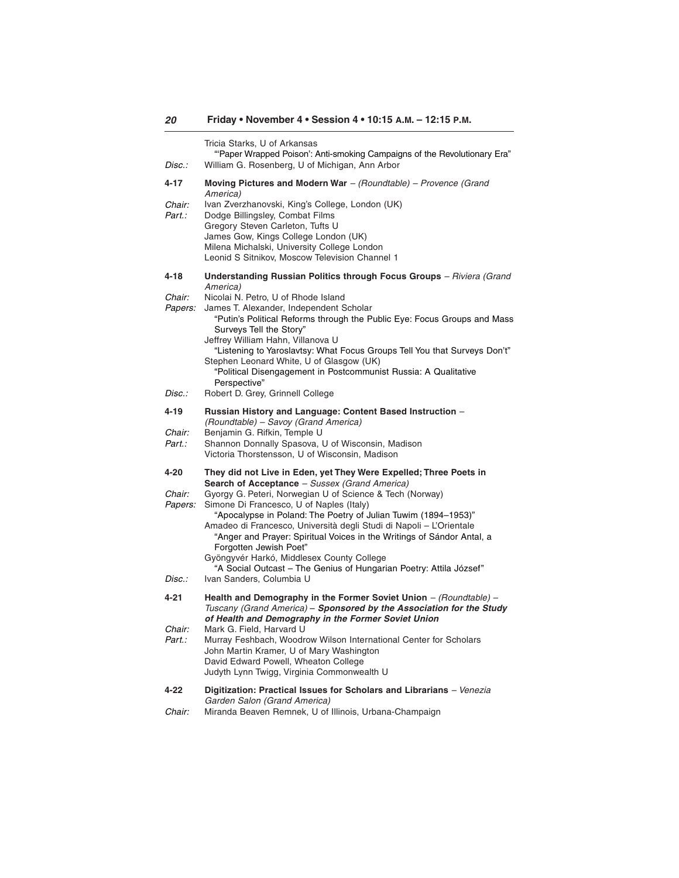Tricia Starks, U of Arkansas
"'Paper Wrapped Poison': Anti-smoking Campaigns of the Revolutionary Era"

*Disc.:* William G. Rosenberg, U of Michigan, Ann Arbor

**4-17** **Moving Pictures and Modern War** – *(Roundtable) – Provence (Grand America)*

*Chair:* Ivan Zverzhanovski, King's College, London (UK)

*Part.:* Dodge Billingsley, Combat Films
Gregory Steven Carleton, Tufts U
James Gow, Kings College London (UK)
Milena Michalski, University College London
Leonid S Sitnikov, Moscow Television Channel 1

**4-18** **Understanding Russian Politics through Focus Groups** – *Riviera (Grand America)*

*Chair:* Nicolai N. Petro, U of Rhode Island

*Papers:* James T. Alexander, Independent Scholar
"Putin's Political Reforms through the Public Eye: Focus Groups and Mass Surveys Tell the Story"
Jeffrey William Hahn, Villanova U
"Listening to Yaroslavtsy: What Focus Groups Tell You that Surveys Don't"
Stephen Leonard White, U of Glasgow (UK)
"Political Disengagement in Postcommunist Russia: A Qualitative Perspective"

*Disc.:* Robert D. Grey, Grinnell College

**4-19** **Russian History and Language: Content Based Instruction** – *(Roundtable) – Savoy (Grand America)*

*Chair:* Benjamin G. Rifkin, Temple U

*Part.:* Shannon Donnally Spasova, U of Wisconsin, Madison
Victoria Thorstensson, U of Wisconsin, Madison

**4-20** **They did not Live in Eden, yet They Were Expelled; Three Poets in Search of Acceptance** – *Sussex (Grand America)*

*Chair:* Gyorgy G. Peteri, Norwegian U of Science & Tech (Norway)

*Papers:* Simone Di Francesco, U of Naples (Italy)
"Apocalypse in Poland: The Poetry of Julian Tuwim (1894–1953)"
Amadeo di Francesco, Università degli Studi di Napoli – L'Orientale
"Anger and Prayer: Spiritual Voices in the Writings of Sándor Antal, a Forgotten Jewish Poet"
Gyöngyvér Harkó, Middlesex County College
"A Social Outcast – The Genius of Hungarian Poetry: Attila József"

*Disc.:* Ivan Sanders, Columbia U

**4-21** **Health and Demography in the Former Soviet Union** – *(Roundtable) – Tuscany (Grand America)* – ***Sponsored by the Association for the Study of Health and Demography in the Former Soviet Union***

*Chair:* Mark G. Field, Harvard U

*Part.:* Murray Feshbach, Woodrow Wilson International Center for Scholars
John Martin Kramer, U of Mary Washington
David Edward Powell, Wheaton College
Judyth Lynn Twigg, Virginia Commonwealth U

**4-22** **Digitization: Practical Issues for Scholars and Librarians** – *Venezia Garden Salon (Grand America)*

*Chair:* Miranda Beaven Remnek, U of Illinois, Urbana-Champaign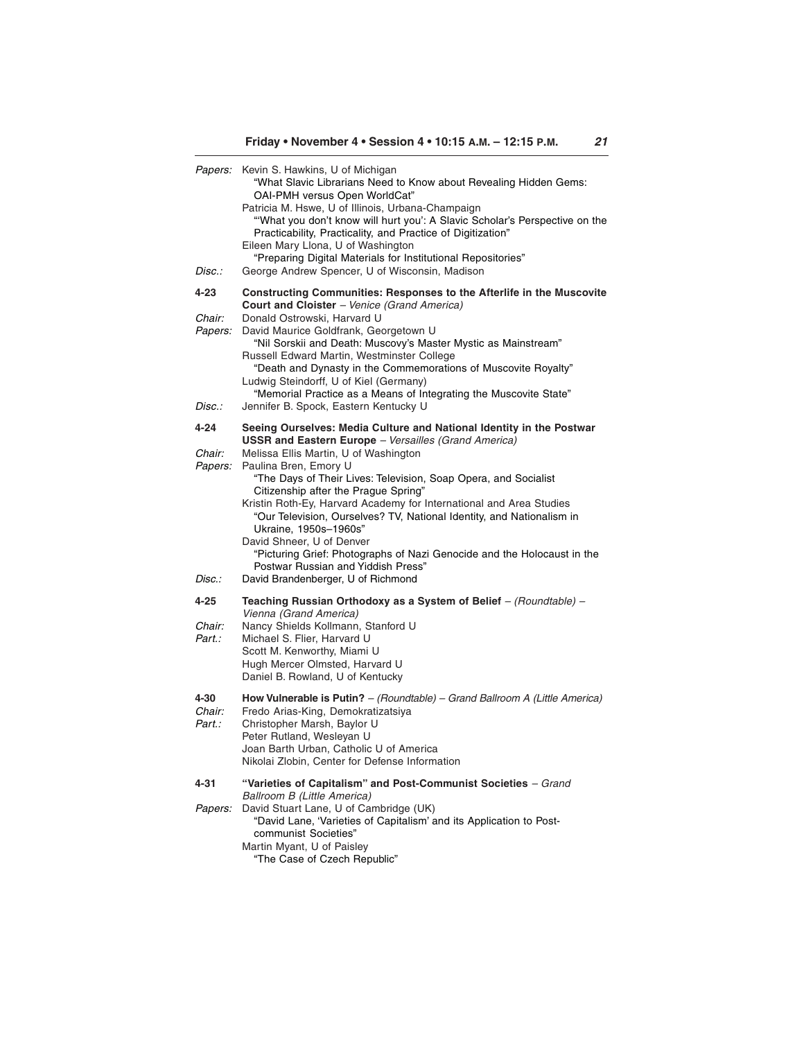*Papers:* Kevin S. Hawkins, U of Michigan
"What Slavic Librarians Need to Know about Revealing Hidden Gems: OAI-PMH versus Open WorldCat"
Patricia M. Hswe, U of Illinois, Urbana-Champaign
"'What you don't know will hurt you': A Slavic Scholar's Perspective on the Practicability, Practicality, and Practice of Digitization"
Eileen Mary Llona, U of Washington
"Preparing Digital Materials for Institutional Repositories"

*Disc.:* George Andrew Spencer, U of Wisconsin, Madison

**4-23 Constructing Communities: Responses to the Afterlife in the Muscovite Court and Cloister** – *Venice (Grand America)*

*Chair:* Donald Ostrowski, Harvard U

*Papers:* David Maurice Goldfrank, Georgetown U
"Nil Sorskii and Death: Muscovy's Master Mystic as Mainstream"
Russell Edward Martin, Westminster College
"Death and Dynasty in the Commemorations of Muscovite Royalty"
Ludwig Steindorff, U of Kiel (Germany)
"Memorial Practice as a Means of Integrating the Muscovite State"

*Disc.:* Jennifer B. Spock, Eastern Kentucky U

**4-24 Seeing Ourselves: Media Culture and National Identity in the Postwar USSR and Eastern Europe** – *Versailles (Grand America)*

*Chair:* Melissa Ellis Martin, U of Washington

*Papers:* Paulina Bren, Emory U
"The Days of Their Lives: Television, Soap Opera, and Socialist Citizenship after the Prague Spring"
Kristin Roth-Ey, Harvard Academy for International and Area Studies
"Our Television, Ourselves? TV, National Identity, and Nationalism in Ukraine, 1950s–1960s"
David Shneer, U of Denver
"Picturing Grief: Photographs of Nazi Genocide and the Holocaust in the Postwar Russian and Yiddish Press"

*Disc.:* David Brandenberger, U of Richmond

**4-25 Teaching Russian Orthodoxy as a System of Belief** – *(Roundtable)* – *Vienna (Grand America)*

*Chair:* Nancy Shields Kollmann, Stanford U

*Part.:* Michael S. Flier, Harvard U
Scott M. Kenworthy, Miami U
Hugh Mercer Olmsted, Harvard U
Daniel B. Rowland, U of Kentucky

**4-30 How Vulnerable is Putin?** – *(Roundtable)* – *Grand Ballroom A (Little America)*

*Chair:* Fredo Arias-King, Demokratizatsiya

*Part.:* Christopher Marsh, Baylor U
Peter Rutland, Wesleyan U
Joan Barth Urban, Catholic U of America
Nikolai Zlobin, Center for Defense Information

**4-31 "Varieties of Capitalism" and Post-Communist Societies** – *Grand Ballroom B (Little America)*

*Papers:* David Stuart Lane, U of Cambridge (UK)
"David Lane, 'Varieties of Capitalism' and its Application to Post-communist Societies"
Martin Myant, U of Paisley
"The Case of Czech Republic"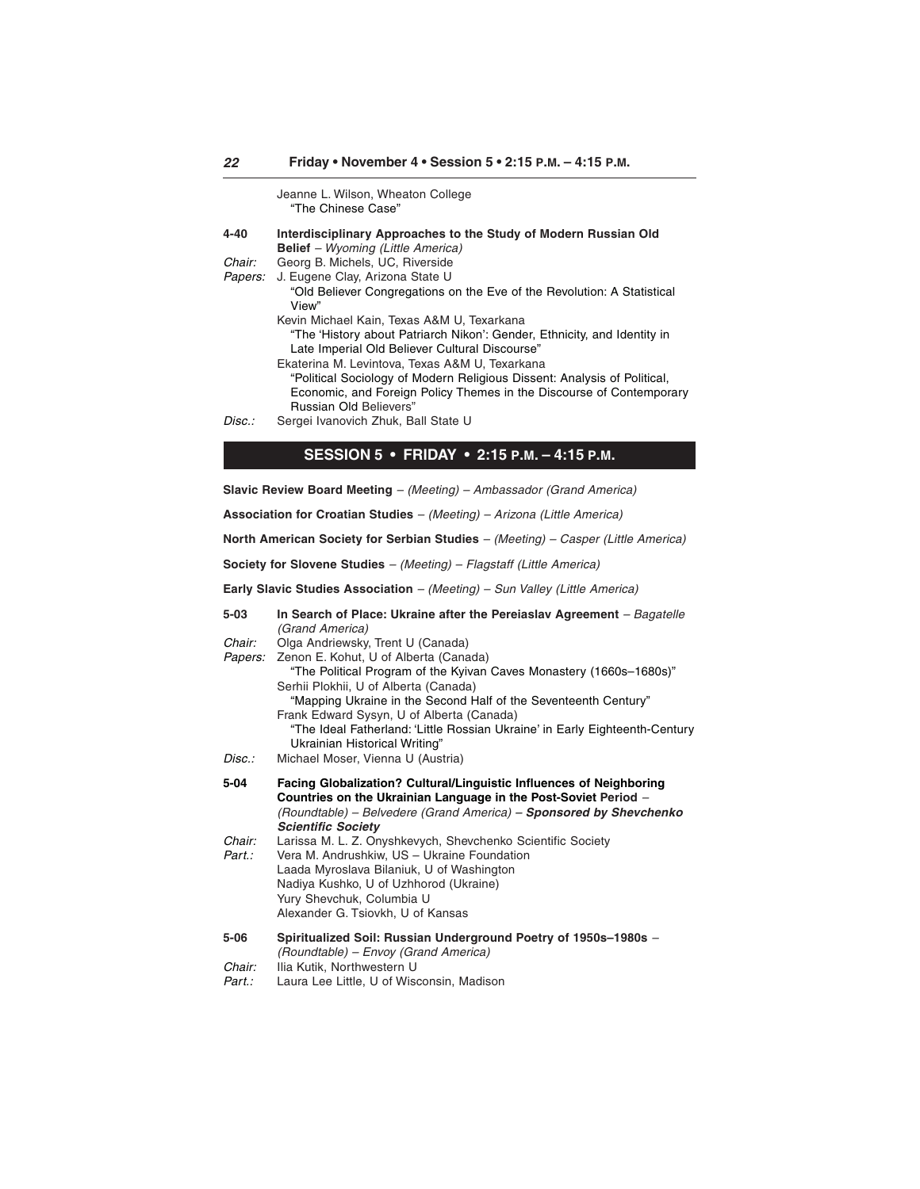Jeanne L. Wilson, Wheaton College
"The Chinese Case"

**4-40 Interdisciplinary Approaches to the Study of Modern Russian Old Belief** – *Wyoming (Little America)*

*Chair:* Georg B. Michels, UC, Riverside

*Papers:* J. Eugene Clay, Arizona State U
"Old Believer Congregations on the Eve of the Revolution: A Statistical View"
Kevin Michael Kain, Texas A&M U, Texarkana
"The 'History about Patriarch Nikon': Gender, Ethnicity, and Identity in Late Imperial Old Believer Cultural Discourse"
Ekaterina M. Levintova, Texas A&M U, Texarkana
"Political Sociology of Modern Religious Dissent: Analysis of Political, Economic, and Foreign Policy Themes in the Discourse of Contemporary Russian Old Believers"

*Disc.:* Sergei Ivanovich Zhuk, Ball State U

## SESSION 5 • FRIDAY • 2:15 P.M. – 4:15 P.M.

**Slavic Review Board Meeting** – *(Meeting)* – *Ambassador (Grand America)*

**Association for Croatian Studies** – *(Meeting)* – *Arizona (Little America)*

**North American Society for Serbian Studies** – *(Meeting)* – *Casper (Little America)*

**Society for Slovene Studies** – *(Meeting)* – *Flagstaff (Little America)*

**Early Slavic Studies Association** – *(Meeting)* – *Sun Valley (Little America)*

**5-03 In Search of Place: Ukraine after the Pereiaslav Agreement** – *Bagatelle (Grand America)*

*Chair:* Olga Andriewsky, Trent U (Canada)

*Papers:* Zenon E. Kohut, U of Alberta (Canada)
"The Political Program of the Kyivan Caves Monastery (1660s–1680s)"
Serhii Plokhii, U of Alberta (Canada)
"Mapping Ukraine in the Second Half of the Seventeenth Century"
Frank Edward Sysyn, U of Alberta (Canada)
"The Ideal Fatherland: 'Little Rossian Ukraine' in Early Eighteenth-Century Ukrainian Historical Writing"

*Disc.:* Michael Moser, Vienna U (Austria)

**5-04 Facing Globalization? Cultural/Linguistic Influences of Neighboring Countries on the Ukrainian Language in the Post-Soviet Period** – *(Roundtable)* – *Belvedere (Grand America)* – ***Sponsored by Shevchenko Scientific Society***

*Chair:* Larissa M. L. Z. Onyshkevych, Shevchenko Scientific Society

*Part.:* Vera M. Andrushkiw, US – Ukraine Foundation
Laada Myroslava Bilaniuk, U of Washington
Nadiya Kushko, U of Uzhhorod (Ukraine)
Yury Shevchuk, Columbia U
Alexander G. Tsiovkh, U of Kansas

**5-06 Spiritualized Soil: Russian Underground Poetry of 1950s–1980s** – *(Roundtable)* – *Envoy (Grand America)*

*Chair:* Ilia Kutik, Northwestern U

*Part.:* Laura Lee Little, U of Wisconsin, Madison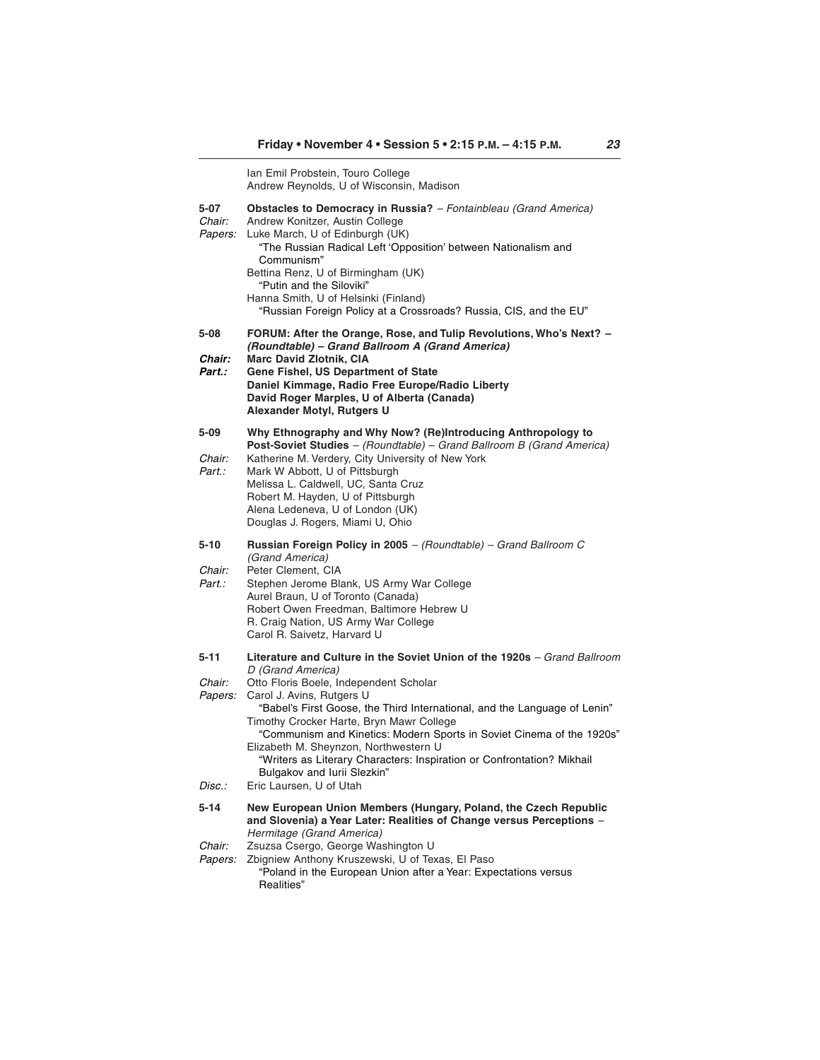Ian Emil Probstein, Touro College
Andrew Reynolds, U of Wisconsin, Madison

**5-07** **Obstacles to Democracy in Russia?** – *Fontainbleau (Grand America)*
*Chair:* Andrew Konitzer, Austin College
*Papers:* Luke March, U of Edinburgh (UK)
"The Russian Radical Left 'Opposition' between Nationalism and Communism"
Bettina Renz, U of Birmingham (UK)
"Putin and the Siloviki"
Hanna Smith, U of Helsinki (Finland)
"Russian Foreign Policy at a Crossroads? Russia, CIS, and the EU"

**5-08** **FORUM: After the Orange, Rose, and Tulip Revolutions, Who's Next? – *(Roundtable) – Grand Ballroom A (Grand America)***
***Chair:*** **Marc David Zlotnik, CIA**
***Part.:*** **Gene Fishel, US Department of State**
**Daniel Kimmage, Radio Free Europe/Radio Liberty**
**David Roger Marples, U of Alberta (Canada)**
**Alexander Motyl, Rutgers U**

**5-09** **Why Ethnography and Why Now? (Re)Introducing Anthropology to Post-Soviet Studies** – *(Roundtable) – Grand Ballroom B (Grand America)*
*Chair:* Katherine M. Verdery, City University of New York
*Part.:* Mark W Abbott, U of Pittsburgh
Melissa L. Caldwell, UC, Santa Cruz
Robert M. Hayden, U of Pittsburgh
Alena Ledeneva, U of London (UK)
Douglas J. Rogers, Miami U, Ohio

**5-10** **Russian Foreign Policy in 2005** – *(Roundtable) – Grand Ballroom C (Grand America)*
*Chair:* Peter Clement, CIA
*Part.:* Stephen Jerome Blank, US Army War College
Aurel Braun, U of Toronto (Canada)
Robert Owen Freedman, Baltimore Hebrew U
R. Craig Nation, US Army War College
Carol R. Saivetz, Harvard U

**5-11** **Literature and Culture in the Soviet Union of the 1920s** – *Grand Ballroom D (Grand America)*
*Chair:* Otto Floris Boele, Independent Scholar
*Papers:* Carol J. Avins, Rutgers U
"Babel's First Goose, the Third International, and the Language of Lenin"
Timothy Crocker Harte, Bryn Mawr College
"Communism and Kinetics: Modern Sports in Soviet Cinema of the 1920s"
Elizabeth M. Sheynzon, Northwestern U
"Writers as Literary Characters: Inspiration or Confrontation? Mikhail Bulgakov and Iurii Slezkin"
*Disc.:* Eric Laursen, U of Utah

**5-14** **New European Union Members (Hungary, Poland, the Czech Republic and Slovenia) a Year Later: Realities of Change versus Perceptions** – *Hermitage (Grand America)*
*Chair:* Zsuzsa Csergo, George Washington U
*Papers:* Zbigniew Anthony Kruszewski, U of Texas, El Paso
"Poland in the European Union after a Year: Expectations versus Realities"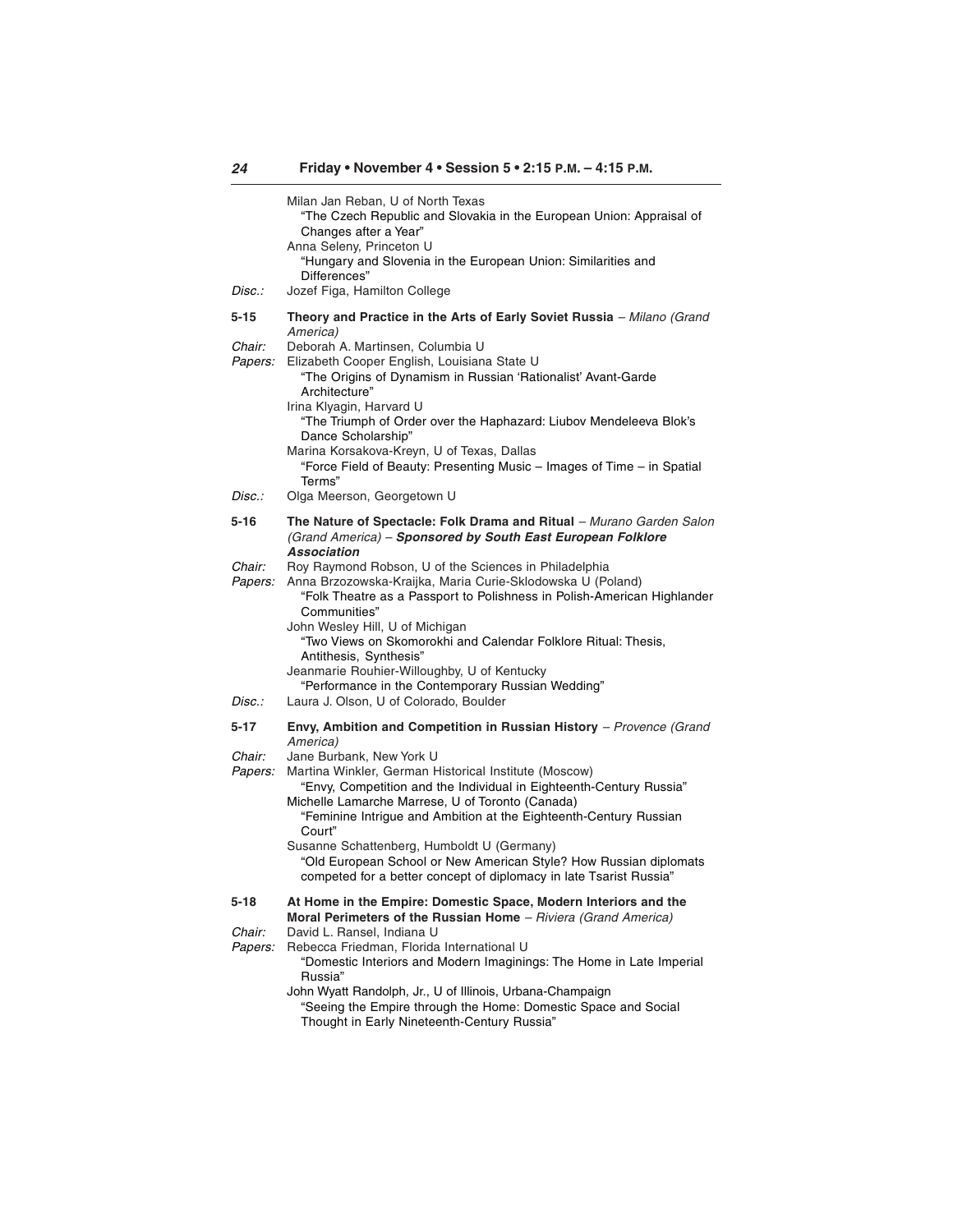Milan Jan Reban, U of North Texas
"The Czech Republic and Slovakia in the European Union: Appraisal of Changes after a Year"
Anna Seleny, Princeton U
"Hungary and Slovenia in the European Union: Similarities and Differences"

*Disc.:* Jozef Figa, Hamilton College

**5-15 Theory and Practice in the Arts of Early Soviet Russia** – *Milano (Grand America)*

*Chair:* Deborah A. Martinsen, Columbia U

*Papers:* Elizabeth Cooper English, Louisiana State U
"The Origins of Dynamism in Russian 'Rationalist' Avant-Garde Architecture"
Irina Klyagin, Harvard U
"The Triumph of Order over the Haphazard: Liubov Mendeleeva Blok's Dance Scholarship"
Marina Korsakova-Kreyn, U of Texas, Dallas
"Force Field of Beauty: Presenting Music – Images of Time – in Spatial Terms"

*Disc.:* Olga Meerson, Georgetown U

**5-16 The Nature of Spectacle: Folk Drama and Ritual** – *Murano Garden Salon (Grand America)* – ***Sponsored by South East European Folklore Association***

*Chair:* Roy Raymond Robson, U of the Sciences in Philadelphia

*Papers:* Anna Brzozowska-Kraijka, Maria Curie-Sklodowska U (Poland)
"Folk Theatre as a Passport to Polishness in Polish-American Highlander Communities"
John Wesley Hill, U of Michigan
"Two Views on Skomorokhi and Calendar Folklore Ritual: Thesis, Antithesis, Synthesis"
Jeanmarie Rouhier-Willoughby, U of Kentucky
"Performance in the Contemporary Russian Wedding"

*Disc.:* Laura J. Olson, U of Colorado, Boulder

**5-17 Envy, Ambition and Competition in Russian History** – *Provence (Grand America)*

*Chair:* Jane Burbank, New York U

*Papers:* Martina Winkler, German Historical Institute (Moscow)
"Envy, Competition and the Individual in Eighteenth-Century Russia"
Michelle Lamarche Marrese, U of Toronto (Canada)
"Feminine Intrigue and Ambition at the Eighteenth-Century Russian Court"
Susanne Schattenberg, Humboldt U (Germany)
"Old European School or New American Style? How Russian diplomats competed for a better concept of diplomacy in late Tsarist Russia"

**5-18 At Home in the Empire: Domestic Space, Modern Interiors and the Moral Perimeters of the Russian Home** – *Riviera (Grand America)*

*Chair:* David L. Ransel, Indiana U

*Papers:* Rebecca Friedman, Florida International U
"Domestic Interiors and Modern Imaginings: The Home in Late Imperial Russia"
John Wyatt Randolph, Jr., U of Illinois, Urbana-Champaign
"Seeing the Empire through the Home: Domestic Space and Social Thought in Early Nineteenth-Century Russia"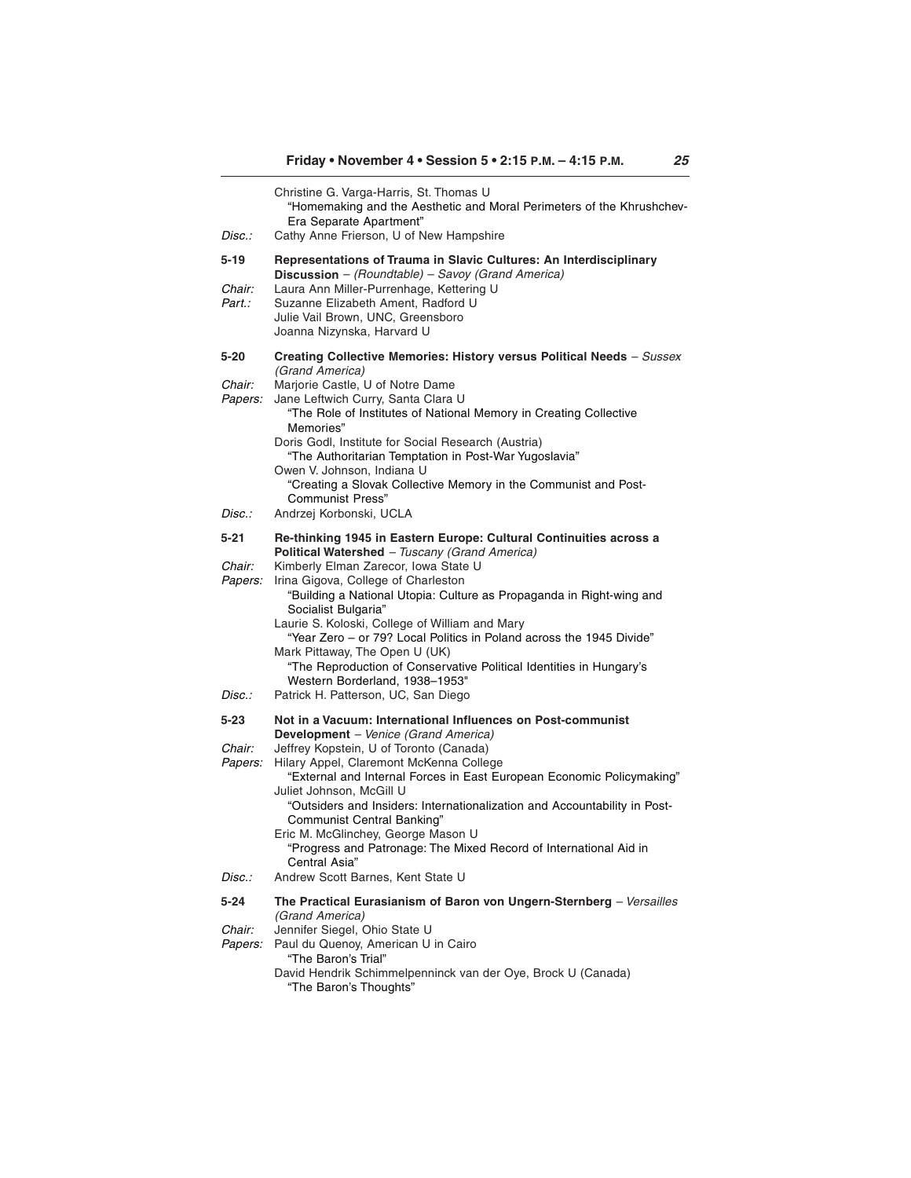Christine G. Varga-Harris, St. Thomas U
"Homemaking and the Aesthetic and Moral Perimeters of the Khrushchev-Era Separate Apartment"

*Disc.:* Cathy Anne Frierson, U of New Hampshire

**5-19 Representations of Trauma in Slavic Cultures: An Interdisciplinary Discussion** – *(Roundtable) – Savoy (Grand America)*

*Chair:* Laura Ann Miller-Purrenhage, Kettering U

*Part.:* Suzanne Elizabeth Ament, Radford U
Julie Vail Brown, UNC, Greensboro
Joanna Nizynska, Harvard U

**5-20 Creating Collective Memories: History versus Political Needs** – *Sussex (Grand America)*

*Chair:* Marjorie Castle, U of Notre Dame

*Papers:* Jane Leftwich Curry, Santa Clara U
"The Role of Institutes of National Memory in Creating Collective Memories"
Doris Godl, Institute for Social Research (Austria)
"The Authoritarian Temptation in Post-War Yugoslavia"
Owen V. Johnson, Indiana U
"Creating a Slovak Collective Memory in the Communist and Post-Communist Press"

*Disc.:* Andrzej Korbonski, UCLA

**5-21 Re-thinking 1945 in Eastern Europe: Cultural Continuities across a Political Watershed** – *Tuscany (Grand America)*

*Chair:* Kimberly Elman Zarecor, Iowa State U

*Papers:* Irina Gigova, College of Charleston
"Building a National Utopia: Culture as Propaganda in Right-wing and Socialist Bulgaria"
Laurie S. Koloski, College of William and Mary
"Year Zero – or 79? Local Politics in Poland across the 1945 Divide"
Mark Pittaway, The Open U (UK)
"The Reproduction of Conservative Political Identities in Hungary's Western Borderland, 1938–1953"

*Disc.:* Patrick H. Patterson, UC, San Diego

**5-23 Not in a Vacuum: International Influences on Post-communist Development** – *Venice (Grand America)*

*Chair:* Jeffrey Kopstein, U of Toronto (Canada)

*Papers:* Hilary Appel, Claremont McKenna College
"External and Internal Forces in East European Economic Policymaking"
Juliet Johnson, McGill U
"Outsiders and Insiders: Internationalization and Accountability in Post-Communist Central Banking"
Eric M. McGlinchey, George Mason U
"Progress and Patronage: The Mixed Record of International Aid in Central Asia"

*Disc.:* Andrew Scott Barnes, Kent State U

**5-24 The Practical Eurasianism of Baron von Ungern-Sternberg** – *Versailles (Grand America)*

*Chair:* Jennifer Siegel, Ohio State U

*Papers:* Paul du Quenoy, American U in Cairo
"The Baron's Trial"
David Hendrik Schimmelpenninck van der Oye, Brock U (Canada)
"The Baron's Thoughts"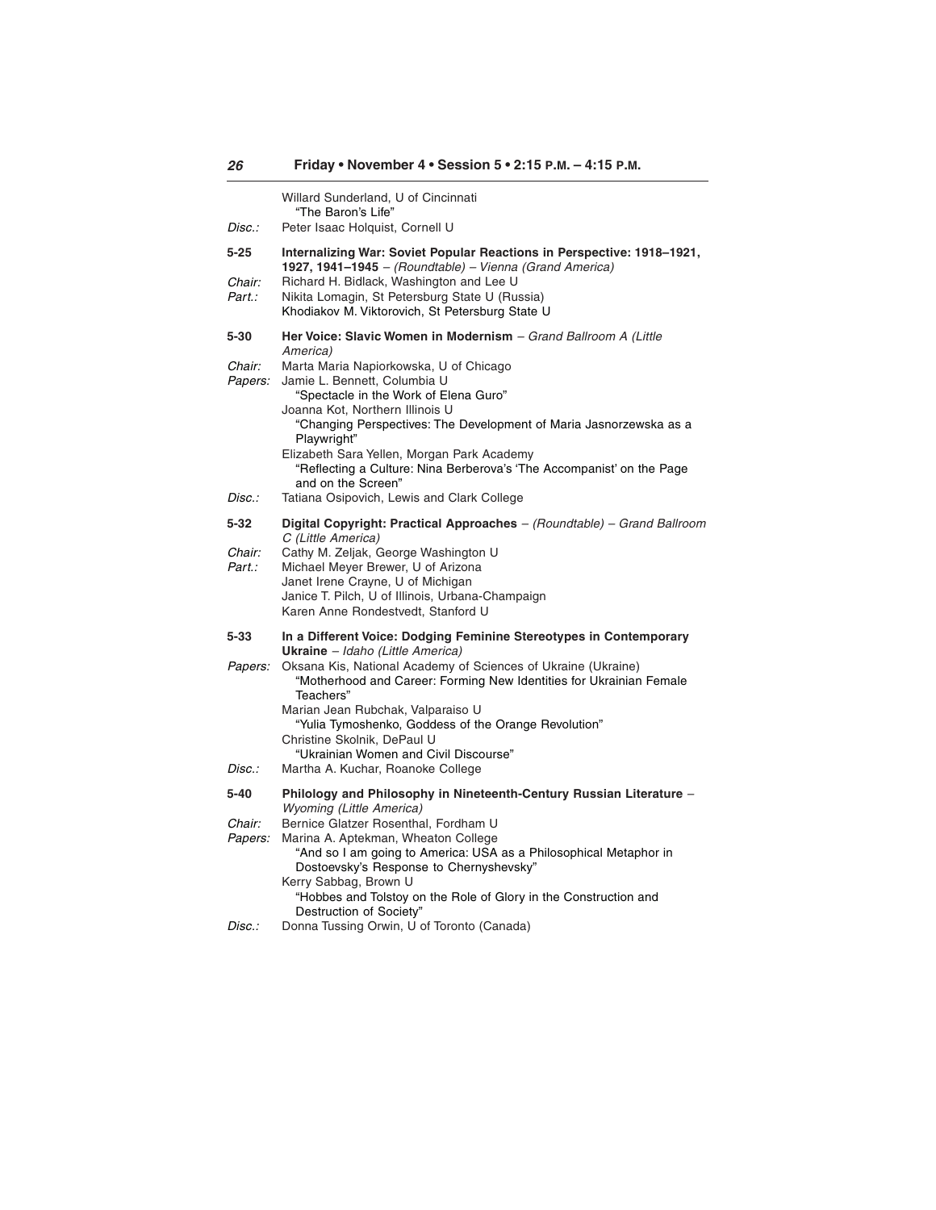Willard Sunderland, U of Cincinnati
"The Baron's Life"

*Disc.:* Peter Isaac Holquist, Cornell U

**5-25 Internalizing War: Soviet Popular Reactions in Perspective: 1918–1921, 1927, 1941–1945** – *(Roundtable) – Vienna (Grand America)*

*Chair:* Richard H. Bidlack, Washington and Lee U

*Part.:* Nikita Lomagin, St Petersburg State U (Russia)
Khodiakov M. Viktorovich, St Petersburg State U

**5-30 Her Voice: Slavic Women in Modernism** – *Grand Ballroom A (Little America)*

*Chair:* Marta Maria Napiorkowska, U of Chicago

*Papers:* Jamie L. Bennett, Columbia U
"Spectacle in the Work of Elena Guro"
Joanna Kot, Northern Illinois U
"Changing Perspectives: The Development of Maria Jasnorzewska as a Playwright"
Elizabeth Sara Yellen, Morgan Park Academy
"Reflecting a Culture: Nina Berberova's 'The Accompanist' on the Page and on the Screen"

*Disc.:* Tatiana Osipovich, Lewis and Clark College

**5-32 Digital Copyright: Practical Approaches** – *(Roundtable) – Grand Ballroom C (Little America)*

*Chair:* Cathy M. Zeljak, George Washington U

*Part.:* Michael Meyer Brewer, U of Arizona
Janet Irene Crayne, U of Michigan
Janice T. Pilch, U of Illinois, Urbana-Champaign
Karen Anne Rondestvedt, Stanford U

**5-33 In a Different Voice: Dodging Feminine Stereotypes in Contemporary Ukraine** – *Idaho (Little America)*

*Papers:* Oksana Kis, National Academy of Sciences of Ukraine (Ukraine)
"Motherhood and Career: Forming New Identities for Ukrainian Female Teachers"
Marian Jean Rubchak, Valparaiso U
"Yulia Tymoshenko, Goddess of the Orange Revolution"
Christine Skolnik, DePaul U
"Ukrainian Women and Civil Discourse"

*Disc.:* Martha A. Kuchar, Roanoke College

**5-40 Philology and Philosophy in Nineteenth-Century Russian Literature** – *Wyoming (Little America)*

*Chair:* Bernice Glatzer Rosenthal, Fordham U

*Papers:* Marina A. Aptekman, Wheaton College
"And so I am going to America: USA as a Philosophical Metaphor in Dostoevsky's Response to Chernyshevsky"
Kerry Sabbag, Brown U
"Hobbes and Tolstoy on the Role of Glory in the Construction and Destruction of Society"

*Disc.:* Donna Tussing Orwin, U of Toronto (Canada)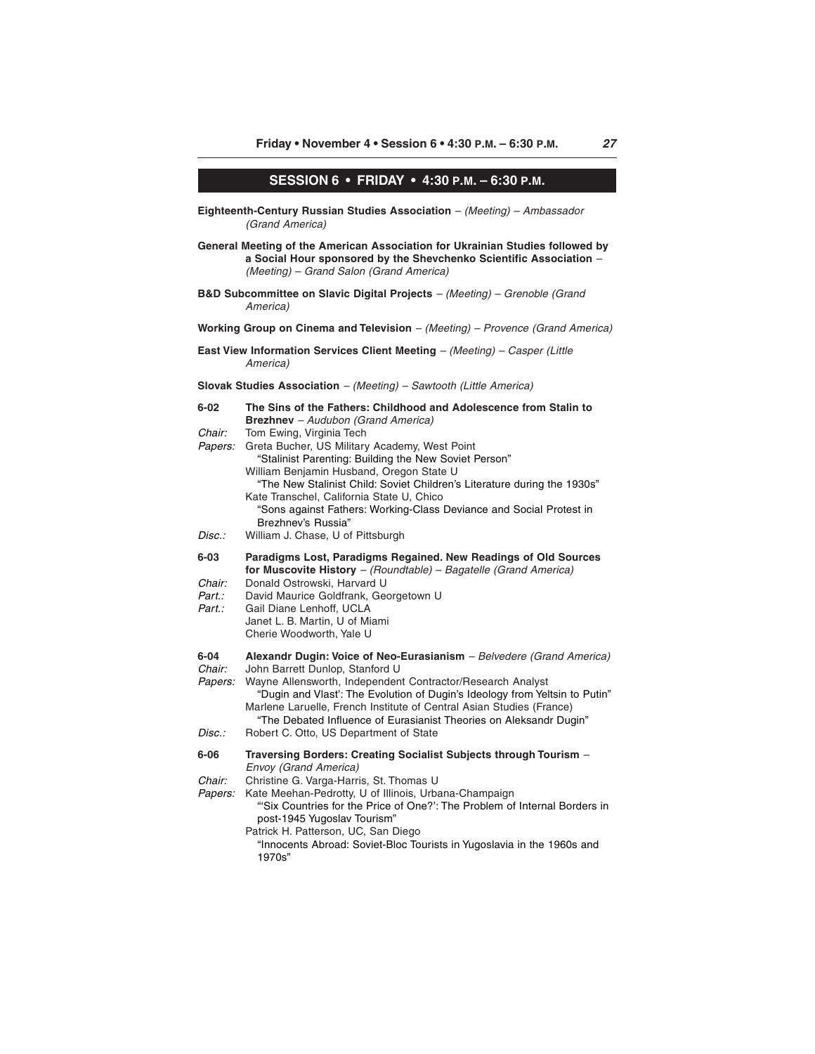## SESSION 6 • FRIDAY • 4:30 P.M. – 6:30 P.M.

**Eighteenth-Century Russian Studies Association** – *(Meeting) – Ambassador (Grand America)*

**General Meeting of the American Association for Ukrainian Studies followed by a Social Hour sponsored by the Shevchenko Scientific Association** – *(Meeting) – Grand Salon (Grand America)*

**B&D Subcommittee on Slavic Digital Projects** – *(Meeting) – Grenoble (Grand America)*

**Working Group on Cinema and Television** – *(Meeting) – Provence (Grand America)*

**East View Information Services Client Meeting** – *(Meeting) – Casper (Little America)*

**Slovak Studies Association** – *(Meeting) – Sawtooth (Little America)*

**6-02 The Sins of the Fathers: Childhood and Adolescence from Stalin to Brezhnev** – *Audubon (Grand America)*

*Chair:* Tom Ewing, Virginia Tech

*Papers:* Greta Bucher, US Military Academy, West Point
"Stalinist Parenting: Building the New Soviet Person"
William Benjamin Husband, Oregon State U
"The New Stalinist Child: Soviet Children's Literature during the 1930s"
Kate Transchel, California State U, Chico
"Sons against Fathers: Working-Class Deviance and Social Protest in Brezhnev's Russia"

*Disc.:* William J. Chase, U of Pittsburgh

**6-03 Paradigms Lost, Paradigms Regained. New Readings of Old Sources for Muscovite History** – *(Roundtable) – Bagatelle (Grand America)*

*Chair:* Donald Ostrowski, Harvard U

*Part.:* David Maurice Goldfrank, Georgetown U

*Part.:* Gail Diane Lenhoff, UCLA
Janet L. B. Martin, U of Miami
Cherie Woodworth, Yale U

**6-04 Alexandr Dugin: Voice of Neo-Eurasianism** – *Belvedere (Grand America)*

*Chair:* John Barrett Dunlop, Stanford U

*Papers:* Wayne Allensworth, Independent Contractor/Research Analyst
"Dugin and Vlast': The Evolution of Dugin's Ideology from Yeltsin to Putin"
Marlene Laruelle, French Institute of Central Asian Studies (France)
"The Debated Influence of Eurasianist Theories on Aleksandr Dugin"

*Disc.:* Robert C. Otto, US Department of State

**6-06 Traversing Borders: Creating Socialist Subjects through Tourism** – *Envoy (Grand America)*

*Chair:* Christine G. Varga-Harris, St. Thomas U

*Papers:* Kate Meehan-Pedrotty, U of Illinois, Urbana-Champaign
"'Six Countries for the Price of One?': The Problem of Internal Borders in post-1945 Yugoslav Tourism"
Patrick H. Patterson, UC, San Diego
"Innocents Abroad: Soviet-Bloc Tourists in Yugoslavia in the 1960s and 1970s"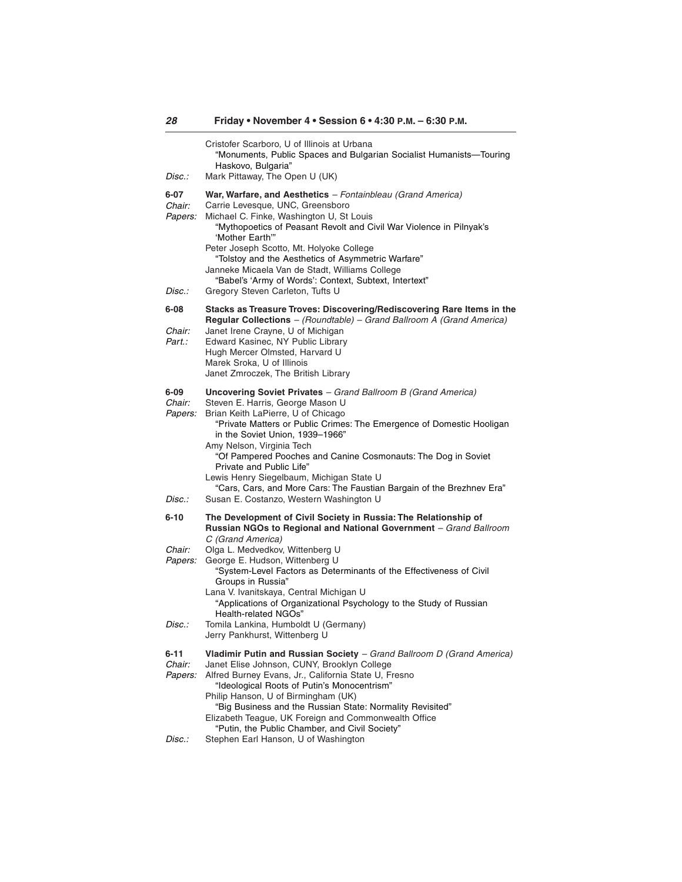Cristofer Scarboro, U of Illinois at Urbana
"Monuments, Public Spaces and Bulgarian Socialist Humanists—Touring Haskovo, Bulgaria"

*Disc.:* Mark Pittaway, The Open U (UK)

**6-07 War, Warfare, and Aesthetics** – *Fontainbleau (Grand America)*

*Chair:* Carrie Levesque, UNC, Greensboro

*Papers:* Michael C. Finke, Washington U, St Louis
"Mythopoetics of Peasant Revolt and Civil War Violence in Pilnyak's 'Mother Earth'"
Peter Joseph Scotto, Mt. Holyoke College
"Tolstoy and the Aesthetics of Asymmetric Warfare"
Janneke Micaela Van de Stadt, Williams College
"Babel's 'Army of Words': Context, Subtext, Intertext"

*Disc.:* Gregory Steven Carleton, Tufts U

**6-08 Stacks as Treasure Troves: Discovering/Rediscovering Rare Items in the Regular Collections** – *(Roundtable) – Grand Ballroom A (Grand America)*

*Chair:* Janet Irene Crayne, U of Michigan

*Part.:* Edward Kasinec, NY Public Library
Hugh Mercer Olmsted, Harvard U
Marek Sroka, U of Illinois
Janet Zmroczek, The British Library

**6-09 Uncovering Soviet Privates** – *Grand Ballroom B (Grand America)*

*Chair:* Steven E. Harris, George Mason U

*Papers:* Brian Keith LaPierre, U of Chicago
"Private Matters or Public Crimes: The Emergence of Domestic Hooligan in the Soviet Union, 1939–1966"
Amy Nelson, Virginia Tech
"Of Pampered Pooches and Canine Cosmonauts: The Dog in Soviet Private and Public Life"
Lewis Henry Siegelbaum, Michigan State U
"Cars, Cars, and More Cars: The Faustian Bargain of the Brezhnev Era"

*Disc.:* Susan E. Costanzo, Western Washington U

**6-10 The Development of Civil Society in Russia: The Relationship of Russian NGOs to Regional and National Government** – *Grand Ballroom C (Grand America)*

*Chair:* Olga L. Medvedkov, Wittenberg U

*Papers:* George E. Hudson, Wittenberg U
"System-Level Factors as Determinants of the Effectiveness of Civil Groups in Russia"
Lana V. Ivanitskaya, Central Michigan U
"Applications of Organizational Psychology to the Study of Russian Health-related NGOs"

*Disc.:* Tomila Lankina, Humboldt U (Germany)
Jerry Pankhurst, Wittenberg U

**6-11 Vladimir Putin and Russian Society** – *Grand Ballroom D (Grand America)*

*Chair:* Janet Elise Johnson, CUNY, Brooklyn College

*Papers:* Alfred Burney Evans, Jr., California State U, Fresno
"Ideological Roots of Putin's Monocentrism"
Philip Hanson, U of Birmingham (UK)
"Big Business and the Russian State: Normality Revisited"
Elizabeth Teague, UK Foreign and Commonwealth Office
"Putin, the Public Chamber, and Civil Society"

*Disc.:* Stephen Earl Hanson, U of Washington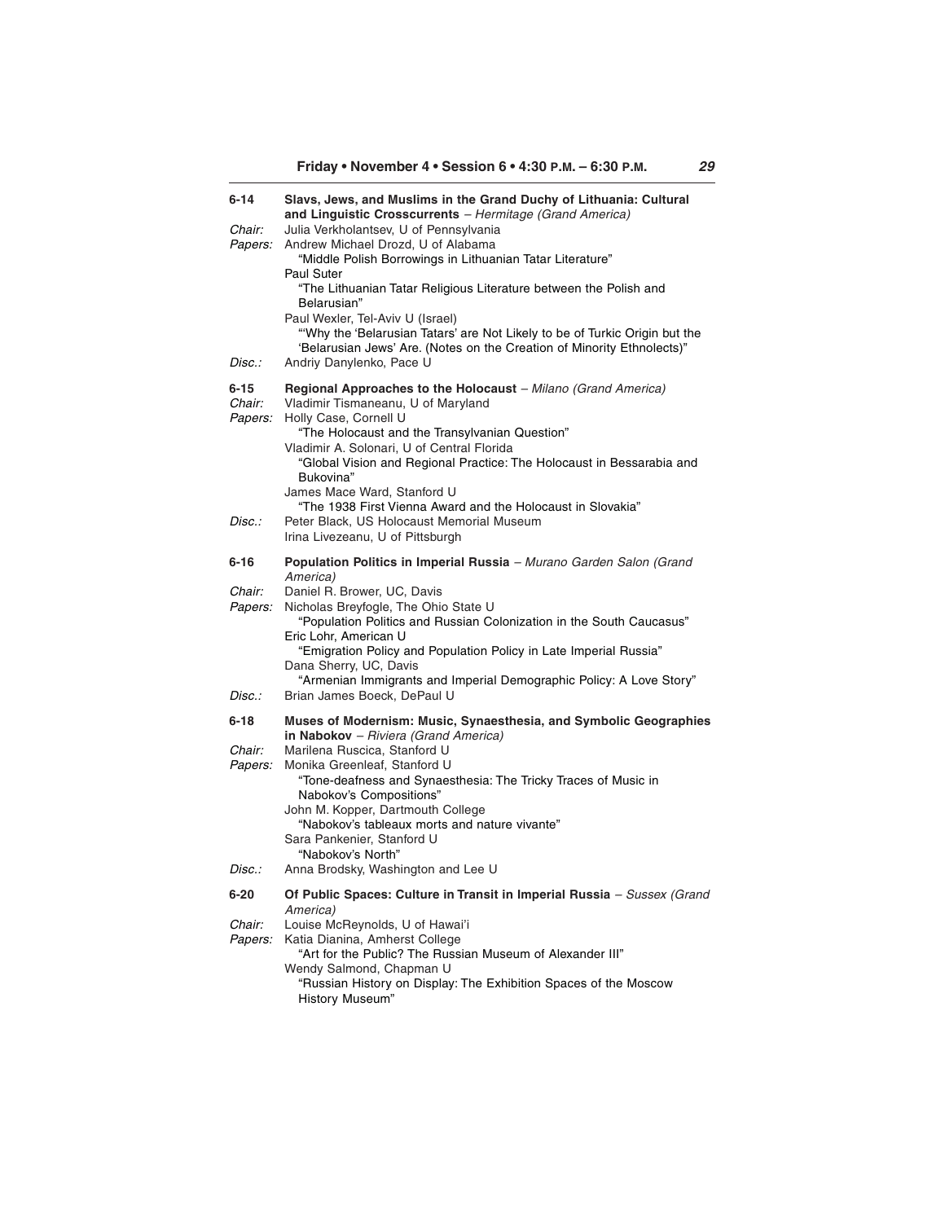**6-14 Slavs, Jews, and Muslims in the Grand Duchy of Lithuania: Cultural and Linguistic Crosscurrents** – *Hermitage (Grand America)*

*Chair:* Julia Verkholantsev, U of Pennsylvania

*Papers:* Andrew Michael Drozd, U of Alabama
"Middle Polish Borrowings in Lithuanian Tatar Literature"
Paul Suter
"The Lithuanian Tatar Religious Literature between the Polish and Belarusian"
Paul Wexler, Tel-Aviv U (Israel)
"'Why the 'Belarusian Tatars' are Not Likely to be of Turkic Origin but the 'Belarusian Jews' Are. (Notes on the Creation of Minority Ethnolects)"

*Disc.:* Andriy Danylenko, Pace U

**6-15 Regional Approaches to the Holocaust** – *Milano (Grand America)*

*Chair:* Vladimir Tismaneanu, U of Maryland

*Papers:* Holly Case, Cornell U
"The Holocaust and the Transylvanian Question"
Vladimir A. Solonari, U of Central Florida
"Global Vision and Regional Practice: The Holocaust in Bessarabia and Bukovina"
James Mace Ward, Stanford U
"The 1938 First Vienna Award and the Holocaust in Slovakia"

*Disc.:* Peter Black, US Holocaust Memorial Museum
Irina Livezeanu, U of Pittsburgh

**6-16 Population Politics in Imperial Russia** – *Murano Garden Salon (Grand America)*

*Chair:* Daniel R. Brower, UC, Davis

*Papers:* Nicholas Breyfogle, The Ohio State U
"Population Politics and Russian Colonization in the South Caucasus"
Eric Lohr, American U
"Emigration Policy and Population Policy in Late Imperial Russia"
Dana Sherry, UC, Davis
"Armenian Immigrants and Imperial Demographic Policy: A Love Story"

*Disc.:* Brian James Boeck, DePaul U

**6-18 Muses of Modernism: Music, Synaesthesia, and Symbolic Geographies in Nabokov** – *Riviera (Grand America)*

*Chair:* Marilena Ruscica, Stanford U

*Papers:* Monika Greenleaf, Stanford U
"Tone-deafness and Synaesthesia: The Tricky Traces of Music in Nabokov's Compositions"
John M. Kopper, Dartmouth College
"Nabokov's tableaux morts and nature vivante"
Sara Pankenier, Stanford U
"Nabokov's North"

*Disc.:* Anna Brodsky, Washington and Lee U

**6-20 Of Public Spaces: Culture in Transit in Imperial Russia** – *Sussex (Grand America)*

*Chair:* Louise McReynolds, U of Hawai'i

*Papers:* Katia Dianina, Amherst College
"Art for the Public? The Russian Museum of Alexander III"
Wendy Salmond, Chapman U
"Russian History on Display: The Exhibition Spaces of the Moscow History Museum"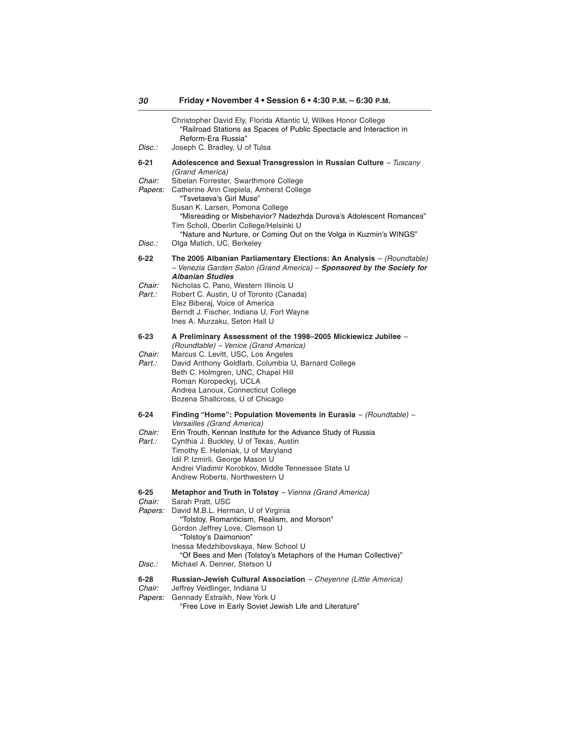Christopher David Ely, Florida Atlantic U, Wilkes Honor College
"Railroad Stations as Spaces of Public Spectacle and Interaction in Reform-Era Russia"

*Disc.:* Joseph C. Bradley, U of Tulsa

**6-21 Adolescence and Sexual Transgression in Russian Culture** – *Tuscany (Grand America)*

*Chair:* Sibelan Forrester, Swarthmore College

*Papers:* Catherine Ann Ciepiela, Amherst College
"Tsvetaeva's Girl Muse"
Susan K. Larsen, Pomona College
"Misreading or Misbehavior? Nadezhda Durova's Adolescent Romances"
Tim Scholl, Oberlin College/Helsinki U
"Nature and Nurture, or Coming Out on the Volga in Kuzmin's WINGS"

*Disc.:* Olga Matich, UC, Berkeley

**6-22 The 2005 Albanian Parliamentary Elections: An Analysis** – *(Roundtable) – Venezia Garden Salon (Grand America)* – ***Sponsored by the Society for Albanian Studies***

*Chair:* Nicholas C. Pano, Western Illinois U

*Part.:* Robert C. Austin, U of Toronto (Canada)
Elez Biberaj, Voice of America
Berndt J. Fischer, Indiana U, Fort Wayne
Ines A. Murzaku, Seton Hall U

**6-23 A Preliminary Assessment of the 1998–2005 Mickiewicz Jubilee** – *(Roundtable) – Venice (Grand America)*

*Chair:* Marcus C. Levitt, USC, Los Angeles

*Part.:* David Anthony Goldfarb, Columbia U, Barnard College
Beth C. Holmgren, UNC, Chapel Hill
Roman Koropeckyj, UCLA
Andrea Lanoux, Connecticut College
Bozena Shallcross, U of Chicago

**6-24 Finding "Home": Population Movements in Eurasia** – *(Roundtable) – Versailles (Grand America)*

*Chair:* Erin Trouth, Kennan Institute for the Advance Study of Russia

*Part.:* Cynthia J. Buckley, U of Texas, Austin
Timothy E. Heleniak, U of Maryland
Idil P. Izmirli, George Mason U
Andrei Vladimir Korobkov, Middle Tennessee State U
Andrew Roberts, Northwestern U

**6-25 Metaphor and Truth in Tolstoy** – *Vienna (Grand America)*

*Chair:* Sarah Pratt, USC

*Papers:* David M.B.L. Herman, U of Virginia
"Tolstoy, Romanticism, Realism, and Morson"
Gordon Jeffrey Love, Clemson U
"Tolstoy's Daimonion"
Inessa Medzhibovskaya, New School U
"Of Bees and Men (Tolstoy's Metaphors of the Human Collective)"

*Disc.:* Michael A. Denner, Stetson U

**6-28 Russian-Jewish Cultural Association** – *Cheyenne (Little America)*

*Chair:* Jeffrey Veidlinger, Indiana U

*Papers:* Gennady Estraikh, New York U
"Free Love in Early Soviet Jewish Life and Literature"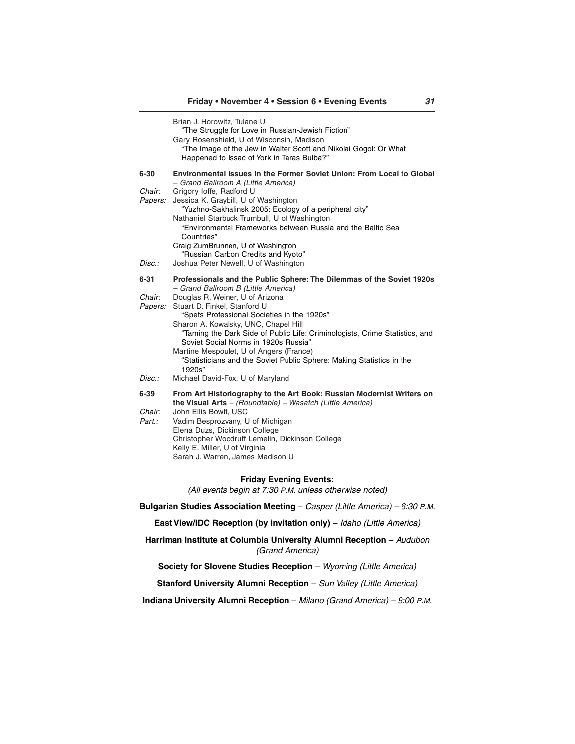Brian J. Horowitz, Tulane U
"The Struggle for Love in Russian-Jewish Fiction"
Gary Rosenshield, U of Wisconsin, Madison
"The Image of the Jew in Walter Scott and Nikolai Gogol: Or What Happened to Issac of York in Taras Bulba?"

**6-30 Environmental Issues in the Former Soviet Union: From Local to Global** – *Grand Ballroom A (Little America)*

*Chair:* Grigory Ioffe, Radford U

*Papers:* Jessica K. Graybill, U of Washington
"Yuzhno-Sakhalinsk 2005: Ecology of a peripheral city"
Nathaniel Starbuck Trumbull, U of Washington
"Environmental Frameworks between Russia and the Baltic Sea Countries"
Craig ZumBrunnen, U of Washington
"Russian Carbon Credits and Kyoto"

*Disc.:* Joshua Peter Newell, U of Washington

**6-31 Professionals and the Public Sphere: The Dilemmas of the Soviet 1920s** – *Grand Ballroom B (Little America)*

*Chair:* Douglas R. Weiner, U of Arizona

*Papers:* Stuart D. Finkel, Stanford U
"Spets Professional Societies in the 1920s"
Sharon A. Kowalsky, UNC, Chapel Hill
"Taming the Dark Side of Public Life: Criminologists, Crime Statistics, and Soviet Social Norms in 1920s Russia"
Martine Mespoulet, U of Angers (France)
"Statisticians and the Soviet Public Sphere: Making Statistics in the 1920s"

*Disc.:* Michael David-Fox, U of Maryland

**6-39 From Art Historiography to the Art Book: Russian Modernist Writers on the Visual Arts** – *(Roundtable) – Wasatch (Little America)*

*Chair:* John Ellis Bowlt, USC

*Part.:* Vadim Besprozvany, U of Michigan
Elena Duzs, Dickinson College
Christopher Woodruff Lemelin, Dickinson College
Kelly E. Miller, U of Virginia
Sarah J. Warren, James Madison U

**Friday Evening Events:**

*(All events begin at 7:30 P.M. unless otherwise noted)*

**Bulgarian Studies Association Meeting** – *Casper (Little America) – 6:30 P.M.*

**East View/IDC Reception (by invitation only)** – *Idaho (Little America)*

**Harriman Institute at Columbia University Alumni Reception** – *Audubon (Grand America)*

**Society for Slovene Studies Reception** – *Wyoming (Little America)*

**Stanford University Alumni Reception** – *Sun Valley (Little America)*

**Indiana University Alumni Reception** – *Milano (Grand America) – 9:00 P.M.*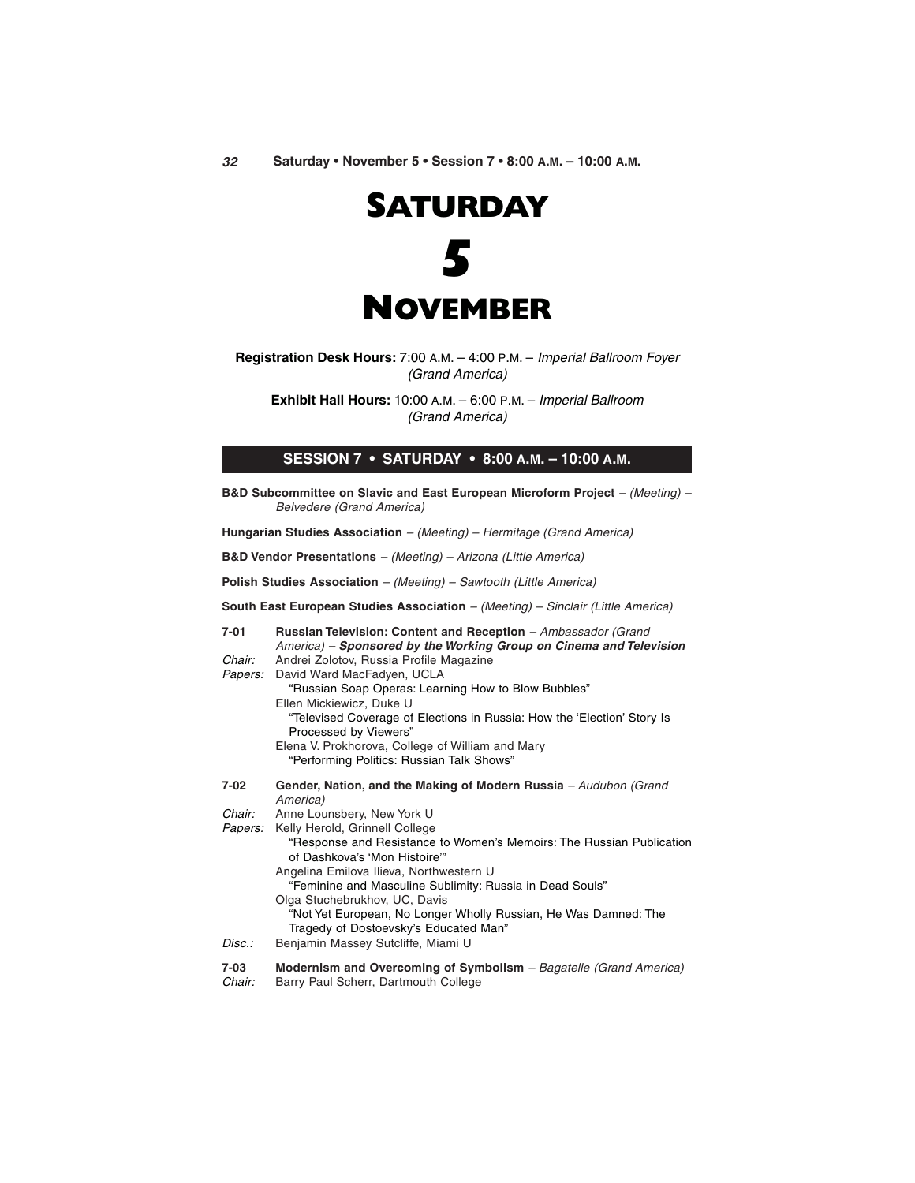# SATURDAY 5 NOVEMBER

**Registration Desk Hours:** 7:00 A.M. – 4:00 P.M. – *Imperial Ballroom Foyer (Grand America)*

**Exhibit Hall Hours:** 10:00 A.M. – 6:00 P.M. – *Imperial Ballroom (Grand America)*

## SESSION 7 • SATURDAY • 8:00 A.M. – 10:00 A.M.

**B&D Subcommittee on Slavic and East European Microform Project** – *(Meeting) – Belvedere (Grand America)*

**Hungarian Studies Association** – *(Meeting) – Hermitage (Grand America)*

**B&D Vendor Presentations** – *(Meeting) – Arizona (Little America)*

**Polish Studies Association** – *(Meeting) – Sawtooth (Little America)*

**South East European Studies Association** – *(Meeting) – Sinclair (Little America)*

**7-01** **Russian Television: Content and Reception** – *Ambassador (Grand America)* – ***Sponsored by the Working Group on Cinema and Television***

*Chair:* Andrei Zolotov, Russia Profile Magazine

*Papers:* David Ward MacFadyen, UCLA
"Russian Soap Operas: Learning How to Blow Bubbles"
Ellen Mickiewicz, Duke U
"Televised Coverage of Elections in Russia: How the 'Election' Story Is Processed by Viewers"
Elena V. Prokhorova, College of William and Mary
"Performing Politics: Russian Talk Shows"

**7-02** **Gender, Nation, and the Making of Modern Russia** – *Audubon (Grand America)*

*Chair:* Anne Lounsbery, New York U

*Papers:* Kelly Herold, Grinnell College
"Response and Resistance to Women's Memoirs: The Russian Publication of Dashkova's 'Mon Histoire'"
Angelina Emilova Ilieva, Northwestern U
"Feminine and Masculine Sublimity: Russia in Dead Souls"
Olga Stuchebrukhov, UC, Davis
"Not Yet European, No Longer Wholly Russian, He Was Damned: The Tragedy of Dostoevsky's Educated Man"

*Disc.:* Benjamin Massey Sutcliffe, Miami U

**7-03** **Modernism and Overcoming of Symbolism** – *Bagatelle (Grand America)*

*Chair:* Barry Paul Scherr, Dartmouth College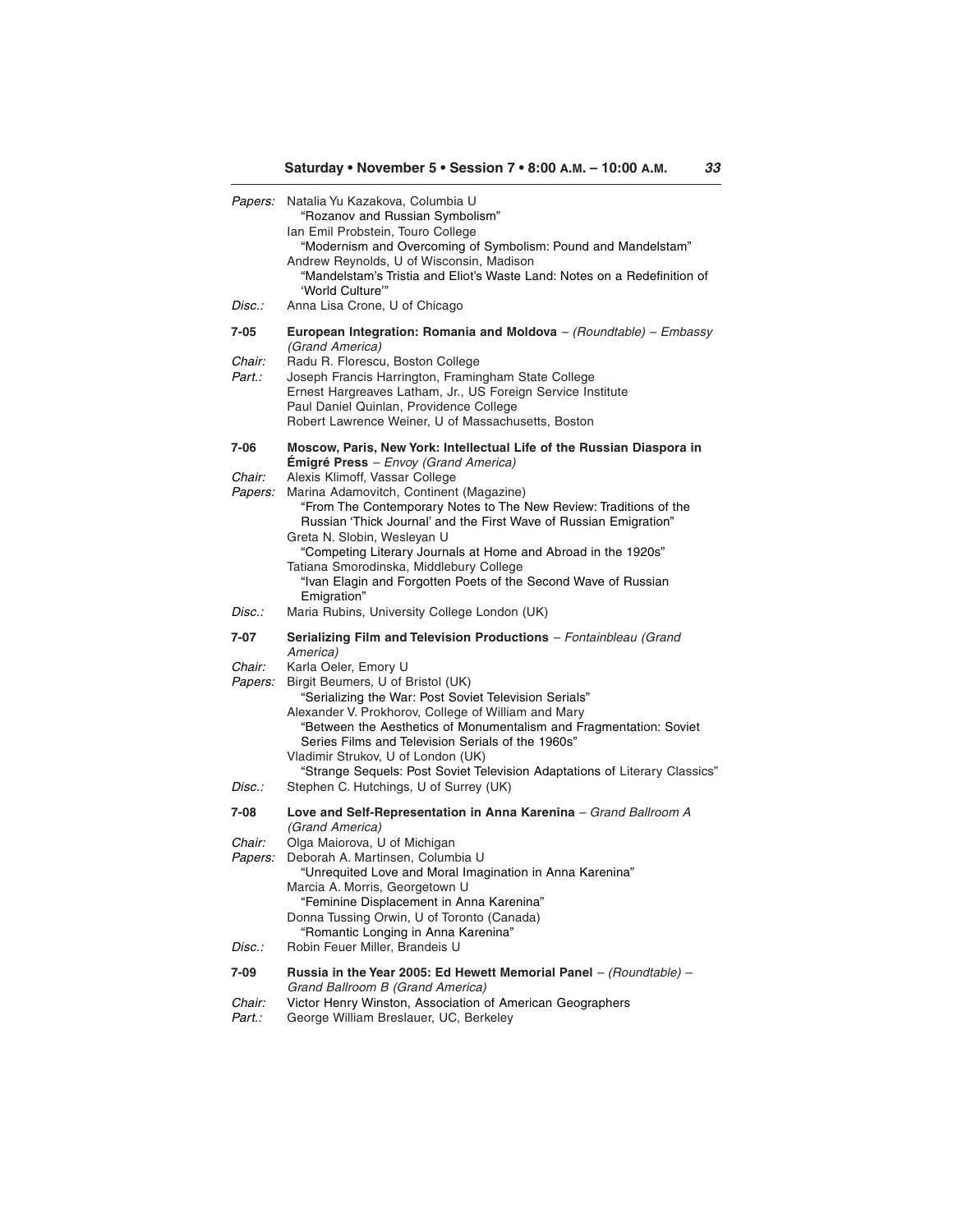*Papers:* Natalia Yu Kazakova, Columbia U
"Rozanov and Russian Symbolism"
Ian Emil Probstein, Touro College
"Modernism and Overcoming of Symbolism: Pound and Mandelstam"
Andrew Reynolds, U of Wisconsin, Madison
"Mandelstam's Tristia and Eliot's Waste Land: Notes on a Redefinition of 'World Culture'"

*Disc.:* Anna Lisa Crone, U of Chicago

**7-05 European Integration: Romania and Moldova** – *(Roundtable) – Embassy (Grand America)*

*Chair:* Radu R. Florescu, Boston College

*Part.:* Joseph Francis Harrington, Framingham State College
Ernest Hargreaves Latham, Jr., US Foreign Service Institute
Paul Daniel Quinlan, Providence College
Robert Lawrence Weiner, U of Massachusetts, Boston

**7-06 Moscow, Paris, New York: Intellectual Life of the Russian Diaspora in Émigré Press** – *Envoy (Grand America)*

*Chair:* Alexis Klimoff, Vassar College

*Papers:* Marina Adamovitch, Continent (Magazine)
"From The Contemporary Notes to The New Review: Traditions of the Russian 'Thick Journal' and the First Wave of Russian Emigration"
Greta N. Slobin, Wesleyan U
"Competing Literary Journals at Home and Abroad in the 1920s"
Tatiana Smorodinska, Middlebury College
"Ivan Elagin and Forgotten Poets of the Second Wave of Russian Emigration"

*Disc.:* Maria Rubins, University College London (UK)

**7-07 Serializing Film and Television Productions** – *Fontainbleau (Grand America)*

*Chair:* Karla Oeler, Emory U

*Papers:* Birgit Beumers, U of Bristol (UK)
"Serializing the War: Post Soviet Television Serials"
Alexander V. Prokhorov, College of William and Mary
"Between the Aesthetics of Monumentalism and Fragmentation: Soviet Series Films and Television Serials of the 1960s"
Vladimir Strukov, U of London (UK)
"Strange Sequels: Post Soviet Television Adaptations of Literary Classics"

*Disc.:* Stephen C. Hutchings, U of Surrey (UK)

**7-08 Love and Self-Representation in Anna Karenina** – *Grand Ballroom A (Grand America)*

*Chair:* Olga Maiorova, U of Michigan

*Papers:* Deborah A. Martinsen, Columbia U
"Unrequited Love and Moral Imagination in Anna Karenina"
Marcia A. Morris, Georgetown U
"Feminine Displacement in Anna Karenina"
Donna Tussing Orwin, U of Toronto (Canada)
"Romantic Longing in Anna Karenina"

*Disc.:* Robin Feuer Miller, Brandeis U

**7-09 Russia in the Year 2005: Ed Hewett Memorial Panel** – *(Roundtable) – Grand Ballroom B (Grand America)*

*Chair:* Victor Henry Winston, Association of American Geographers

*Part.:* George William Breslauer, UC, Berkeley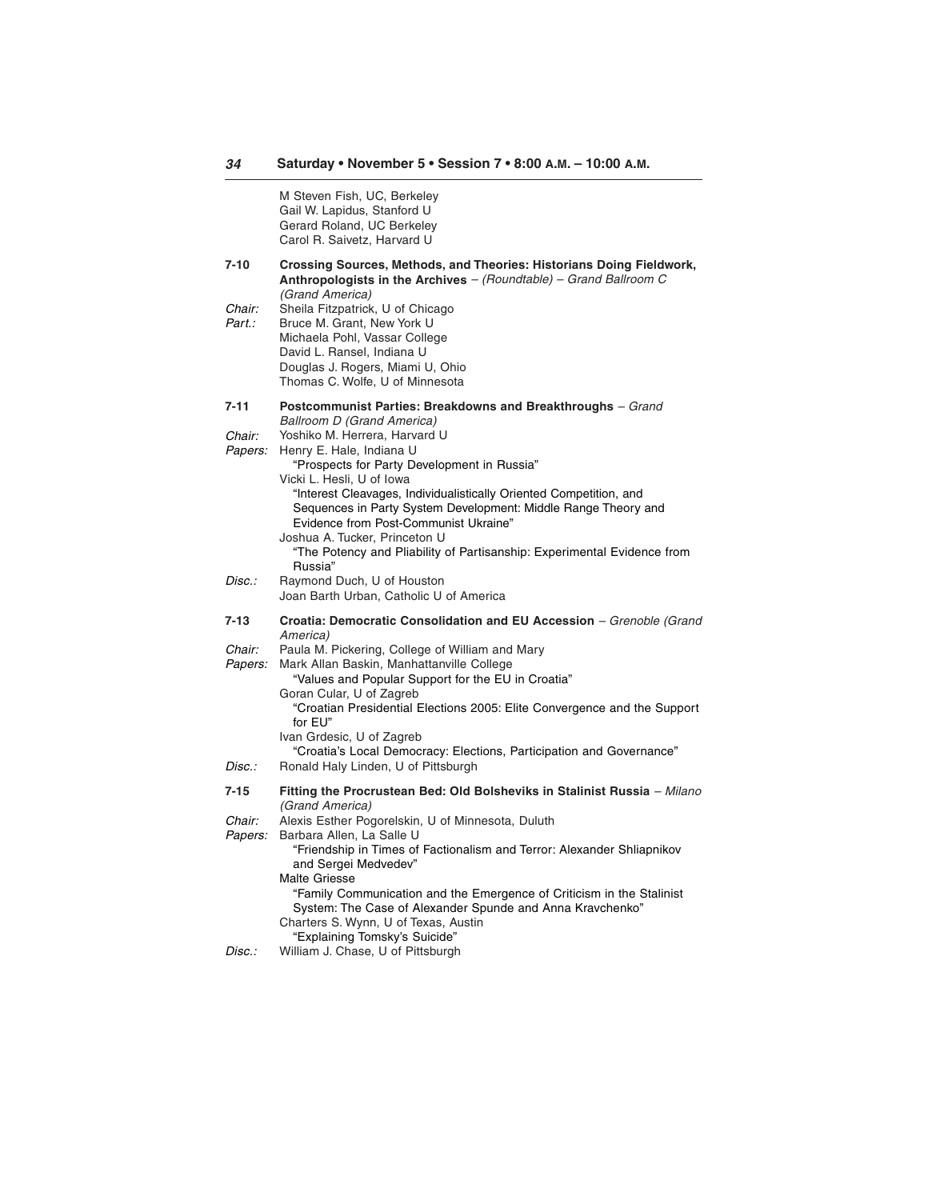M Steven Fish, UC, Berkeley
Gail W. Lapidus, Stanford U
Gerard Roland, UC Berkeley
Carol R. Saivetz, Harvard U

**7-10 Crossing Sources, Methods, and Theories: Historians Doing Fieldwork, Anthropologists in the Archives** – *(Roundtable) – Grand Ballroom C (Grand America)*

*Chair:* Sheila Fitzpatrick, U of Chicago
*Part.:* Bruce M. Grant, New York U
Michaela Pohl, Vassar College
David L. Ransel, Indiana U
Douglas J. Rogers, Miami U, Ohio
Thomas C. Wolfe, U of Minnesota

**7-11 Postcommunist Parties: Breakdowns and Breakthroughs** – *Grand Ballroom D (Grand America)*

*Chair:* Yoshiko M. Herrera, Harvard U
*Papers:* Henry E. Hale, Indiana U
"Prospects for Party Development in Russia"
Vicki L. Hesli, U of Iowa
"Interest Cleavages, Individualistically Oriented Competition, and Sequences in Party System Development: Middle Range Theory and Evidence from Post-Communist Ukraine"
Joshua A. Tucker, Princeton U
"The Potency and Pliability of Partisanship: Experimental Evidence from Russia"
*Disc.:* Raymond Duch, U of Houston
Joan Barth Urban, Catholic U of America

**7-13 Croatia: Democratic Consolidation and EU Accession** – *Grenoble (Grand America)*

*Chair:* Paula M. Pickering, College of William and Mary
*Papers:* Mark Allan Baskin, Manhattanville College
"Values and Popular Support for the EU in Croatia"
Goran Cular, U of Zagreb
"Croatian Presidential Elections 2005: Elite Convergence and the Support for EU"
Ivan Grdesic, U of Zagreb
"Croatia's Local Democracy: Elections, Participation and Governance"
*Disc.:* Ronald Haly Linden, U of Pittsburgh

**7-15 Fitting the Procrustean Bed: Old Bolsheviks in Stalinist Russia** – *Milano (Grand America)*

*Chair:* Alexis Esther Pogorelskin, U of Minnesota, Duluth
*Papers:* Barbara Allen, La Salle U
"Friendship in Times of Factionalism and Terror: Alexander Shliapnikov and Sergei Medvedev"
Malte Griesse
"Family Communication and the Emergence of Criticism in the Stalinist System: The Case of Alexander Spunde and Anna Kravchenko"
Charters S. Wynn, U of Texas, Austin
"Explaining Tomsky's Suicide"
*Disc.:* William J. Chase, U of Pittsburgh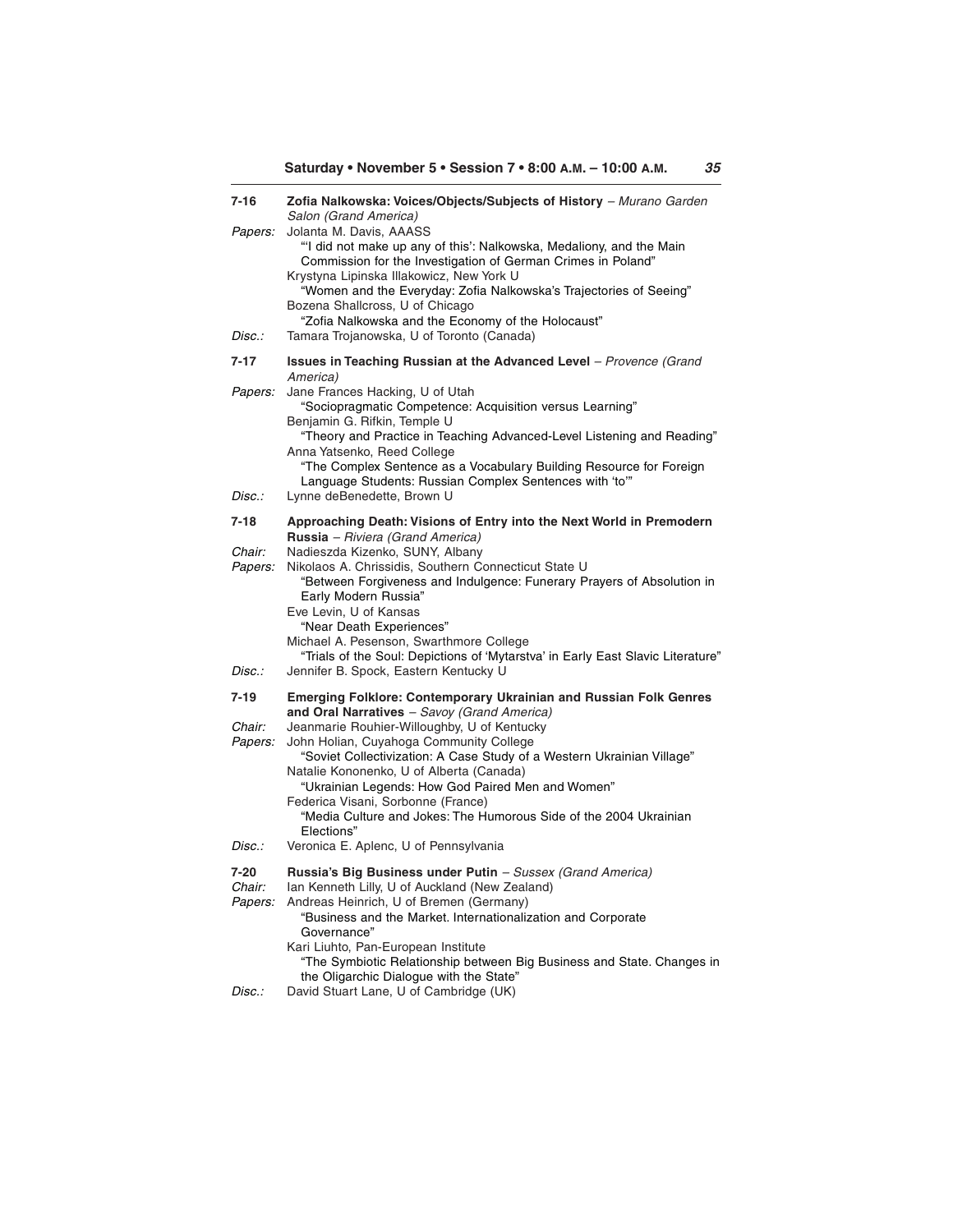**7-16 Zofia Nalkowska: Voices/Objects/Subjects of History** – *Murano Garden Salon (Grand America)*

*Papers:* Jolanta M. Davis, AAASS
"'I did not make up any of this': Nalkowska, Medaliony, and the Main Commission for the Investigation of German Crimes in Poland"
Krystyna Lipinska Illakowicz, New York U
"Women and the Everyday: Zofia Nalkowska's Trajectories of Seeing"
Bozena Shallcross, U of Chicago
"Zofia Nalkowska and the Economy of the Holocaust"

*Disc.:* Tamara Trojanowska, U of Toronto (Canada)

**7-17 Issues in Teaching Russian at the Advanced Level** – *Provence (Grand America)*

*Papers:* Jane Frances Hacking, U of Utah
"Sociopragmatic Competence: Acquisition versus Learning"
Benjamin G. Rifkin, Temple U
"Theory and Practice in Teaching Advanced-Level Listening and Reading"
Anna Yatsenko, Reed College
"The Complex Sentence as a Vocabulary Building Resource for Foreign Language Students: Russian Complex Sentences with 'to'"

*Disc.:* Lynne deBenedette, Brown U

**7-18 Approaching Death: Visions of Entry into the Next World in Premodern Russia** – *Riviera (Grand America)*

*Chair:* Nadieszda Kizenko, SUNY, Albany

*Papers:* Nikolaos A. Chrissidis, Southern Connecticut State U
"Between Forgiveness and Indulgence: Funerary Prayers of Absolution in Early Modern Russia"
Eve Levin, U of Kansas
"Near Death Experiences"
Michael A. Pesenson, Swarthmore College
"Trials of the Soul: Depictions of 'Mytarstva' in Early East Slavic Literature"

*Disc.:* Jennifer B. Spock, Eastern Kentucky U

**7-19 Emerging Folklore: Contemporary Ukrainian and Russian Folk Genres and Oral Narratives** – *Savoy (Grand America)*

*Chair:* Jeanmarie Rouhier-Willoughby, U of Kentucky

*Papers:* John Holian, Cuyahoga Community College
"Soviet Collectivization: A Case Study of a Western Ukrainian Village"
Natalie Kononenko, U of Alberta (Canada)
"Ukrainian Legends: How God Paired Men and Women"
Federica Visani, Sorbonne (France)
"Media Culture and Jokes: The Humorous Side of the 2004 Ukrainian Elections"

*Disc.:* Veronica E. Aplenc, U of Pennsylvania

**7-20 Russia's Big Business under Putin** – *Sussex (Grand America)*

*Chair:* Ian Kenneth Lilly, U of Auckland (New Zealand)

*Papers:* Andreas Heinrich, U of Bremen (Germany)
"Business and the Market. Internationalization and Corporate Governance"
Kari Liuhto, Pan-European Institute
"The Symbiotic Relationship between Big Business and State. Changes in the Oligarchic Dialogue with the State"

*Disc.:* David Stuart Lane, U of Cambridge (UK)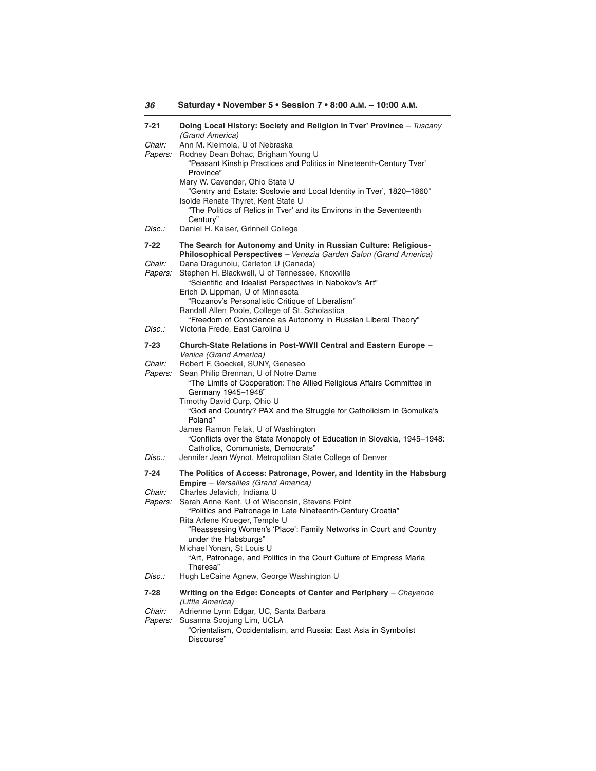## Saturday • November 5 • Session 7 • 8:00 A.M. – 10:00 A.M.

**7-21 Doing Local History: Society and Religion in Tver' Province** – *Tuscany (Grand America)*

*Chair:* Ann M. Kleimola, U of Nebraska

*Papers:* Rodney Dean Bohac, Brigham Young U
"Peasant Kinship Practices and Politics in Nineteenth-Century Tver' Province"
Mary W. Cavender, Ohio State U
"Gentry and Estate: Soslovie and Local Identity in Tver', 1820–1860"
Isolde Renate Thyret, Kent State U
"The Politics of Relics in Tver' and its Environs in the Seventeenth Century"

*Disc.:* Daniel H. Kaiser, Grinnell College

**7-22 The Search for Autonomy and Unity in Russian Culture: Religious-Philosophical Perspectives** – *Venezia Garden Salon (Grand America)*

*Chair:* Dana Dragunoiu, Carleton U (Canada)

*Papers:* Stephen H. Blackwell, U of Tennessee, Knoxville
"Scientific and Idealist Perspectives in Nabokov's Art"
Erich D. Lippman, U of Minnesota
"Rozanov's Personalistic Critique of Liberalism"
Randall Allen Poole, College of St. Scholastica
"Freedom of Conscience as Autonomy in Russian Liberal Theory"

*Disc.:* Victoria Frede, East Carolina U

**7-23 Church-State Relations in Post-WWII Central and Eastern Europe** – *Venice (Grand America)*

*Chair:* Robert F. Goeckel, SUNY, Geneseo

*Papers:* Sean Philip Brennan, U of Notre Dame
"The Limits of Cooperation: The Allied Religious Affairs Committee in Germany 1945–1948"
Timothy David Curp, Ohio U
"God and Country? PAX and the Struggle for Catholicism in Gomulka's Poland"
James Ramon Felak, U of Washington
"Conflicts over the State Monopoly of Education in Slovakia, 1945–1948: Catholics, Communists, Democrats"

*Disc.:* Jennifer Jean Wynot, Metropolitan State College of Denver

**7-24 The Politics of Access: Patronage, Power, and Identity in the Habsburg Empire** – *Versailles (Grand America)*

*Chair:* Charles Jelavich, Indiana U

*Papers:* Sarah Anne Kent, U of Wisconsin, Stevens Point
"Politics and Patronage in Late Nineteenth-Century Croatia"
Rita Arlene Krueger, Temple U
"Reassessing Women's 'Place': Family Networks in Court and Country under the Habsburgs"
Michael Yonan, St Louis U
"Art, Patronage, and Politics in the Court Culture of Empress Maria Theresa"

*Disc.:* Hugh LeCaine Agnew, George Washington U

**7-28 Writing on the Edge: Concepts of Center and Periphery** – *Cheyenne (Little America)*

*Chair:* Adrienne Lynn Edgar, UC, Santa Barbara

*Papers:* Susanna Soojung Lim, UCLA
"Orientalism, Occidentalism, and Russia: East Asia in Symbolist Discourse"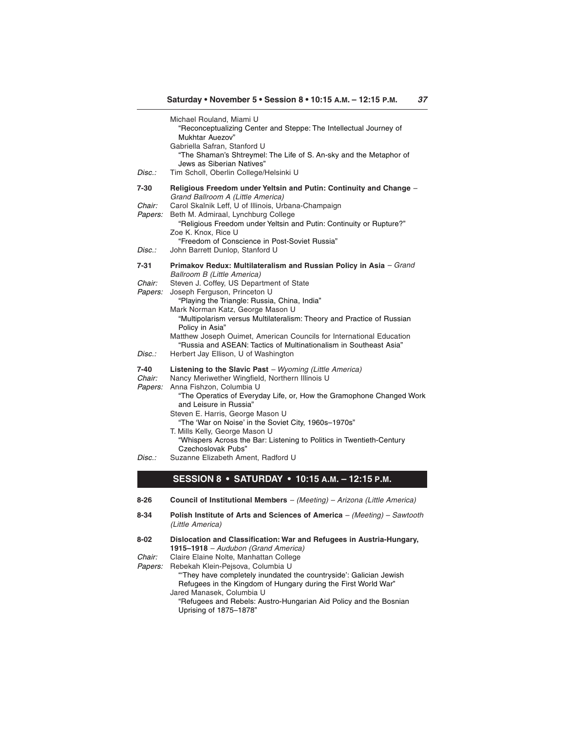Michael Rouland, Miami U
"Reconceptualizing Center and Steppe: The Intellectual Journey of Mukhtar Auezov"
Gabriella Safran, Stanford U
"The Shaman's Shtreymel: The Life of S. An-sky and the Metaphor of Jews as Siberian Natives"

*Disc.:* Tim Scholl, Oberlin College/Helsinki U

**7-30 Religious Freedom under Yeltsin and Putin: Continuity and Change** – *Grand Ballroom A (Little America)*

*Chair:* Carol Skalnik Leff, U of Illinois, Urbana-Champaign

*Papers:* Beth M. Admiraal, Lynchburg College
"Religious Freedom under Yeltsin and Putin: Continuity or Rupture?"
Zoe K. Knox, Rice U
"Freedom of Conscience in Post-Soviet Russia"

*Disc.:* John Barrett Dunlop, Stanford U

**7-31 Primakov Redux: Multilateralism and Russian Policy in Asia** – *Grand Ballroom B (Little America)*

*Chair:* Steven J. Coffey, US Department of State

*Papers:* Joseph Ferguson, Princeton U
"Playing the Triangle: Russia, China, India"
Mark Norman Katz, George Mason U
"Multipolarism versus Multilateralism: Theory and Practice of Russian Policy in Asia"
Matthew Joseph Ouimet, American Councils for International Education
"Russia and ASEAN: Tactics of Multinationalism in Southeast Asia"

*Disc.:* Herbert Jay Ellison, U of Washington

**7-40 Listening to the Slavic Past** – *Wyoming (Little America)*

*Chair:* Nancy Meriwether Wingfield, Northern Illinois U

*Papers:* Anna Fishzon, Columbia U
"The Operatics of Everyday Life, or, How the Gramophone Changed Work and Leisure in Russia"
Steven E. Harris, George Mason U
"The 'War on Noise' in the Soviet City, 1960s–1970s"
T. Mills Kelly, George Mason U
"Whispers Across the Bar: Listening to Politics in Twentieth-Century Czechoslovak Pubs"

*Disc.:* Suzanne Elizabeth Ament, Radford U

## SESSION 8 • SATURDAY • 10:15 A.M. – 12:15 P.M.

**8-26 Council of Institutional Members** – *(Meeting) – Arizona (Little America)*

**8-34 Polish Institute of Arts and Sciences of America** – *(Meeting) – Sawtooth (Little America)*

**8-02 Dislocation and Classification: War and Refugees in Austria-Hungary, 1915–1918** – *Audubon (Grand America)*

*Chair:* Claire Elaine Nolte, Manhattan College

*Papers:* Rebekah Klein-Pejsova, Columbia U
"'They have completely inundated the countryside': Galician Jewish Refugees in the Kingdom of Hungary during the First World War"
Jared Manasek, Columbia U
"Refugees and Rebels: Austro-Hungarian Aid Policy and the Bosnian Uprising of 1875–1878"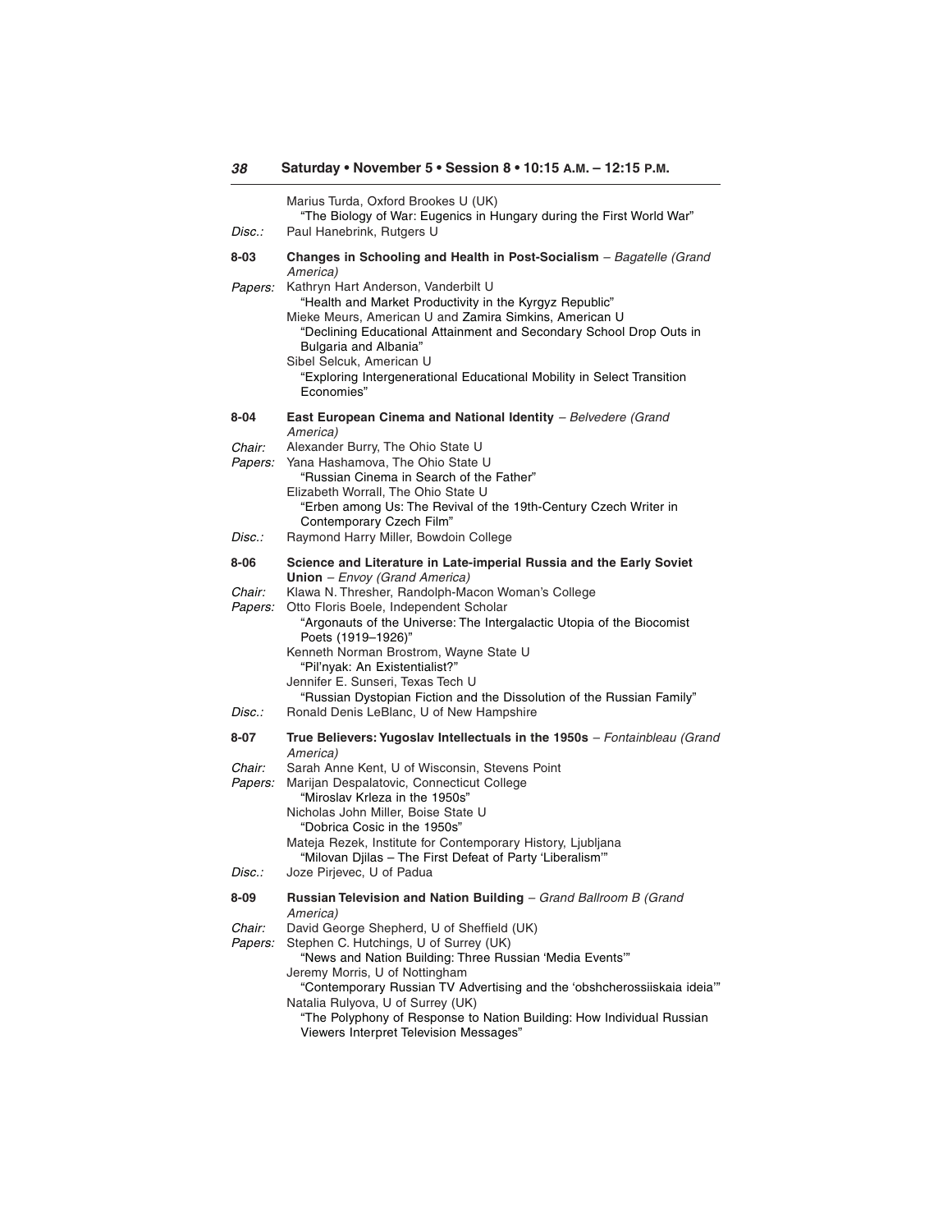Marius Turda, Oxford Brookes U (UK)
"The Biology of War: Eugenics in Hungary during the First World War"

*Disc.:* Paul Hanebrink, Rutgers U

**8-03 Changes in Schooling and Health in Post-Socialism** – *Bagatelle (Grand America)*

*Papers:* Kathryn Hart Anderson, Vanderbilt U
"Health and Market Productivity in the Kyrgyz Republic"
Mieke Meurs, American U and Zamira Simkins, American U
"Declining Educational Attainment and Secondary School Drop Outs in Bulgaria and Albania"
Sibel Selcuk, American U
"Exploring Intergenerational Educational Mobility in Select Transition Economies"

**8-04 East European Cinema and National Identity** – *Belvedere (Grand America)*

*Chair:* Alexander Burry, The Ohio State U

*Papers:* Yana Hashamova, The Ohio State U
"Russian Cinema in Search of the Father"
Elizabeth Worrall, The Ohio State U
"Erben among Us: The Revival of the 19th-Century Czech Writer in Contemporary Czech Film"

*Disc.:* Raymond Harry Miller, Bowdoin College

**8-06 Science and Literature in Late-imperial Russia and the Early Soviet Union** – *Envoy (Grand America)*

*Chair:* Klawa N. Thresher, Randolph-Macon Woman's College

*Papers:* Otto Floris Boele, Independent Scholar
"Argonauts of the Universe: The Intergalactic Utopia of the Biocomist Poets (1919–1926)"
Kenneth Norman Brostrom, Wayne State U
"Pil'nyak: An Existentialist?"
Jennifer E. Sunseri, Texas Tech U
"Russian Dystopian Fiction and the Dissolution of the Russian Family"

*Disc.:* Ronald Denis LeBlanc, U of New Hampshire

**8-07 True Believers: Yugoslav Intellectuals in the 1950s** – *Fontainbleau (Grand America)*

*Chair:* Sarah Anne Kent, U of Wisconsin, Stevens Point

*Papers:* Marijan Despalatovic, Connecticut College
"Miroslav Krleza in the 1950s"
Nicholas John Miller, Boise State U
"Dobrica Cosic in the 1950s"
Mateja Rezek, Institute for Contemporary History, Ljubljana
"Milovan Djilas – The First Defeat of Party 'Liberalism'"

*Disc.:* Joze Pirjevec, U of Padua

**8-09 Russian Television and Nation Building** – *Grand Ballroom B (Grand America)*

*Chair:* David George Shepherd, U of Sheffield (UK)

*Papers:* Stephen C. Hutchings, U of Surrey (UK)
"News and Nation Building: Three Russian 'Media Events'"
Jeremy Morris, U of Nottingham
"Contemporary Russian TV Advertising and the 'obshcherossiiskaia ideia'"
Natalia Rulyova, U of Surrey (UK)
"The Polyphony of Response to Nation Building: How Individual Russian Viewers Interpret Television Messages"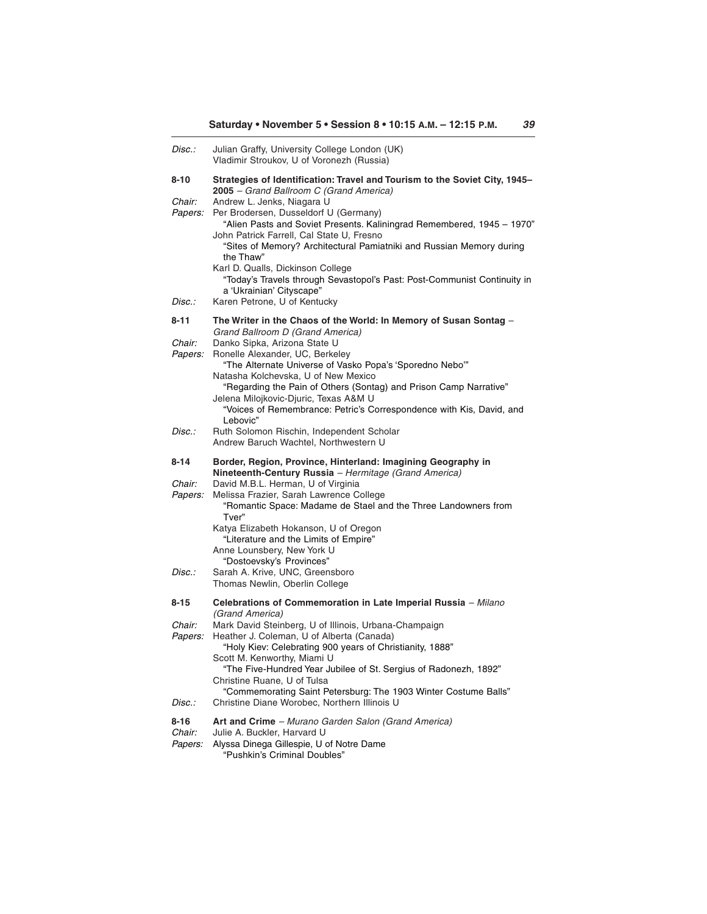*Disc.:* Julian Graffy, University College London (UK)
Vladimir Stroukov, U of Voronezh (Russia)

**8-10 Strategies of Identification: Travel and Tourism to the Soviet City, 1945–2005** – *Grand Ballroom C (Grand America)*

*Chair:* Andrew L. Jenks, Niagara U

*Papers:* Per Brodersen, Dusseldorf U (Germany)
"Alien Pasts and Soviet Presents. Kaliningrad Remembered, 1945 – 1970"
John Patrick Farrell, Cal State U, Fresno
"Sites of Memory? Architectural Pamiatniki and Russian Memory during the Thaw"
Karl D. Qualls, Dickinson College
"Today's Travels through Sevastopol's Past: Post-Communist Continuity in a 'Ukrainian' Cityscape"

*Disc.:* Karen Petrone, U of Kentucky

**8-11 The Writer in the Chaos of the World: In Memory of Susan Sontag** – *Grand Ballroom D (Grand America)*

*Chair:* Danko Sipka, Arizona State U

*Papers:* Ronelle Alexander, UC, Berkeley
"The Alternate Universe of Vasko Popa's 'Sporedno Nebo'"
Natasha Kolchevska, U of New Mexico
"Regarding the Pain of Others (Sontag) and Prison Camp Narrative"
Jelena Milojkovic-Djuric, Texas A&M U
"Voices of Remembrance: Petric's Correspondence with Kis, David, and Lebovic"

*Disc.:* Ruth Solomon Rischin, Independent Scholar
Andrew Baruch Wachtel, Northwestern U

**8-14 Border, Region, Province, Hinterland: Imagining Geography in Nineteenth-Century Russia** – *Hermitage (Grand America)*

*Chair:* David M.B.L. Herman, U of Virginia

*Papers:* Melissa Frazier, Sarah Lawrence College
"Romantic Space: Madame de Stael and the Three Landowners from Tver"
Katya Elizabeth Hokanson, U of Oregon
"Literature and the Limits of Empire"
Anne Lounsbery, New York U
"Dostoevsky's Provinces"

*Disc.:* Sarah A. Krive, UNC, Greensboro
Thomas Newlin, Oberlin College

**8-15 Celebrations of Commemoration in Late Imperial Russia** – *Milano (Grand America)*

*Chair:* Mark David Steinberg, U of Illinois, Urbana-Champaign

*Papers:* Heather J. Coleman, U of Alberta (Canada)
"Holy Kiev: Celebrating 900 years of Christianity, 1888"
Scott M. Kenworthy, Miami U
"The Five-Hundred Year Jubilee of St. Sergius of Radonezh, 1892"
Christine Ruane, U of Tulsa
"Commemorating Saint Petersburg: The 1903 Winter Costume Balls"

*Disc.:* Christine Diane Worobec, Northern Illinois U

**8-16 Art and Crime** – *Murano Garden Salon (Grand America)*

*Chair:* Julie A. Buckler, Harvard U

*Papers:* Alyssa Dinega Gillespie, U of Notre Dame
"Pushkin's Criminal Doubles"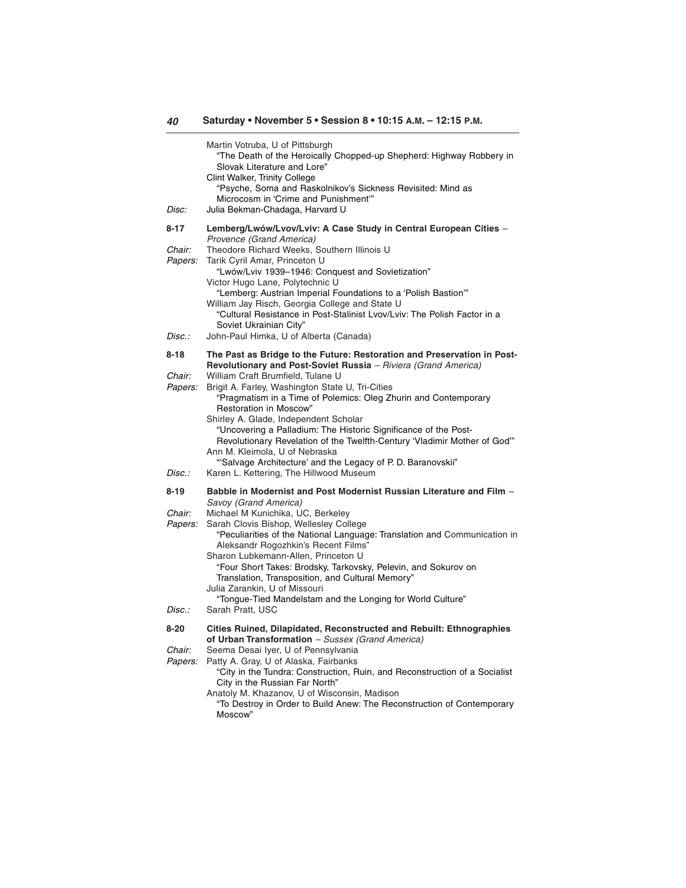Martin Votruba, U of Pittsburgh
"The Death of the Heroically Chopped-up Shepherd: Highway Robbery in Slovak Literature and Lore"
Clint Walker, Trinity College
"Psyche, Soma and Raskolnikov's Sickness Revisited: Mind as Microcosm in 'Crime and Punishment'"

*Disc:* Julia Bekman-Chadaga, Harvard U

**8-17 Lemberg/Lwów/Lvov/Lviv: A Case Study in Central European Cities** – *Provence (Grand America)*

*Chair:* Theodore Richard Weeks, Southern Illinois U

*Papers:* Tarik Cyril Amar, Princeton U
"Lwów/Lviv 1939–1946: Conquest and Sovietization"
Victor Hugo Lane, Polytechnic U
"Lemberg: Austrian Imperial Foundations to a 'Polish Bastion'"
William Jay Risch, Georgia College and State U
"Cultural Resistance in Post-Stalinist Lvov/Lviv: The Polish Factor in a Soviet Ukrainian City"

*Disc.:* John-Paul Himka, U of Alberta (Canada)

**8-18 The Past as Bridge to the Future: Restoration and Preservation in Post-Revolutionary and Post-Soviet Russia** – *Riviera (Grand America)*

*Chair:* William Craft Brumfield, Tulane U

*Papers:* Brigit A. Farley, Washington State U, Tri-Cities
"Pragmatism in a Time of Polemics: Oleg Zhurin and Contemporary Restoration in Moscow"
Shirley A. Glade, Independent Scholar
"Uncovering a Palladium: The Historic Significance of the Post-Revolutionary Revelation of the Twelfth-Century 'Vladimir Mother of God'"
Ann M. Kleimola, U of Nebraska
"'Salvage Architecture' and the Legacy of P. D. Baranovskii"

*Disc.:* Karen L. Kettering, The Hillwood Museum

**8-19 Babble in Modernist and Post Modernist Russian Literature and Film** – *Savoy (Grand America)*

*Chair:* Michael M Kunichika, UC, Berkeley

*Papers:* Sarah Clovis Bishop, Wellesley College
"Peculiarities of the National Language: Translation and Communication in Aleksandr Rogozhkin's Recent Films"
Sharon Lubkemann-Allen, Princeton U
"Four Short Takes: Brodsky, Tarkovsky, Pelevin, and Sokurov on Translation, Transposition, and Cultural Memory"
Julia Zarankin, U of Missouri
"Tongue-Tied Mandelstam and the Longing for World Culture"

*Disc.:* Sarah Pratt, USC

**8-20 Cities Ruined, Dilapidated, Reconstructed and Rebuilt: Ethnographies of Urban Transformation** – *Sussex (Grand America)*

*Chair:* Seema Desai Iyer, U of Pennsylvania

*Papers:* Patty A. Gray, U of Alaska, Fairbanks
"City in the Tundra: Construction, Ruin, and Reconstruction of a Socialist City in the Russian Far North"
Anatoly M. Khazanov, U of Wisconsin, Madison
"To Destroy in Order to Build Anew: The Reconstruction of Contemporary Moscow"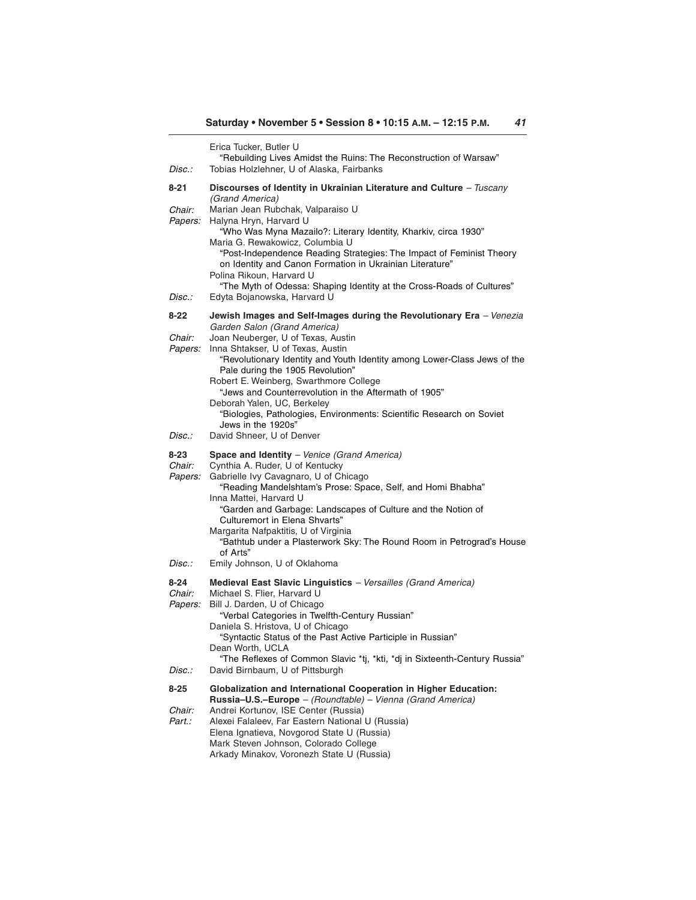Erica Tucker, Butler U
"Rebuilding Lives Amidst the Ruins: The Reconstruction of Warsaw"

*Disc.:* Tobias Holzlehner, U of Alaska, Fairbanks

**8-21 Discourses of Identity in Ukrainian Literature and Culture** – *Tuscany (Grand America)*

*Chair:* Marian Jean Rubchak, Valparaiso U

*Papers:* Halyna Hryn, Harvard U
"Who Was Myna Mazailo?: Literary Identity, Kharkiv, circa 1930"
Maria G. Rewakowicz, Columbia U
"Post-Independence Reading Strategies: The Impact of Feminist Theory on Identity and Canon Formation in Ukrainian Literature"
Polina Rikoun, Harvard U
"The Myth of Odessa: Shaping Identity at the Cross-Roads of Cultures"

*Disc.:* Edyta Bojanowska, Harvard U

**8-22 Jewish Images and Self-Images during the Revolutionary Era** – *Venezia Garden Salon (Grand America)*

*Chair:* Joan Neuberger, U of Texas, Austin

*Papers:* Inna Shtakser, U of Texas, Austin
"Revolutionary Identity and Youth Identity among Lower-Class Jews of the Pale during the 1905 Revolution"
Robert E. Weinberg, Swarthmore College
"Jews and Counterrevolution in the Aftermath of 1905"
Deborah Yalen, UC, Berkeley
"Biologies, Pathologies, Environments: Scientific Research on Soviet Jews in the 1920s"

*Disc.:* David Shneer, U of Denver

**8-23 Space and Identity** – *Venice (Grand America)*

*Chair:* Cynthia A. Ruder, U of Kentucky

*Papers:* Gabrielle Ivy Cavagnaro, U of Chicago
"Reading Mandelshtam's Prose: Space, Self, and Homi Bhabha"
Inna Mattei, Harvard U
"Garden and Garbage: Landscapes of Culture and the Notion of Culturemort in Elena Shvarts"
Margarita Nafpaktitis, U of Virginia
"Bathtub under a Plasterwork Sky: The Round Room in Petrograd's House of Arts"

*Disc.:* Emily Johnson, U of Oklahoma

**8-24 Medieval East Slavic Linguistics** – *Versailles (Grand America)*

*Chair:* Michael S. Flier, Harvard U

*Papers:* Bill J. Darden, U of Chicago
"Verbal Categories in Twelfth-Century Russian"
Daniela S. Hristova, U of Chicago
"Syntactic Status of the Past Active Participle in Russian"
Dean Worth, UCLA
"The Reflexes of Common Slavic *tj, *kti, *dj in Sixteenth-Century Russia"

*Disc.:* David Birnbaum, U of Pittsburgh

**8-25 Globalization and International Cooperation in Higher Education: Russia–U.S.–Europe** – *(Roundtable)* – *Vienna (Grand America)*

*Chair:* Andrei Kortunov, ISE Center (Russia)

*Part.:* Alexei Falaleev, Far Eastern National U (Russia)
Elena Ignatieva, Novgorod State U (Russia)
Mark Steven Johnson, Colorado College
Arkady Minakov, Voronezh State U (Russia)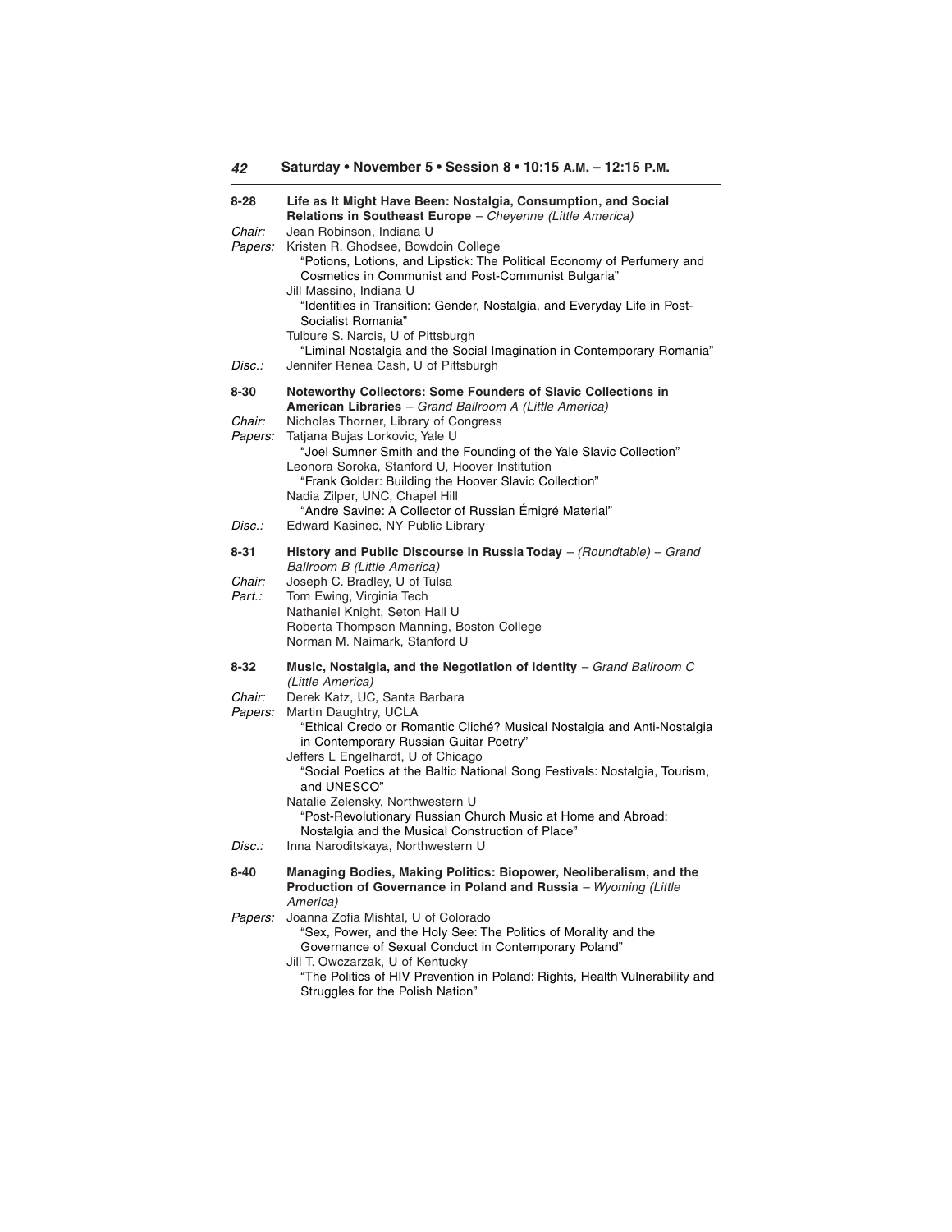**8-28 Life as It Might Have Been: Nostalgia, Consumption, and Social Relations in Southeast Europe** – *Cheyenne (Little America)*

*Chair:* Jean Robinson, Indiana U

*Papers:* Kristen R. Ghodsee, Bowdoin College
"Potions, Lotions, and Lipstick: The Political Economy of Perfumery and Cosmetics in Communist and Post-Communist Bulgaria"
Jill Massino, Indiana U
"Identities in Transition: Gender, Nostalgia, and Everyday Life in Post-Socialist Romania"
Tulbure S. Narcis, U of Pittsburgh
"Liminal Nostalgia and the Social Imagination in Contemporary Romania"

*Disc.:* Jennifer Renea Cash, U of Pittsburgh

**8-30 Noteworthy Collectors: Some Founders of Slavic Collections in American Libraries** – *Grand Ballroom A (Little America)*

*Chair:* Nicholas Thorner, Library of Congress

*Papers:* Tatjana Bujas Lorkovic, Yale U
"Joel Sumner Smith and the Founding of the Yale Slavic Collection"
Leonora Soroka, Stanford U, Hoover Institution
"Frank Golder: Building the Hoover Slavic Collection"
Nadia Zilper, UNC, Chapel Hill
"Andre Savine: A Collector of Russian Émigré Material"

*Disc.:* Edward Kasinec, NY Public Library

**8-31 History and Public Discourse in Russia Today** – *(Roundtable)* – *Grand Ballroom B (Little America)*

*Chair:* Joseph C. Bradley, U of Tulsa

*Part.:* Tom Ewing, Virginia Tech
Nathaniel Knight, Seton Hall U
Roberta Thompson Manning, Boston College
Norman M. Naimark, Stanford U

**8-32 Music, Nostalgia, and the Negotiation of Identity** – *Grand Ballroom C (Little America)*

*Chair:* Derek Katz, UC, Santa Barbara

*Papers:* Martin Daughtry, UCLA
"Ethical Credo or Romantic Cliché? Musical Nostalgia and Anti-Nostalgia in Contemporary Russian Guitar Poetry"
Jeffers L Engelhardt, U of Chicago
"Social Poetics at the Baltic National Song Festivals: Nostalgia, Tourism, and UNESCO"
Natalie Zelensky, Northwestern U
"Post-Revolutionary Russian Church Music at Home and Abroad: Nostalgia and the Musical Construction of Place"

*Disc.:* Inna Naroditskaya, Northwestern U

**8-40 Managing Bodies, Making Politics: Biopower, Neoliberalism, and the Production of Governance in Poland and Russia** – *Wyoming (Little America)*

*Papers:* Joanna Zofia Mishtal, U of Colorado
"Sex, Power, and the Holy See: The Politics of Morality and the Governance of Sexual Conduct in Contemporary Poland"
Jill T. Owczarzak, U of Kentucky
"The Politics of HIV Prevention in Poland: Rights, Health Vulnerability and Struggles for the Polish Nation"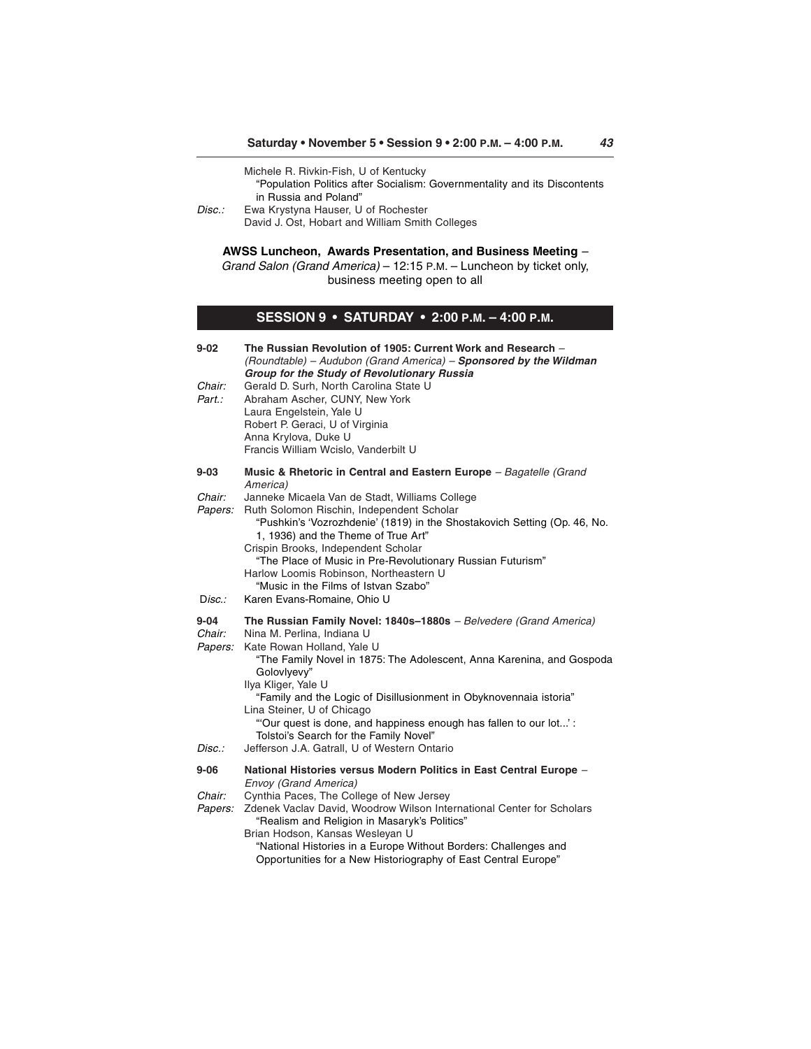Michele R. Rivkin-Fish, U of Kentucky
"Population Politics after Socialism: Governmentality and its Discontents in Russia and Poland"

*Disc.:* Ewa Krystyna Hauser, U of Rochester
David J. Ost, Hobart and William Smith Colleges

**AWSS Luncheon, Awards Presentation, and Business Meeting** – *Grand Salon (Grand America)* – 12:15 P.M. – Luncheon by ticket only, business meeting open to all

## SESSION 9 • SATURDAY • 2:00 P.M. – 4:00 P.M.

**9-02 The Russian Revolution of 1905: Current Work and Research** – *(Roundtable)* – *Audubon (Grand America)* – ***Sponsored by the Wildman Group for the Study of Revolutionary Russia***

*Chair:* Gerald D. Surh, North Carolina State U

*Part.:* Abraham Ascher, CUNY, New York
Laura Engelstein, Yale U
Robert P. Geraci, U of Virginia
Anna Krylova, Duke U
Francis William Wcislo, Vanderbilt U

**9-03 Music & Rhetoric in Central and Eastern Europe** – *Bagatelle (Grand America)*

*Chair:* Janneke Micaela Van de Stadt, Williams College

*Papers:* Ruth Solomon Rischin, Independent Scholar
"Pushkin's 'Vozrozhdenie' (1819) in the Shostakovich Setting (Op. 46, No. 1, 1936) and the Theme of True Art"
Crispin Brooks, Independent Scholar
"The Place of Music in Pre-Revolutionary Russian Futurism"
Harlow Loomis Robinson, Northeastern U
"Music in the Films of Istvan Szabo"

*Disc.:* Karen Evans-Romaine, Ohio U

**9-04 The Russian Family Novel: 1840s–1880s** – *Belvedere (Grand America)*

*Chair:* Nina M. Perlina, Indiana U

*Papers:* Kate Rowan Holland, Yale U
"The Family Novel in 1875: The Adolescent, Anna Karenina, and Gospoda Golovlyevy"
Ilya Kliger, Yale U
"Family and the Logic of Disillusionment in Obyknovennaia istoria"
Lina Steiner, U of Chicago
"'Our quest is done, and happiness enough has fallen to our lot...' : Tolstoi's Search for the Family Novel"

*Disc.:* Jefferson J.A. Gatrall, U of Western Ontario

**9-06 National Histories versus Modern Politics in East Central Europe** – *Envoy (Grand America)*

*Chair:* Cynthia Paces, The College of New Jersey

*Papers:* Zdenek Vaclav David, Woodrow Wilson International Center for Scholars
"Realism and Religion in Masaryk's Politics"
Brian Hodson, Kansas Wesleyan U
"National Histories in a Europe Without Borders: Challenges and Opportunities for a New Historiography of East Central Europe"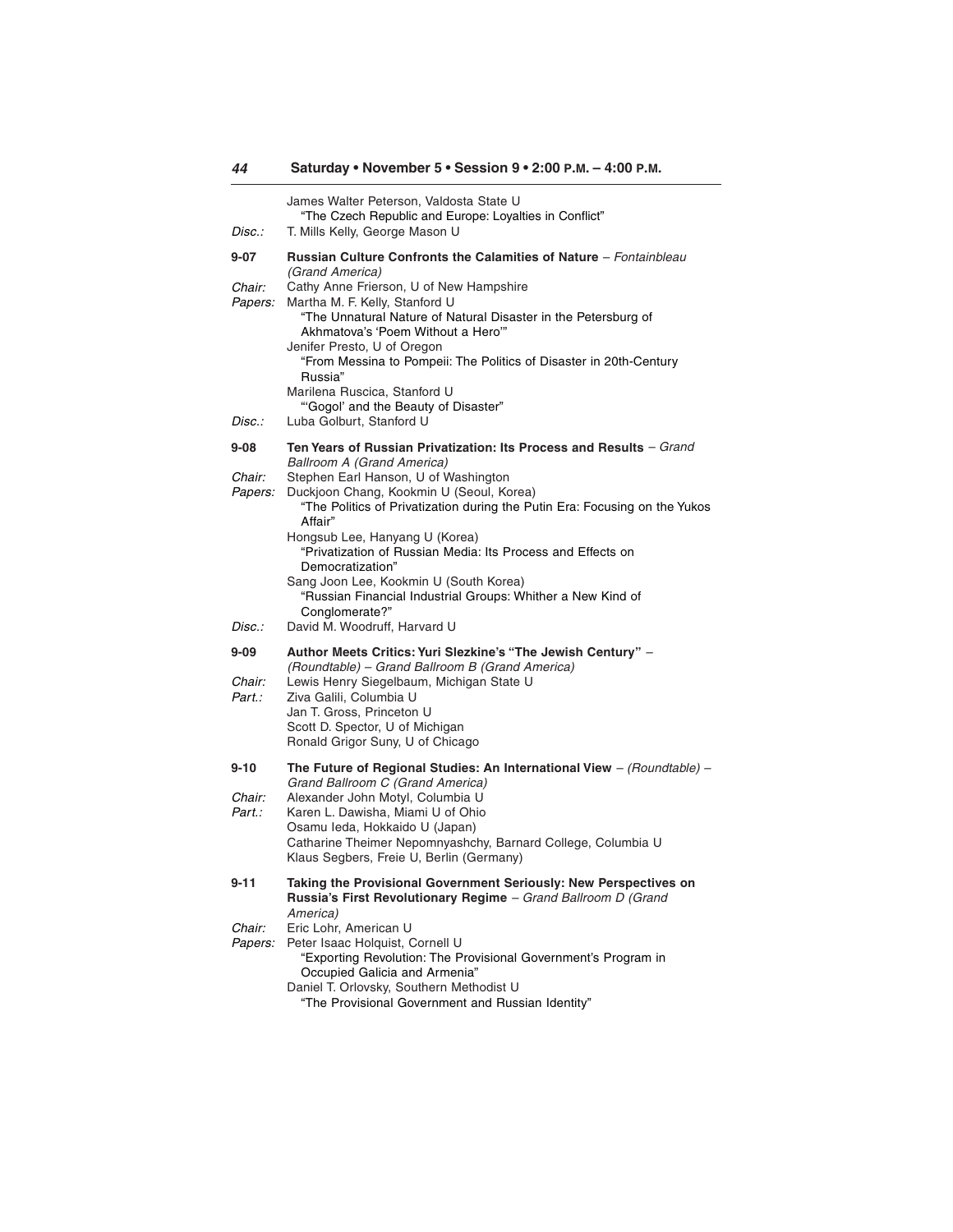James Walter Peterson, Valdosta State U
  "The Czech Republic and Europe: Loyalties in Conflict"

*Disc.:* T. Mills Kelly, George Mason U

**9-07 Russian Culture Confronts the Calamities of Nature** – *Fontainbleau (Grand America)*

*Chair:* Cathy Anne Frierson, U of New Hampshire

*Papers:* Martha M. F. Kelly, Stanford U
  "The Unnatural Nature of Natural Disaster in the Petersburg of Akhmatova's 'Poem Without a Hero'"
Jenifer Presto, U of Oregon
  "From Messina to Pompeii: The Politics of Disaster in 20th-Century Russia"
Marilena Ruscica, Stanford U
  "'Gogol' and the Beauty of Disaster"

*Disc.:* Luba Golburt, Stanford U

**9-08 Ten Years of Russian Privatization: Its Process and Results** – *Grand Ballroom A (Grand America)*

*Chair:* Stephen Earl Hanson, U of Washington

*Papers:* Duckjoon Chang, Kookmin U (Seoul, Korea)
  "The Politics of Privatization during the Putin Era: Focusing on the Yukos Affair"
Hongsub Lee, Hanyang U (Korea)
  "Privatization of Russian Media: Its Process and Effects on Democratization"
Sang Joon Lee, Kookmin U (South Korea)
  "Russian Financial Industrial Groups: Whither a New Kind of Conglomerate?"

*Disc.:* David M. Woodruff, Harvard U

**9-09 Author Meets Critics: Yuri Slezkine's "The Jewish Century"** – *(Roundtable) – Grand Ballroom B (Grand America)*

*Chair:* Lewis Henry Siegelbaum, Michigan State U

*Part.:* Ziva Galili, Columbia U
Jan T. Gross, Princeton U
Scott D. Spector, U of Michigan
Ronald Grigor Suny, U of Chicago

**9-10 The Future of Regional Studies: An International View** – *(Roundtable) – Grand Ballroom C (Grand America)*

*Chair:* Alexander John Motyl, Columbia U

*Part.:* Karen L. Dawisha, Miami U of Ohio
Osamu Ieda, Hokkaido U (Japan)
Catharine Theimer Nepomnyashchy, Barnard College, Columbia U
Klaus Segbers, Freie U, Berlin (Germany)

**9-11 Taking the Provisional Government Seriously: New Perspectives on Russia's First Revolutionary Regime** – *Grand Ballroom D (Grand America)*

*Chair:* Eric Lohr, American U

*Papers:* Peter Isaac Holquist, Cornell U
  "Exporting Revolution: The Provisional Government's Program in Occupied Galicia and Armenia"
Daniel T. Orlovsky, Southern Methodist U
  "The Provisional Government and Russian Identity"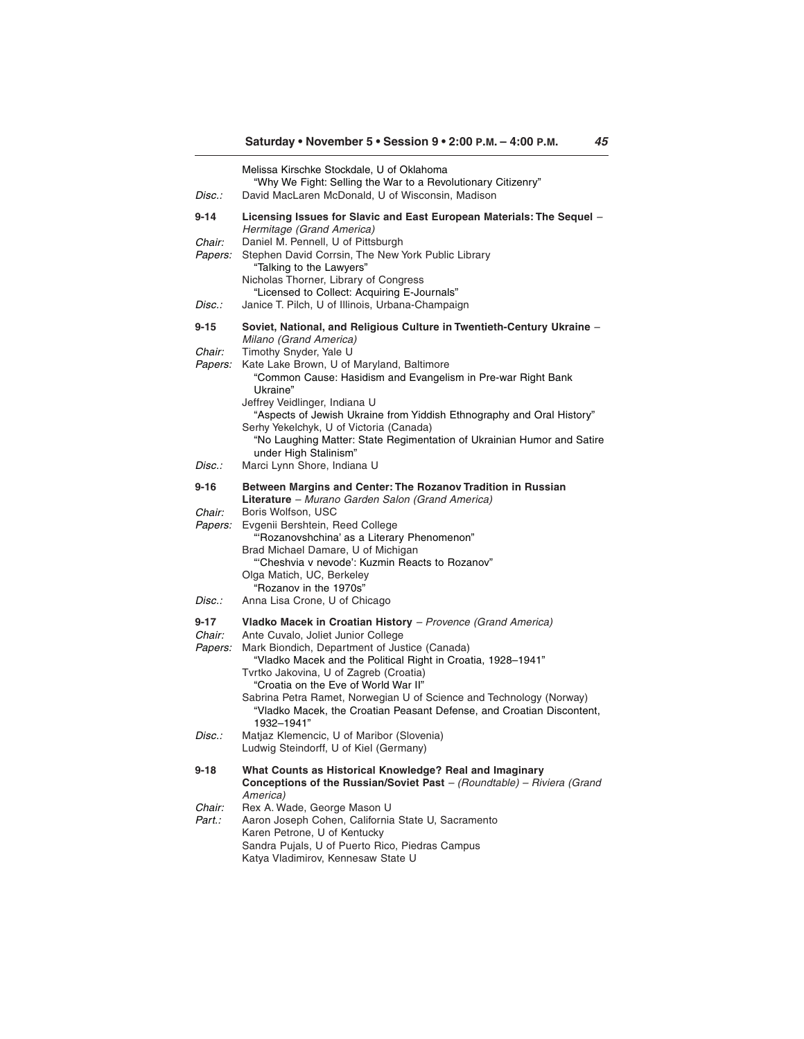Melissa Kirschke Stockdale, U of Oklahoma
"Why We Fight: Selling the War to a Revolutionary Citizenry"

*Disc.:* David MacLaren McDonald, U of Wisconsin, Madison

**9-14 Licensing Issues for Slavic and East European Materials: The Sequel** – *Hermitage (Grand America)*

*Chair:* Daniel M. Pennell, U of Pittsburgh

*Papers:* Stephen David Corrsin, The New York Public Library
"Talking to the Lawyers"
Nicholas Thorner, Library of Congress
"Licensed to Collect: Acquiring E-Journals"

*Disc.:* Janice T. Pilch, U of Illinois, Urbana-Champaign

**9-15 Soviet, National, and Religious Culture in Twentieth-Century Ukraine** – *Milano (Grand America)*

*Chair:* Timothy Snyder, Yale U

*Papers:* Kate Lake Brown, U of Maryland, Baltimore
"Common Cause: Hasidism and Evangelism in Pre-war Right Bank Ukraine"
Jeffrey Veidlinger, Indiana U
"Aspects of Jewish Ukraine from Yiddish Ethnography and Oral History"
Serhy Yekelchyk, U of Victoria (Canada)
"No Laughing Matter: State Regimentation of Ukrainian Humor and Satire under High Stalinism"

*Disc.:* Marci Lynn Shore, Indiana U

**9-16 Between Margins and Center: The Rozanov Tradition in Russian Literature** – *Murano Garden Salon (Grand America)*

*Chair:* Boris Wolfson, USC

*Papers:* Evgenii Bershtein, Reed College
"'Rozanovshchina' as a Literary Phenomenon"
Brad Michael Damare, U of Michigan
"'Cheshvia v nevode': Kuzmin Reacts to Rozanov"
Olga Matich, UC, Berkeley
"Rozanov in the 1970s"

*Disc.:* Anna Lisa Crone, U of Chicago

**9-17 Vladko Macek in Croatian History** – *Provence (Grand America)*

*Chair:* Ante Cuvalo, Joliet Junior College

*Papers:* Mark Biondich, Department of Justice (Canada)
"Vladko Macek and the Political Right in Croatia, 1928–1941"
Tvrtko Jakovina, U of Zagreb (Croatia)
"Croatia on the Eve of World War II"
Sabrina Petra Ramet, Norwegian U of Science and Technology (Norway)
"Vladko Macek, the Croatian Peasant Defense, and Croatian Discontent, 1932–1941"

*Disc.:* Matjaz Klemencic, U of Maribor (Slovenia)
Ludwig Steindorff, U of Kiel (Germany)

**9-18 What Counts as Historical Knowledge? Real and Imaginary Conceptions of the Russian/Soviet Past** – *(Roundtable)* – *Riviera (Grand America)*

*Chair:* Rex A. Wade, George Mason U

*Part.:* Aaron Joseph Cohen, California State U, Sacramento
Karen Petrone, U of Kentucky
Sandra Pujals, U of Puerto Rico, Piedras Campus
Katya Vladimirov, Kennesaw State U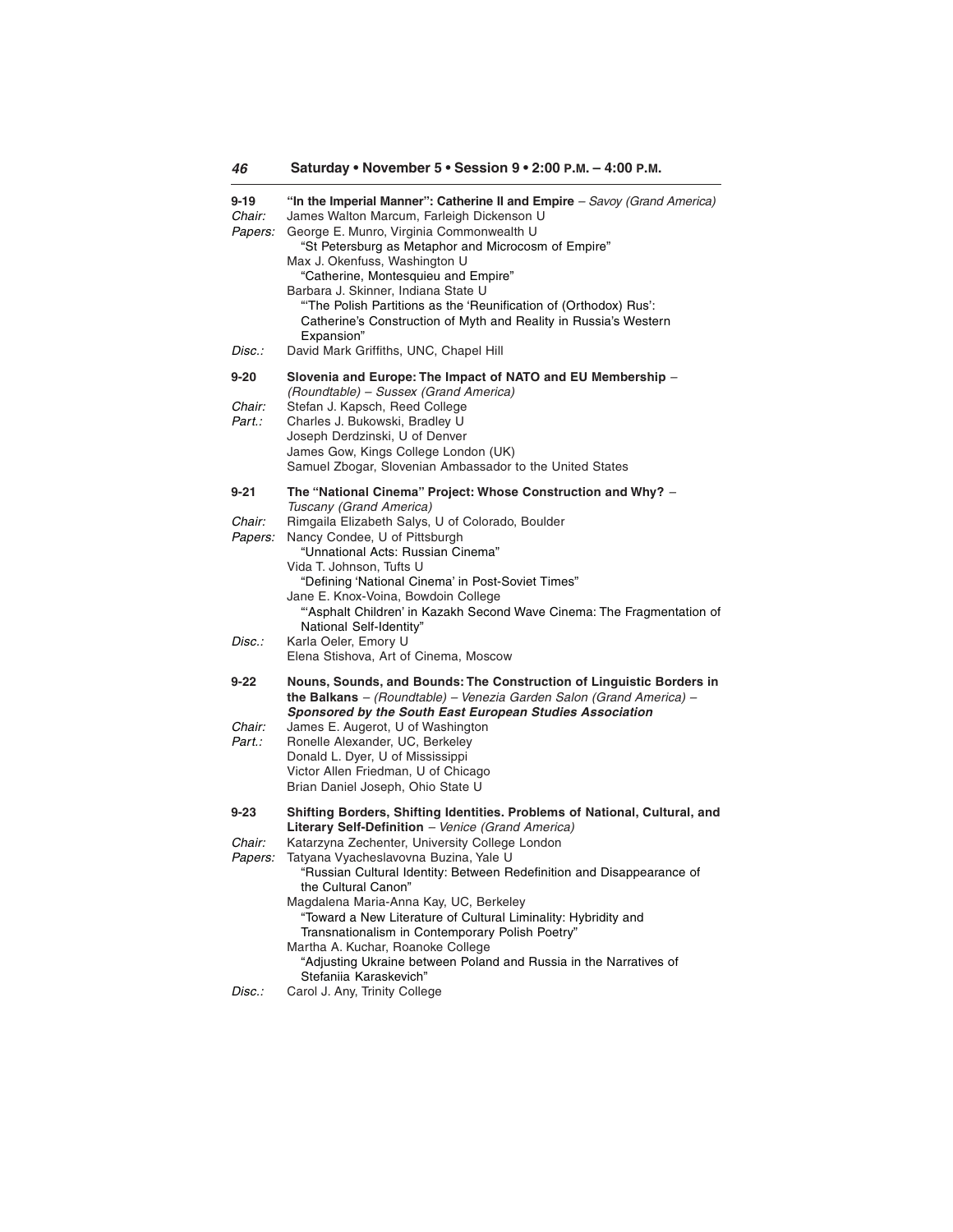**9-19 "In the Imperial Manner": Catherine II and Empire** – *Savoy (Grand America)*

*Chair:* James Walton Marcum, Farleigh Dickenson U

*Papers:* George E. Munro, Virginia Commonwealth U
"St Petersburg as Metaphor and Microcosm of Empire"
Max J. Okenfuss, Washington U
"Catherine, Montesquieu and Empire"
Barbara J. Skinner, Indiana State U
"'The Polish Partitions as the 'Reunification of (Orthodox) Rus': Catherine's Construction of Myth and Reality in Russia's Western Expansion"

*Disc.:* David Mark Griffiths, UNC, Chapel Hill

**9-20 Slovenia and Europe: The Impact of NATO and EU Membership** – *(Roundtable) – Sussex (Grand America)*

*Chair:* Stefan J. Kapsch, Reed College

*Part.:* Charles J. Bukowski, Bradley U
Joseph Derdzinski, U of Denver
James Gow, Kings College London (UK)
Samuel Zbogar, Slovenian Ambassador to the United States

**9-21 The "National Cinema" Project: Whose Construction and Why?** – *Tuscany (Grand America)*

*Chair:* Rimgaila Elizabeth Salys, U of Colorado, Boulder

*Papers:* Nancy Condee, U of Pittsburgh
"Unnational Acts: Russian Cinema"
Vida T. Johnson, Tufts U
"Defining 'National Cinema' in Post-Soviet Times"
Jane E. Knox-Voina, Bowdoin College
"'Asphalt Children' in Kazakh Second Wave Cinema: The Fragmentation of National Self-Identity"

*Disc.:* Karla Oeler, Emory U
Elena Stishova, Art of Cinema, Moscow

**9-22 Nouns, Sounds, and Bounds: The Construction of Linguistic Borders in the Balkans** – *(Roundtable) – Venezia Garden Salon (Grand America)* – ***Sponsored by the South East European Studies Association***

*Chair:* James E. Augerot, U of Washington

*Part.:* Ronelle Alexander, UC, Berkeley
Donald L. Dyer, U of Mississippi
Victor Allen Friedman, U of Chicago
Brian Daniel Joseph, Ohio State U

**9-23 Shifting Borders, Shifting Identities. Problems of National, Cultural, and Literary Self-Definition** – *Venice (Grand America)*

*Chair:* Katarzyna Zechenter, University College London

*Papers:* Tatyana Vyacheslavovna Buzina, Yale U
"Russian Cultural Identity: Between Redefinition and Disappearance of the Cultural Canon"
Magdalena Maria-Anna Kay, UC, Berkeley
"Toward a New Literature of Cultural Liminality: Hybridity and Transnationalism in Contemporary Polish Poetry"
Martha A. Kuchar, Roanoke College
"Adjusting Ukraine between Poland and Russia in the Narratives of Stefaniia Karaskevich"

*Disc.:* Carol J. Any, Trinity College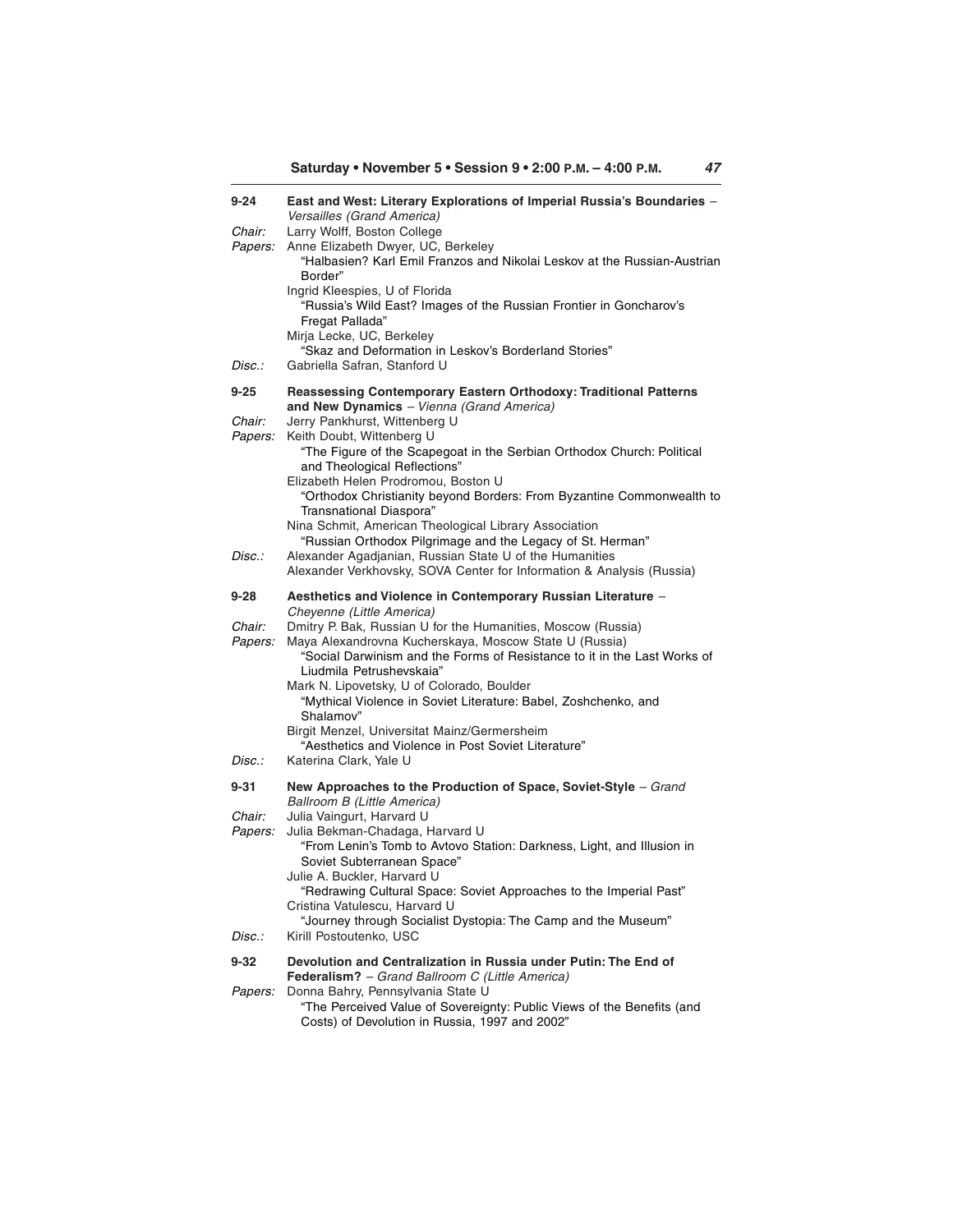**9-24 East and West: Literary Explorations of Imperial Russia's Boundaries** – *Versailles (Grand America)*

*Chair:* Larry Wolff, Boston College

*Papers:* Anne Elizabeth Dwyer, UC, Berkeley
"Halbasien? Karl Emil Franzos and Nikolai Leskov at the Russian-Austrian Border"
Ingrid Kleespies, U of Florida
"Russia's Wild East? Images of the Russian Frontier in Goncharov's Fregat Pallada"
Mirja Lecke, UC, Berkeley
"Skaz and Deformation in Leskov's Borderland Stories"

*Disc.:* Gabriella Safran, Stanford U

**9-25 Reassessing Contemporary Eastern Orthodoxy: Traditional Patterns and New Dynamics** – *Vienna (Grand America)*

*Chair:* Jerry Pankhurst, Wittenberg U

*Papers:* Keith Doubt, Wittenberg U
"The Figure of the Scapegoat in the Serbian Orthodox Church: Political and Theological Reflections"
Elizabeth Helen Prodromou, Boston U
"Orthodox Christianity beyond Borders: From Byzantine Commonwealth to Transnational Diaspora"
Nina Schmit, American Theological Library Association
"Russian Orthodox Pilgrimage and the Legacy of St. Herman"

*Disc.:* Alexander Agadjanian, Russian State U of the Humanities
Alexander Verkhovsky, SOVA Center for Information & Analysis (Russia)

**9-28 Aesthetics and Violence in Contemporary Russian Literature** – *Cheyenne (Little America)*

*Chair:* Dmitry P. Bak, Russian U for the Humanities, Moscow (Russia)

*Papers:* Maya Alexandrovna Kucherskaya, Moscow State U (Russia)
"Social Darwinism and the Forms of Resistance to it in the Last Works of Liudmila Petrushevskaia"
Mark N. Lipovetsky, U of Colorado, Boulder
"Mythical Violence in Soviet Literature: Babel, Zoshchenko, and Shalamov"
Birgit Menzel, Universitat Mainz/Germersheim
"Aesthetics and Violence in Post Soviet Literature"

*Disc.:* Katerina Clark, Yale U

**9-31 New Approaches to the Production of Space, Soviet-Style** – *Grand Ballroom B (Little America)*

*Chair:* Julia Vaingurt, Harvard U

*Papers:* Julia Bekman-Chadaga, Harvard U
"From Lenin's Tomb to Avtovo Station: Darkness, Light, and Illusion in Soviet Subterranean Space"
Julie A. Buckler, Harvard U
"Redrawing Cultural Space: Soviet Approaches to the Imperial Past"
Cristina Vatulescu, Harvard U
"Journey through Socialist Dystopia: The Camp and the Museum"

*Disc.:* Kirill Postoutenko, USC

**9-32 Devolution and Centralization in Russia under Putin: The End of Federalism?** – *Grand Ballroom C (Little America)*

*Papers:* Donna Bahry, Pennsylvania State U
"The Perceived Value of Sovereignty: Public Views of the Benefits (and Costs) of Devolution in Russia, 1997 and 2002"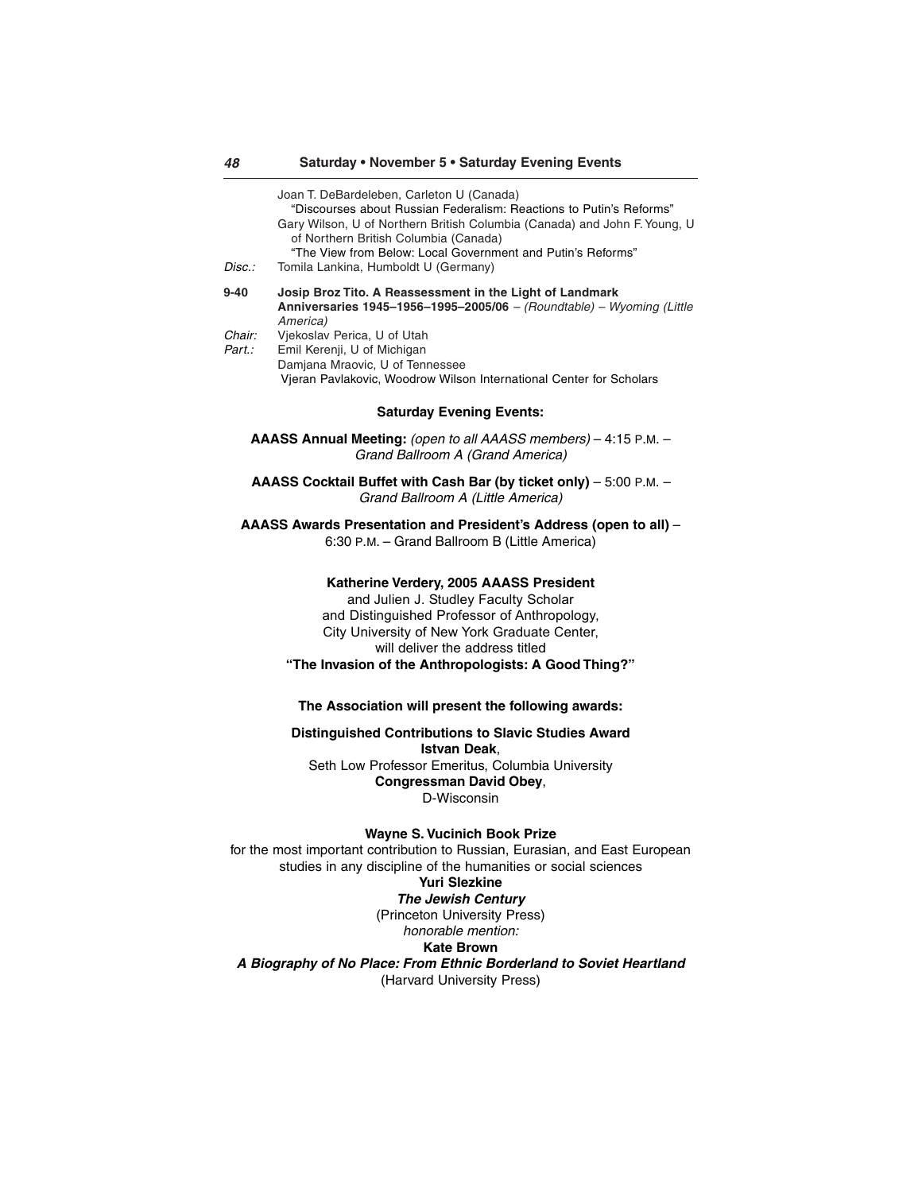Joan T. DeBardeleben, Carleton U (Canada)
"Discourses about Russian Federalism: Reactions to Putin's Reforms"
Gary Wilson, U of Northern British Columbia (Canada) and John F. Young, U of Northern British Columbia (Canada)
"The View from Below: Local Government and Putin's Reforms"

*Disc.:* Tomila Lankina, Humboldt U (Germany)

**9-40 Josip Broz Tito. A Reassessment in the Light of Landmark Anniversaries 1945–1956–1995–2005/06** – *(Roundtable) – Wyoming (Little America)*

*Chair:* Vjekoslav Perica, U of Utah
*Part.:* Emil Kerenji, U of Michigan
Damjana Mraovic, U of Tennessee
Vjeran Pavlakovic, Woodrow Wilson International Center for Scholars

## Saturday Evening Events:

**AAASS Annual Meeting:** *(open to all AAASS members)* – 4:15 P.M. – *Grand Ballroom A (Grand America)*

**AAASS Cocktail Buffet with Cash Bar (by ticket only)** – 5:00 P.M. – *Grand Ballroom A (Little America)*

**AAASS Awards Presentation and President's Address (open to all)** – 6:30 P.M. – Grand Ballroom B (Little America)

**Katherine Verdery, 2005 AAASS President**
and Julien J. Studley Faculty Scholar
and Distinguished Professor of Anthropology,
City University of New York Graduate Center,
will deliver the address titled
**"The Invasion of the Anthropologists: A Good Thing?"**

**The Association will present the following awards:**

**Distinguished Contributions to Slavic Studies Award**
**Istvan Deak**,
Seth Low Professor Emeritus, Columbia University
**Congressman David Obey**,
D-Wisconsin

**Wayne S. Vucinich Book Prize**
for the most important contribution to Russian, Eurasian, and East European studies in any discipline of the humanities or social sciences
**Yuri Slezkine**
***The Jewish Century***
(Princeton University Press)
*honorable mention:*
**Kate Brown**
***A Biography of No Place: From Ethnic Borderland to Soviet Heartland***
(Harvard University Press)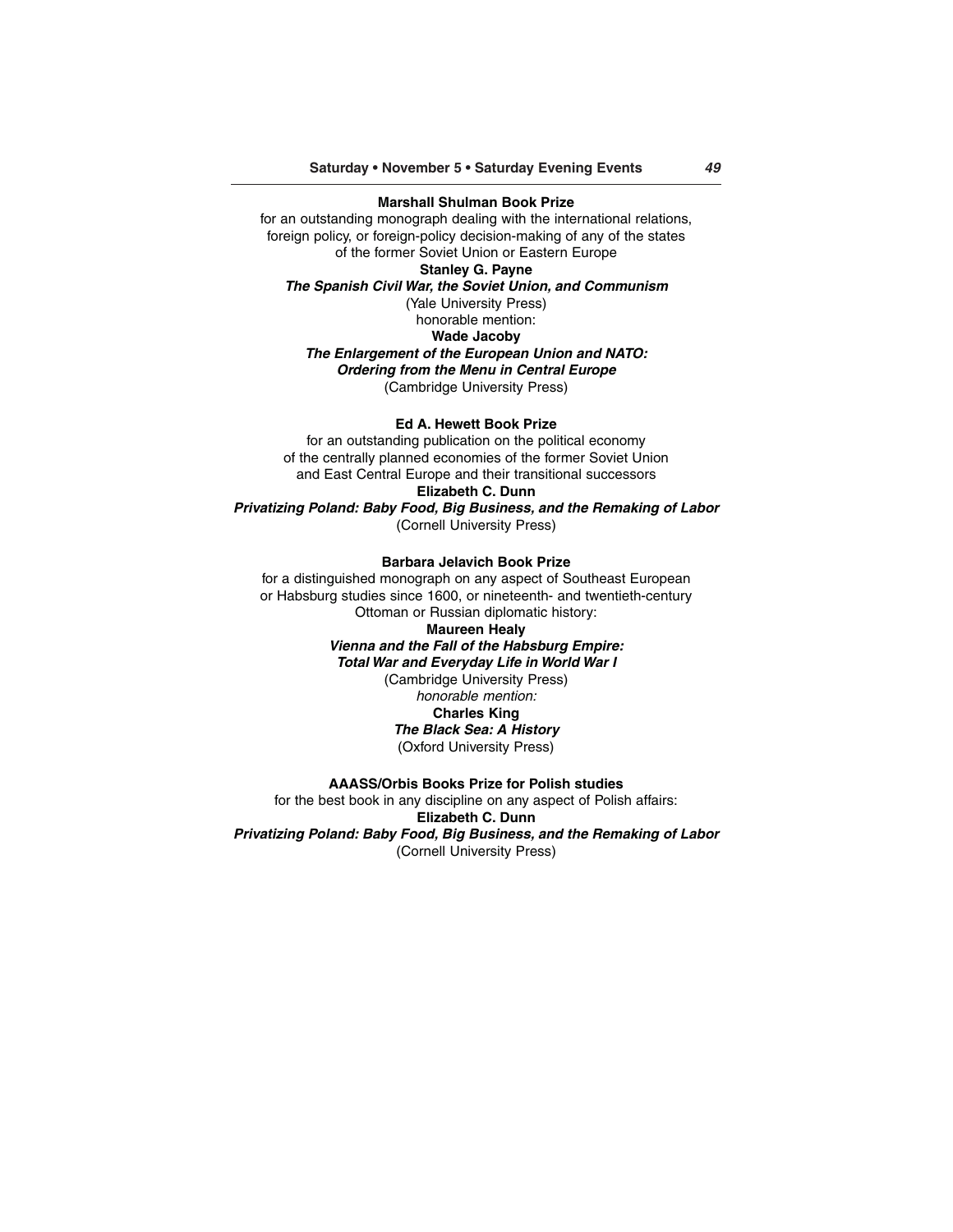**Marshall Shulman Book Prize**

for an outstanding monograph dealing with the international relations, foreign policy, or foreign-policy decision-making of any of the states of the former Soviet Union or Eastern Europe

**Stanley G. Payne**

***The Spanish Civil War, the Soviet Union, and Communism***

(Yale University Press)

honorable mention:

**Wade Jacoby**

***The Enlargement of the European Union and NATO: Ordering from the Menu in Central Europe***

(Cambridge University Press)

**Ed A. Hewett Book Prize**

for an outstanding publication on the political economy of the centrally planned economies of the former Soviet Union and East Central Europe and their transitional successors

**Elizabeth C. Dunn**

***Privatizing Poland: Baby Food, Big Business, and the Remaking of Labor***

(Cornell University Press)

**Barbara Jelavich Book Prize**

for a distinguished monograph on any aspect of Southeast European or Habsburg studies since 1600, or nineteenth- and twentieth-century Ottoman or Russian diplomatic history:

**Maureen Healy**

***Vienna and the Fall of the Habsburg Empire: Total War and Everyday Life in World War I***

(Cambridge University Press)

*honorable mention:*

**Charles King**

***The Black Sea: A History***

(Oxford University Press)

**AAASS/Orbis Books Prize for Polish studies**

for the best book in any discipline on any aspect of Polish affairs:

**Elizabeth C. Dunn**

***Privatizing Poland: Baby Food, Big Business, and the Remaking of Labor***

(Cornell University Press)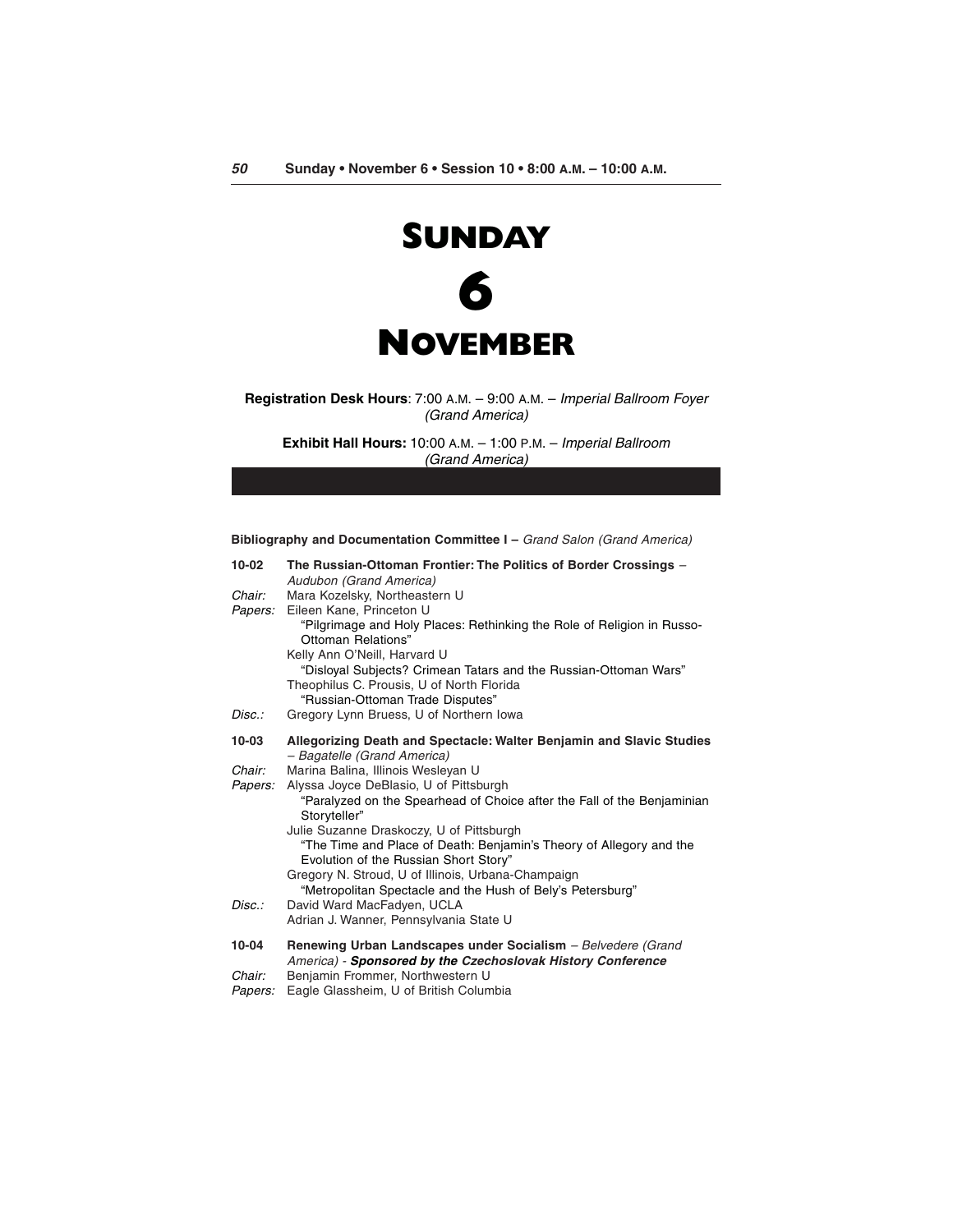# Sunday

# 6

# November

**Registration Desk Hours**: 7:00 A.M. – 9:00 A.M. – *Imperial Ballroom Foyer (Grand America)*

**Exhibit Hall Hours:** 10:00 A.M. – 1:00 P.M. – *Imperial Ballroom (Grand America)*

**Bibliography and Documentation Committee I –** *Grand Salon (Grand America)*

**10-02 The Russian-Ottoman Frontier: The Politics of Border Crossings** – *Audubon (Grand America)*

*Chair:* Mara Kozelsky, Northeastern U

*Papers:* Eileen Kane, Princeton U
"Pilgrimage and Holy Places: Rethinking the Role of Religion in Russo-Ottoman Relations"
Kelly Ann O'Neill, Harvard U
"Disloyal Subjects? Crimean Tatars and the Russian-Ottoman Wars"
Theophilus C. Prousis, U of North Florida
"Russian-Ottoman Trade Disputes"

*Disc.:* Gregory Lynn Bruess, U of Northern Iowa

**10-03 Allegorizing Death and Spectacle: Walter Benjamin and Slavic Studies** – *Bagatelle (Grand America)*

*Chair:* Marina Balina, Illinois Wesleyan U

*Papers:* Alyssa Joyce DeBlasio, U of Pittsburgh
"Paralyzed on the Spearhead of Choice after the Fall of the Benjaminian Storyteller"
Julie Suzanne Draskoczy, U of Pittsburgh
"The Time and Place of Death: Benjamin's Theory of Allegory and the Evolution of the Russian Short Story"
Gregory N. Stroud, U of Illinois, Urbana-Champaign
"Metropolitan Spectacle and the Hush of Bely's Petersburg"

*Disc.:* David Ward MacFadyen, UCLA
Adrian J. Wanner, Pennsylvania State U

**10-04 Renewing Urban Landscapes under Socialism** – *Belvedere (Grand America)* - ***Sponsored by the Czechoslovak History Conference***

*Chair:* Benjamin Frommer, Northwestern U

*Papers:* Eagle Glassheim, U of British Columbia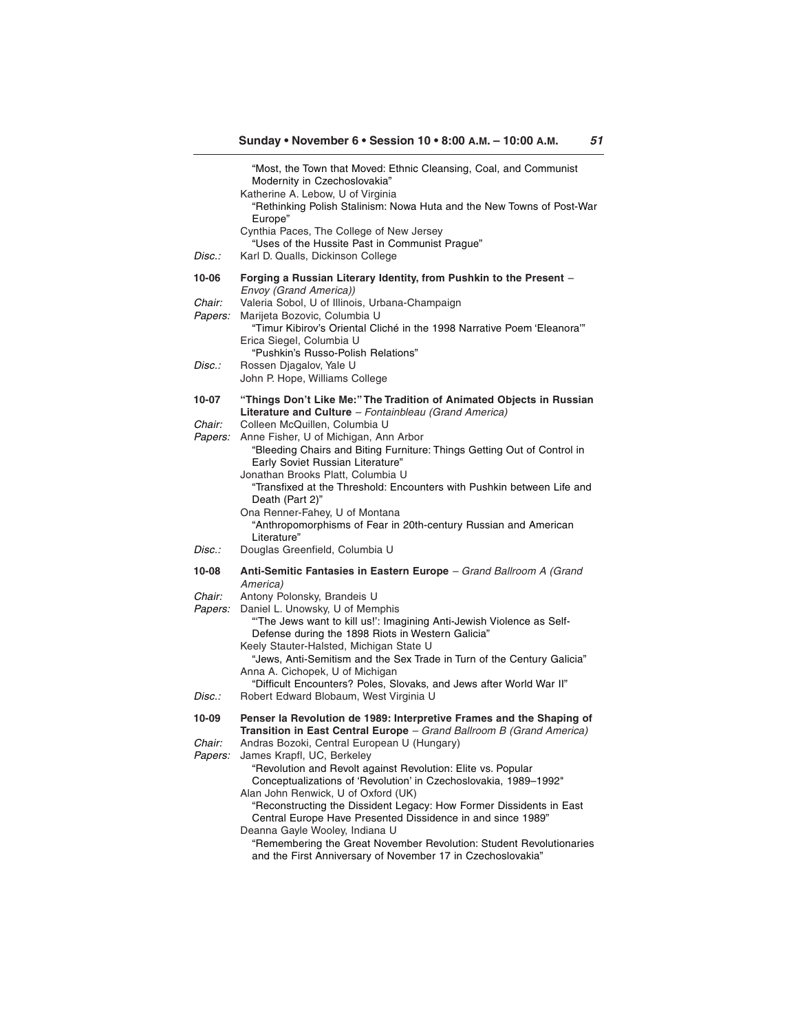"Most, the Town that Moved: Ethnic Cleansing, Coal, and Communist Modernity in Czechoslovakia"
Katherine A. Lebow, U of Virginia
"Rethinking Polish Stalinism: Nowa Huta and the New Towns of Post-War Europe"
Cynthia Paces, The College of New Jersey
"Uses of the Hussite Past in Communist Prague"

*Disc.:* Karl D. Qualls, Dickinson College

**10-06 Forging a Russian Literary Identity, from Pushkin to the Present** – *Envoy (Grand America))*

*Chair:* Valeria Sobol, U of Illinois, Urbana-Champaign

*Papers:* Marijeta Bozovic, Columbia U
"Timur Kibirov's Oriental Cliché in the 1998 Narrative Poem 'Eleanora'"
Erica Siegel, Columbia U
"Pushkin's Russo-Polish Relations"

*Disc.:* Rossen Djagalov, Yale U
John P. Hope, Williams College

**10-07 "Things Don't Like Me:" The Tradition of Animated Objects in Russian Literature and Culture** – *Fontainbleau (Grand America)*

*Chair:* Colleen McQuillen, Columbia U

*Papers:* Anne Fisher, U of Michigan, Ann Arbor
"Bleeding Chairs and Biting Furniture: Things Getting Out of Control in Early Soviet Russian Literature"
Jonathan Brooks Platt, Columbia U
"Transfixed at the Threshold: Encounters with Pushkin between Life and Death (Part 2)"
Ona Renner-Fahey, U of Montana
"Anthropomorphisms of Fear in 20th-century Russian and American Literature"

*Disc.:* Douglas Greenfield, Columbia U

**10-08 Anti-Semitic Fantasies in Eastern Europe** – *Grand Ballroom A (Grand America)*

*Chair:* Antony Polonsky, Brandeis U

*Papers:* Daniel L. Unowsky, U of Memphis
"'The Jews want to kill us!': Imagining Anti-Jewish Violence as Self-Defense during the 1898 Riots in Western Galicia"
Keely Stauter-Halsted, Michigan State U
"Jews, Anti-Semitism and the Sex Trade in Turn of the Century Galicia"
Anna A. Cichopek, U of Michigan
"Difficult Encounters? Poles, Slovaks, and Jews after World War II"

*Disc.:* Robert Edward Blobaum, West Virginia U

**10-09 Penser la Revolution de 1989: Interpretive Frames and the Shaping of Transition in East Central Europe** – *Grand Ballroom B (Grand America)*

*Chair:* Andras Bozoki, Central European U (Hungary)

*Papers:* James Krapfl, UC, Berkeley
"Revolution and Revolt against Revolution: Elite vs. Popular Conceptualizations of 'Revolution' in Czechoslovakia, 1989–1992"
Alan John Renwick, U of Oxford (UK)
"Reconstructing the Dissident Legacy: How Former Dissidents in East Central Europe Have Presented Dissidence in and since 1989"
Deanna Gayle Wooley, Indiana U
"Remembering the Great November Revolution: Student Revolutionaries and the First Anniversary of November 17 in Czechoslovakia"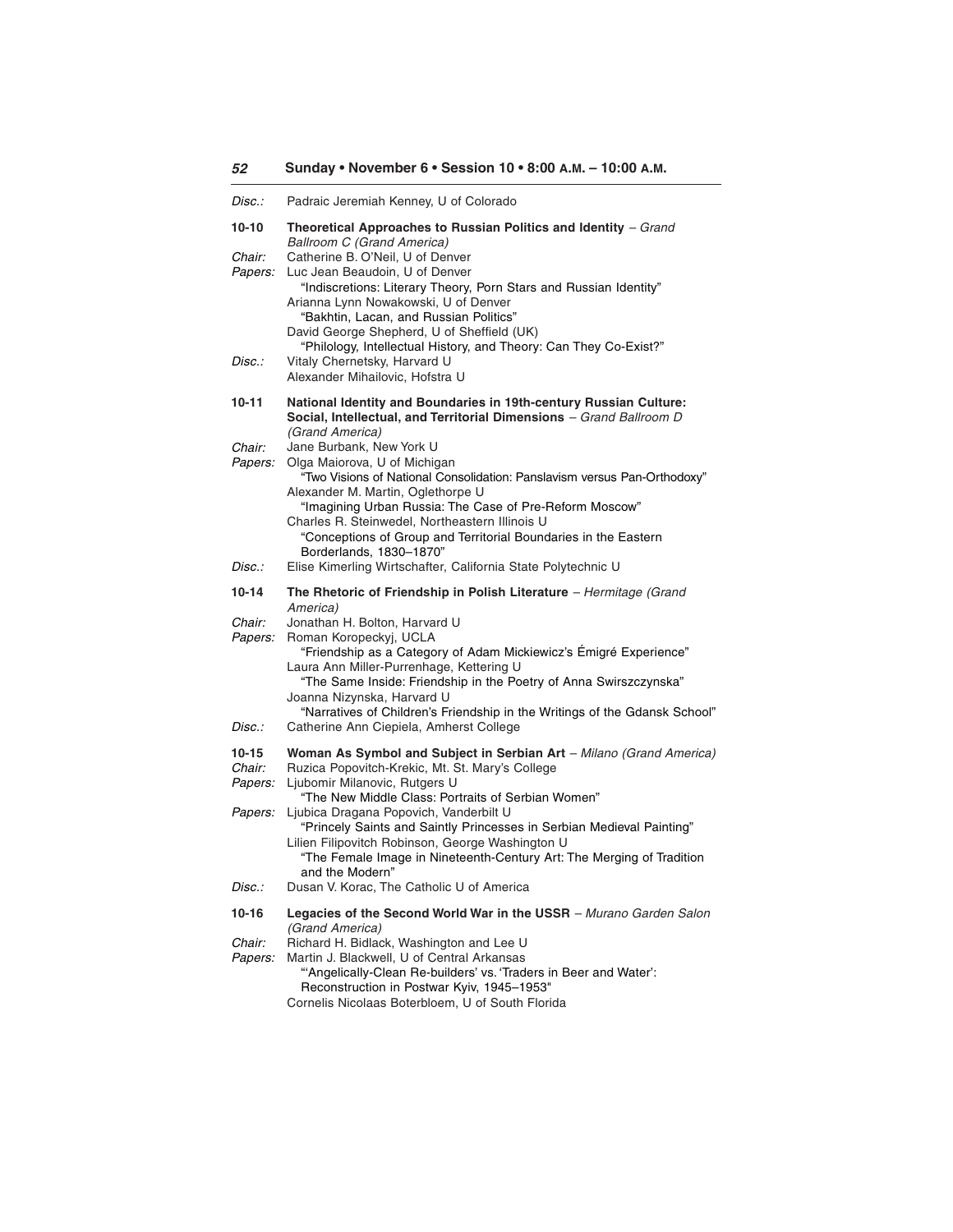*Disc.:* Padraic Jeremiah Kenney, U of Colorado

**10-10 Theoretical Approaches to Russian Politics and Identity** – *Grand Ballroom C (Grand America)*

*Chair:* Catherine B. O'Neil, U of Denver

*Papers:* Luc Jean Beaudoin, U of Denver
"Indiscretions: Literary Theory, Porn Stars and Russian Identity"
Arianna Lynn Nowakowski, U of Denver
"Bakhtin, Lacan, and Russian Politics"
David George Shepherd, U of Sheffield (UK)
"Philology, Intellectual History, and Theory: Can They Co-Exist?"

*Disc.:* Vitaly Chernetsky, Harvard U
Alexander Mihailovic, Hofstra U

**10-11 National Identity and Boundaries in 19th-century Russian Culture: Social, Intellectual, and Territorial Dimensions** – *Grand Ballroom D (Grand America)*

*Chair:* Jane Burbank, New York U

*Papers:* Olga Maiorova, U of Michigan
"Two Visions of National Consolidation: Panslavism versus Pan-Orthodoxy"
Alexander M. Martin, Oglethorpe U
"Imagining Urban Russia: The Case of Pre-Reform Moscow"
Charles R. Steinwedel, Northeastern Illinois U
"Conceptions of Group and Territorial Boundaries in the Eastern Borderlands, 1830–1870"

*Disc.:* Elise Kimerling Wirtschafter, California State Polytechnic U

**10-14 The Rhetoric of Friendship in Polish Literature** – *Hermitage (Grand America)*

*Chair:* Jonathan H. Bolton, Harvard U

*Papers:* Roman Koropeckyj, UCLA
"Friendship as a Category of Adam Mickiewicz's Émigré Experience"
Laura Ann Miller-Purrenhage, Kettering U
"The Same Inside: Friendship in the Poetry of Anna Swirszczynska"
Joanna Nizynska, Harvard U
"Narratives of Children's Friendship in the Writings of the Gdansk School"

*Disc.:* Catherine Ann Ciepiela, Amherst College

**10-15 Woman As Symbol and Subject in Serbian Art** – *Milano (Grand America)*

*Chair:* Ruzica Popovitch-Krekic, Mt. St. Mary's College

*Papers:* Ljubomir Milanovic, Rutgers U
"The New Middle Class: Portraits of Serbian Women"

*Papers:* Ljubica Dragana Popovich, Vanderbilt U
"Princely Saints and Saintly Princesses in Serbian Medieval Painting"
Lilien Filipovitch Robinson, George Washington U
"The Female Image in Nineteenth-Century Art: The Merging of Tradition and the Modern"

*Disc.:* Dusan V. Korac, The Catholic U of America

**10-16 Legacies of the Second World War in the USSR** – *Murano Garden Salon (Grand America)*

*Chair:* Richard H. Bidlack, Washington and Lee U

*Papers:* Martin J. Blackwell, U of Central Arkansas
"'Angelically-Clean Re-builders' vs. 'Traders in Beer and Water': Reconstruction in Postwar Kyiv, 1945–1953"
Cornelis Nicolaas Boterbloem, U of South Florida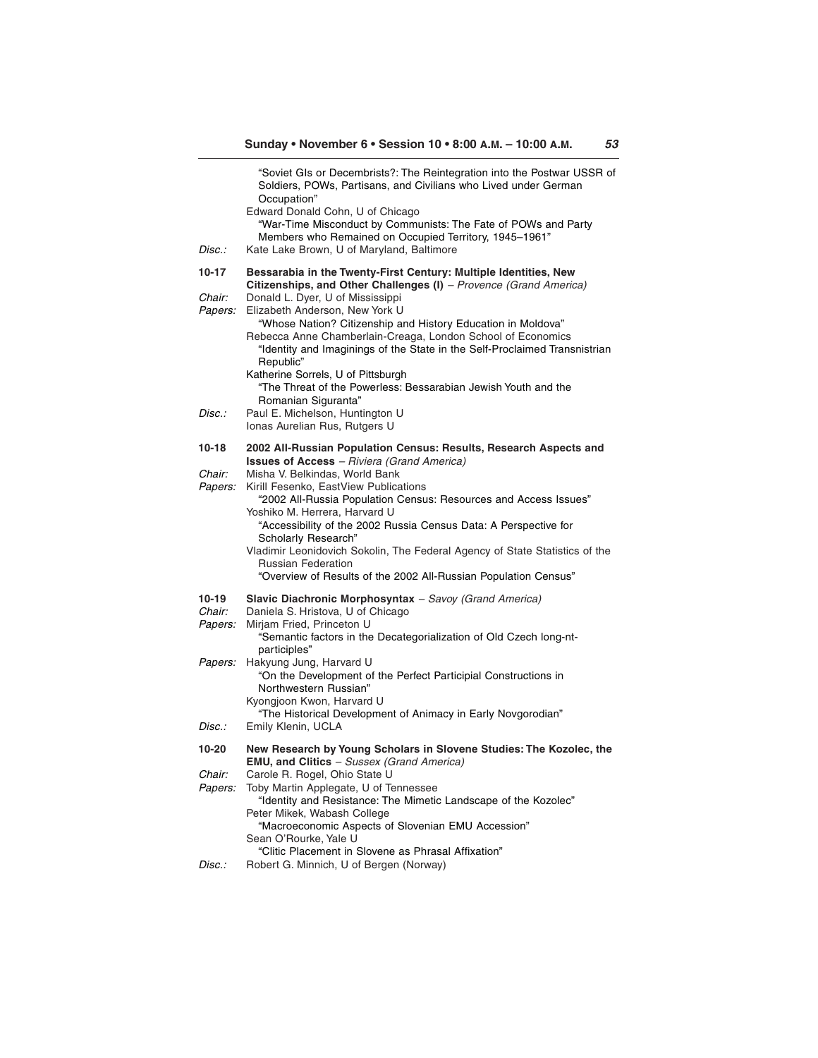"Soviet GIs or Decembrists?: The Reintegration into the Postwar USSR of Soldiers, POWs, Partisans, and Civilians who Lived under German Occupation"

Edward Donald Cohn, U of Chicago

"War-Time Misconduct by Communists: The Fate of POWs and Party Members who Remained on Occupied Territory, 1945–1961"

*Disc.:* Kate Lake Brown, U of Maryland, Baltimore

**10-17 Bessarabia in the Twenty-First Century: Multiple Identities, New Citizenships, and Other Challenges (I)** – *Provence (Grand America)*

*Chair:* Donald L. Dyer, U of Mississippi

*Papers:* Elizabeth Anderson, New York U

"Whose Nation? Citizenship and History Education in Moldova"

Rebecca Anne Chamberlain-Creaga, London School of Economics

"Identity and Imaginings of the State in the Self-Proclaimed Transnistrian Republic"

Katherine Sorrels, U of Pittsburgh

"The Threat of the Powerless: Bessarabian Jewish Youth and the Romanian Siguranta"

*Disc.:* Paul E. Michelson, Huntington U

Ionas Aurelian Rus, Rutgers U

**10-18 2002 All-Russian Population Census: Results, Research Aspects and Issues of Access** – *Riviera (Grand America)*

*Chair:* Misha V. Belkindas, World Bank

*Papers:* Kirill Fesenko, EastView Publications

"2002 All-Russia Population Census: Resources and Access Issues"

Yoshiko M. Herrera, Harvard U

"Accessibility of the 2002 Russia Census Data: A Perspective for Scholarly Research"

Vladimir Leonidovich Sokolin, The Federal Agency of State Statistics of the Russian Federation

"Overview of Results of the 2002 All-Russian Population Census"

**10-19 Slavic Diachronic Morphosyntax** – *Savoy (Grand America)*

*Chair:* Daniela S. Hristova, U of Chicago

*Papers:* Mirjam Fried, Princeton U

"Semantic factors in the Decategorialization of Old Czech long-nt-participles"

*Papers:* Hakyung Jung, Harvard U

"On the Development of the Perfect Participial Constructions in Northwestern Russian"

Kyongjoon Kwon, Harvard U

"The Historical Development of Animacy in Early Novgorodian"

*Disc.:* Emily Klenin, UCLA

**10-20 New Research by Young Scholars in Slovene Studies: The Kozolec, the EMU, and Clitics** – *Sussex (Grand America)*

*Chair:* Carole R. Rogel, Ohio State U

*Papers:* Toby Martin Applegate, U of Tennessee

"Identity and Resistance: The Mimetic Landscape of the Kozolec"

Peter Mikek, Wabash College

"Macroeconomic Aspects of Slovenian EMU Accession"

Sean O'Rourke, Yale U

"Clitic Placement in Slovene as Phrasal Affixation"

*Disc.:* Robert G. Minnich, U of Bergen (Norway)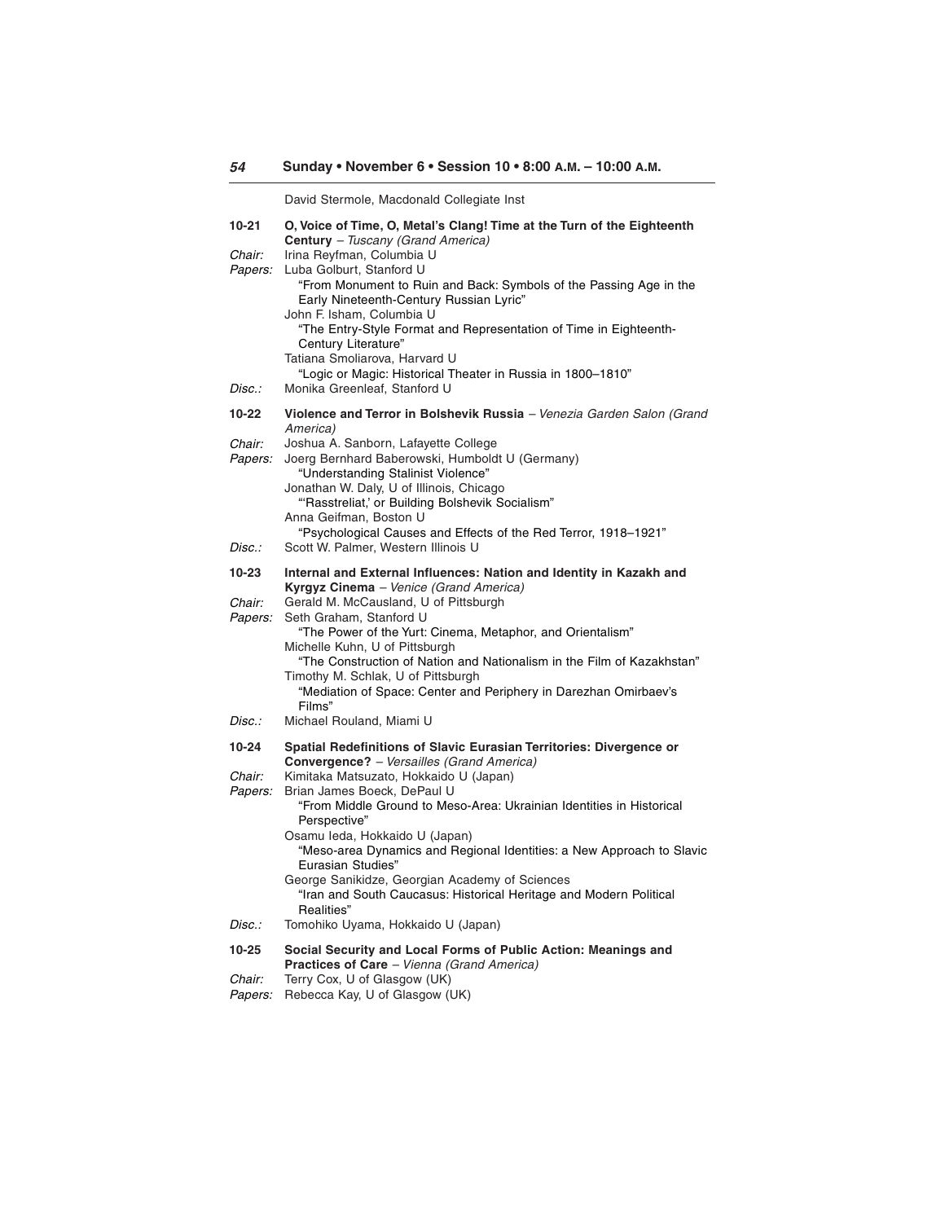David Stermole, Macdonald Collegiate Inst

**10-21 O, Voice of Time, O, Metal's Clang! Time at the Turn of the Eighteenth Century** – *Tuscany (Grand America)*

*Chair:* Irina Reyfman, Columbia U

*Papers:* Luba Golburt, Stanford U
"From Monument to Ruin and Back: Symbols of the Passing Age in the Early Nineteenth-Century Russian Lyric"
John F. Isham, Columbia U
"The Entry-Style Format and Representation of Time in Eighteenth-Century Literature"
Tatiana Smoliarova, Harvard U
"Logic or Magic: Historical Theater in Russia in 1800–1810"

*Disc.:* Monika Greenleaf, Stanford U

**10-22 Violence and Terror in Bolshevik Russia** – *Venezia Garden Salon (Grand America)*

*Chair:* Joshua A. Sanborn, Lafayette College

*Papers:* Joerg Bernhard Baberowski, Humboldt U (Germany)
"Understanding Stalinist Violence"
Jonathan W. Daly, U of Illinois, Chicago
"'Rasstreliat,' or Building Bolshevik Socialism"
Anna Geifman, Boston U
"Psychological Causes and Effects of the Red Terror, 1918–1921"

*Disc.:* Scott W. Palmer, Western Illinois U

**10-23 Internal and External Influences: Nation and Identity in Kazakh and Kyrgyz Cinema** – *Venice (Grand America)*

*Chair:* Gerald M. McCausland, U of Pittsburgh

*Papers:* Seth Graham, Stanford U
"The Power of the Yurt: Cinema, Metaphor, and Orientalism"
Michelle Kuhn, U of Pittsburgh
"The Construction of Nation and Nationalism in the Film of Kazakhstan"
Timothy M. Schlak, U of Pittsburgh
"Mediation of Space: Center and Periphery in Darezhan Omirbaev's Films"

*Disc.:* Michael Rouland, Miami U

**10-24 Spatial Redefinitions of Slavic Eurasian Territories: Divergence or Convergence?** – *Versailles (Grand America)*

*Chair:* Kimitaka Matsuzato, Hokkaido U (Japan)

*Papers:* Brian James Boeck, DePaul U
"From Middle Ground to Meso-Area: Ukrainian Identities in Historical Perspective"
Osamu Ieda, Hokkaido U (Japan)
"Meso-area Dynamics and Regional Identities: a New Approach to Slavic Eurasian Studies"
George Sanikidze, Georgian Academy of Sciences
"Iran and South Caucasus: Historical Heritage and Modern Political Realities"

*Disc.:* Tomohiko Uyama, Hokkaido U (Japan)

**10-25 Social Security and Local Forms of Public Action: Meanings and Practices of Care** – *Vienna (Grand America)*

*Chair:* Terry Cox, U of Glasgow (UK)

*Papers:* Rebecca Kay, U of Glasgow (UK)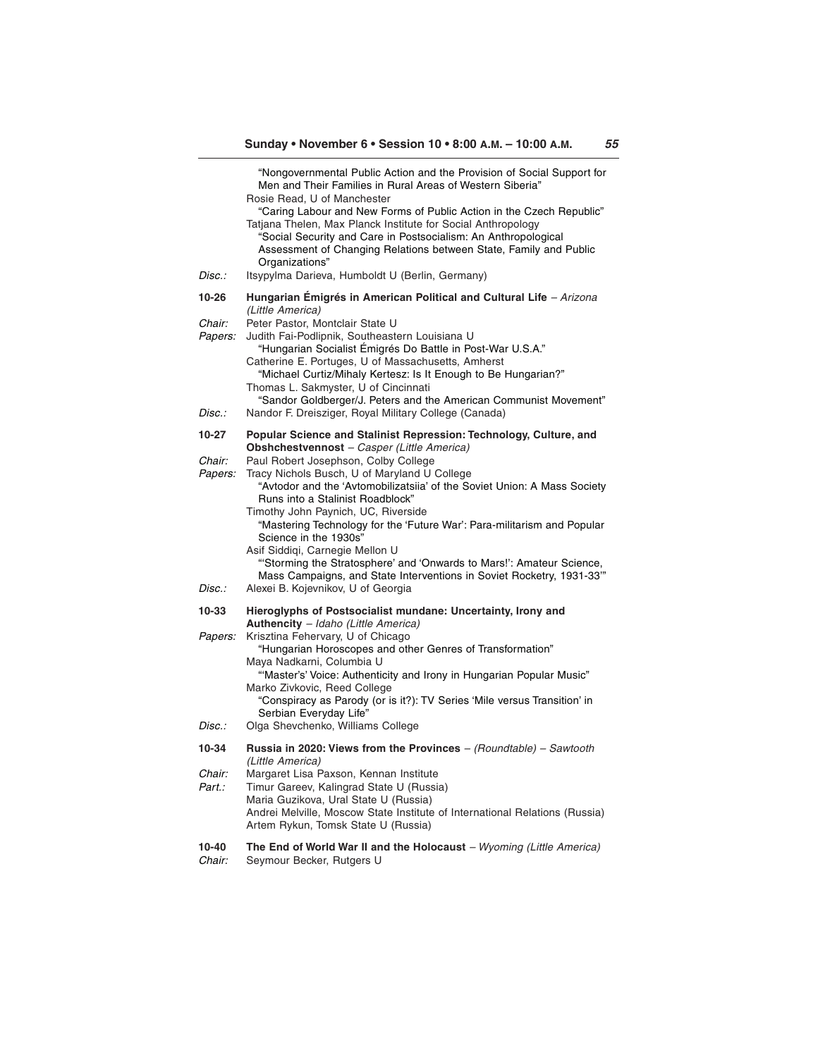"Nongovernmental Public Action and the Provision of Social Support for Men and Their Families in Rural Areas of Western Siberia"
Rosie Read, U of Manchester
"Caring Labour and New Forms of Public Action in the Czech Republic"
Tatjana Thelen, Max Planck Institute for Social Anthropology
"Social Security and Care in Postsocialism: An Anthropological Assessment of Changing Relations between State, Family and Public Organizations"

*Disc.:* Itsypylma Darieva, Humboldt U (Berlin, Germany)

**10-26 Hungarian Émigrés in American Political and Cultural Life** – *Arizona (Little America)*

*Chair:* Peter Pastor, Montclair State U

*Papers:* Judith Fai-Podlipnik, Southeastern Louisiana U
"Hungarian Socialist Émigrés Do Battle in Post-War U.S.A."
Catherine E. Portuges, U of Massachusetts, Amherst
"Michael Curtiz/Mihaly Kertesz: Is It Enough to Be Hungarian?"
Thomas L. Sakmyster, U of Cincinnati
"Sandor Goldberger/J. Peters and the American Communist Movement"

*Disc.:* Nandor F. Dreisziger, Royal Military College (Canada)

**10-27 Popular Science and Stalinist Repression: Technology, Culture, and Obshchestvennost** – *Casper (Little America)*

*Chair:* Paul Robert Josephson, Colby College

*Papers:* Tracy Nichols Busch, U of Maryland U College
"Avtodor and the 'Avtomobilizatsiia' of the Soviet Union: A Mass Society Runs into a Stalinist Roadblock"
Timothy John Paynich, UC, Riverside
"Mastering Technology for the 'Future War': Para-militarism and Popular Science in the 1930s"
Asif Siddiqi, Carnegie Mellon U
"'Storming the Stratosphere' and 'Onwards to Mars!': Amateur Science, Mass Campaigns, and State Interventions in Soviet Rocketry, 1931-33'"

*Disc.:* Alexei B. Kojevnikov, U of Georgia

**10-33 Hieroglyphs of Postsocialist mundane: Uncertainty, Irony and Authencity** – *Idaho (Little America)*

*Papers:* Krisztina Fehervary, U of Chicago
"Hungarian Horoscopes and other Genres of Transformation"
Maya Nadkarni, Columbia U
"'Master's' Voice: Authenticity and Irony in Hungarian Popular Music"
Marko Zivkovic, Reed College
"Conspiracy as Parody (or is it?): TV Series 'Mile versus Transition' in Serbian Everyday Life"

*Disc.:* Olga Shevchenko, Williams College

**10-34 Russia in 2020: Views from the Provinces** – *(Roundtable)* – *Sawtooth (Little America)*

*Chair:* Margaret Lisa Paxson, Kennan Institute

*Part.:* Timur Gareev, Kalingrad State U (Russia)
Maria Guzikova, Ural State U (Russia)
Andrei Melville, Moscow State Institute of International Relations (Russia)
Artem Rykun, Tomsk State U (Russia)

**10-40 The End of World War II and the Holocaust** – *Wyoming (Little America)*

*Chair:* Seymour Becker, Rutgers U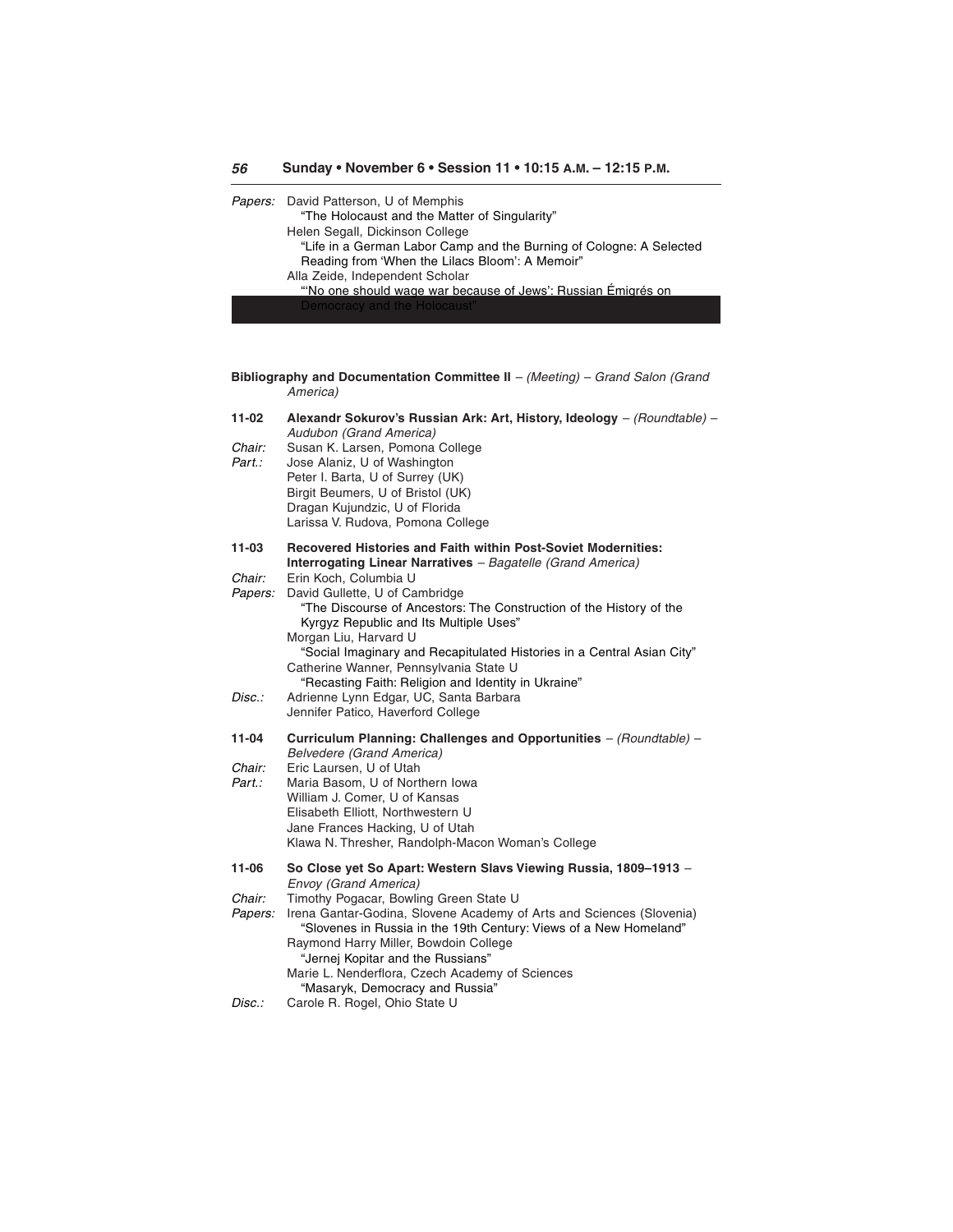*Papers:* David Patterson, U of Memphis
"The Holocaust and the Matter of Singularity"
Helen Segall, Dickinson College
"Life in a German Labor Camp and the Burning of Cologne: A Selected Reading from 'When the Lilacs Bloom': A Memoir"
Alla Zeide, Independent Scholar
"'No one should wage war because of Jews': Russian Émigrés on Democracy and the Holocaust"

**Bibliography and Documentation Committee II** – *(Meeting) – Grand Salon (Grand America)*

**11-02 Alexandr Sokurov's Russian Ark: Art, History, Ideology** – *(Roundtable) – Audubon (Grand America)*

*Chair:* Susan K. Larsen, Pomona College
*Part.:* Jose Alaniz, U of Washington
Peter I. Barta, U of Surrey (UK)
Birgit Beumers, U of Bristol (UK)
Dragan Kujundzic, U of Florida
Larissa V. Rudova, Pomona College

**11-03 Recovered Histories and Faith within Post-Soviet Modernities: Interrogating Linear Narratives** – *Bagatelle (Grand America)*

*Chair:* Erin Koch, Columbia U
*Papers:* David Gullette, U of Cambridge
"The Discourse of Ancestors: The Construction of the History of the Kyrgyz Republic and Its Multiple Uses"
Morgan Liu, Harvard U
"Social Imaginary and Recapitulated Histories in a Central Asian City"
Catherine Wanner, Pennsylvania State U
"Recasting Faith: Religion and Identity in Ukraine"
*Disc.:* Adrienne Lynn Edgar, UC, Santa Barbara
Jennifer Patico, Haverford College

**11-04 Curriculum Planning: Challenges and Opportunities** – *(Roundtable) – Belvedere (Grand America)*

*Chair:* Eric Laursen, U of Utah
*Part.:* Maria Basom, U of Northern Iowa
William J. Comer, U of Kansas
Elisabeth Elliott, Northwestern U
Jane Frances Hacking, U of Utah
Klawa N. Thresher, Randolph-Macon Woman's College

**11-06 So Close yet So Apart: Western Slavs Viewing Russia, 1809–1913** – *Envoy (Grand America)*

*Chair:* Timothy Pogacar, Bowling Green State U
*Papers:* Irena Gantar-Godina, Slovene Academy of Arts and Sciences (Slovenia)
"Slovenes in Russia in the 19th Century: Views of a New Homeland"
Raymond Harry Miller, Bowdoin College
"Jernej Kopitar and the Russians"
Marie L. Nenderflora, Czech Academy of Sciences
"Masaryk, Democracy and Russia"
*Disc.:* Carole R. Rogel, Ohio State U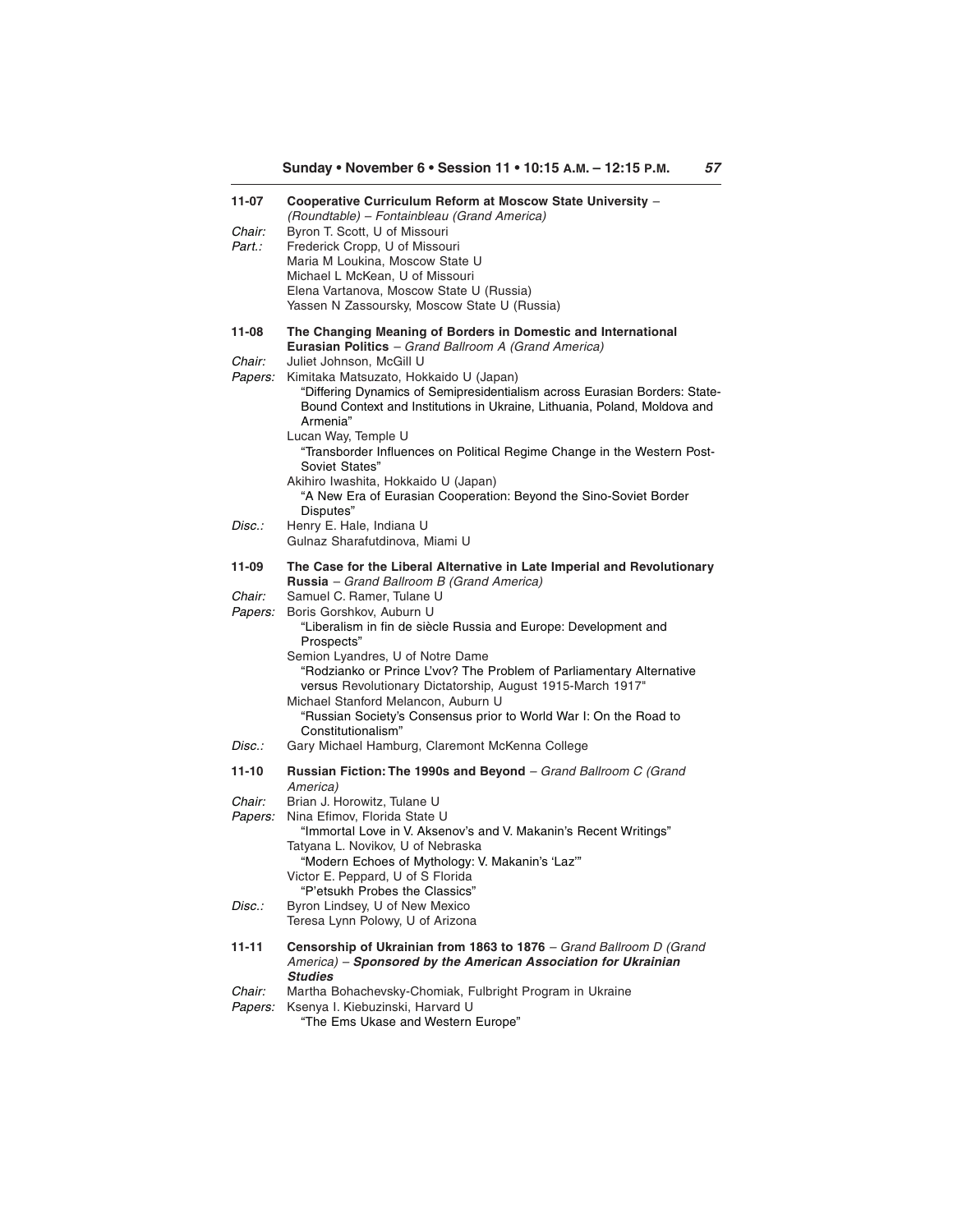**11-07 Cooperative Curriculum Reform at Moscow State University** – *(Roundtable) – Fontainbleau (Grand America)*

*Chair:* Byron T. Scott, U of Missouri

*Part.:* Frederick Cropp, U of Missouri
Maria M Loukina, Moscow State U
Michael L McKean, U of Missouri
Elena Vartanova, Moscow State U (Russia)
Yassen N Zassoursky, Moscow State U (Russia)

**11-08 The Changing Meaning of Borders in Domestic and International Eurasian Politics** – *Grand Ballroom A (Grand America)*

*Chair:* Juliet Johnson, McGill U

*Papers:* Kimitaka Matsuzato, Hokkaido U (Japan)
"Differing Dynamics of Semipresidentialism across Eurasian Borders: State-Bound Context and Institutions in Ukraine, Lithuania, Poland, Moldova and Armenia"
Lucan Way, Temple U
"Transborder Influences on Political Regime Change in the Western Post-Soviet States"
Akihiro Iwashita, Hokkaido U (Japan)
"A New Era of Eurasian Cooperation: Beyond the Sino-Soviet Border Disputes"

*Disc.:* Henry E. Hale, Indiana U
Gulnaz Sharafutdinova, Miami U

**11-09 The Case for the Liberal Alternative in Late Imperial and Revolutionary Russia** – *Grand Ballroom B (Grand America)*

*Chair:* Samuel C. Ramer, Tulane U

*Papers:* Boris Gorshkov, Auburn U
"Liberalism in fin de siècle Russia and Europe: Development and Prospects"
Semion Lyandres, U of Notre Dame
"Rodzianko or Prince L'vov? The Problem of Parliamentary Alternative versus Revolutionary Dictatorship, August 1915-March 1917"
Michael Stanford Melancon, Auburn U
"Russian Society's Consensus prior to World War I: On the Road to Constitutionalism"

*Disc.:* Gary Michael Hamburg, Claremont McKenna College

**11-10 Russian Fiction: The 1990s and Beyond** – *Grand Ballroom C (Grand America)*

*Chair:* Brian J. Horowitz, Tulane U

*Papers:* Nina Efimov, Florida State U
"Immortal Love in V. Aksenov's and V. Makanin's Recent Writings"
Tatyana L. Novikov, U of Nebraska
"Modern Echoes of Mythology: V. Makanin's 'Laz'"
Victor E. Peppard, U of S Florida
"P'etsukh Probes the Classics"

*Disc.:* Byron Lindsey, U of New Mexico
Teresa Lynn Polowy, U of Arizona

**11-11 Censorship of Ukrainian from 1863 to 1876** – *Grand Ballroom D (Grand America)* – ***Sponsored by the American Association for Ukrainian Studies***

*Chair:* Martha Bohachevsky-Chomiak, Fulbright Program in Ukraine

*Papers:* Ksenya I. Kiebuzinski, Harvard U
"The Ems Ukase and Western Europe"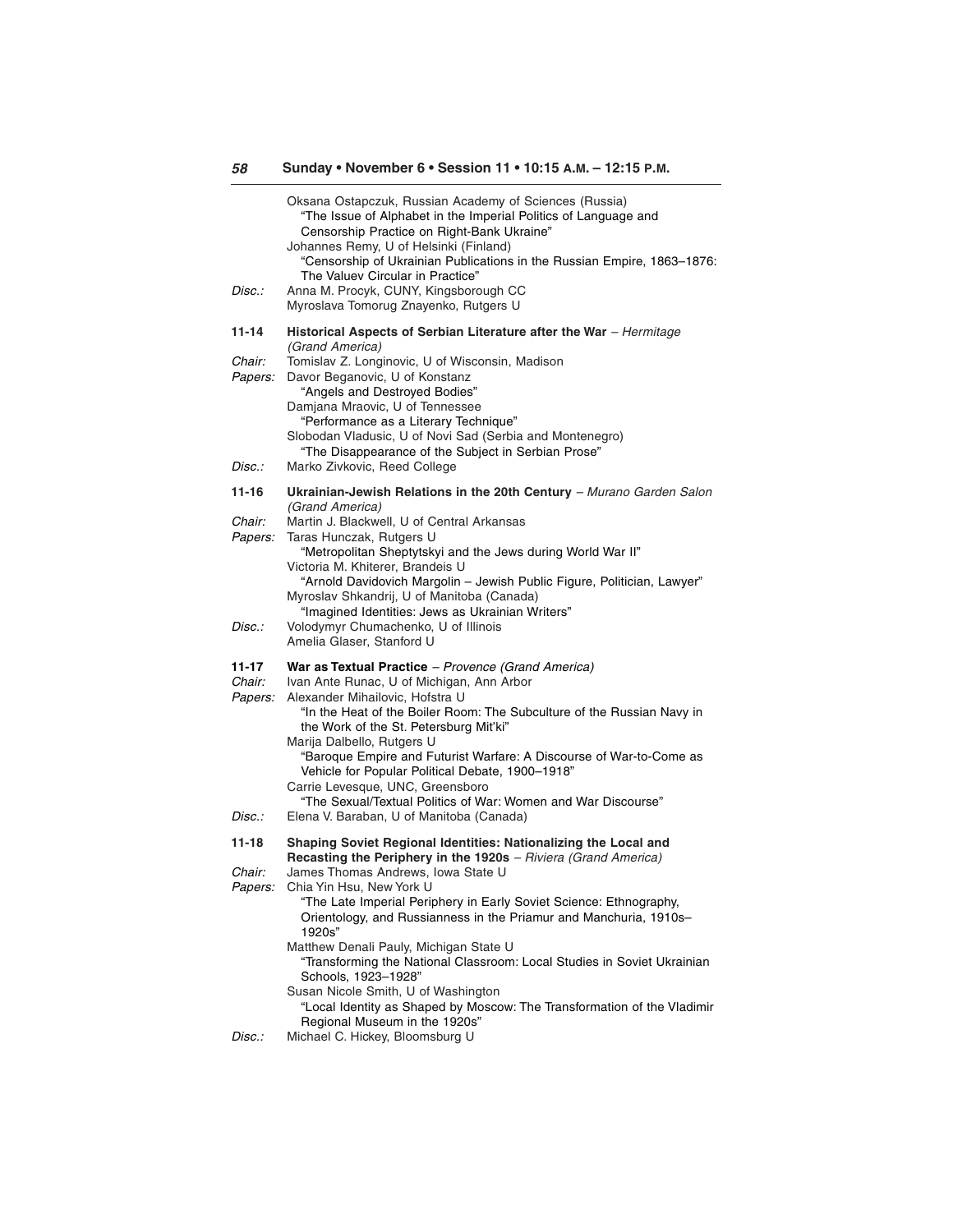Oksana Ostapczuk, Russian Academy of Sciences (Russia)
"The Issue of Alphabet in the Imperial Politics of Language and Censorship Practice on Right-Bank Ukraine"
Johannes Remy, U of Helsinki (Finland)
"Censorship of Ukrainian Publications in the Russian Empire, 1863–1876: The Valuev Circular in Practice"

*Disc.:* Anna M. Procyk, CUNY, Kingsborough CC
Myroslava Tomorug Znayenko, Rutgers U

**11-14 Historical Aspects of Serbian Literature after the War** – *Hermitage (Grand America)*

*Chair:* Tomislav Z. Longinovic, U of Wisconsin, Madison

*Papers:* Davor Beganovic, U of Konstanz
"Angels and Destroyed Bodies"
Damjana Mraovic, U of Tennessee
"Performance as a Literary Technique"
Slobodan Vladusic, U of Novi Sad (Serbia and Montenegro)
"The Disappearance of the Subject in Serbian Prose"

*Disc.:* Marko Zivkovic, Reed College

**11-16 Ukrainian-Jewish Relations in the 20th Century** – *Murano Garden Salon (Grand America)*

*Chair:* Martin J. Blackwell, U of Central Arkansas

*Papers:* Taras Hunczak, Rutgers U
"Metropolitan Sheptytskyi and the Jews during World War II"
Victoria M. Khiterer, Brandeis U
"Arnold Davidovich Margolin – Jewish Public Figure, Politician, Lawyer"
Myroslav Shkandrij, U of Manitoba (Canada)
"Imagined Identities: Jews as Ukrainian Writers"

*Disc.:* Volodymyr Chumachenko, U of Illinois
Amelia Glaser, Stanford U

**11-17 War as Textual Practice** – *Provence (Grand America)*

*Chair:* Ivan Ante Runac, U of Michigan, Ann Arbor

*Papers:* Alexander Mihailovic, Hofstra U
"In the Heat of the Boiler Room: The Subculture of the Russian Navy in the Work of the St. Petersburg Mit'ki"
Marija Dalbello, Rutgers U
"Baroque Empire and Futurist Warfare: A Discourse of War-to-Come as Vehicle for Popular Political Debate, 1900–1918"
Carrie Levesque, UNC, Greensboro
"The Sexual/Textual Politics of War: Women and War Discourse"

*Disc.:* Elena V. Baraban, U of Manitoba (Canada)

**11-18 Shaping Soviet Regional Identities: Nationalizing the Local and Recasting the Periphery in the 1920s** – *Riviera (Grand America)*

*Chair:* James Thomas Andrews, Iowa State U

*Papers:* Chia Yin Hsu, New York U
"The Late Imperial Periphery in Early Soviet Science: Ethnography, Orientology, and Russianness in the Priamur and Manchuria, 1910s–1920s"
Matthew Denali Pauly, Michigan State U
"Transforming the National Classroom: Local Studies in Soviet Ukrainian Schools, 1923–1928"
Susan Nicole Smith, U of Washington
"Local Identity as Shaped by Moscow: The Transformation of the Vladimir Regional Museum in the 1920s"

*Disc.:* Michael C. Hickey, Bloomsburg U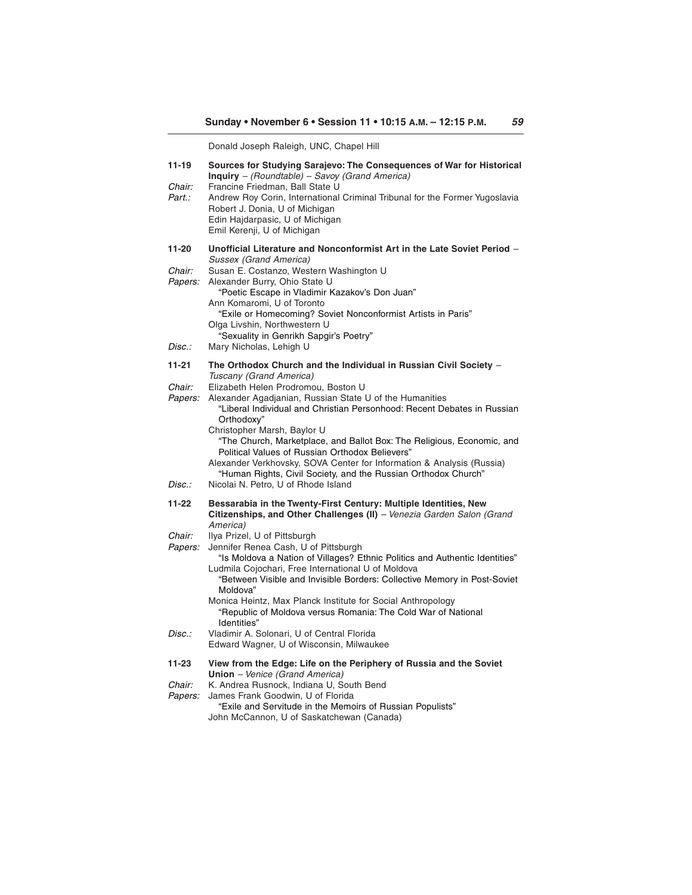Donald Joseph Raleigh, UNC, Chapel Hill

**11-19 Sources for Studying Sarajevo: The Consequences of War for Historical Inquiry** – *(Roundtable)* – *Savoy (Grand America)*

*Chair:* Francine Friedman, Ball State U

*Part.:* Andrew Roy Corin, International Criminal Tribunal for the Former Yugoslavia
Robert J. Donia, U of Michigan
Edin Hajdarpasic, U of Michigan
Emil Kerenji, U of Michigan

**11-20 Unofficial Literature and Nonconformist Art in the Late Soviet Period** – *Sussex (Grand America)*

*Chair:* Susan E. Costanzo, Western Washington U

*Papers:* Alexander Burry, Ohio State U
"Poetic Escape in Vladimir Kazakov's Don Juan"
Ann Komaromi, U of Toronto
"Exile or Homecoming? Soviet Nonconformist Artists in Paris"
Olga Livshin, Northwestern U
"Sexuality in Genrikh Sapgir's Poetry"

*Disc.:* Mary Nicholas, Lehigh U

**11-21 The Orthodox Church and the Individual in Russian Civil Society** – *Tuscany (Grand America)*

*Chair:* Elizabeth Helen Prodromou, Boston U

*Papers:* Alexander Agadjanian, Russian State U of the Humanities
"Liberal Individual and Christian Personhood: Recent Debates in Russian Orthodoxy"
Christopher Marsh, Baylor U
"The Church, Marketplace, and Ballot Box: The Religious, Economic, and Political Values of Russian Orthodox Believers"
Alexander Verkhovsky, SOVA Center for Information & Analysis (Russia)
"Human Rights, Civil Society, and the Russian Orthodox Church"

*Disc.:* Nicolai N. Petro, U of Rhode Island

**11-22 Bessarabia in the Twenty-First Century: Multiple Identities, New Citizenships, and Other Challenges (II)** – *Venezia Garden Salon (Grand America)*

*Chair:* Ilya Prizel, U of Pittsburgh

*Papers:* Jennifer Renea Cash, U of Pittsburgh
"Is Moldova a Nation of Villages? Ethnic Politics and Authentic Identities"
Ludmila Cojochari, Free International U of Moldova
"Between Visible and Invisible Borders: Collective Memory in Post-Soviet Moldova"
Monica Heintz, Max Planck Institute for Social Anthropology
"Republic of Moldova versus Romania: The Cold War of National Identities"

*Disc.:* Vladimir A. Solonari, U of Central Florida
Edward Wagner, U of Wisconsin, Milwaukee

**11-23 View from the Edge: Life on the Periphery of Russia and the Soviet Union** – *Venice (Grand America)*

*Chair:* K. Andrea Rusnock, Indiana U, South Bend

*Papers:* James Frank Goodwin, U of Florida
"Exile and Servitude in the Memoirs of Russian Populists"
John McCannon, U of Saskatchewan (Canada)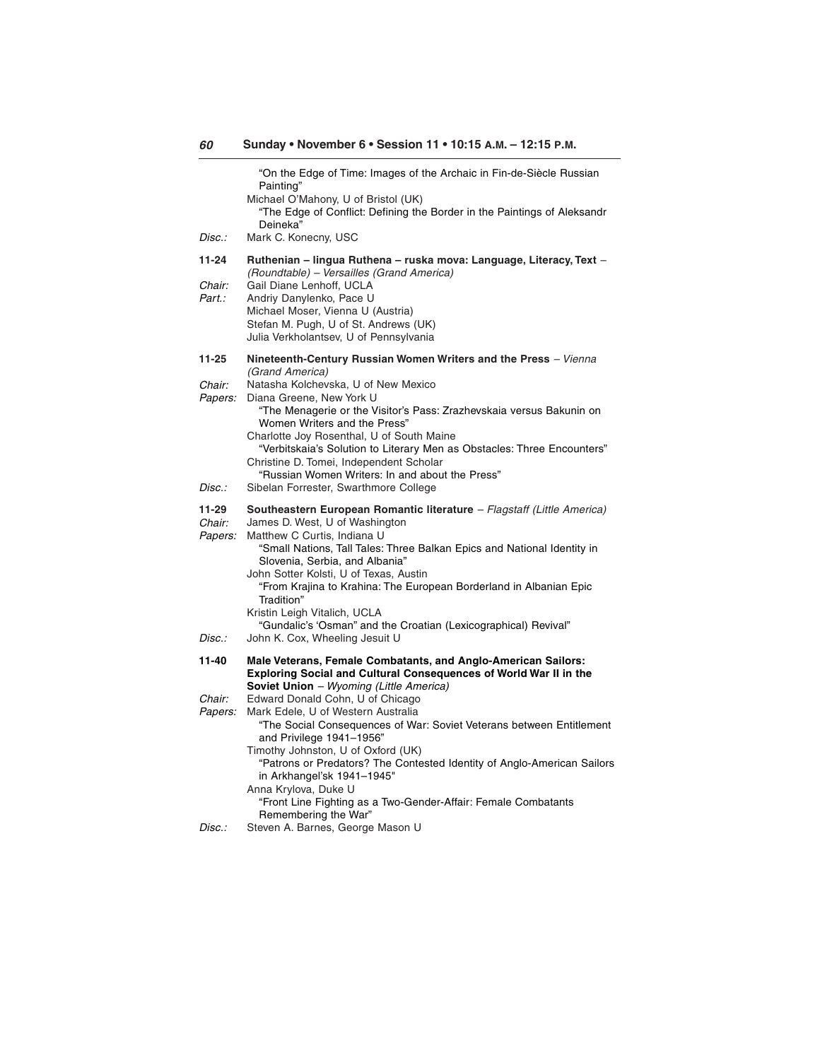"On the Edge of Time: Images of the Archaic in Fin-de-Siècle Russian Painting"
Michael O'Mahony, U of Bristol (UK)
"The Edge of Conflict: Defining the Border in the Paintings of Aleksandr Deineka"

*Disc.:* Mark C. Konecny, USC

**11-24 Ruthenian – lingua Ruthena – ruska mova: Language, Literacy, Text** – *(Roundtable) – Versailles (Grand America)*

*Chair:* Gail Diane Lenhoff, UCLA

*Part.:* Andriy Danylenko, Pace U
Michael Moser, Vienna U (Austria)
Stefan M. Pugh, U of St. Andrews (UK)
Julia Verkholantsev, U of Pennsylvania

**11-25 Nineteenth-Century Russian Women Writers and the Press** – *Vienna (Grand America)*

*Chair:* Natasha Kolchevska, U of New Mexico

*Papers:* Diana Greene, New York U
"The Menagerie or the Visitor's Pass: Zrazhevskaia versus Bakunin on Women Writers and the Press"
Charlotte Joy Rosenthal, U of South Maine
"Verbitskaia's Solution to Literary Men as Obstacles: Three Encounters"
Christine D. Tomei, Independent Scholar
"Russian Women Writers: In and about the Press"

*Disc.:* Sibelan Forrester, Swarthmore College

**11-29 Southeastern European Romantic literature** – *Flagstaff (Little America)*

*Chair:* James D. West, U of Washington

*Papers:* Matthew C Curtis, Indiana U
"Small Nations, Tall Tales: Three Balkan Epics and National Identity in Slovenia, Serbia, and Albania"
John Sotter Kolsti, U of Texas, Austin
"From Krajina to Krahina: The European Borderland in Albanian Epic Tradition"
Kristin Leigh Vitalich, UCLA
"Gundalic's 'Osman" and the Croatian (Lexicographical) Revival"

*Disc.:* John K. Cox, Wheeling Jesuit U

**11-40 Male Veterans, Female Combatants, and Anglo-American Sailors: Exploring Social and Cultural Consequences of World War II in the Soviet Union** – *Wyoming (Little America)*

*Chair:* Edward Donald Cohn, U of Chicago

*Papers:* Mark Edele, U of Western Australia
"The Social Consequences of War: Soviet Veterans between Entitlement and Privilege 1941–1956"
Timothy Johnston, U of Oxford (UK)
"Patrons or Predators? The Contested Identity of Anglo-American Sailors in Arkhangel'sk 1941–1945"
Anna Krylova, Duke U
"Front Line Fighting as a Two-Gender-Affair: Female Combatants Remembering the War"

*Disc.:* Steven A. Barnes, George Mason U